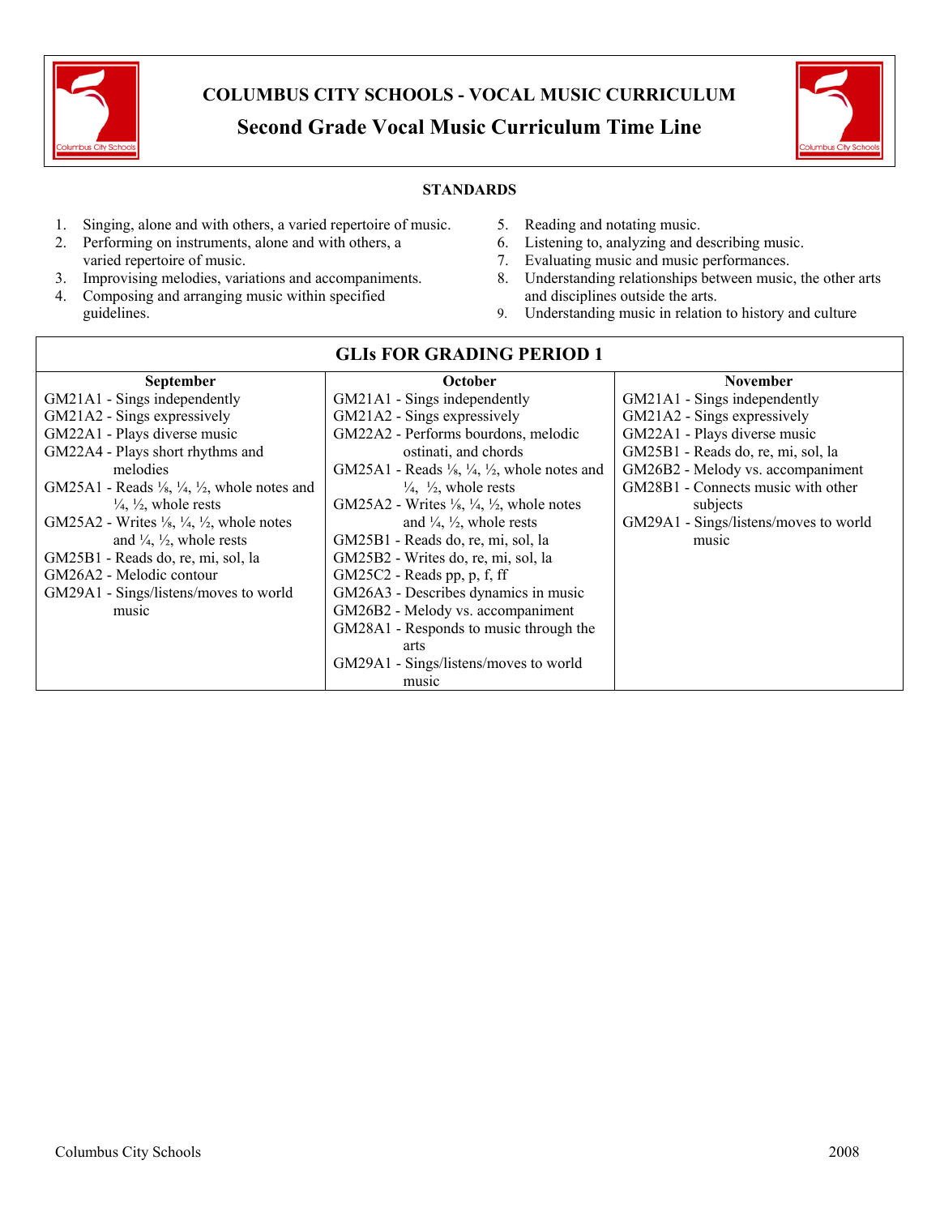# COLUMBUS CITY SCHOOLS - VOCAL MUSIC CURRICULUM

## Second Grade Vocal Music Curriculum Time Line

### STANDARDS

1. Singing, alone and with others, a varied repertoire of music.
2. Performing on instruments, alone and with others, a varied repertoire of music.
3. Improvising melodies, variations and accompaniments.
4. Composing and arranging music within specified guidelines.
5. Reading and notating music.
6. Listening to, analyzing and describing music.
7. Evaluating music and music performances.
8. Understanding relationships between music, the other arts and disciplines outside the arts.
9. Understanding music in relation to history and culture

| GLIs FOR GRADING PERIOD 1 | | |
|---|---|---|
| **September** | **October** | **November** |
| GM21A1 - Sings independently<br>GM21A2 - Sings expressively<br>GM22A1 - Plays diverse music<br>GM22A4 - Plays short rhythms and melodies<br>GM25A1 - Reads ⅛, ¼, ½, whole notes and ¼, ½, whole rests<br>GM25A2 - Writes ⅛, ¼, ½, whole notes and ¼, ½, whole rests<br>GM25B1 - Reads do, re, mi, sol, la<br>GM26A2 - Melodic contour<br>GM29A1 - Sings/listens/moves to world music | GM21A1 - Sings independently<br>GM21A2 - Sings expressively<br>GM22A2 - Performs bourdons, melodic ostinati, and chords<br>GM25A1 - Reads ⅛, ¼, ½, whole notes and ¼, ½, whole rests<br>GM25A2 - Writes ⅛, ¼, ½, whole notes and ¼, ½, whole rests<br>GM25B1 - Reads do, re, mi, sol, la<br>GM25B2 - Writes do, re, mi, sol, la<br>GM25C2 - Reads pp, p, f, ff<br>GM26A3 - Describes dynamics in music<br>GM26B2 - Melody vs. accompaniment<br>GM28A1 - Responds to music through the arts<br>GM29A1 - Sings/listens/moves to world music | GM21A1 - Sings independently<br>GM21A2 - Sings expressively<br>GM22A1 - Plays diverse music<br>GM25B1 - Reads do, re, mi, sol, la<br>GM26B2 - Melody vs. accompaniment<br>GM28B1 - Connects music with other subjects<br>GM29A1 - Sings/listens/moves to world music |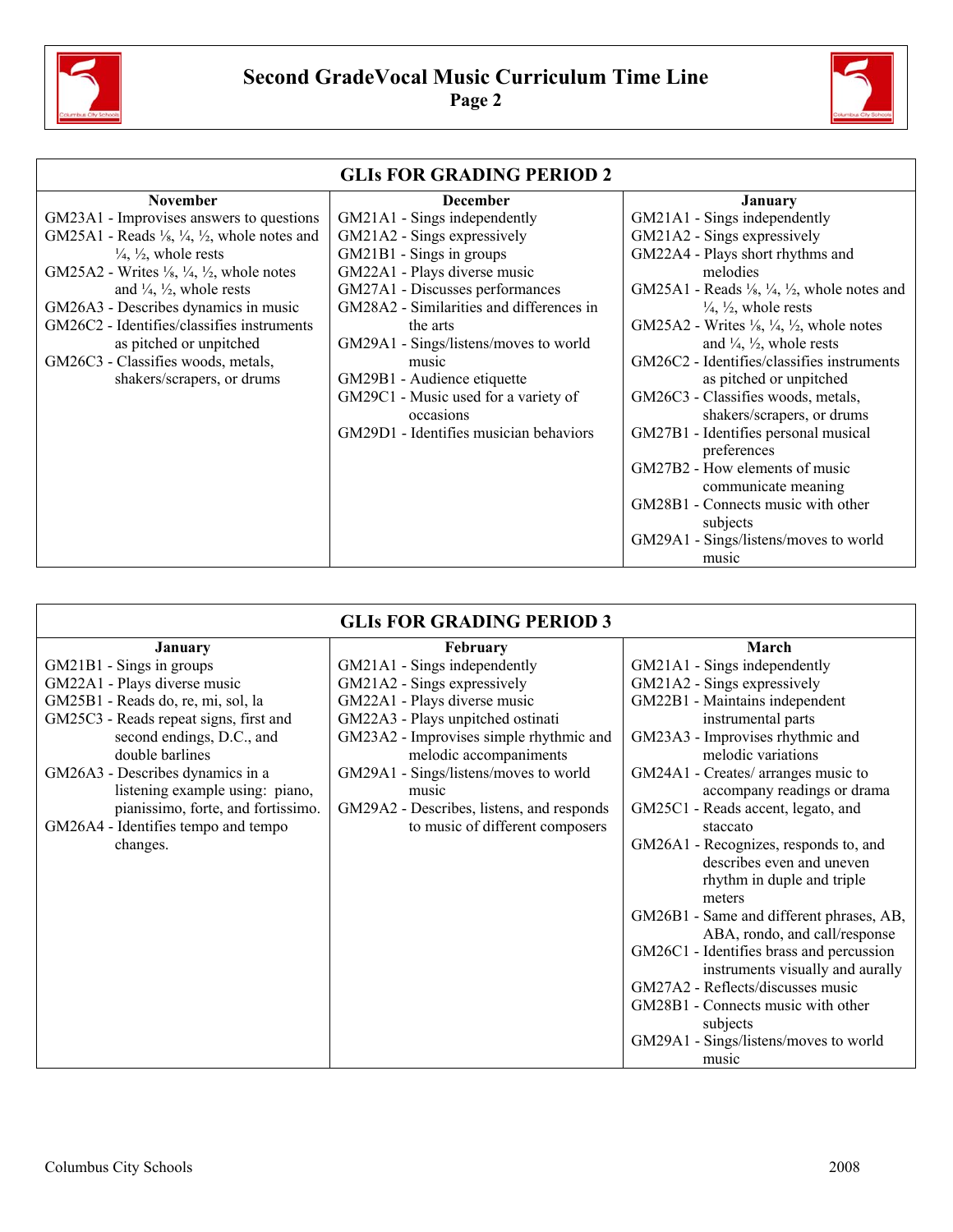# Second GradeVocal Music Curriculum Time Line

## Page 2

| GLIs FOR GRADING PERIOD 2 | | |
|---|---|---|
| **November** | **December** | **January** |
| GM23A1 - Improvises answers to questions<br>GM25A1 - Reads ⅛, ¼, ½, whole notes and ¼, ½, whole rests<br>GM25A2 - Writes ⅛, ¼, ½, whole notes and ¼, ½, whole rests<br>GM26A3 - Describes dynamics in music<br>GM26C2 - Identifies/classifies instruments as pitched or unpitched<br>GM26C3 - Classifies woods, metals, shakers/scrapers, or drums | GM21A1 - Sings independently<br>GM21A2 - Sings expressively<br>GM21B1 - Sings in groups<br>GM22A1 - Plays diverse music<br>GM27A1 - Discusses performances<br>GM28A2 - Similarities and differences in the arts<br>GM29A1 - Sings/listens/moves to world music<br>GM29B1 - Audience etiquette<br>GM29C1 - Music used for a variety of occasions<br>GM29D1 - Identifies musician behaviors | GM21A1 - Sings independently<br>GM21A2 - Sings expressively<br>GM22A4 - Plays short rhythms and melodies<br>GM25A1 - Reads ⅛, ¼, ½, whole notes and ¼, ½, whole rests<br>GM25A2 - Writes ⅛, ¼, ½, whole notes and ¼, ½, whole rests<br>GM26C2 - Identifies/classifies instruments as pitched or unpitched<br>GM26C3 - Classifies woods, metals, shakers/scrapers, or drums<br>GM27B1 - Identifies personal musical preferences<br>GM27B2 - How elements of music communicate meaning<br>GM28B1 - Connects music with other subjects<br>GM29A1 - Sings/listens/moves to world music |

| GLIs FOR GRADING PERIOD 3 | | |
|---|---|---|
| **January** | **February** | **March** |
| GM21B1 - Sings in groups<br>GM22A1 - Plays diverse music<br>GM25B1 - Reads do, re, mi, sol, la<br>GM25C3 - Reads repeat signs, first and second endings, D.C., and double barlines<br>GM26A3 - Describes dynamics in a listening example using: piano, pianissimo, forte, and fortissimo.<br>GM26A4 - Identifies tempo and tempo changes. | GM21A1 - Sings independently<br>GM21A2 - Sings expressively<br>GM22A1 - Plays diverse music<br>GM22A3 - Plays unpitched ostinati<br>GM23A2 - Improvises simple rhythmic and melodic accompaniments<br>GM29A1 - Sings/listens/moves to world music<br>GM29A2 - Describes, listens, and responds to music of different composers | GM21A1 - Sings independently<br>GM21A2 - Sings expressively<br>GM22B1 - Maintains independent instrumental parts<br>GM23A3 - Improvises rhythmic and melodic variations<br>GM24A1 - Creates/ arranges music to accompany readings or drama<br>GM25C1 - Reads accent, legato, and staccato<br>GM26A1 - Recognizes, responds to, and describes even and uneven rhythm in duple and triple meters<br>GM26B1 - Same and different phrases, AB, ABA, rondo, and call/response<br>GM26C1 - Identifies brass and percussion instruments visually and aurally<br>GM27A2 - Reflects/discusses music<br>GM28B1 - Connects music with other subjects<br>GM29A1 - Sings/listens/moves to world music |

Columbus City Schools 2008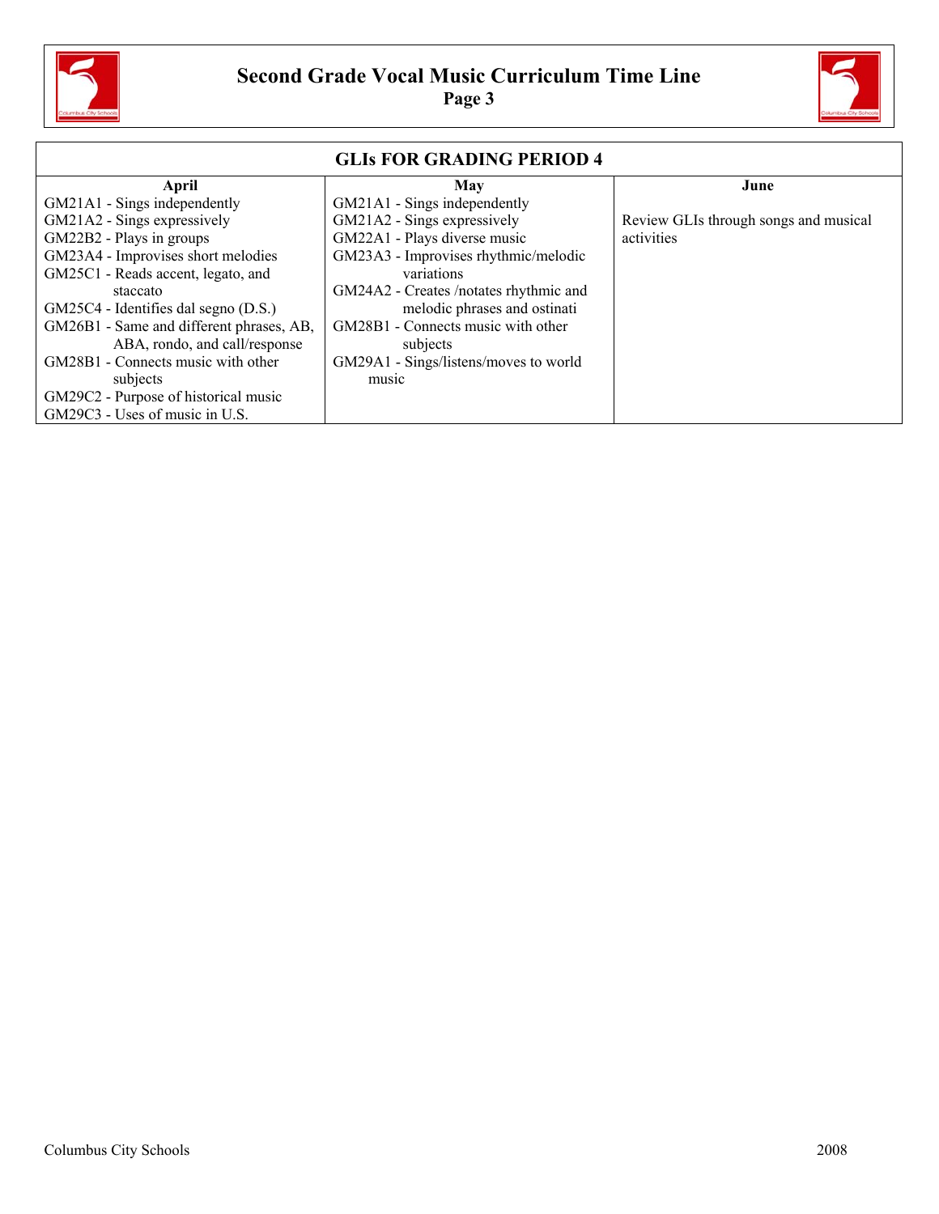# Second Grade Vocal Music Curriculum Time Line

## GLIs FOR GRADING PERIOD 4

| April | May | June |
|---|---|---|
| GM21A1 - Sings independently<br>GM21A2 - Sings expressively<br>GM22B2 - Plays in groups<br>GM23A4 - Improvises short melodies<br>GM25C1 - Reads accent, legato, and staccato<br>GM25C4 - Identifies dal segno (D.S.)<br>GM26B1 - Same and different phrases, AB, ABA, rondo, and call/response<br>GM28B1 - Connects music with other subjects<br>GM29C2 - Purpose of historical music<br>GM29C3 - Uses of music in U.S. | GM21A1 - Sings independently<br>GM21A2 - Sings expressively<br>GM22A1 - Plays diverse music<br>GM23A3 - Improvises rhythmic/melodic variations<br>GM24A2 - Creates /notates rhythmic and melodic phrases and ostinati<br>GM28B1 - Connects music with other subjects<br>GM29A1 - Sings/listens/moves to world music | Review GLIs through songs and musical activities |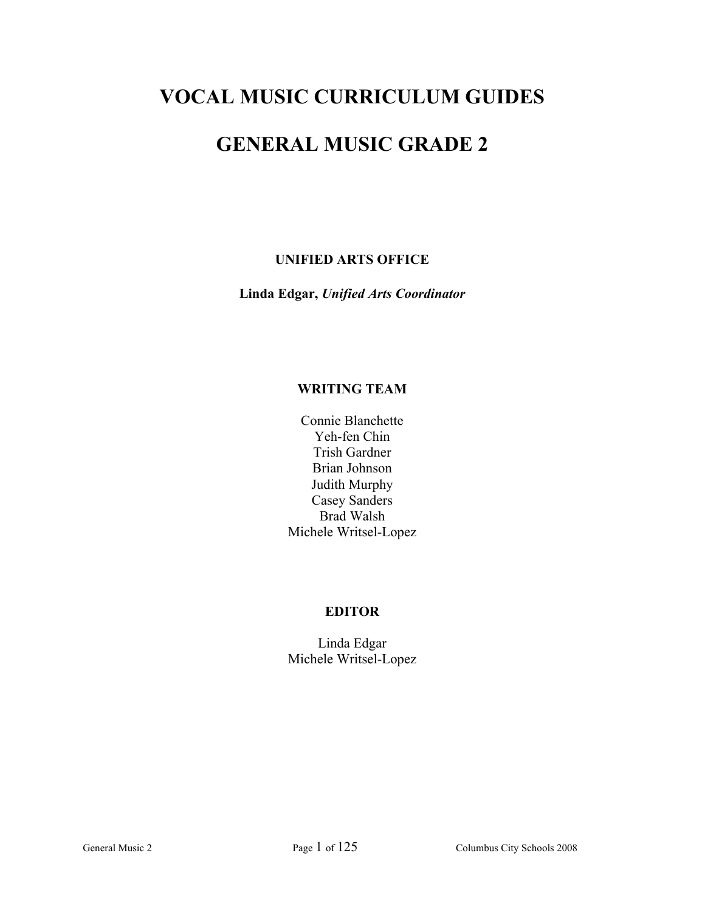# VOCAL MUSIC CURRICULUM GUIDES

# GENERAL MUSIC GRADE 2

**UNIFIED ARTS OFFICE**

**Linda Edgar,** ***Unified Arts Coordinator***

**WRITING TEAM**

Connie Blanchette
Yeh-fen Chin
Trish Gardner
Brian Johnson
Judith Murphy
Casey Sanders
Brad Walsh
Michele Writsel-Lopez

**EDITOR**

Linda Edgar
Michele Writsel-Lopez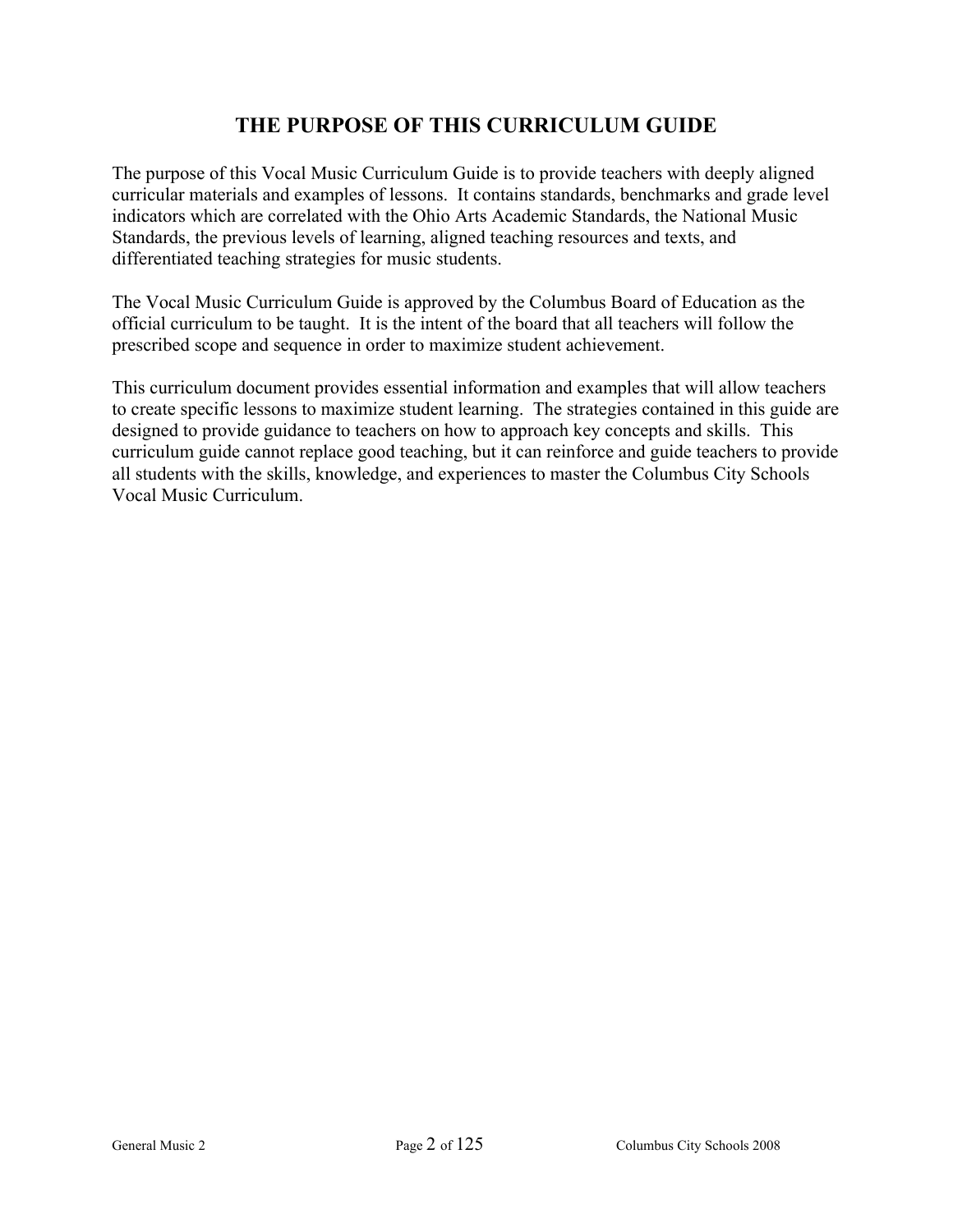# THE PURPOSE OF THIS CURRICULUM GUIDE

The purpose of this Vocal Music Curriculum Guide is to provide teachers with deeply aligned curricular materials and examples of lessons. It contains standards, benchmarks and grade level indicators which are correlated with the Ohio Arts Academic Standards, the National Music Standards, the previous levels of learning, aligned teaching resources and texts, and differentiated teaching strategies for music students.

The Vocal Music Curriculum Guide is approved by the Columbus Board of Education as the official curriculum to be taught. It is the intent of the board that all teachers will follow the prescribed scope and sequence in order to maximize student achievement.

This curriculum document provides essential information and examples that will allow teachers to create specific lessons to maximize student learning. The strategies contained in this guide are designed to provide guidance to teachers on how to approach key concepts and skills. This curriculum guide cannot replace good teaching, but it can reinforce and guide teachers to provide all students with the skills, knowledge, and experiences to master the Columbus City Schools Vocal Music Curriculum.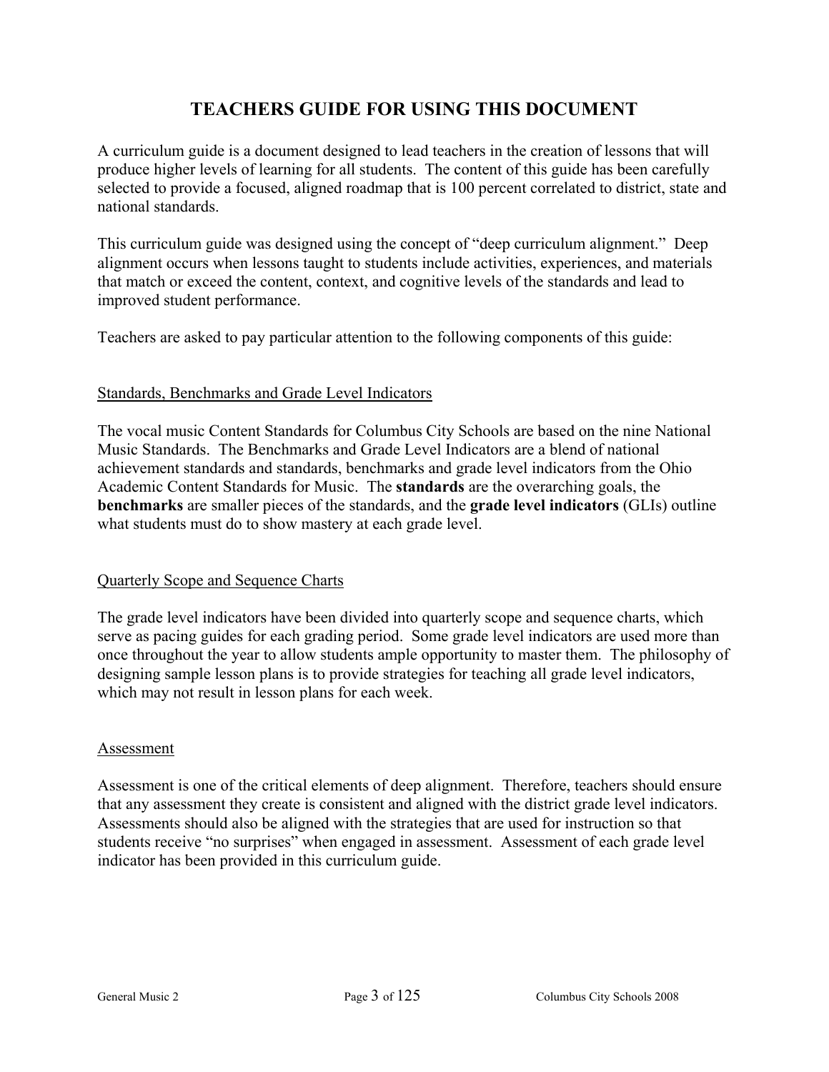# TEACHERS GUIDE FOR USING THIS DOCUMENT

A curriculum guide is a document designed to lead teachers in the creation of lessons that will produce higher levels of learning for all students. The content of this guide has been carefully selected to provide a focused, aligned roadmap that is 100 percent correlated to district, state and national standards.

This curriculum guide was designed using the concept of "deep curriculum alignment." Deep alignment occurs when lessons taught to students include activities, experiences, and materials that match or exceed the content, context, and cognitive levels of the standards and lead to improved student performance.

Teachers are asked to pay particular attention to the following components of this guide:

## Standards, Benchmarks and Grade Level Indicators

The vocal music Content Standards for Columbus City Schools are based on the nine National Music Standards. The Benchmarks and Grade Level Indicators are a blend of national achievement standards and standards, benchmarks and grade level indicators from the Ohio Academic Content Standards for Music. The **standards** are the overarching goals, the **benchmarks** are smaller pieces of the standards, and the **grade level indicators** (GLIs) outline what students must do to show mastery at each grade level.

## Quarterly Scope and Sequence Charts

The grade level indicators have been divided into quarterly scope and sequence charts, which serve as pacing guides for each grading period. Some grade level indicators are used more than once throughout the year to allow students ample opportunity to master them. The philosophy of designing sample lesson plans is to provide strategies for teaching all grade level indicators, which may not result in lesson plans for each week.

## Assessment

Assessment is one of the critical elements of deep alignment. Therefore, teachers should ensure that any assessment they create is consistent and aligned with the district grade level indicators. Assessments should also be aligned with the strategies that are used for instruction so that students receive "no surprises" when engaged in assessment. Assessment of each grade level indicator has been provided in this curriculum guide.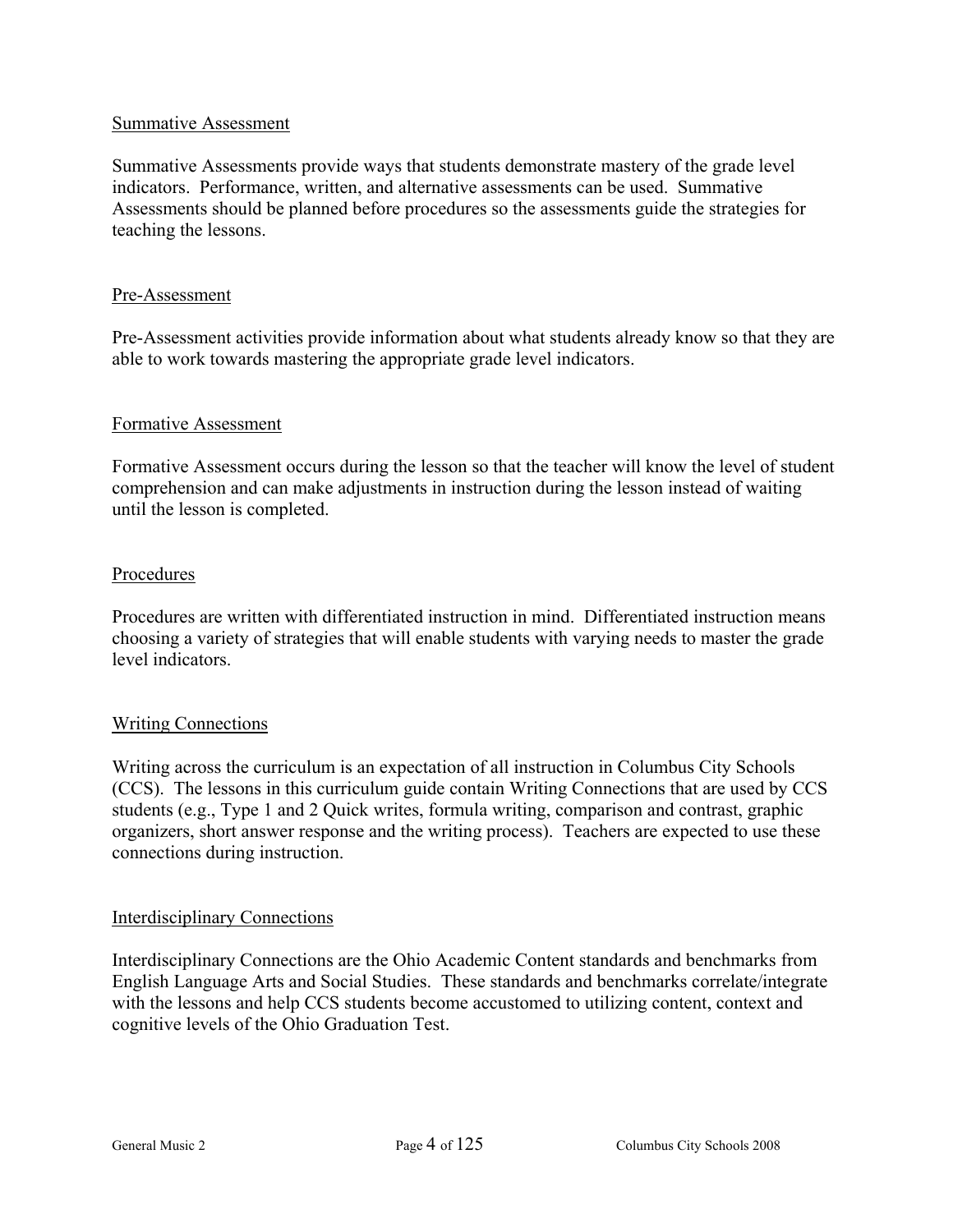## Summative Assessment

Summative Assessments provide ways that students demonstrate mastery of the grade level indicators. Performance, written, and alternative assessments can be used. Summative Assessments should be planned before procedures so the assessments guide the strategies for teaching the lessons.

## Pre-Assessment

Pre-Assessment activities provide information about what students already know so that they are able to work towards mastering the appropriate grade level indicators.

## Formative Assessment

Formative Assessment occurs during the lesson so that the teacher will know the level of student comprehension and can make adjustments in instruction during the lesson instead of waiting until the lesson is completed.

## Procedures

Procedures are written with differentiated instruction in mind. Differentiated instruction means choosing a variety of strategies that will enable students with varying needs to master the grade level indicators.

## Writing Connections

Writing across the curriculum is an expectation of all instruction in Columbus City Schools (CCS). The lessons in this curriculum guide contain Writing Connections that are used by CCS students (e.g., Type 1 and 2 Quick writes, formula writing, comparison and contrast, graphic organizers, short answer response and the writing process). Teachers are expected to use these connections during instruction.

## Interdisciplinary Connections

Interdisciplinary Connections are the Ohio Academic Content standards and benchmarks from English Language Arts and Social Studies. These standards and benchmarks correlate/integrate with the lessons and help CCS students become accustomed to utilizing content, context and cognitive levels of the Ohio Graduation Test.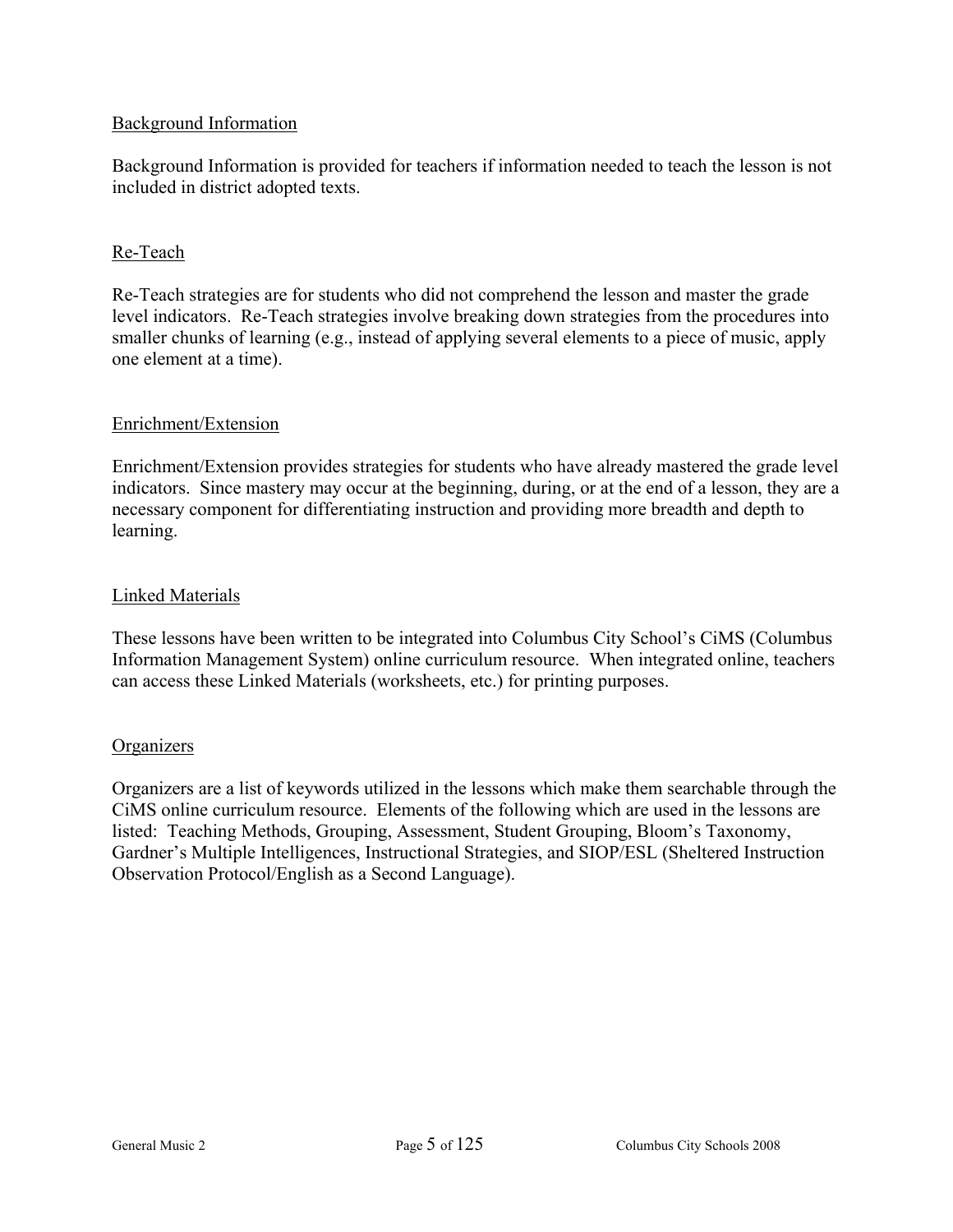## Background Information

Background Information is provided for teachers if information needed to teach the lesson is not included in district adopted texts.

## Re-Teach

Re-Teach strategies are for students who did not comprehend the lesson and master the grade level indicators. Re-Teach strategies involve breaking down strategies from the procedures into smaller chunks of learning (e.g., instead of applying several elements to a piece of music, apply one element at a time).

## Enrichment/Extension

Enrichment/Extension provides strategies for students who have already mastered the grade level indicators. Since mastery may occur at the beginning, during, or at the end of a lesson, they are a necessary component for differentiating instruction and providing more breadth and depth to learning.

## Linked Materials

These lessons have been written to be integrated into Columbus City School's CiMS (Columbus Information Management System) online curriculum resource. When integrated online, teachers can access these Linked Materials (worksheets, etc.) for printing purposes.

## Organizers

Organizers are a list of keywords utilized in the lessons which make them searchable through the CiMS online curriculum resource. Elements of the following which are used in the lessons are listed: Teaching Methods, Grouping, Assessment, Student Grouping, Bloom's Taxonomy, Gardner's Multiple Intelligences, Instructional Strategies, and SIOP/ESL (Sheltered Instruction Observation Protocol/English as a Second Language).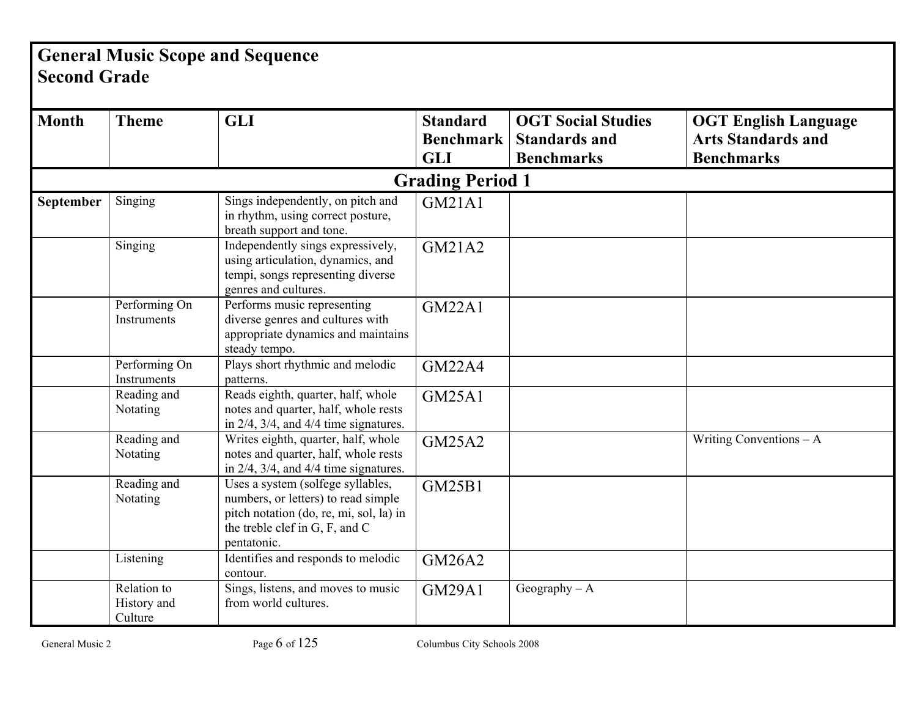# General Music Scope and Sequence
## Second Grade

| Month | Theme | GLI | Standard Benchmark GLI | OGT Social Studies Standards and Benchmarks | OGT English Language Arts Standards and Benchmarks |
|---|---|---|---|---|---|
| **Grading Period 1** | | | | | |
| **September** | Singing | Sings independently, on pitch and in rhythm, using correct posture, breath support and tone. | GM21A1 | | |
| | Singing | Independently sings expressively, using articulation, dynamics, and tempi, songs representing diverse genres and cultures. | GM21A2 | | |
| | Performing On Instruments | Performs music representing diverse genres and cultures with appropriate dynamics and maintains steady tempo. | GM22A1 | | |
| | Performing On Instruments | Plays short rhythmic and melodic patterns. | GM22A4 | | |
| | Reading and Notating | Reads eighth, quarter, half, whole notes and quarter, half, whole rests in 2/4, 3/4, and 4/4 time signatures. | GM25A1 | | |
| | Reading and Notating | Writes eighth, quarter, half, whole notes and quarter, half, whole rests in 2/4, 3/4, and 4/4 time signatures. | GM25A2 | | Writing Conventions – A |
| | Reading and Notating | Uses a system (solfege syllables, numbers, or letters) to read simple pitch notation (do, re, mi, sol, la) in the treble clef in G, F, and C pentatonic. | GM25B1 | | |
| | Listening | Identifies and responds to melodic contour. | GM26A2 | | |
| | Relation to History and Culture | Sings, listens, and moves to music from world cultures. | GM29A1 | Geography – A | |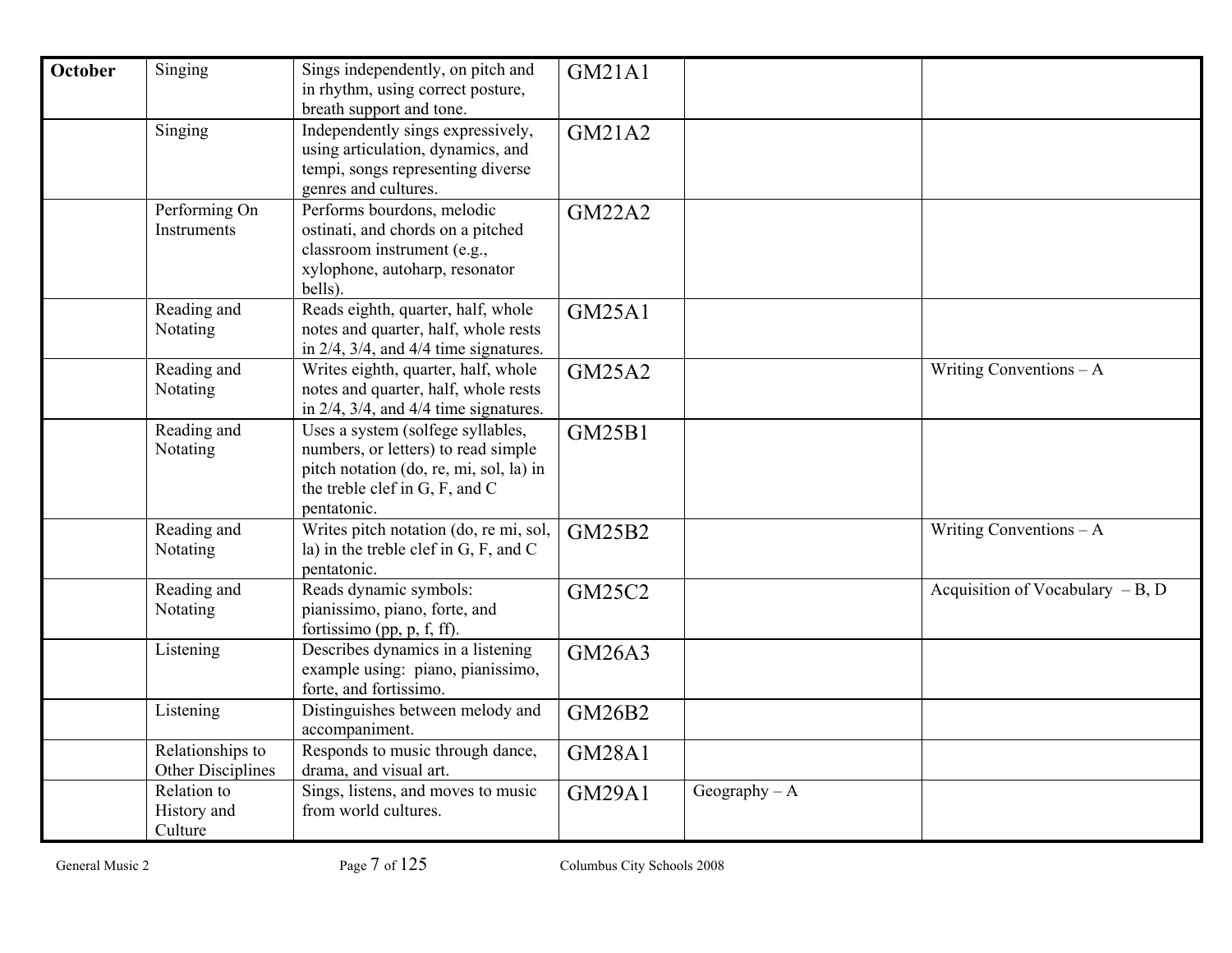| October | Singing | Sings independently, on pitch and in rhythm, using correct posture, breath support and tone. | GM21A1 | | |
|---|---|---|---|---|---|
| | Singing | Independently sings expressively, using articulation, dynamics, and tempi, songs representing diverse genres and cultures. | GM21A2 | | |
| | Performing On Instruments | Performs bourdons, melodic ostinati, and chords on a pitched classroom instrument (e.g., xylophone, autoharp, resonator bells). | GM22A2 | | |
| | Reading and Notating | Reads eighth, quarter, half, whole notes and quarter, half, whole rests in 2/4, 3/4, and 4/4 time signatures. | GM25A1 | | |
| | Reading and Notating | Writes eighth, quarter, half, whole notes and quarter, half, whole rests in 2/4, 3/4, and 4/4 time signatures. | GM25A2 | | Writing Conventions – A |
| | Reading and Notating | Uses a system (solfege syllables, numbers, or letters) to read simple pitch notation (do, re, mi, sol, la) in the treble clef in G, F, and C pentatonic. | GM25B1 | | |
| | Reading and Notating | Writes pitch notation (do, re mi, sol, la) in the treble clef in G, F, and C pentatonic. | GM25B2 | | Writing Conventions – A |
| | Reading and Notating | Reads dynamic symbols: pianissimo, piano, forte, and fortissimo (pp, p, f, ff). | GM25C2 | | Acquisition of Vocabulary – B, D |
| | Listening | Describes dynamics in a listening example using: piano, pianissimo, forte, and fortissimo. | GM26A3 | | |
| | Listening | Distinguishes between melody and accompaniment. | GM26B2 | | |
| | Relationships to Other Disciplines | Responds to music through dance, drama, and visual art. | GM28A1 | | |
| | Relation to History and Culture | Sings, listens, and moves to music from world cultures. | GM29A1 | Geography – A | |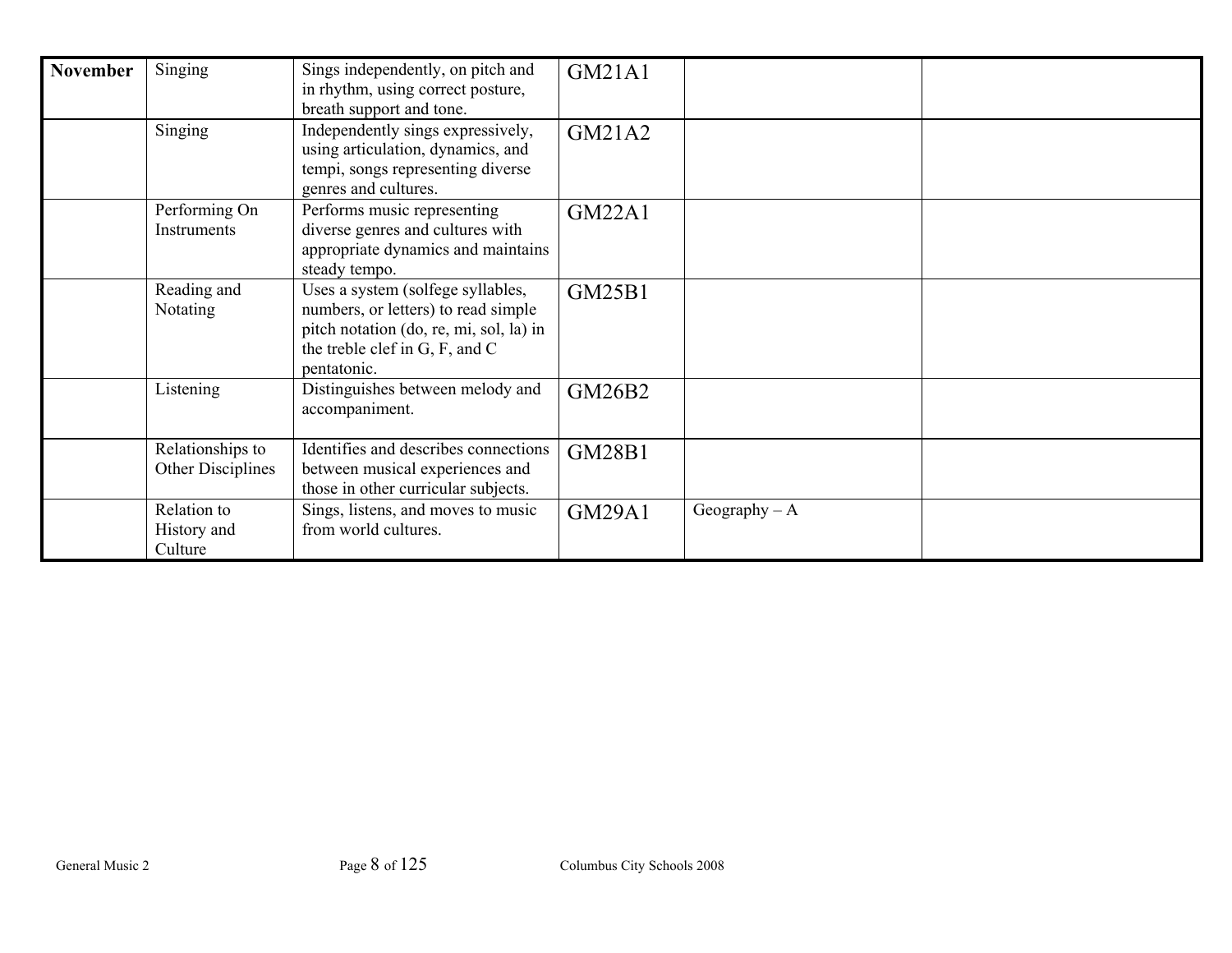| November | Singing | Sings independently, on pitch and in rhythm, using correct posture, breath support and tone. | GM21A1 | | |
|---|---|---|---|---|---|
| | Singing | Independently sings expressively, using articulation, dynamics, and tempi, songs representing diverse genres and cultures. | GM21A2 | | |
| | Performing On Instruments | Performs music representing diverse genres and cultures with appropriate dynamics and maintains steady tempo. | GM22A1 | | |
| | Reading and Notating | Uses a system (solfege syllables, numbers, or letters) to read simple pitch notation (do, re, mi, sol, la) in the treble clef in G, F, and C pentatonic. | GM25B1 | | |
| | Listening | Distinguishes between melody and accompaniment. | GM26B2 | | |
| | Relationships to Other Disciplines | Identifies and describes connections between musical experiences and those in other curricular subjects. | GM28B1 | | |
| | Relation to History and Culture | Sings, listens, and moves to music from world cultures. | GM29A1 | Geography – A | |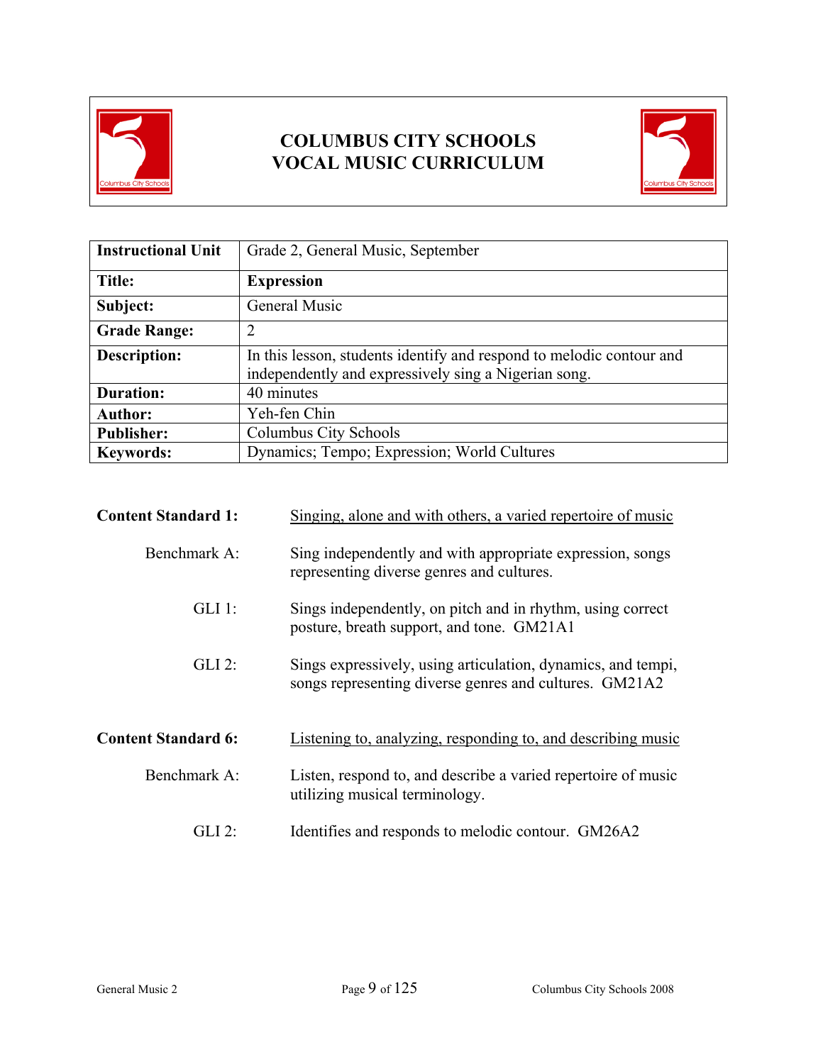# COLUMBUS CITY SCHOOLS
# VOCAL MUSIC CURRICULUM

| Instructional Unit | Grade 2, General Music, September |
|---|---|
| **Title:** | **Expression** |
| **Subject:** | General Music |
| **Grade Range:** | 2 |
| **Description:** | In this lesson, students identify and respond to melodic contour and independently and expressively sing a Nigerian song. |
| **Duration:** | 40 minutes |
| **Author:** | Yeh-fen Chin |
| **Publisher:** | Columbus City Schools |
| **Keywords:** | Dynamics; Tempo; Expression; World Cultures |

**Content Standard 1:** Singing, alone and with others, a varied repertoire of music

Benchmark A: Sing independently and with appropriate expression, songs representing diverse genres and cultures.

GLI 1: Sings independently, on pitch and in rhythm, using correct posture, breath support, and tone. GM21A1

GLI 2: Sings expressively, using articulation, dynamics, and tempi, songs representing diverse genres and cultures. GM21A2

**Content Standard 6:** Listening to, analyzing, responding to, and describing music

Benchmark A: Listen, respond to, and describe a varied repertoire of music utilizing musical terminology.

GLI 2: Identifies and responds to melodic contour. GM26A2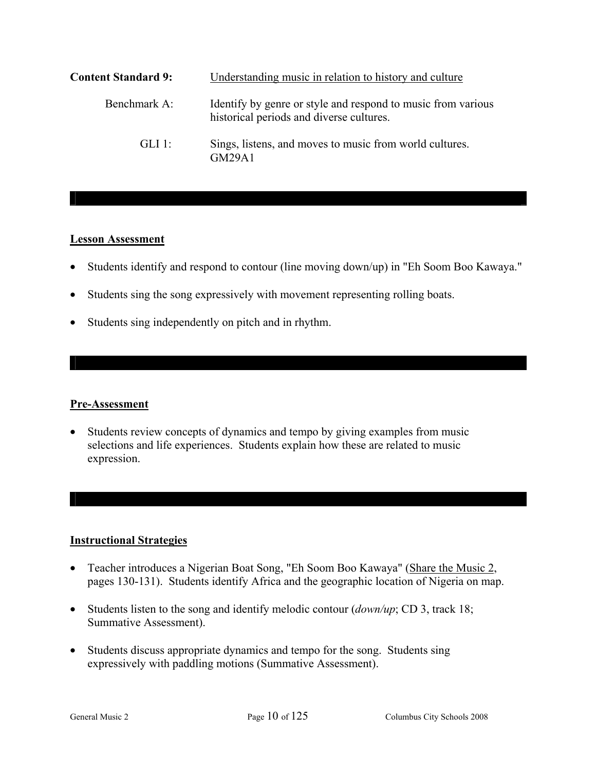| | |
|---|---|
| **Content Standard 9:** | Understanding music in relation to history and culture |
| Benchmark A: | Identify by genre or style and respond to music from various historical periods and diverse cultures. |
| GLI 1: | Sings, listens, and moves to music from world cultures. GM29A1 |

## Lesson Assessment

- Students identify and respond to contour (line moving down/up) in "Eh Soom Boo Kawaya."
- Students sing the song expressively with movement representing rolling boats.
- Students sing independently on pitch and in rhythm.

## Pre-Assessment

- Students review concepts of dynamics and tempo by giving examples from music selections and life experiences. Students explain how these are related to music expression.

## Instructional Strategies

- Teacher introduces a Nigerian Boat Song, "Eh Soom Boo Kawaya" (Share the Music 2, pages 130-131). Students identify Africa and the geographic location of Nigeria on map.
- Students listen to the song and identify melodic contour (*down/up*; CD 3, track 18; Summative Assessment).
- Students discuss appropriate dynamics and tempo for the song. Students sing expressively with paddling motions (Summative Assessment).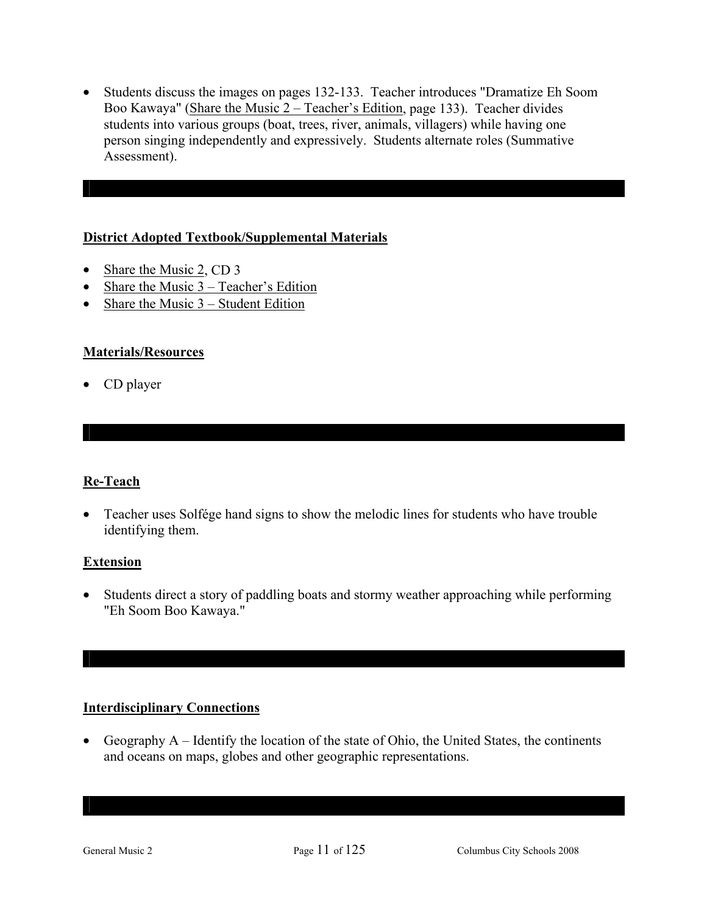- Students discuss the images on pages 132-133. Teacher introduces "Dramatize Eh Soom Boo Kawaya" (Share the Music 2 – Teacher's Edition, page 133). Teacher divides students into various groups (boat, trees, river, animals, villagers) while having one person singing independently and expressively. Students alternate roles (Summative Assessment).

## District Adopted Textbook/Supplemental Materials

- Share the Music 2, CD 3
- Share the Music 3 – Teacher's Edition
- Share the Music 3 – Student Edition

## Materials/Resources

- CD player

## Re-Teach

- Teacher uses Solfége hand signs to show the melodic lines for students who have trouble identifying them.

## Extension

- Students direct a story of paddling boats and stormy weather approaching while performing "Eh Soom Boo Kawaya."

## Interdisciplinary Connections

- Geography A – Identify the location of the state of Ohio, the United States, the continents and oceans on maps, globes and other geographic representations.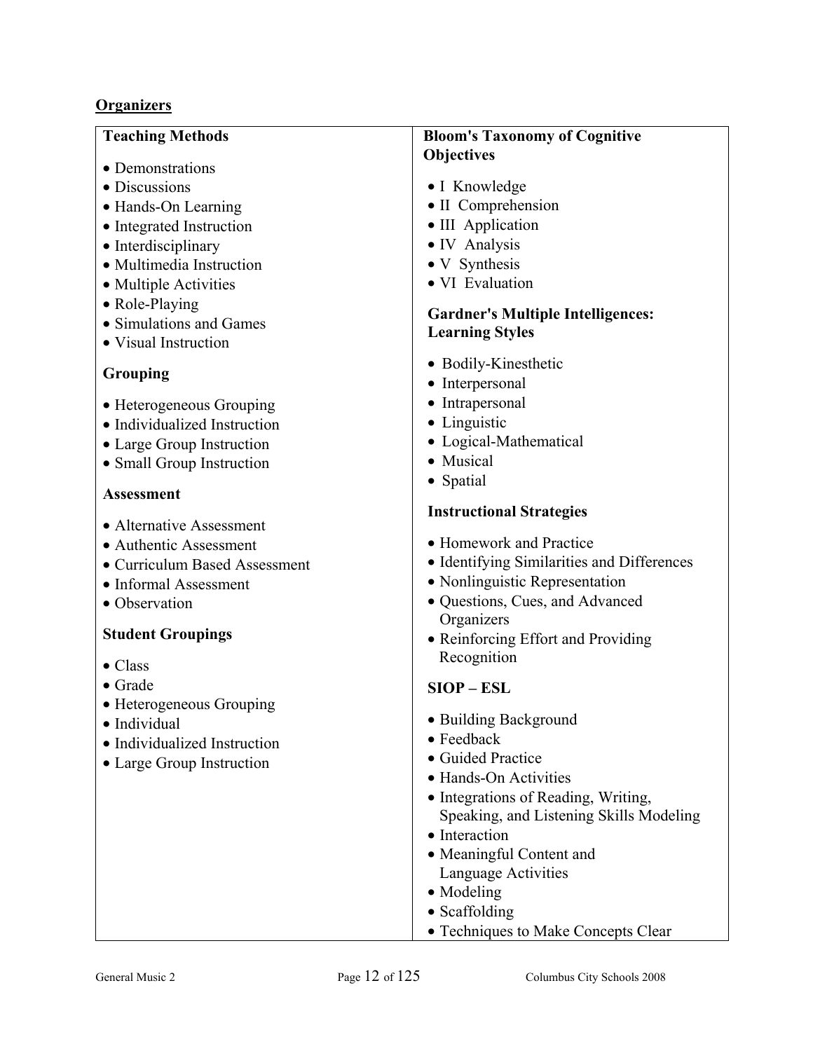## Organizers

### Teaching Methods

- Demonstrations
- Discussions
- Hands-On Learning
- Integrated Instruction
- Interdisciplinary
- Multimedia Instruction
- Multiple Activities
- Role-Playing
- Simulations and Games
- Visual Instruction

### Grouping

- Heterogeneous Grouping
- Individualized Instruction
- Large Group Instruction
- Small Group Instruction

### Assessment

- Alternative Assessment
- Authentic Assessment
- Curriculum Based Assessment
- Informal Assessment
- Observation

### Student Groupings

- Class
- Grade
- Heterogeneous Grouping
- Individual
- Individualized Instruction
- Large Group Instruction

### Bloom's Taxonomy of Cognitive Objectives

- I Knowledge
- II Comprehension
- III Application
- IV Analysis
- V Synthesis
- VI Evaluation

### Gardner's Multiple Intelligences: Learning Styles

- Bodily-Kinesthetic
- Interpersonal
- Intrapersonal
- Linguistic
- Logical-Mathematical
- Musical
- Spatial

### Instructional Strategies

- Homework and Practice
- Identifying Similarities and Differences
- Nonlinguistic Representation
- Questions, Cues, and Advanced Organizers
- Reinforcing Effort and Providing Recognition

### SIOP – ESL

- Building Background
- Feedback
- Guided Practice
- Hands-On Activities
- Integrations of Reading, Writing, Speaking, and Listening Skills Modeling
- Interaction
- Meaningful Content and Language Activities
- Modeling
- Scaffolding
- Techniques to Make Concepts Clear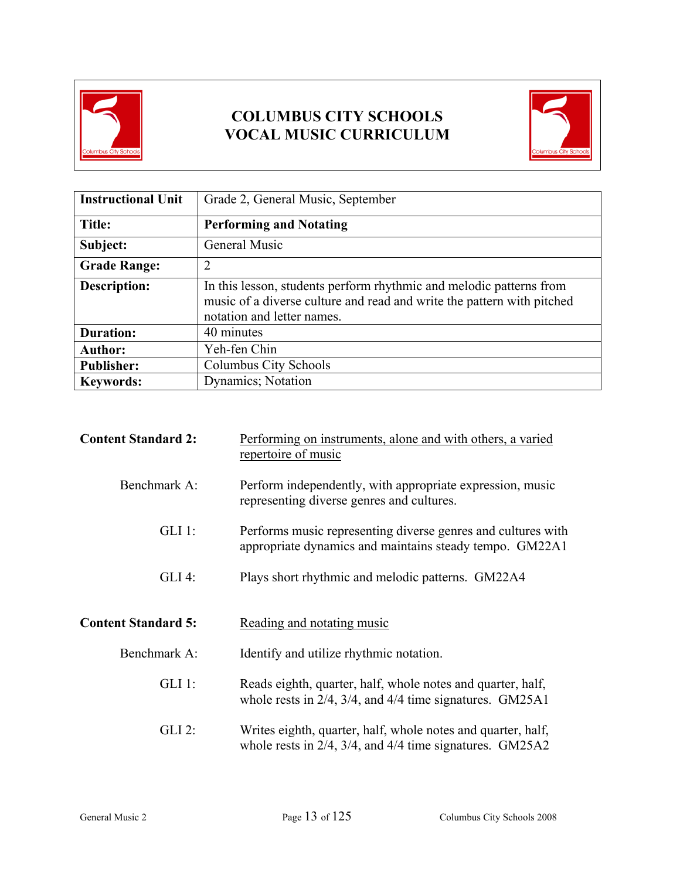# COLUMBUS CITY SCHOOLS
# VOCAL MUSIC CURRICULUM

| Instructional Unit | Grade 2, General Music, September |
|---|---|
| **Title:** | **Performing and Notating** |
| **Subject:** | General Music |
| **Grade Range:** | 2 |
| **Description:** | In this lesson, students perform rhythmic and melodic patterns from music of a diverse culture and read and write the pattern with pitched notation and letter names. |
| **Duration:** | 40 minutes |
| **Author:** | Yeh-fen Chin |
| **Publisher:** | Columbus City Schools |
| **Keywords:** | Dynamics; Notation |

**Content Standard 2:** Performing on instruments, alone and with others, a varied repertoire of music

Benchmark A: Perform independently, with appropriate expression, music representing diverse genres and cultures.

GLI 1: Performs music representing diverse genres and cultures with appropriate dynamics and maintains steady tempo. GM22A1

GLI 4: Plays short rhythmic and melodic patterns. GM22A4

**Content Standard 5:** Reading and notating music

Benchmark A: Identify and utilize rhythmic notation.

GLI 1: Reads eighth, quarter, half, whole notes and quarter, half, whole rests in 2/4, 3/4, and 4/4 time signatures. GM25A1

GLI 2: Writes eighth, quarter, half, whole notes and quarter, half, whole rests in 2/4, 3/4, and 4/4 time signatures. GM25A2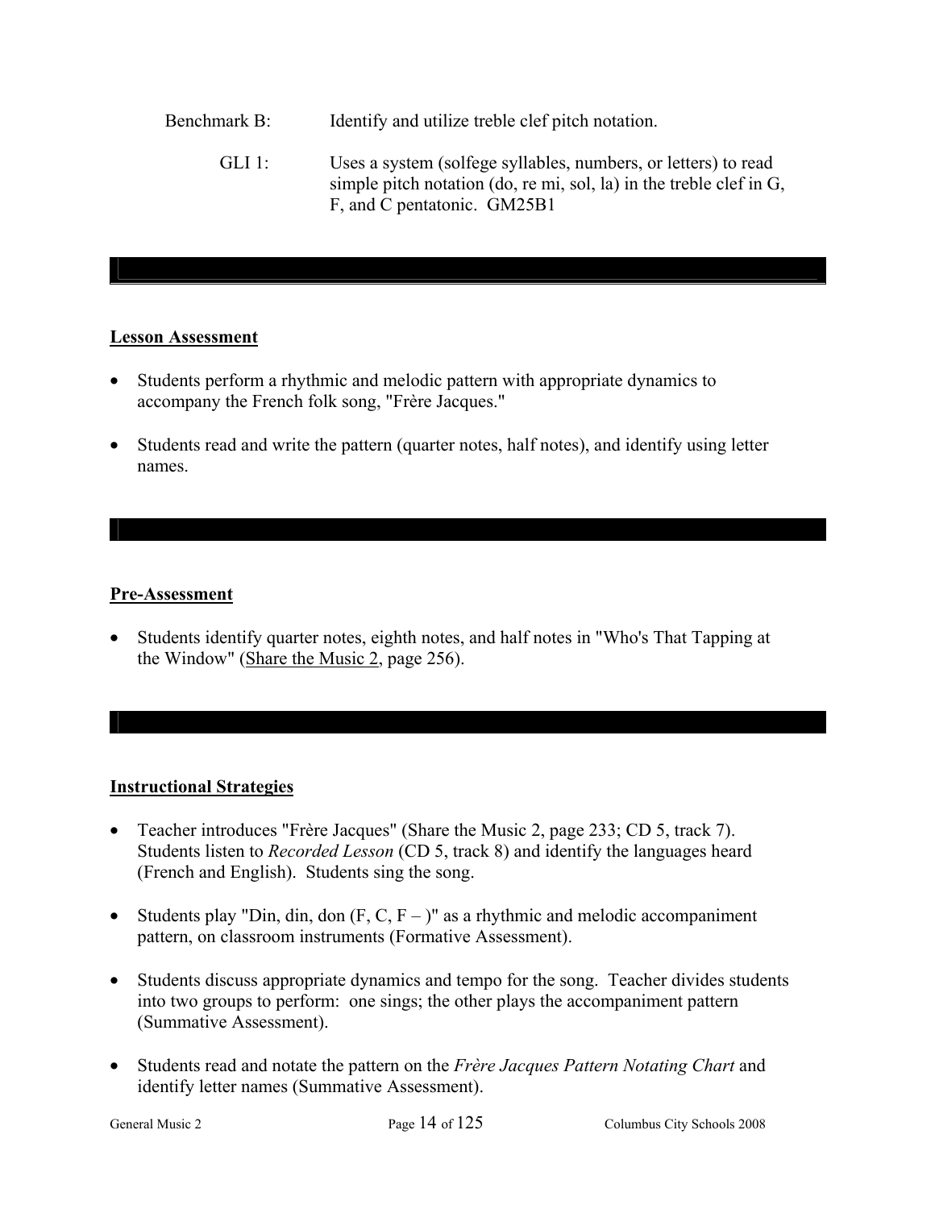Benchmark B: Identify and utilize treble clef pitch notation.

GLI 1: Uses a system (solfege syllables, numbers, or letters) to read simple pitch notation (do, re mi, sol, la) in the treble clef in G, F, and C pentatonic. GM25B1

---

**Lesson Assessment**

- Students perform a rhythmic and melodic pattern with appropriate dynamics to accompany the French folk song, "Frère Jacques."
- Students read and write the pattern (quarter notes, half notes), and identify using letter names.

---

**Pre-Assessment**

- Students identify quarter notes, eighth notes, and half notes in "Who's That Tapping at the Window" (Share the Music 2, page 256).

---

**Instructional Strategies**

- Teacher introduces "Frère Jacques" (Share the Music 2, page 233; CD 5, track 7). Students listen to *Recorded Lesson* (CD 5, track 8) and identify the languages heard (French and English). Students sing the song.
- Students play "Din, din, don (F, C, F – )" as a rhythmic and melodic accompaniment pattern, on classroom instruments (Formative Assessment).
- Students discuss appropriate dynamics and tempo for the song. Teacher divides students into two groups to perform: one sings; the other plays the accompaniment pattern (Summative Assessment).
- Students read and notate the pattern on the *Frère Jacques Pattern Notating Chart* and identify letter names (Summative Assessment).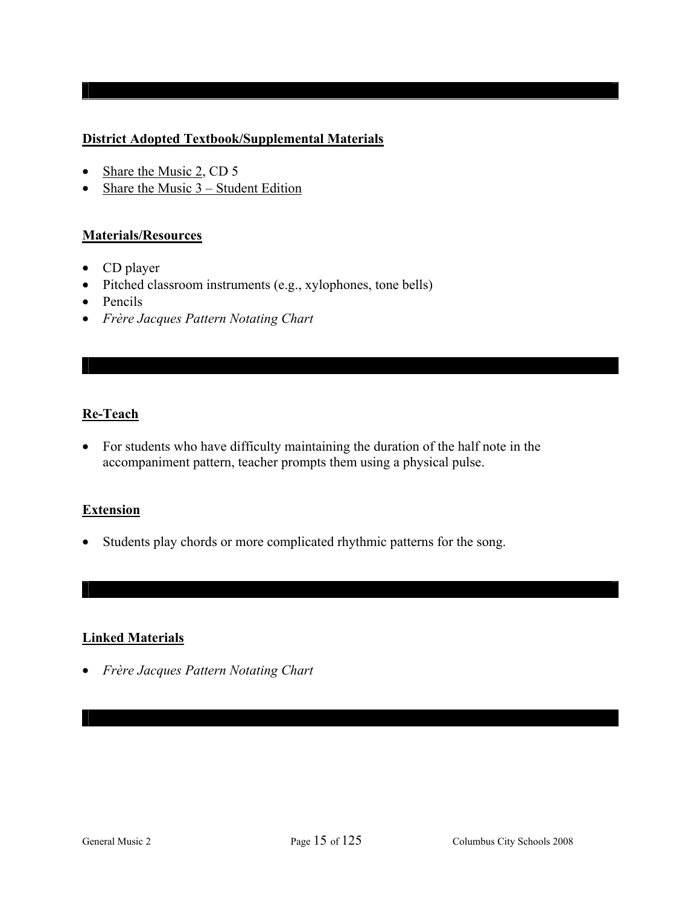**District Adopted Textbook/Supplemental Materials**

- Share the Music 2, CD 5
- Share the Music 3 – Student Edition

**Materials/Resources**

- CD player
- Pitched classroom instruments (e.g., xylophones, tone bells)
- Pencils
- *Frère Jacques Pattern Notating Chart*

**Re-Teach**

- For students who have difficulty maintaining the duration of the half note in the accompaniment pattern, teacher prompts them using a physical pulse.

**Extension**

- Students play chords or more complicated rhythmic patterns for the song.

**Linked Materials**

- *Frère Jacques Pattern Notating Chart*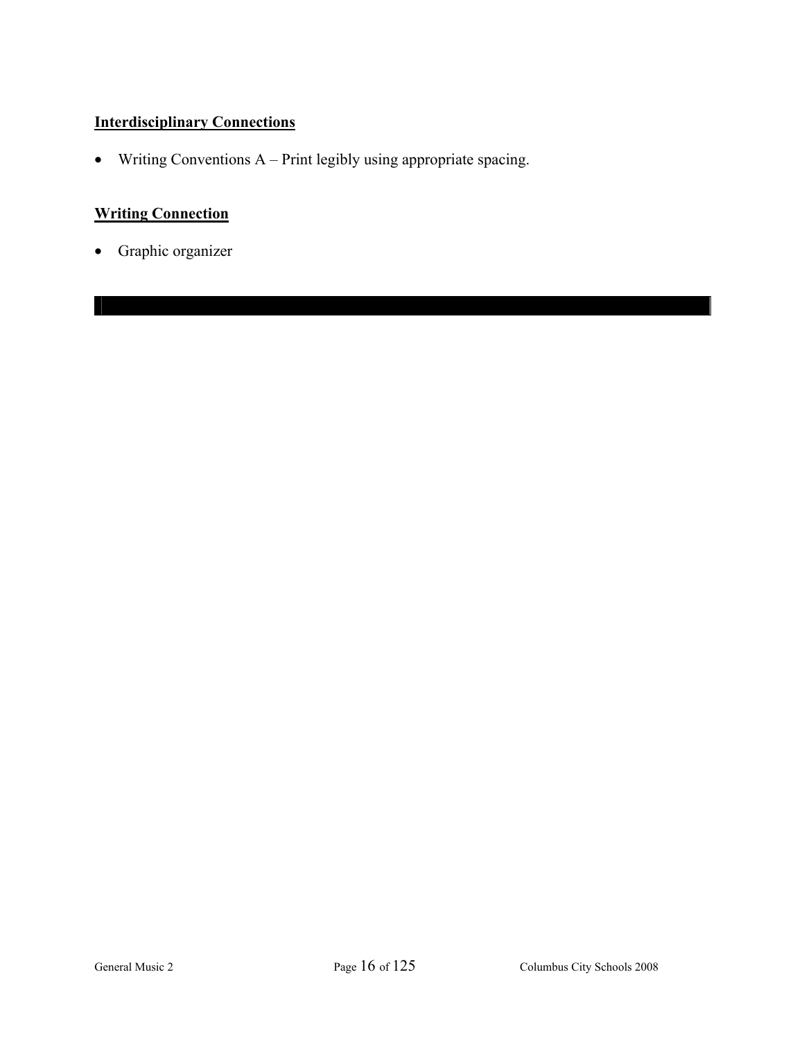**Interdisciplinary Connections**

- Writing Conventions A – Print legibly using appropriate spacing.

**Writing Connection**

- Graphic organizer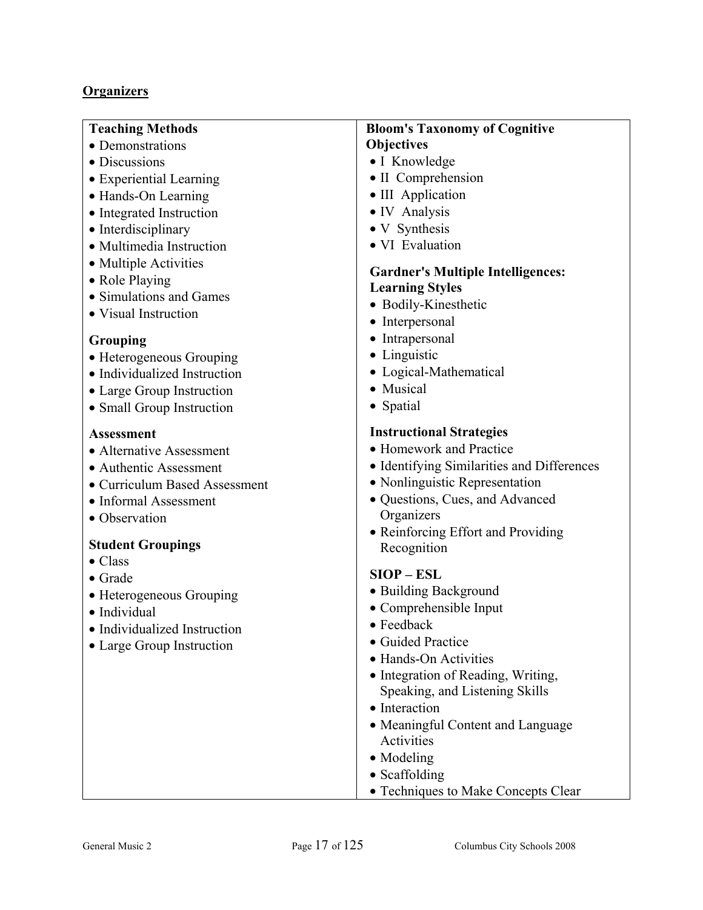## Organizers

**Teaching Methods**

- Demonstrations
- Discussions
- Experiential Learning
- Hands-On Learning
- Integrated Instruction
- Interdisciplinary
- Multimedia Instruction
- Multiple Activities
- Role Playing
- Simulations and Games
- Visual Instruction

**Grouping**

- Heterogeneous Grouping
- Individualized Instruction
- Large Group Instruction
- Small Group Instruction

**Assessment**

- Alternative Assessment
- Authentic Assessment
- Curriculum Based Assessment
- Informal Assessment
- Observation

**Student Groupings**

- Class
- Grade
- Heterogeneous Grouping
- Individual
- Individualized Instruction
- Large Group Instruction

**Bloom's Taxonomy of Cognitive Objectives**

- I Knowledge
- II Comprehension
- III Application
- IV Analysis
- V Synthesis
- VI Evaluation

**Gardner's Multiple Intelligences: Learning Styles**

- Bodily-Kinesthetic
- Interpersonal
- Intrapersonal
- Linguistic
- Logical-Mathematical
- Musical
- Spatial

**Instructional Strategies**

- Homework and Practice
- Identifying Similarities and Differences
- Nonlinguistic Representation
- Questions, Cues, and Advanced Organizers
- Reinforcing Effort and Providing Recognition

**SIOP – ESL**

- Building Background
- Comprehensible Input
- Feedback
- Guided Practice
- Hands-On Activities
- Integration of Reading, Writing, Speaking, and Listening Skills
- Interaction
- Meaningful Content and Language Activities
- Modeling
- Scaffolding
- Techniques to Make Concepts Clear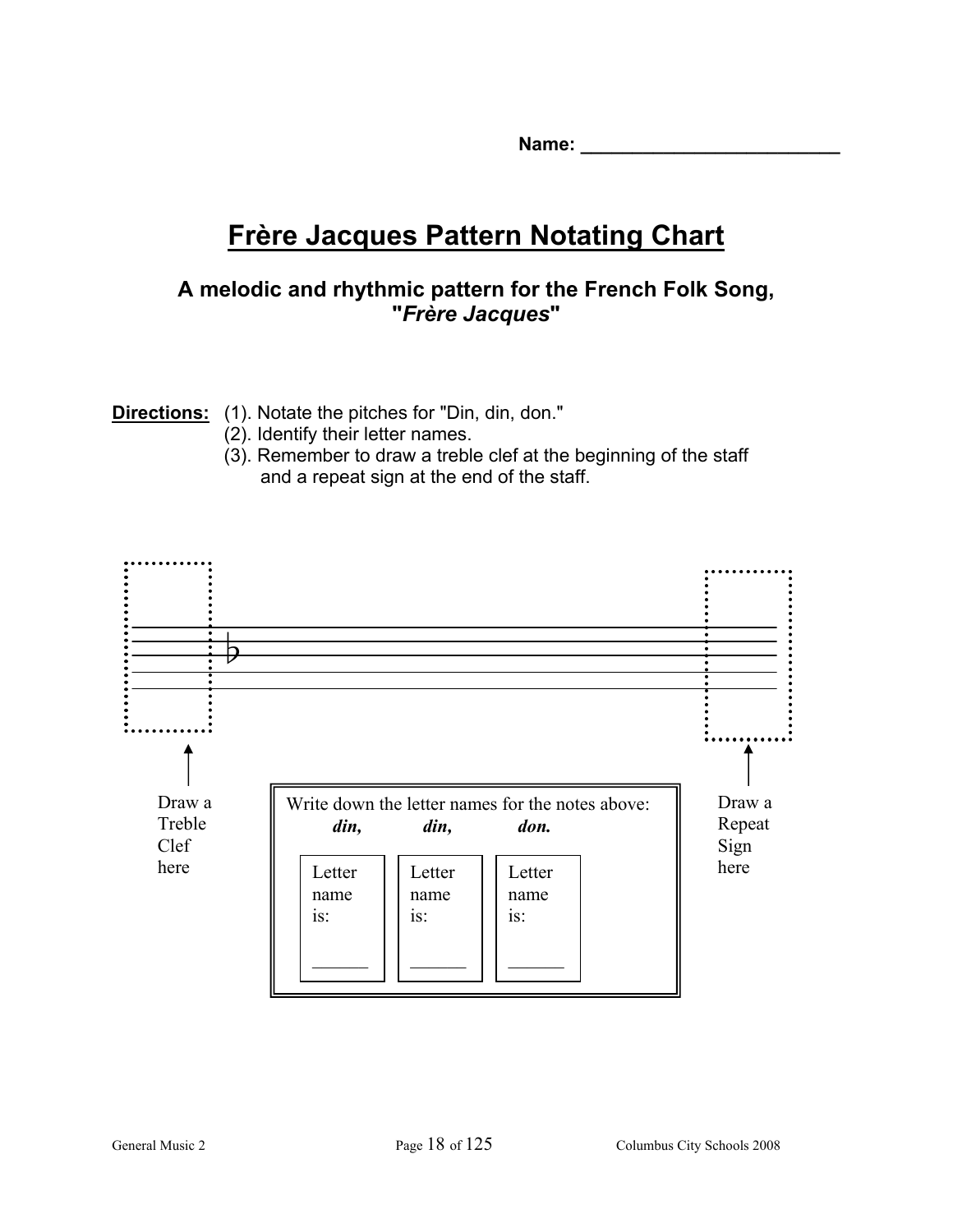Name: ___________________________

# Frère Jacques Pattern Notating Chart

### A melodic and rhythmic pattern for the French Folk Song, "*Frère Jacques*"

**Directions:** (1). Notate the pitches for "Din, din, don."
(2). Identify their letter names.
(3). Remember to draw a treble clef at the beginning of the staff and a repeat sign at the end of the staff.

Draw a Treble Clef here

Draw a Repeat Sign here

Write down the letter names for the notes above:

| ***din,*** | ***din,*** | ***don.*** |
|---|---|---|
| Letter name is: ______ | Letter name is: ______ | Letter name is: ______ |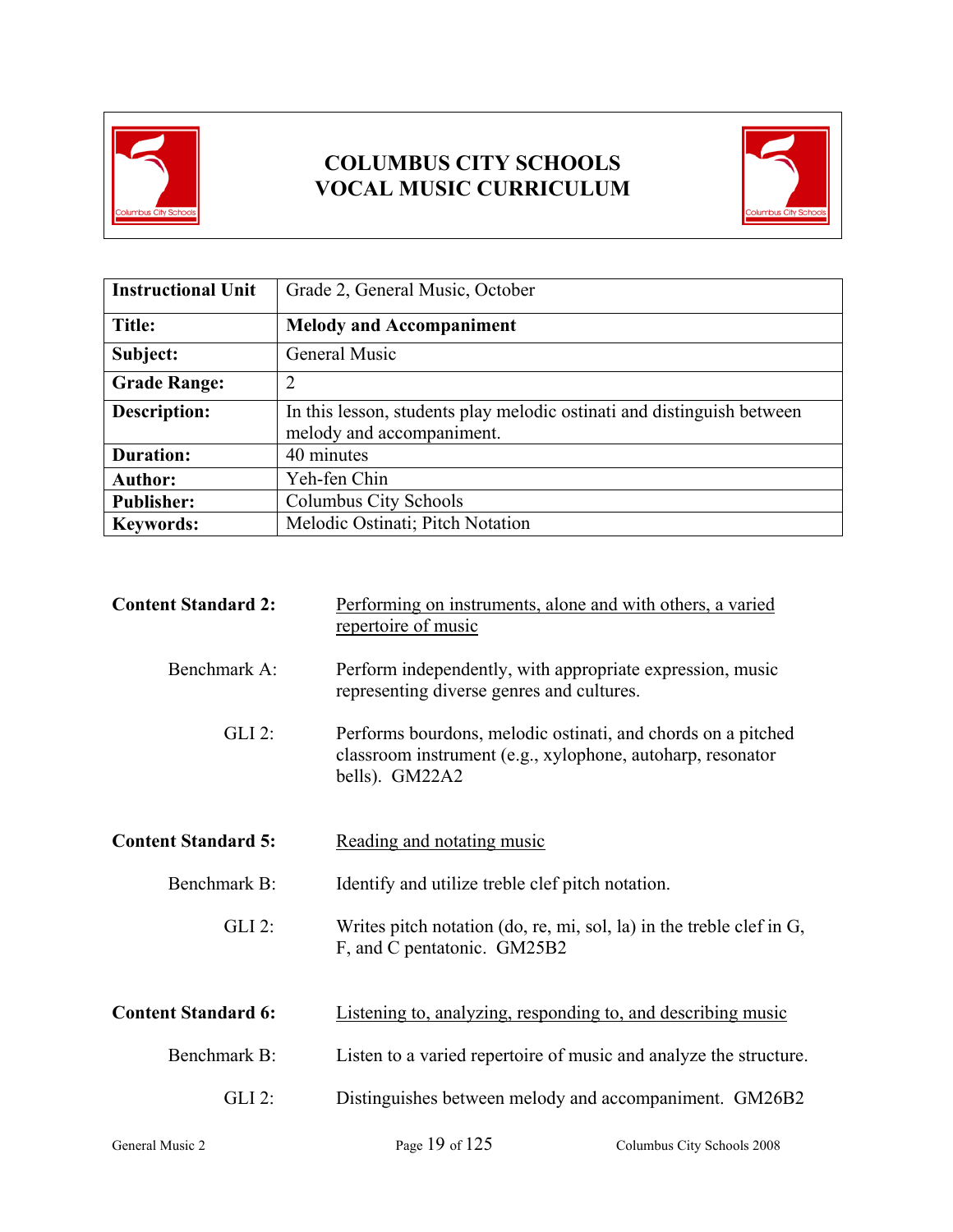# COLUMBUS CITY SCHOOLS
# VOCAL MUSIC CURRICULUM

| Instructional Unit | Grade 2, General Music, October |
|---|---|
| **Title:** | **Melody and Accompaniment** |
| **Subject:** | General Music |
| **Grade Range:** | 2 |
| **Description:** | In this lesson, students play melodic ostinati and distinguish between melody and accompaniment. |
| **Duration:** | 40 minutes |
| **Author:** | Yeh-fen Chin |
| **Publisher:** | Columbus City Schools |
| **Keywords:** | Melodic Ostinati; Pitch Notation |

**Content Standard 2:** Performing on instruments, alone and with others, a varied repertoire of music

Benchmark A: Perform independently, with appropriate expression, music representing diverse genres and cultures.

GLI 2: Performs bourdons, melodic ostinati, and chords on a pitched classroom instrument (e.g., xylophone, autoharp, resonator bells). GM22A2

**Content Standard 5:** Reading and notating music

Benchmark B: Identify and utilize treble clef pitch notation.

GLI 2: Writes pitch notation (do, re, mi, sol, la) in the treble clef in G, F, and C pentatonic. GM25B2

**Content Standard 6:** Listening to, analyzing, responding to, and describing music

Benchmark B: Listen to a varied repertoire of music and analyze the structure.

GLI 2: Distinguishes between melody and accompaniment. GM26B2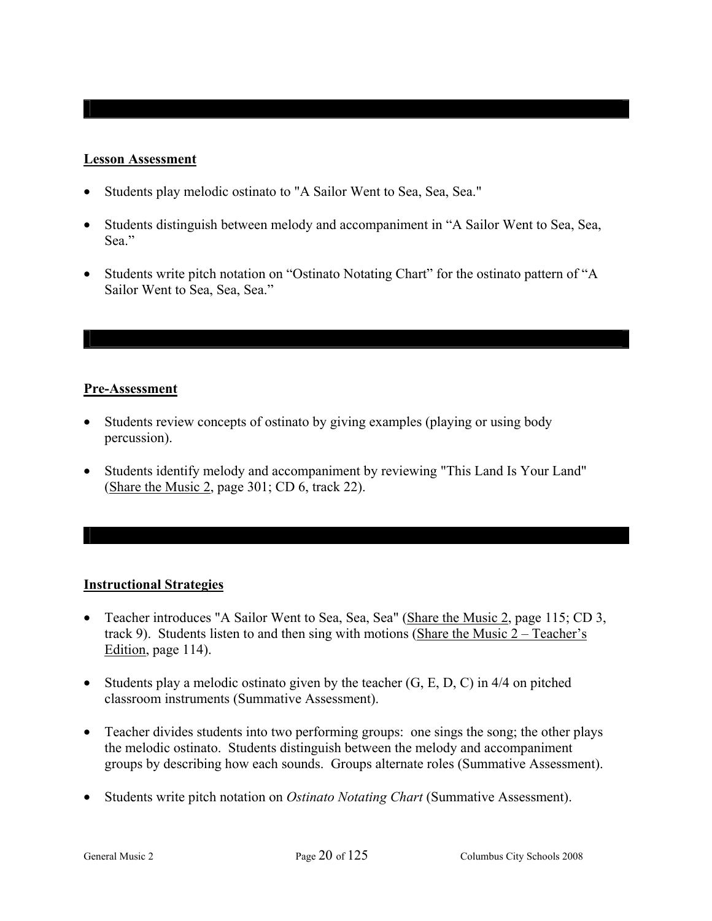**Lesson Assessment**

- Students play melodic ostinato to "A Sailor Went to Sea, Sea, Sea."
- Students distinguish between melody and accompaniment in "A Sailor Went to Sea, Sea, Sea."
- Students write pitch notation on "Ostinato Notating Chart" for the ostinato pattern of "A Sailor Went to Sea, Sea, Sea."

**Pre-Assessment**

- Students review concepts of ostinato by giving examples (playing or using body percussion).
- Students identify melody and accompaniment by reviewing "This Land Is Your Land" (Share the Music 2, page 301; CD 6, track 22).

**Instructional Strategies**

- Teacher introduces "A Sailor Went to Sea, Sea, Sea" (Share the Music 2, page 115; CD 3, track 9). Students listen to and then sing with motions (Share the Music 2 – Teacher's Edition, page 114).
- Students play a melodic ostinato given by the teacher (G, E, D, C) in 4/4 on pitched classroom instruments (Summative Assessment).
- Teacher divides students into two performing groups: one sings the song; the other plays the melodic ostinato. Students distinguish between the melody and accompaniment groups by describing how each sounds. Groups alternate roles (Summative Assessment).
- Students write pitch notation on *Ostinato Notating Chart* (Summative Assessment).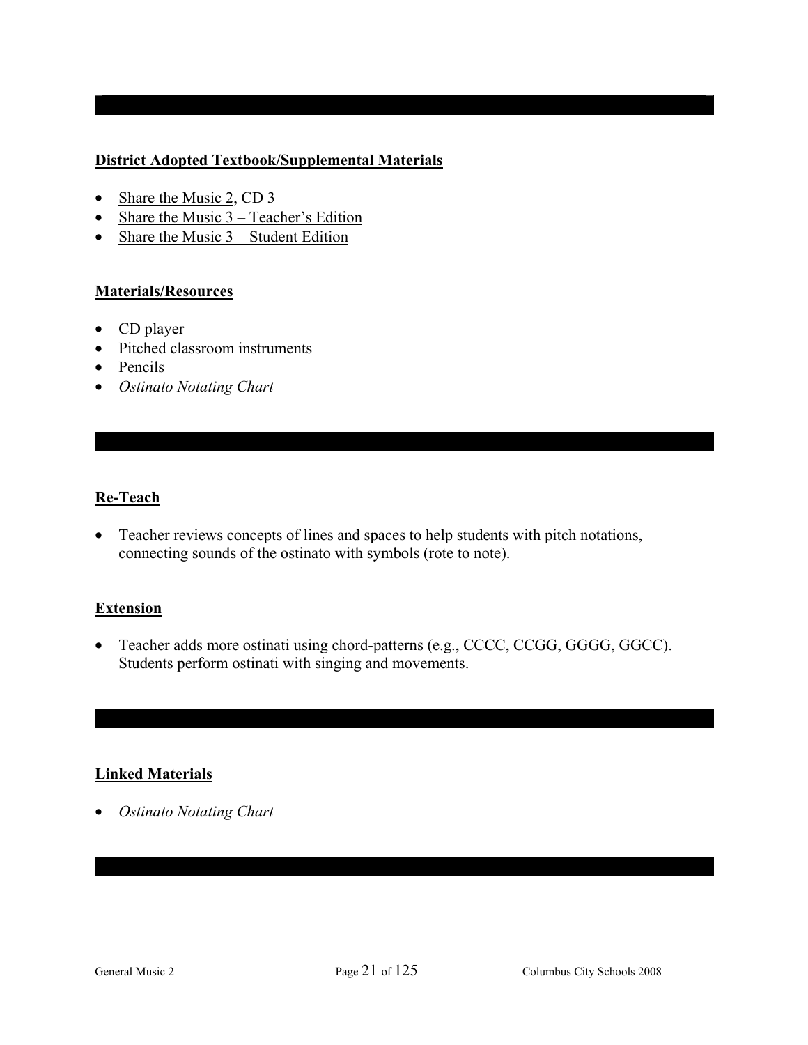**District Adopted Textbook/Supplemental Materials**

- Share the Music 2, CD 3
- Share the Music 3 – Teacher's Edition
- Share the Music 3 – Student Edition

**Materials/Resources**

- CD player
- Pitched classroom instruments
- Pencils
- *Ostinato Notating Chart*

**Re-Teach**

- Teacher reviews concepts of lines and spaces to help students with pitch notations, connecting sounds of the ostinato with symbols (rote to note).

**Extension**

- Teacher adds more ostinati using chord-patterns (e.g., CCCC, CCGG, GGGG, GGCC). Students perform ostinati with singing and movements.

**Linked Materials**

- *Ostinato Notating Chart*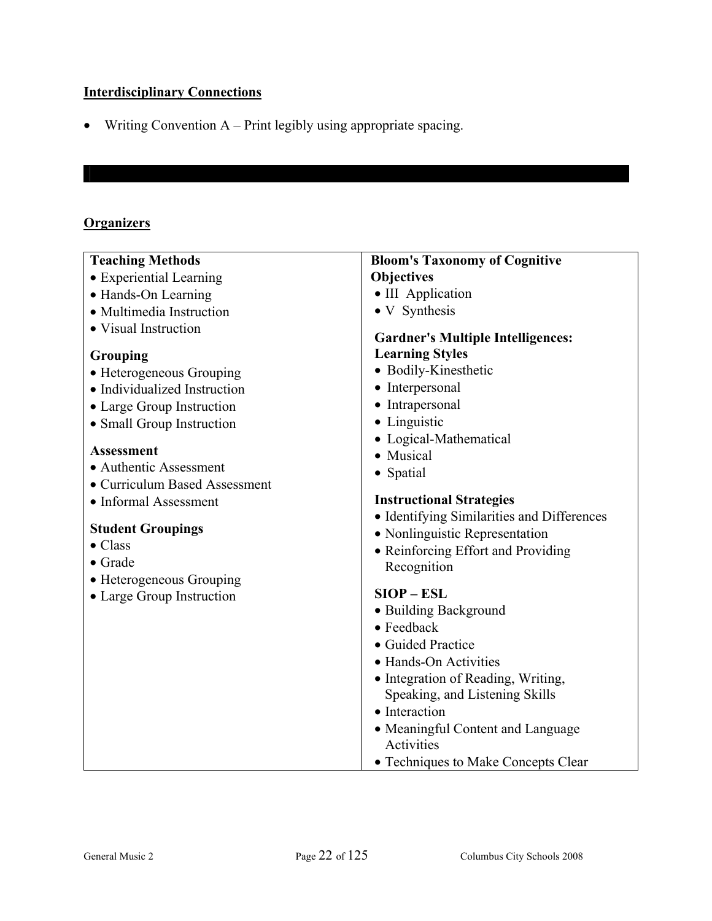## Interdisciplinary Connections

- Writing Convention A – Print legibly using appropriate spacing.

## Organizers

| Teaching Methods | Bloom's Taxonomy of Cognitive Objectives |
|---|---|
| • Experiential Learning<br>• Hands-On Learning<br>• Multimedia Instruction<br>• Visual Instruction<br><br>**Grouping**<br>• Heterogeneous Grouping<br>• Individualized Instruction<br>• Large Group Instruction<br>• Small Group Instruction<br><br>**Assessment**<br>• Authentic Assessment<br>• Curriculum Based Assessment<br>• Informal Assessment<br><br>**Student Groupings**<br>• Class<br>• Grade<br>• Heterogeneous Grouping<br>• Large Group Instruction | • III Application<br>• V Synthesis<br><br>**Gardner's Multiple Intelligences: Learning Styles**<br>• Bodily-Kinesthetic<br>• Interpersonal<br>• Intrapersonal<br>• Linguistic<br>• Logical-Mathematical<br>• Musical<br>• Spatial<br><br>**Instructional Strategies**<br>• Identifying Similarities and Differences<br>• Nonlinguistic Representation<br>• Reinforcing Effort and Providing Recognition<br><br>**SIOP – ESL**<br>• Building Background<br>• Feedback<br>• Guided Practice<br>• Hands-On Activities<br>• Integration of Reading, Writing, Speaking, and Listening Skills<br>• Interaction<br>• Meaningful Content and Language Activities<br>• Techniques to Make Concepts Clear |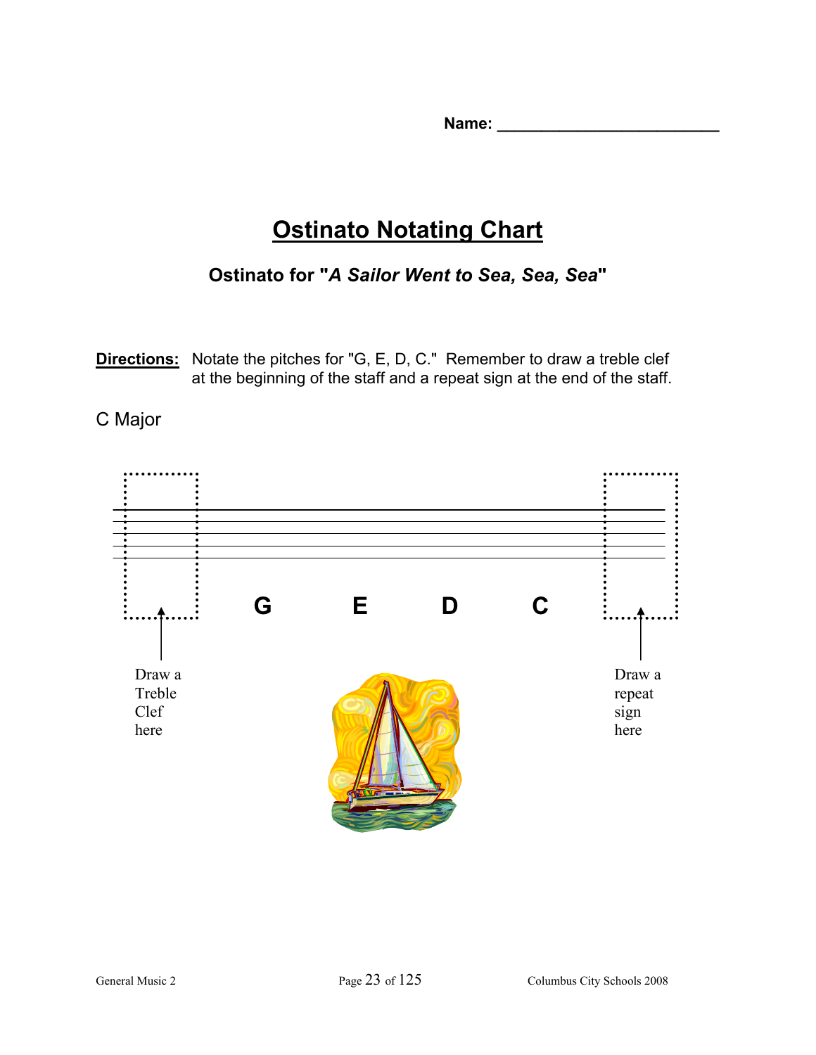**Name:** _________________________

# Ostinato Notating Chart

### Ostinato for "*A Sailor Went to Sea, Sea, Sea*"

**Directions:** Notate the pitches for "G, E, D, C." Remember to draw a treble clef at the beginning of the staff and a repeat sign at the end of the staff.

C Major

**G** **E** **D** **C**

Draw a Treble Clef here

Draw a repeat sign here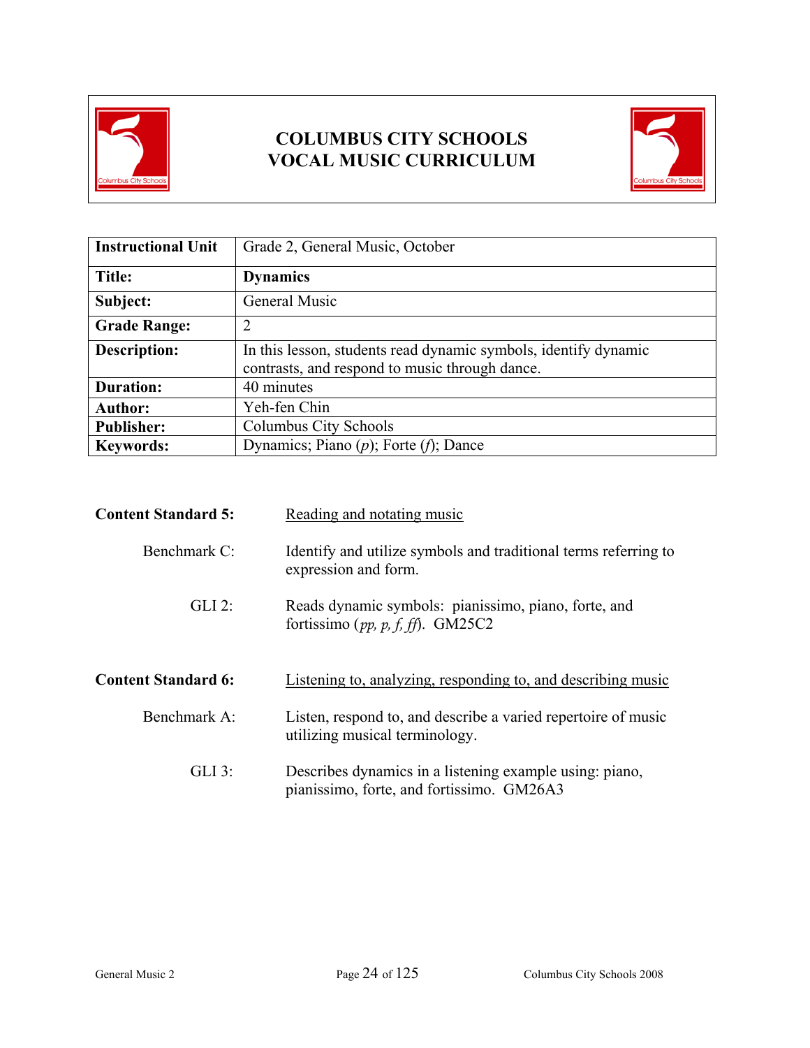# COLUMBUS CITY SCHOOLS
# VOCAL MUSIC CURRICULUM

| **Instructional Unit** | Grade 2, General Music, October |
|---|---|
| **Title:** | **Dynamics** |
| **Subject:** | General Music |
| **Grade Range:** | 2 |
| **Description:** | In this lesson, students read dynamic symbols, identify dynamic contrasts, and respond to music through dance. |
| **Duration:** | 40 minutes |
| **Author:** | Yeh-fen Chin |
| **Publisher:** | Columbus City Schools |
| **Keywords:** | Dynamics; Piano (*p*); Forte (*f*); Dance |

**Content Standard 5:** Reading and notating music

Benchmark C: Identify and utilize symbols and traditional terms referring to expression and form.

GLI 2: Reads dynamic symbols: pianissimo, piano, forte, and fortissimo (*pp, p, f, ff*). GM25C2

**Content Standard 6:** Listening to, analyzing, responding to, and describing music

Benchmark A: Listen, respond to, and describe a varied repertoire of music utilizing musical terminology.

GLI 3: Describes dynamics in a listening example using: piano, pianissimo, forte, and fortissimo. GM26A3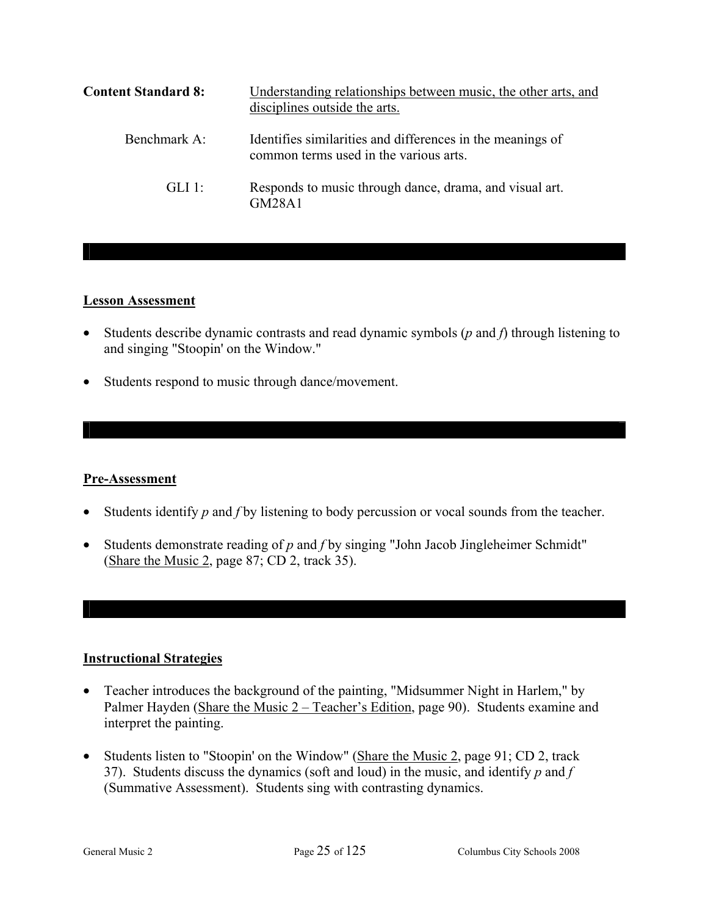**Content Standard 8:** Understanding relationships between music, the other arts, and disciplines outside the arts.

Benchmark A: Identifies similarities and differences in the meanings of common terms used in the various arts.

GLI 1: Responds to music through dance, drama, and visual art. GM28A1

## Lesson Assessment

- Students describe dynamic contrasts and read dynamic symbols (*p* and *f*) through listening to and singing "Stoopin' on the Window."
- Students respond to music through dance/movement.

## Pre-Assessment

- Students identify *p* and *f* by listening to body percussion or vocal sounds from the teacher.
- Students demonstrate reading of *p* and *f* by singing "John Jacob Jingleheimer Schmidt" (Share the Music 2, page 87; CD 2, track 35).

## Instructional Strategies

- Teacher introduces the background of the painting, "Midsummer Night in Harlem," by Palmer Hayden (Share the Music 2 – Teacher's Edition, page 90). Students examine and interpret the painting.
- Students listen to "Stoopin' on the Window" (Share the Music 2, page 91; CD 2, track 37). Students discuss the dynamics (soft and loud) in the music, and identify *p* and *f* (Summative Assessment). Students sing with contrasting dynamics.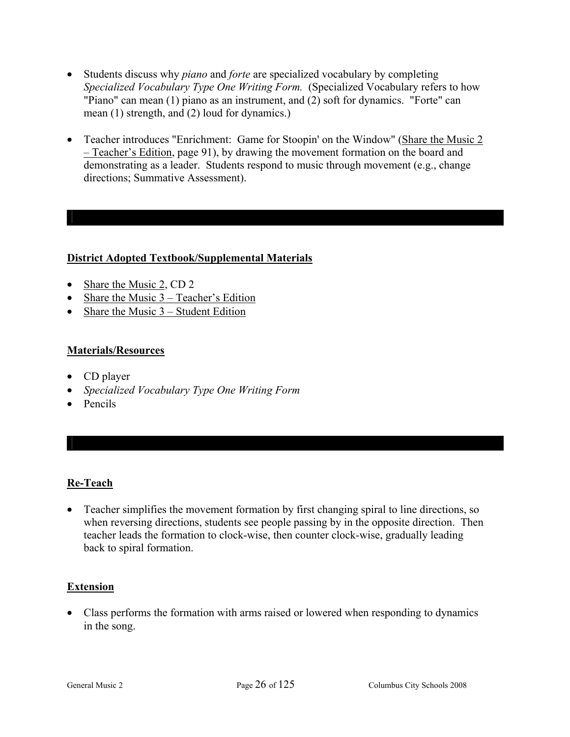- Students discuss why *piano* and *forte* are specialized vocabulary by completing *Specialized Vocabulary Type One Writing Form.* (Specialized Vocabulary refers to how "Piano" can mean (1) piano as an instrument, and (2) soft for dynamics. "Forte" can mean (1) strength, and (2) loud for dynamics.)

- Teacher introduces "Enrichment: Game for Stoopin' on the Window" (Share the Music 2 – Teacher's Edition, page 91), by drawing the movement formation on the board and demonstrating as a leader. Students respond to music through movement (e.g., change directions; Summative Assessment).

**District Adopted Textbook/Supplemental Materials**

- Share the Music 2, CD 2
- Share the Music 3 – Teacher's Edition
- Share the Music 3 – Student Edition

**Materials/Resources**

- CD player
- *Specialized Vocabulary Type One Writing Form*
- Pencils

**Re-Teach**

- Teacher simplifies the movement formation by first changing spiral to line directions, so when reversing directions, students see people passing by in the opposite direction. Then teacher leads the formation to clock-wise, then counter clock-wise, gradually leading back to spiral formation.

**Extension**

- Class performs the formation with arms raised or lowered when responding to dynamics in the song.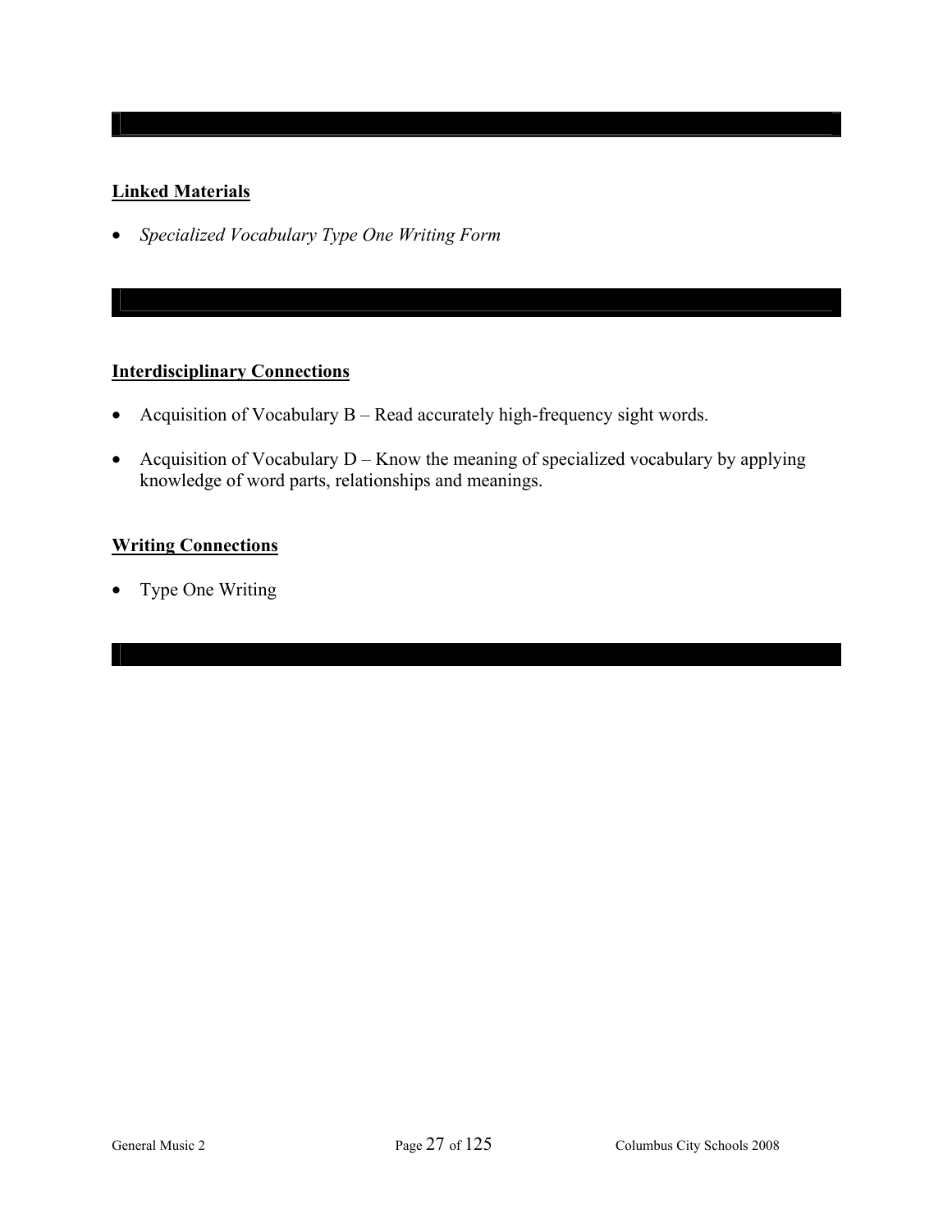**Linked Materials**

- *Specialized Vocabulary Type One Writing Form*

**Interdisciplinary Connections**

- Acquisition of Vocabulary B – Read accurately high-frequency sight words.
- Acquisition of Vocabulary D – Know the meaning of specialized vocabulary by applying knowledge of word parts, relationships and meanings.

**Writing Connections**

- Type One Writing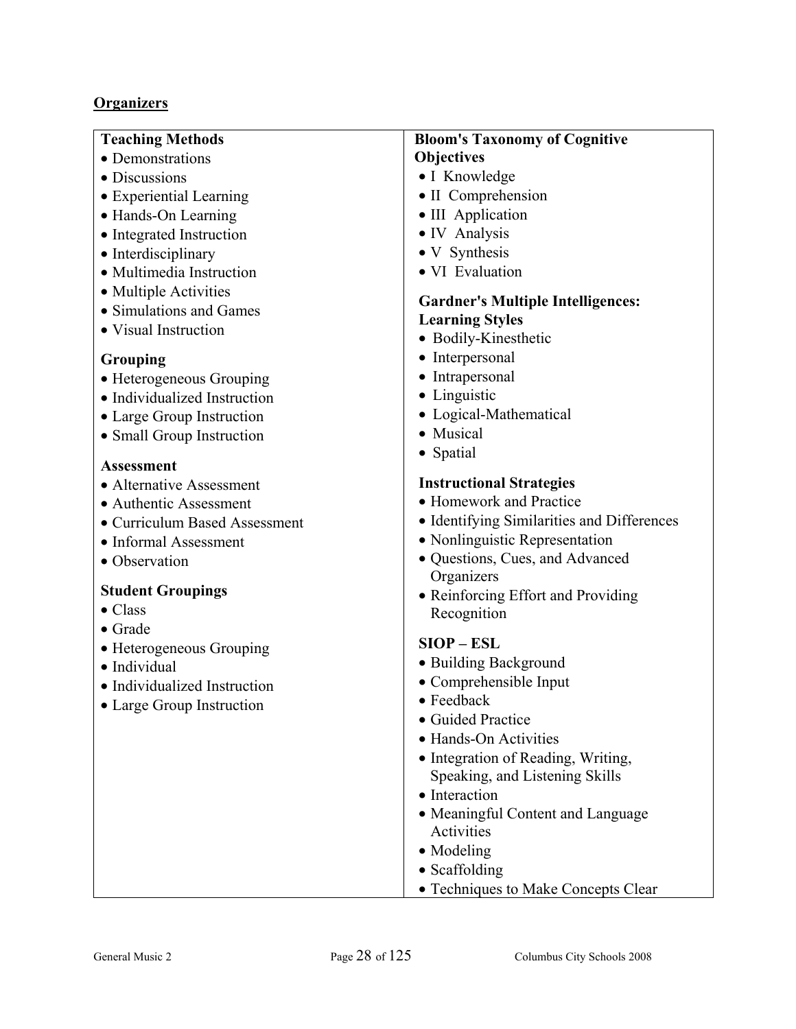## Organizers

**Teaching Methods**
- Demonstrations
- Discussions
- Experiential Learning
- Hands-On Learning
- Integrated Instruction
- Interdisciplinary
- Multimedia Instruction
- Multiple Activities
- Simulations and Games
- Visual Instruction

**Grouping**
- Heterogeneous Grouping
- Individualized Instruction
- Large Group Instruction
- Small Group Instruction

**Assessment**
- Alternative Assessment
- Authentic Assessment
- Curriculum Based Assessment
- Informal Assessment
- Observation

**Student Groupings**
- Class
- Grade
- Heterogeneous Grouping
- Individual
- Individualized Instruction
- Large Group Instruction

**Bloom's Taxonomy of Cognitive Objectives**
- I Knowledge
- II Comprehension
- III Application
- IV Analysis
- V Synthesis
- VI Evaluation

**Gardner's Multiple Intelligences: Learning Styles**
- Bodily-Kinesthetic
- Interpersonal
- Intrapersonal
- Linguistic
- Logical-Mathematical
- Musical
- Spatial

**Instructional Strategies**
- Homework and Practice
- Identifying Similarities and Differences
- Nonlinguistic Representation
- Questions, Cues, and Advanced Organizers
- Reinforcing Effort and Providing Recognition

**SIOP – ESL**
- Building Background
- Comprehensible Input
- Feedback
- Guided Practice
- Hands-On Activities
- Integration of Reading, Writing, Speaking, and Listening Skills
- Interaction
- Meaningful Content and Language Activities
- Modeling
- Scaffolding
- Techniques to Make Concepts Clear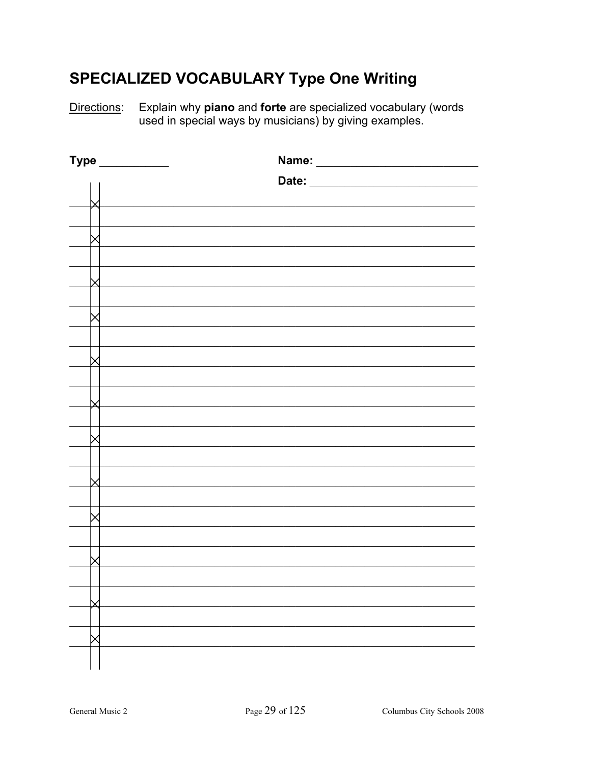## SPECIALIZED VOCABULARY Type One Writing

Directions: Explain why **piano** and **forte** are specialized vocabulary (words used in special ways by musicians) by giving examples.

**Type** ___________ **Name:** _________________________

**Date:** __________________________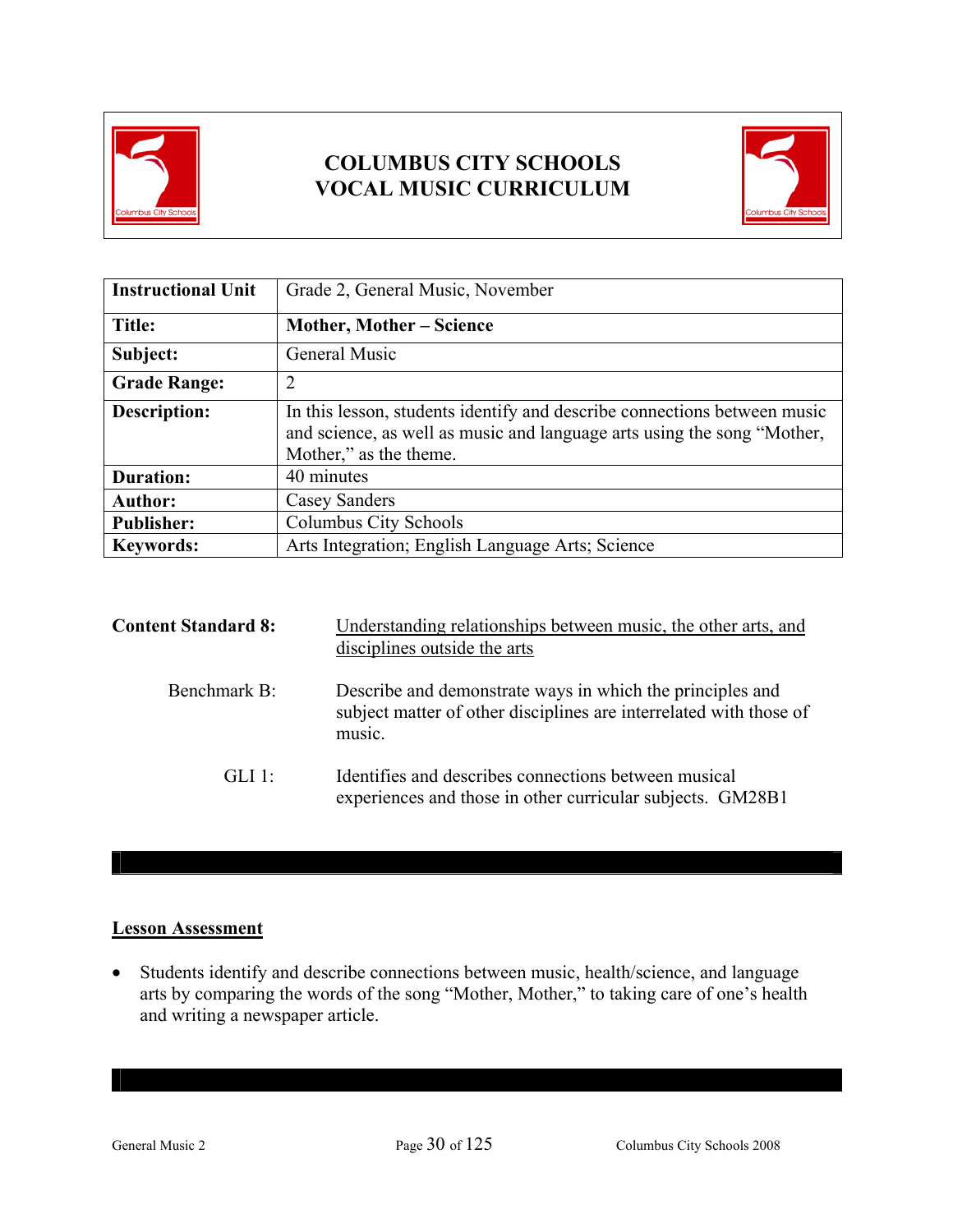# COLUMBUS CITY SCHOOLS
# VOCAL MUSIC CURRICULUM

| Instructional Unit | Grade 2, General Music, November |
|---|---|
| **Title:** | **Mother, Mother – Science** |
| **Subject:** | General Music |
| **Grade Range:** | 2 |
| **Description:** | In this lesson, students identify and describe connections between music and science, as well as music and language arts using the song "Mother, Mother," as the theme. |
| **Duration:** | 40 minutes |
| **Author:** | Casey Sanders |
| **Publisher:** | Columbus City Schools |
| **Keywords:** | Arts Integration; English Language Arts; Science |

**Content Standard 8:** Understanding relationships between music, the other arts, and disciplines outside the arts

Benchmark B: Describe and demonstrate ways in which the principles and subject matter of other disciplines are interrelated with those of music.

GLI 1: Identifies and describes connections between musical experiences and those in other curricular subjects. GM28B1

## Lesson Assessment

- Students identify and describe connections between music, health/science, and language arts by comparing the words of the song "Mother, Mother," to taking care of one's health and writing a newspaper article.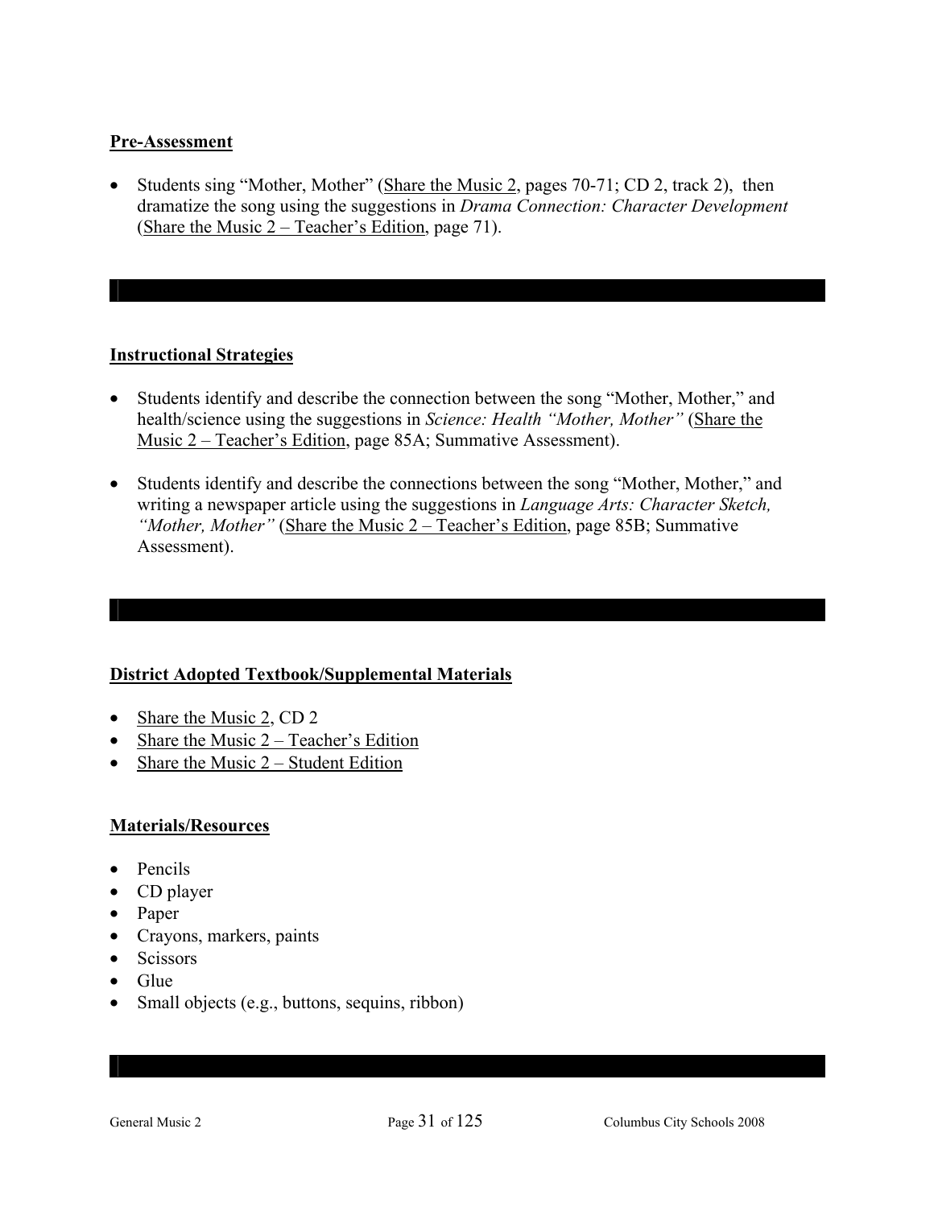## Pre-Assessment

- Students sing "Mother, Mother" (Share the Music 2, pages 70-71; CD 2, track 2), then dramatize the song using the suggestions in *Drama Connection: Character Development* (Share the Music 2 – Teacher's Edition, page 71).

## Instructional Strategies

- Students identify and describe the connection between the song "Mother, Mother," and health/science using the suggestions in *Science: Health "Mother, Mother"* (Share the Music 2 – Teacher's Edition, page 85A; Summative Assessment).
- Students identify and describe the connections between the song "Mother, Mother," and writing a newspaper article using the suggestions in *Language Arts: Character Sketch, "Mother, Mother"* (Share the Music 2 – Teacher's Edition, page 85B; Summative Assessment).

## District Adopted Textbook/Supplemental Materials

- Share the Music 2, CD 2
- Share the Music 2 – Teacher's Edition
- Share the Music 2 – Student Edition

## Materials/Resources

- Pencils
- CD player
- Paper
- Crayons, markers, paints
- Scissors
- Glue
- Small objects (e.g., buttons, sequins, ribbon)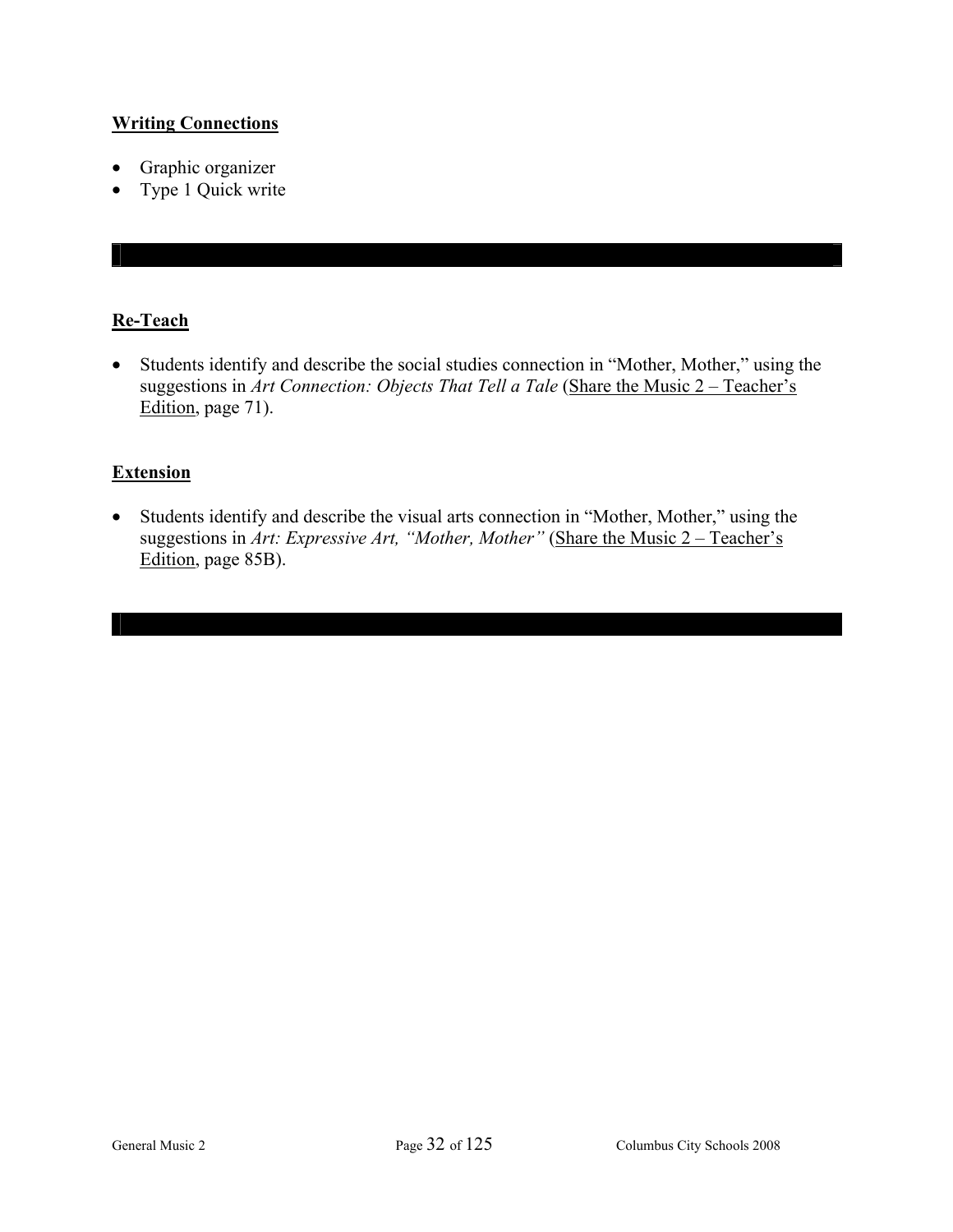**Writing Connections**

- Graphic organizer
- Type 1 Quick write

**Re-Teach**

- Students identify and describe the social studies connection in "Mother, Mother," using the suggestions in *Art Connection: Objects That Tell a Tale* (Share the Music 2 – Teacher's Edition, page 71).

**Extension**

- Students identify and describe the visual arts connection in "Mother, Mother," using the suggestions in *Art: Expressive Art, "Mother, Mother"* (Share the Music 2 – Teacher's Edition, page 85B).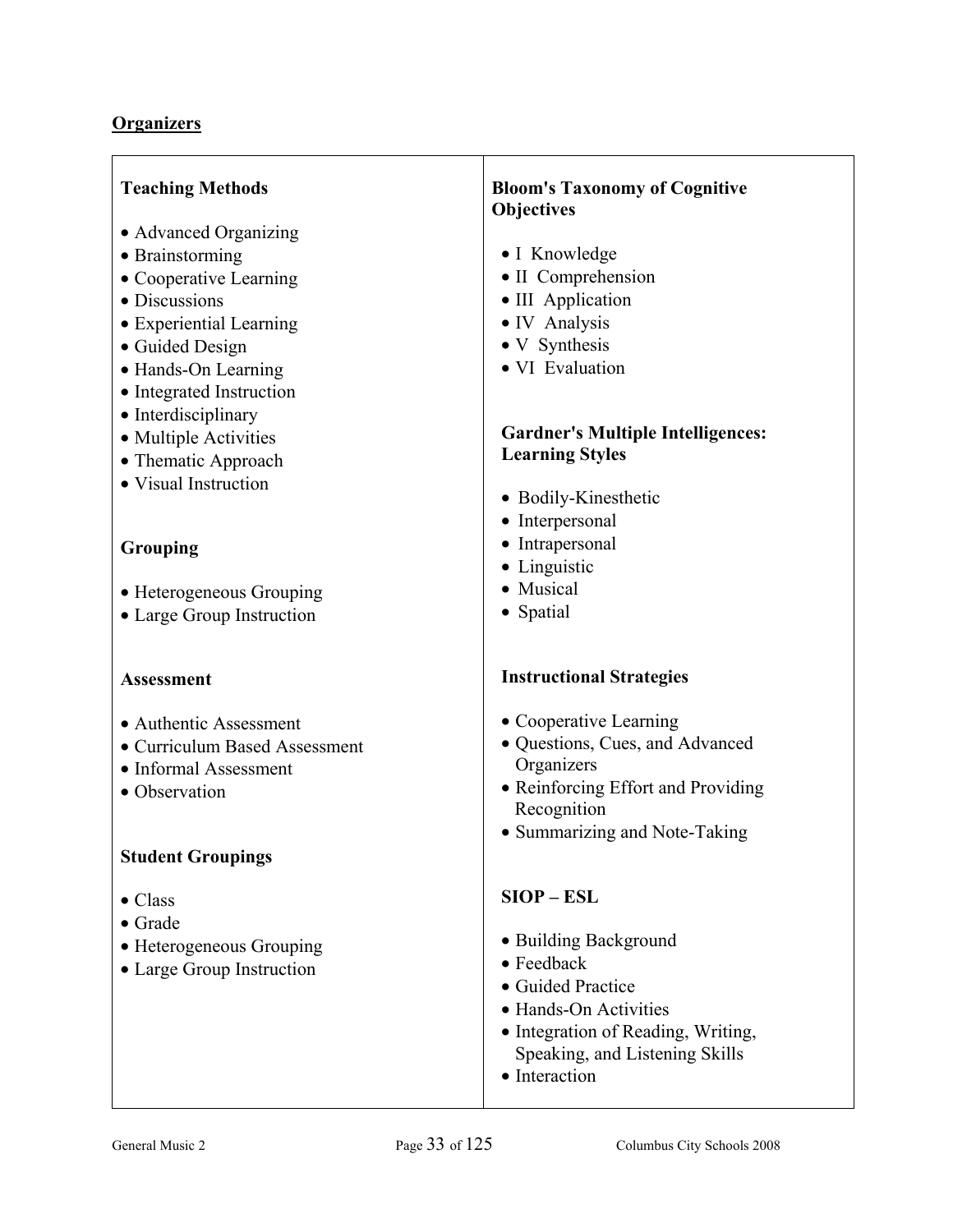## Organizers

### Teaching Methods

- Advanced Organizing
- Brainstorming
- Cooperative Learning
- Discussions
- Experiential Learning
- Guided Design
- Hands-On Learning
- Integrated Instruction
- Interdisciplinary
- Multiple Activities
- Thematic Approach
- Visual Instruction

### Grouping

- Heterogeneous Grouping
- Large Group Instruction

### Assessment

- Authentic Assessment
- Curriculum Based Assessment
- Informal Assessment
- Observation

### Student Groupings

- Class
- Grade
- Heterogeneous Grouping
- Large Group Instruction

### Bloom's Taxonomy of Cognitive Objectives

- I Knowledge
- II Comprehension
- III Application
- IV Analysis
- V Synthesis
- VI Evaluation

### Gardner's Multiple Intelligences: Learning Styles

- Bodily-Kinesthetic
- Interpersonal
- Intrapersonal
- Linguistic
- Musical
- Spatial

### Instructional Strategies

- Cooperative Learning
- Questions, Cues, and Advanced Organizers
- Reinforcing Effort and Providing Recognition
- Summarizing and Note-Taking

### SIOP – ESL

- Building Background
- Feedback
- Guided Practice
- Hands-On Activities
- Integration of Reading, Writing, Speaking, and Listening Skills
- Interaction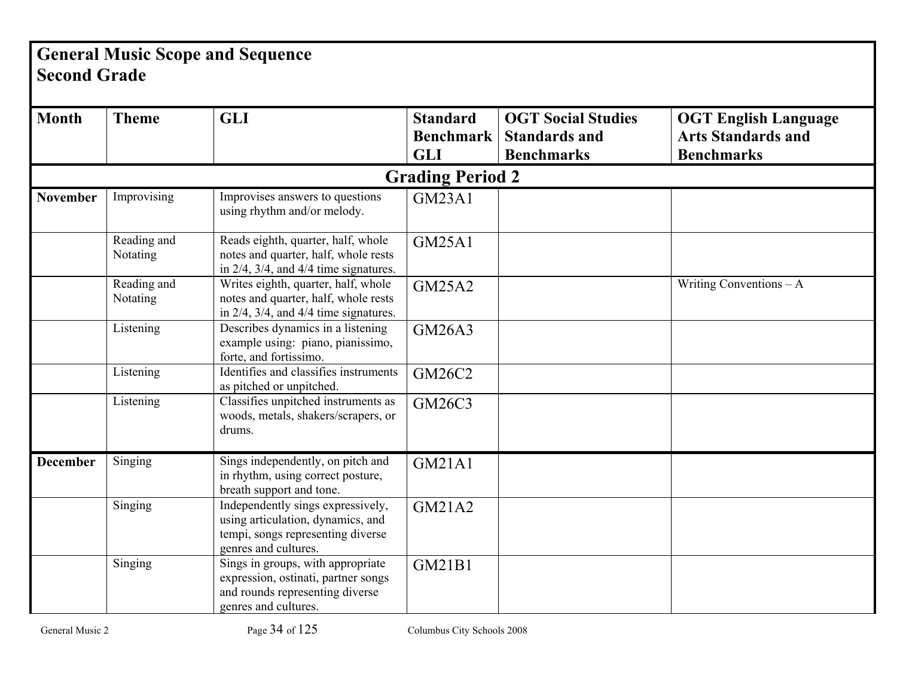# General Music Scope and Sequence
## Second Grade

| Month | Theme | GLI | Standard Benchmark GLI | OGT Social Studies Standards and Benchmarks | OGT English Language Arts Standards and Benchmarks |
|---|---|---|---|---|---|
| **Grading Period 2** | | | | | |
| **November** | Improvising | Improvises answers to questions using rhythm and/or melody. | GM23A1 | | |
| | Reading and Notating | Reads eighth, quarter, half, whole notes and quarter, half, whole rests in 2/4, 3/4, and 4/4 time signatures. | GM25A1 | | |
| | Reading and Notating | Writes eighth, quarter, half, whole notes and quarter, half, whole rests in 2/4, 3/4, and 4/4 time signatures. | GM25A2 | | Writing Conventions – A |
| | Listening | Describes dynamics in a listening example using: piano, pianissimo, forte, and fortissimo. | GM26A3 | | |
| | Listening | Identifies and classifies instruments as pitched or unpitched. | GM26C2 | | |
| | Listening | Classifies unpitched instruments as woods, metals, shakers/scrapers, or drums. | GM26C3 | | |
| **December** | Singing | Sings independently, on pitch and in rhythm, using correct posture, breath support and tone. | GM21A1 | | |
| | Singing | Independently sings expressively, using articulation, dynamics, and tempi, songs representing diverse genres and cultures. | GM21A2 | | |
| | Singing | Sings in groups, with appropriate expression, ostinati, partner songs and rounds representing diverse genres and cultures. | GM21B1 | | |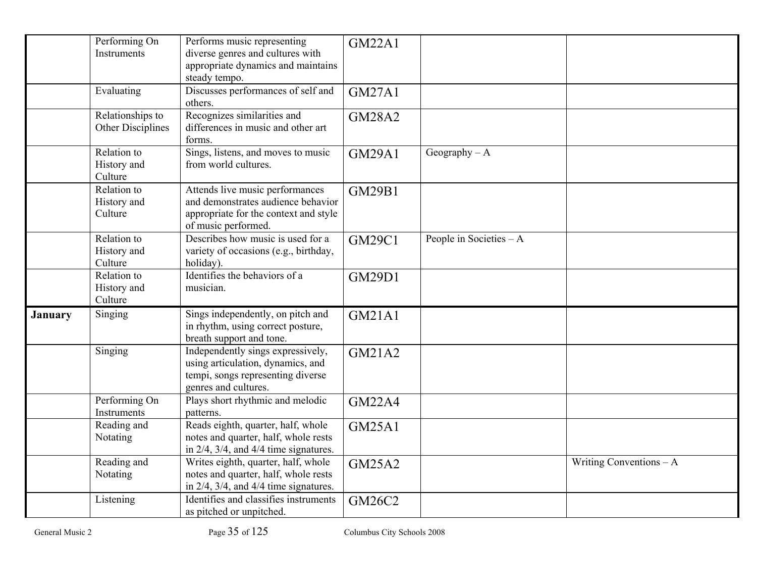| | | | | | |
|---|---|---|---|---|---|
| | Performing On Instruments | Performs music representing diverse genres and cultures with appropriate dynamics and maintains steady tempo. | GM22A1 | | |
| | Evaluating | Discusses performances of self and others. | GM27A1 | | |
| | Relationships to Other Disciplines | Recognizes similarities and differences in music and other art forms. | GM28A2 | | |
| | Relation to History and Culture | Sings, listens, and moves to music from world cultures. | GM29A1 | Geography – A | |
| | Relation to History and Culture | Attends live music performances and demonstrates audience behavior appropriate for the context and style of music performed. | GM29B1 | | |
| | Relation to History and Culture | Describes how music is used for a variety of occasions (e.g., birthday, holiday). | GM29C1 | People in Societies – A | |
| | Relation to History and Culture | Identifies the behaviors of a musician. | GM29D1 | | |
| **January** | Singing | Sings independently, on pitch and in rhythm, using correct posture, breath support and tone. | GM21A1 | | |
| | Singing | Independently sings expressively, using articulation, dynamics, and tempi, songs representing diverse genres and cultures. | GM21A2 | | |
| | Performing On Instruments | Plays short rhythmic and melodic patterns. | GM22A4 | | |
| | Reading and Notating | Reads eighth, quarter, half, whole notes and quarter, half, whole rests in 2/4, 3/4, and 4/4 time signatures. | GM25A1 | | |
| | Reading and Notating | Writes eighth, quarter, half, whole notes and quarter, half, whole rests in 2/4, 3/4, and 4/4 time signatures. | GM25A2 | | Writing Conventions – A |
| | Listening | Identifies and classifies instruments as pitched or unpitched. | GM26C2 | | |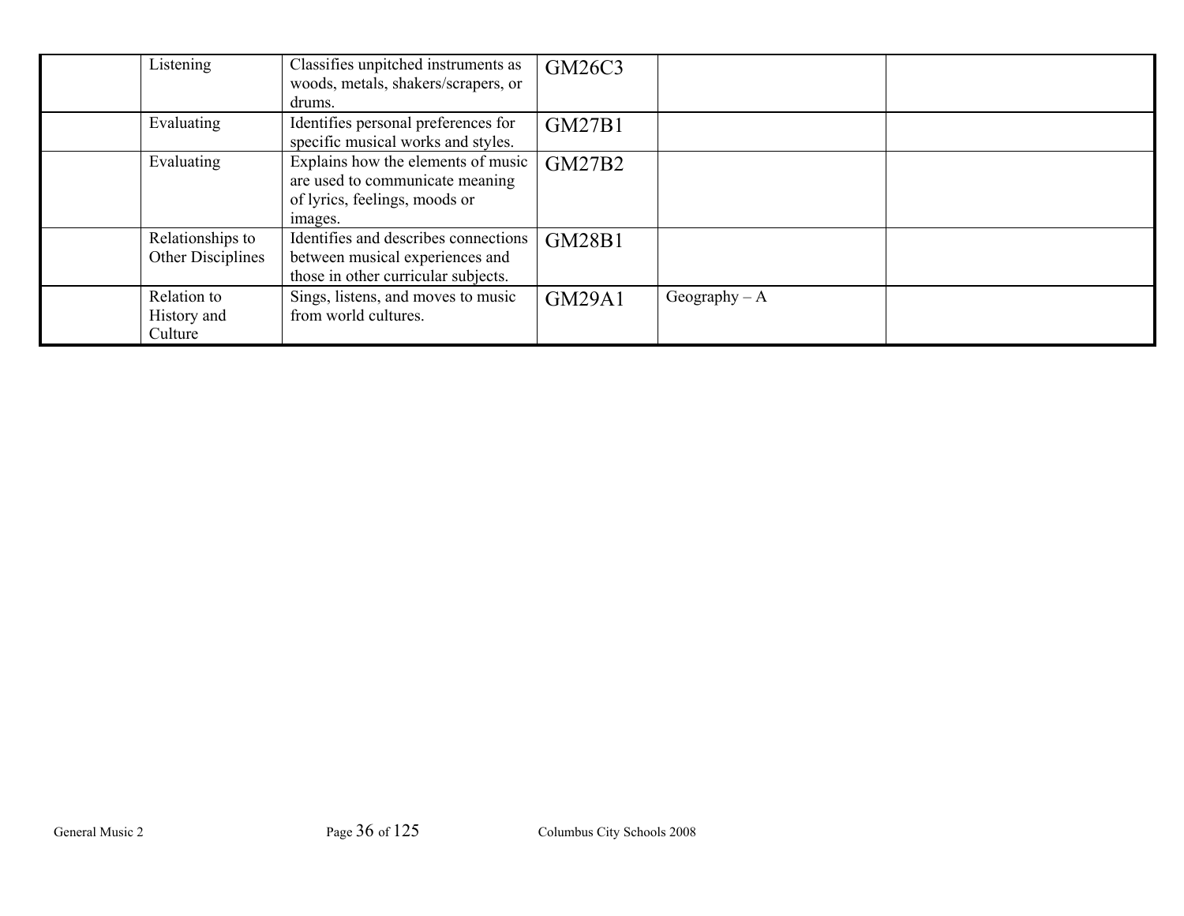| | | | | | |
|---|---|---|---|---|---|
| | Listening | Classifies unpitched instruments as woods, metals, shakers/scrapers, or drums. | GM26C3 | | |
| | Evaluating | Identifies personal preferences for specific musical works and styles. | GM27B1 | | |
| | Evaluating | Explains how the elements of music are used to communicate meaning of lyrics, feelings, moods or images. | GM27B2 | | |
| | Relationships to Other Disciplines | Identifies and describes connections between musical experiences and those in other curricular subjects. | GM28B1 | | |
| | Relation to History and Culture | Sings, listens, and moves to music from world cultures. | GM29A1 | Geography – A | |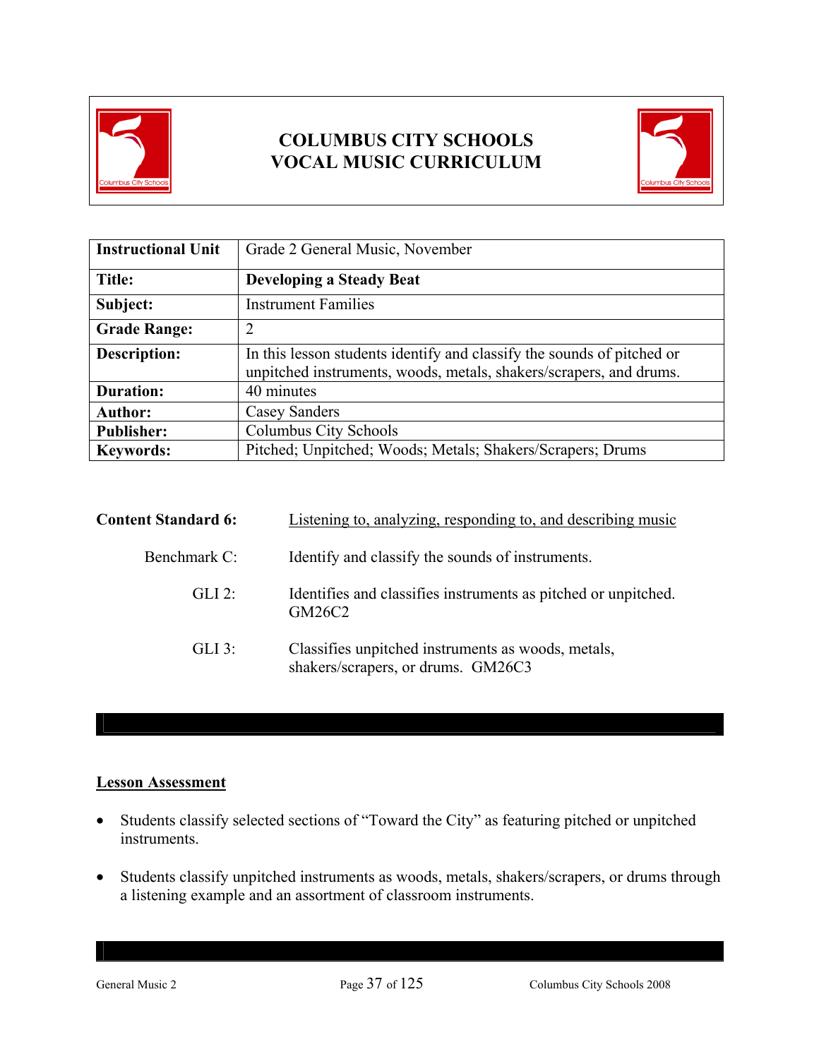# COLUMBUS CITY SCHOOLS
# VOCAL MUSIC CURRICULUM

| **Instructional Unit** | Grade 2 General Music, November |
|---|---|
| **Title:** | **Developing a Steady Beat** |
| **Subject:** | Instrument Families |
| **Grade Range:** | 2 |
| **Description:** | In this lesson students identify and classify the sounds of pitched or unpitched instruments, woods, metals, shakers/scrapers, and drums. |
| **Duration:** | 40 minutes |
| **Author:** | Casey Sanders |
| **Publisher:** | Columbus City Schools |
| **Keywords:** | Pitched; Unpitched; Woods; Metals; Shakers/Scrapers; Drums |

**Content Standard 6:** Listening to, analyzing, responding to, and describing music

Benchmark C: Identify and classify the sounds of instruments.

GLI 2: Identifies and classifies instruments as pitched or unpitched. GM26C2

GLI 3: Classifies unpitched instruments as woods, metals, shakers/scrapers, or drums. GM26C3

## Lesson Assessment

- Students classify selected sections of "Toward the City" as featuring pitched or unpitched instruments.
- Students classify unpitched instruments as woods, metals, shakers/scrapers, or drums through a listening example and an assortment of classroom instruments.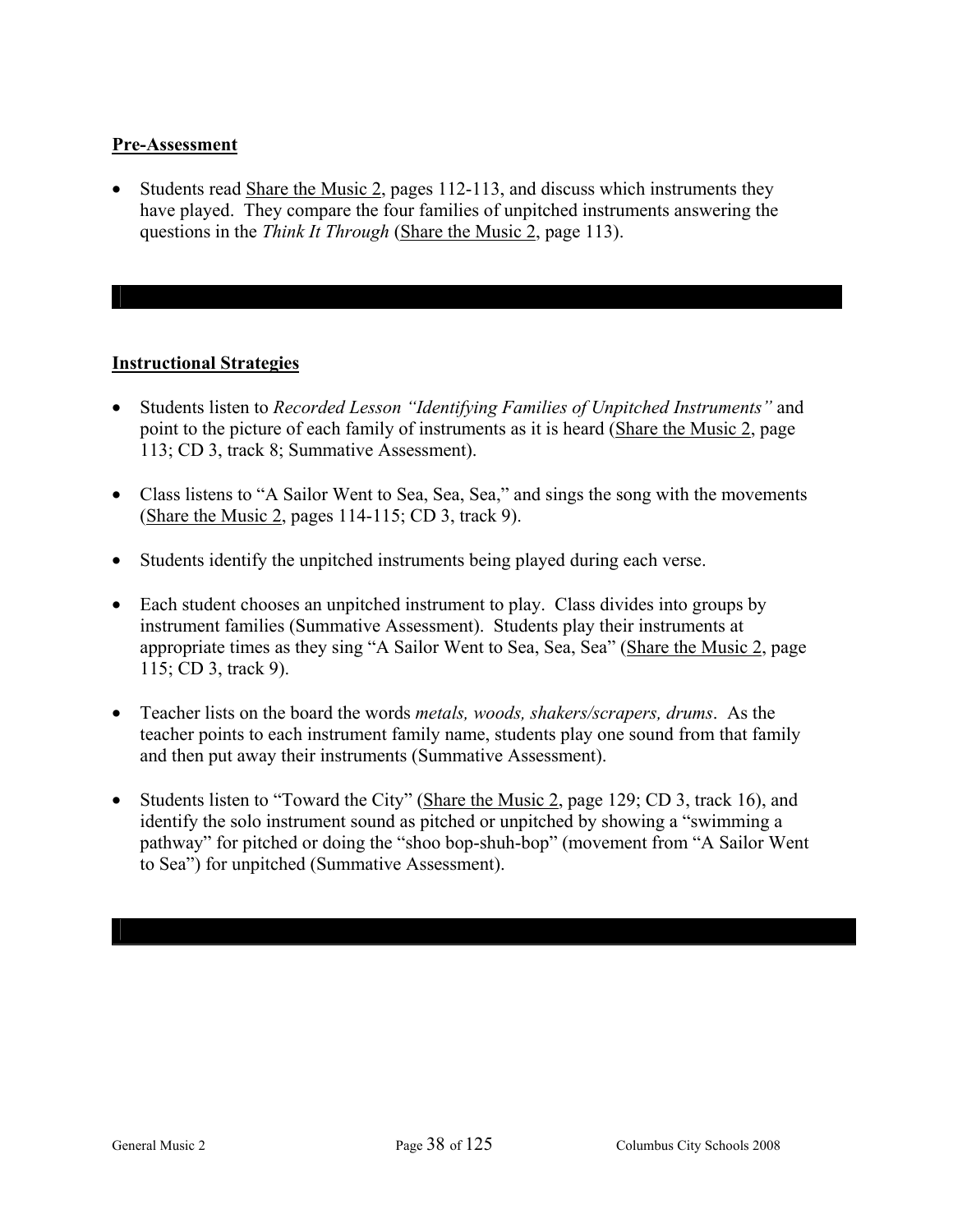**Pre-Assessment**

- Students read Share the Music 2, pages 112-113, and discuss which instruments they have played. They compare the four families of unpitched instruments answering the questions in the *Think It Through* (Share the Music 2, page 113).

**Instructional Strategies**

- Students listen to *Recorded Lesson "Identifying Families of Unpitched Instruments"* and point to the picture of each family of instruments as it is heard (Share the Music 2, page 113; CD 3, track 8; Summative Assessment).
- Class listens to "A Sailor Went to Sea, Sea, Sea," and sings the song with the movements (Share the Music 2, pages 114-115; CD 3, track 9).
- Students identify the unpitched instruments being played during each verse.
- Each student chooses an unpitched instrument to play. Class divides into groups by instrument families (Summative Assessment). Students play their instruments at appropriate times as they sing "A Sailor Went to Sea, Sea, Sea" (Share the Music 2, page 115; CD 3, track 9).
- Teacher lists on the board the words *metals, woods, shakers/scrapers, drums*. As the teacher points to each instrument family name, students play one sound from that family and then put away their instruments (Summative Assessment).
- Students listen to "Toward the City" (Share the Music 2, page 129; CD 3, track 16), and identify the solo instrument sound as pitched or unpitched by showing a "swimming a pathway" for pitched or doing the "shoo bop-shuh-bop" (movement from "A Sailor Went to Sea") for unpitched (Summative Assessment).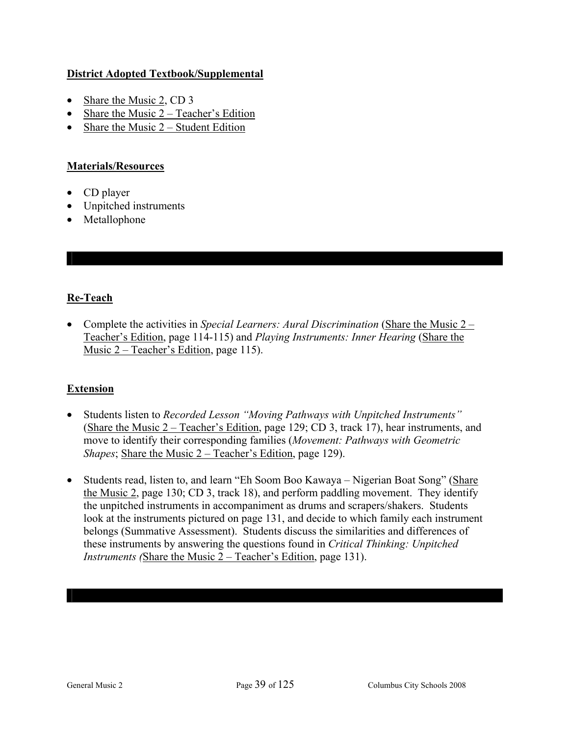**District Adopted Textbook/Supplemental**

- Share the Music 2, CD 3
- Share the Music 2 – Teacher's Edition
- Share the Music 2 – Student Edition

**Materials/Resources**

- CD player
- Unpitched instruments
- Metallophone

**Re-Teach**

- Complete the activities in *Special Learners: Aural Discrimination* (Share the Music 2 – Teacher's Edition, page 114-115) and *Playing Instruments: Inner Hearing* (Share the Music 2 – Teacher's Edition, page 115).

**Extension**

- Students listen to *Recorded Lesson "Moving Pathways with Unpitched Instruments"* (Share the Music 2 – Teacher's Edition, page 129; CD 3, track 17), hear instruments, and move to identify their corresponding families (*Movement: Pathways with Geometric Shapes*; Share the Music 2 – Teacher's Edition, page 129).
- Students read, listen to, and learn "Eh Soom Boo Kawaya – Nigerian Boat Song" (Share the Music 2, page 130; CD 3, track 18), and perform paddling movement. They identify the unpitched instruments in accompaniment as drums and scrapers/shakers. Students look at the instruments pictured on page 131, and decide to which family each instrument belongs (Summative Assessment). Students discuss the similarities and differences of these instruments by answering the questions found in *Critical Thinking: Unpitched Instruments (*Share the Music 2 – Teacher's Edition, page 131).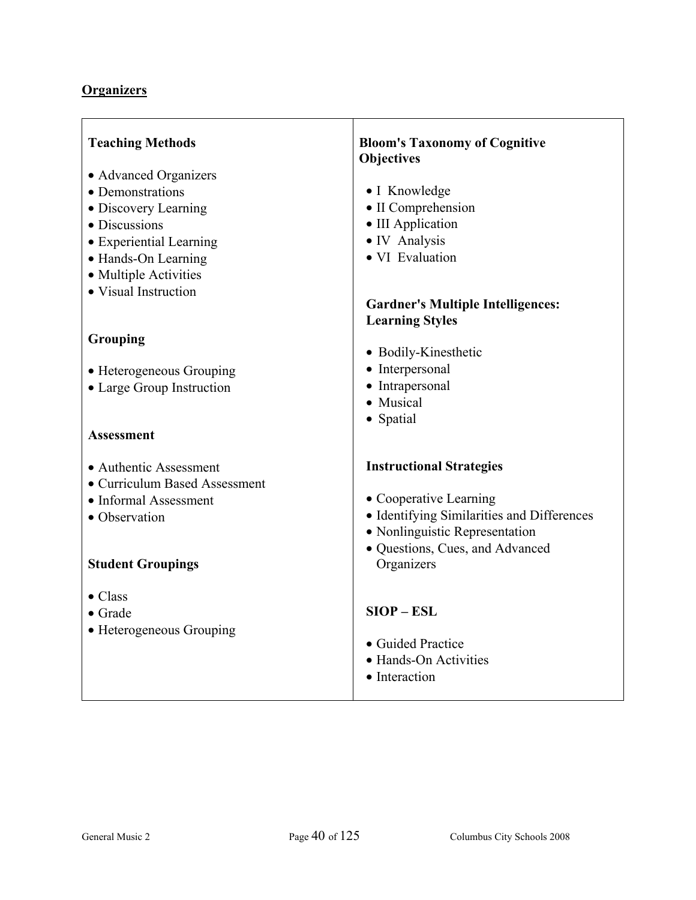## Organizers

**Teaching Methods**

- Advanced Organizers
- Demonstrations
- Discovery Learning
- Discussions
- Experiential Learning
- Hands-On Learning
- Multiple Activities
- Visual Instruction

**Grouping**

- Heterogeneous Grouping
- Large Group Instruction

**Assessment**

- Authentic Assessment
- Curriculum Based Assessment
- Informal Assessment
- Observation

**Student Groupings**

- Class
- Grade
- Heterogeneous Grouping

**Bloom's Taxonomy of Cognitive Objectives**

- I Knowledge
- II Comprehension
- III Application
- IV Analysis
- VI Evaluation

**Gardner's Multiple Intelligences: Learning Styles**

- Bodily-Kinesthetic
- Interpersonal
- Intrapersonal
- Musical
- Spatial

**Instructional Strategies**

- Cooperative Learning
- Identifying Similarities and Differences
- Nonlinguistic Representation
- Questions, Cues, and Advanced Organizers

**SIOP – ESL**

- Guided Practice
- Hands-On Activities
- Interaction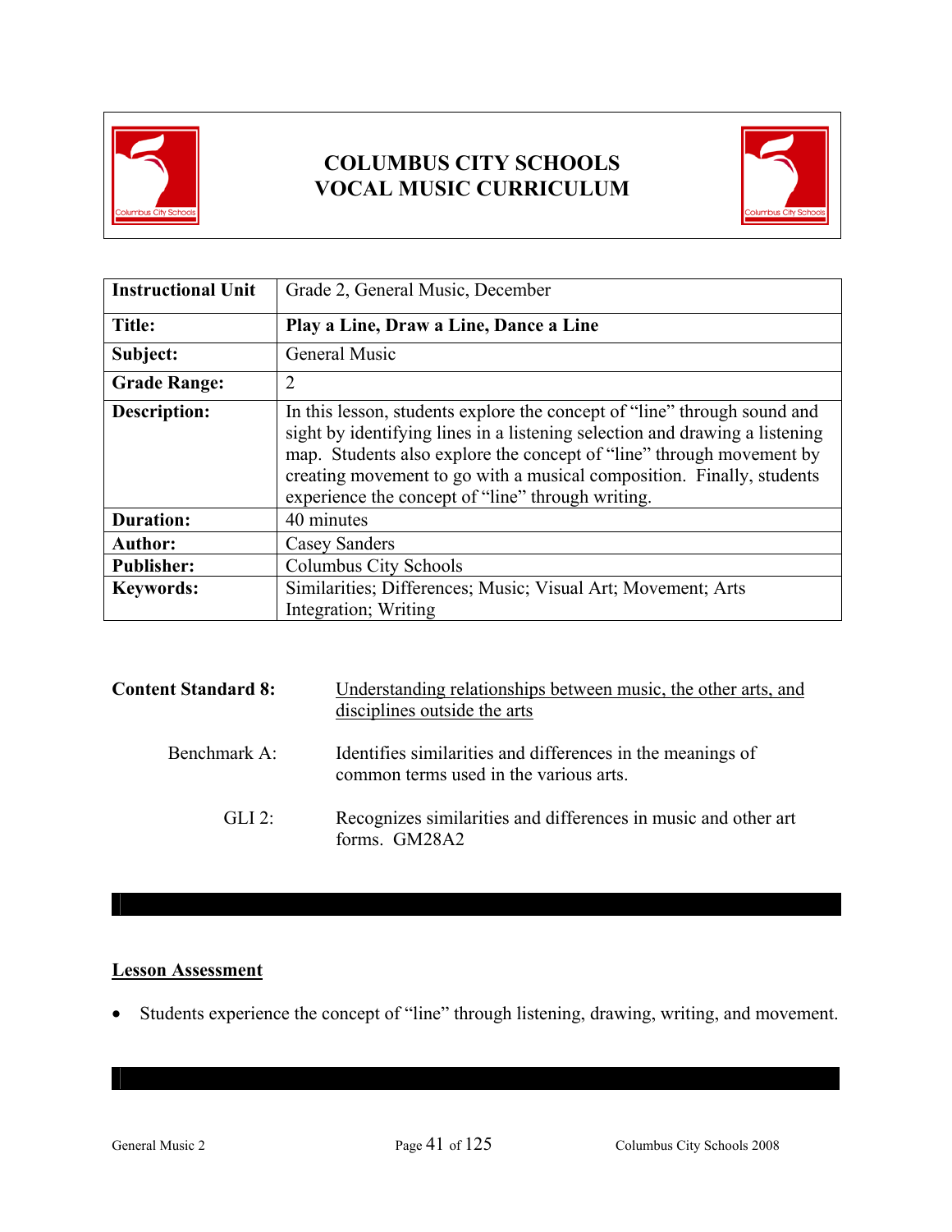# COLUMBUS CITY SCHOOLS
# VOCAL MUSIC CURRICULUM

| Instructional Unit | Grade 2, General Music, December |
|---|---|
| **Title:** | **Play a Line, Draw a Line, Dance a Line** |
| **Subject:** | General Music |
| **Grade Range:** | 2 |
| **Description:** | In this lesson, students explore the concept of "line" through sound and sight by identifying lines in a listening selection and drawing a listening map. Students also explore the concept of "line" through movement by creating movement to go with a musical composition. Finally, students experience the concept of "line" through writing. |
| **Duration:** | 40 minutes |
| **Author:** | Casey Sanders |
| **Publisher:** | Columbus City Schools |
| **Keywords:** | Similarities; Differences; Music; Visual Art; Movement; Arts Integration; Writing |

**Content Standard 8:** Understanding relationships between music, the other arts, and disciplines outside the arts

Benchmark A: Identifies similarities and differences in the meanings of common terms used in the various arts.

GLI 2: Recognizes similarities and differences in music and other art forms. GM28A2

## Lesson Assessment

- Students experience the concept of "line" through listening, drawing, writing, and movement.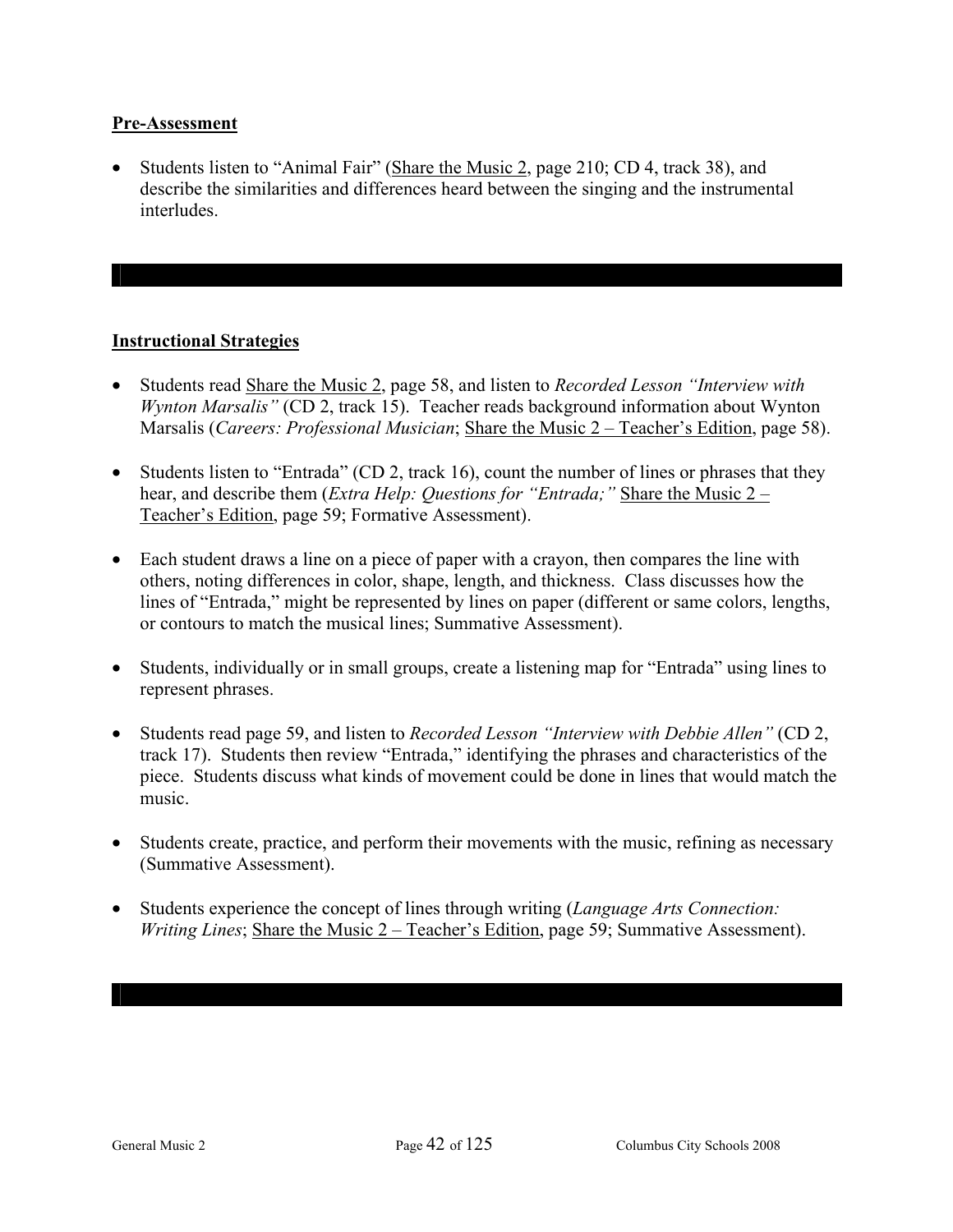**Pre-Assessment**

- Students listen to "Animal Fair" (Share the Music 2, page 210; CD 4, track 38), and describe the similarities and differences heard between the singing and the instrumental interludes.

**Instructional Strategies**

- Students read Share the Music 2, page 58, and listen to *Recorded Lesson "Interview with Wynton Marsalis"* (CD 2, track 15). Teacher reads background information about Wynton Marsalis (*Careers: Professional Musician*; Share the Music 2 – Teacher's Edition, page 58).

- Students listen to "Entrada" (CD 2, track 16), count the number of lines or phrases that they hear, and describe them (*Extra Help: Questions for "Entrada;"* Share the Music 2 – Teacher's Edition, page 59; Formative Assessment).

- Each student draws a line on a piece of paper with a crayon, then compares the line with others, noting differences in color, shape, length, and thickness. Class discusses how the lines of "Entrada," might be represented by lines on paper (different or same colors, lengths, or contours to match the musical lines; Summative Assessment).

- Students, individually or in small groups, create a listening map for "Entrada" using lines to represent phrases.

- Students read page 59, and listen to *Recorded Lesson "Interview with Debbie Allen"* (CD 2, track 17). Students then review "Entrada," identifying the phrases and characteristics of the piece. Students discuss what kinds of movement could be done in lines that would match the music.

- Students create, practice, and perform their movements with the music, refining as necessary (Summative Assessment).

- Students experience the concept of lines through writing (*Language Arts Connection: Writing Lines*; Share the Music 2 – Teacher's Edition, page 59; Summative Assessment).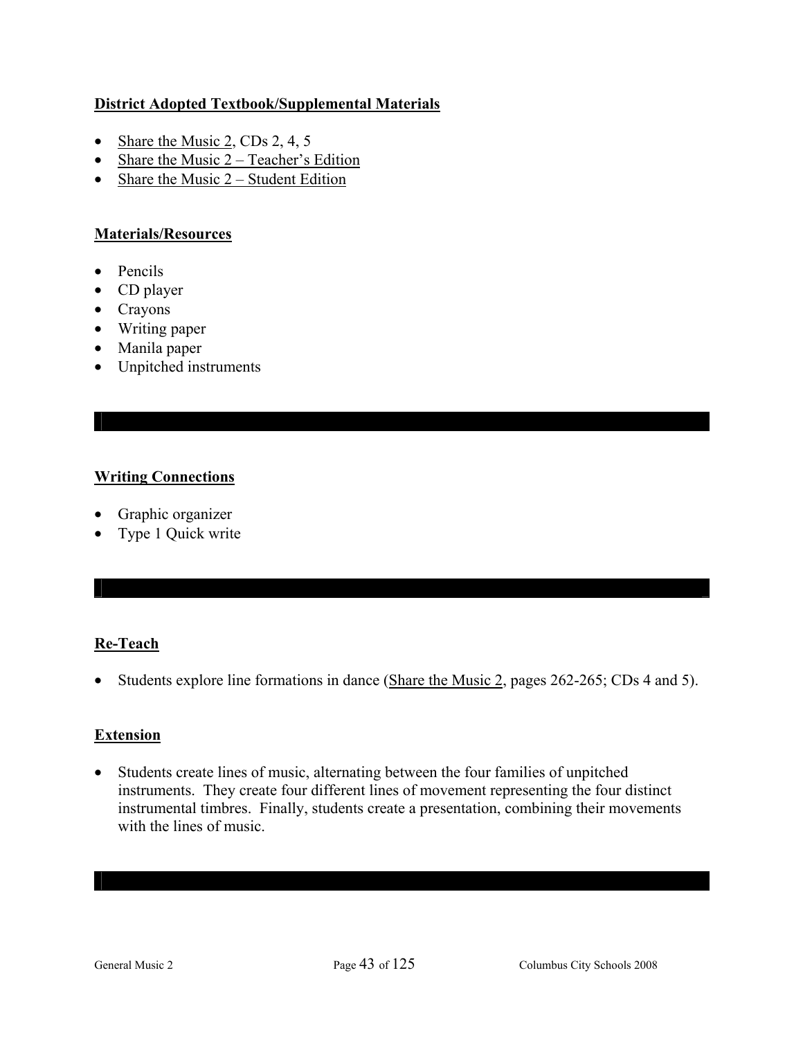**District Adopted Textbook/Supplemental Materials**

- Share the Music 2, CDs 2, 4, 5
- Share the Music 2 – Teacher's Edition
- Share the Music 2 – Student Edition

**Materials/Resources**

- Pencils
- CD player
- Crayons
- Writing paper
- Manila paper
- Unpitched instruments

**Writing Connections**

- Graphic organizer
- Type 1 Quick write

**Re-Teach**

- Students explore line formations in dance (Share the Music 2, pages 262-265; CDs 4 and 5).

**Extension**

- Students create lines of music, alternating between the four families of unpitched instruments. They create four different lines of movement representing the four distinct instrumental timbres. Finally, students create a presentation, combining their movements with the lines of music.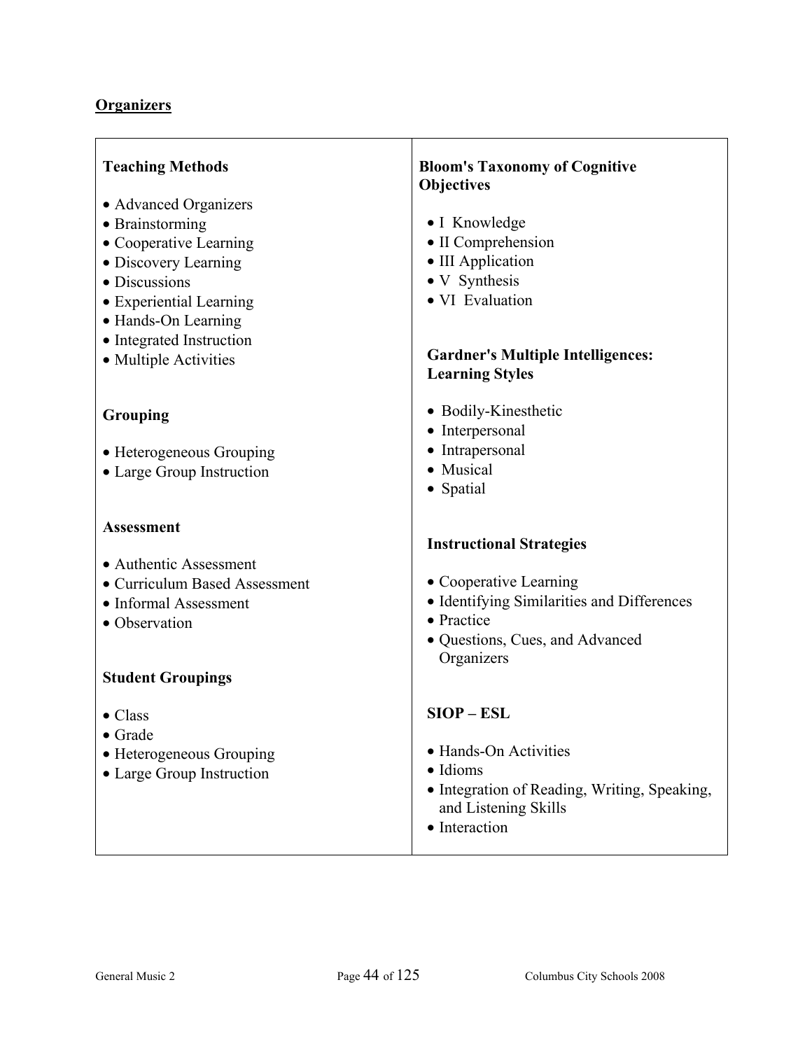## Organizers

### Teaching Methods

- Advanced Organizers
- Brainstorming
- Cooperative Learning
- Discovery Learning
- Discussions
- Experiential Learning
- Hands-On Learning
- Integrated Instruction
- Multiple Activities

### Grouping

- Heterogeneous Grouping
- Large Group Instruction

### Assessment

- Authentic Assessment
- Curriculum Based Assessment
- Informal Assessment
- Observation

### Student Groupings

- Class
- Grade
- Heterogeneous Grouping
- Large Group Instruction

### Bloom's Taxonomy of Cognitive Objectives

- I Knowledge
- II Comprehension
- III Application
- V Synthesis
- VI Evaluation

### Gardner's Multiple Intelligences: Learning Styles

- Bodily-Kinesthetic
- Interpersonal
- Intrapersonal
- Musical
- Spatial

### Instructional Strategies

- Cooperative Learning
- Identifying Similarities and Differences
- Practice
- Questions, Cues, and Advanced Organizers

### SIOP – ESL

- Hands-On Activities
- Idioms
- Integration of Reading, Writing, Speaking, and Listening Skills
- Interaction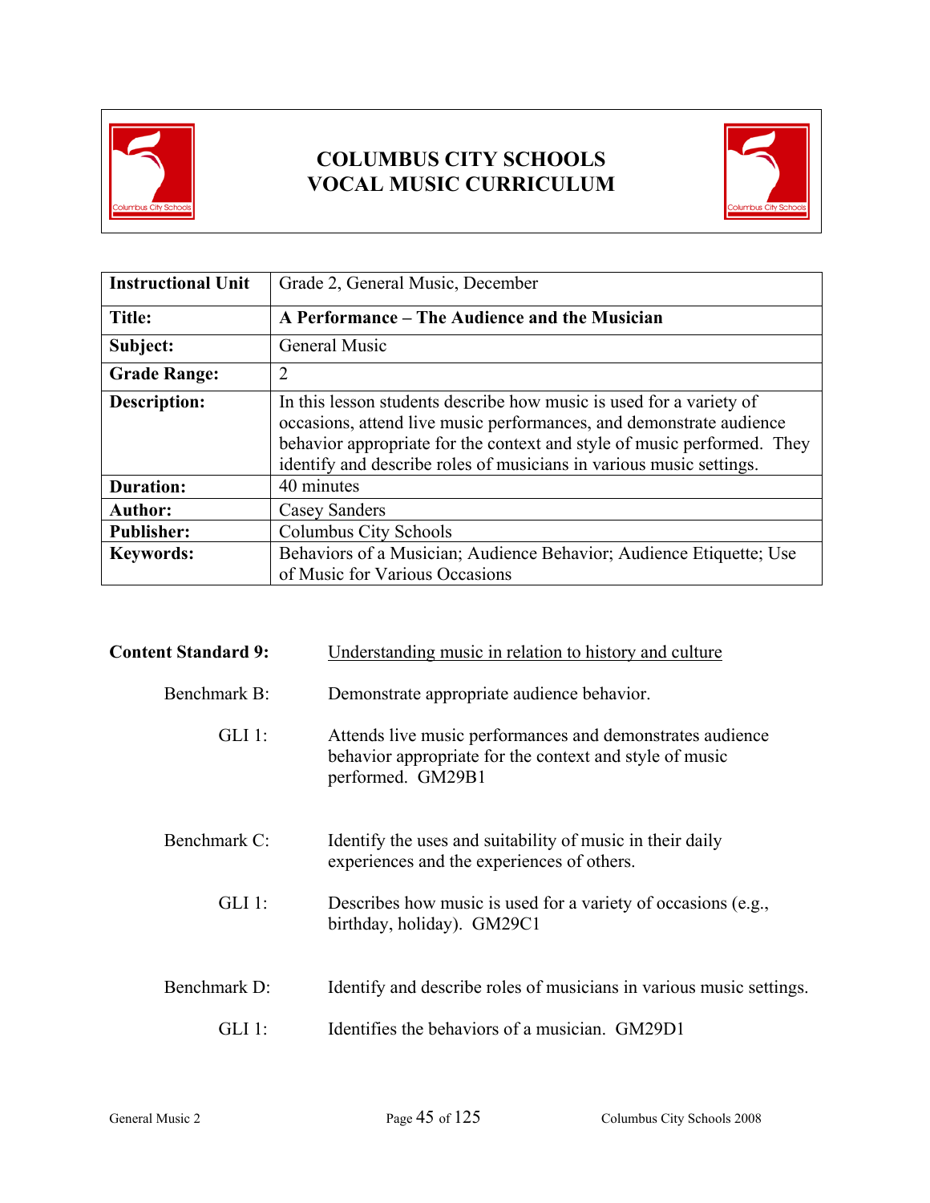# COLUMBUS CITY SCHOOLS
# VOCAL MUSIC CURRICULUM

| Instructional Unit | Grade 2, General Music, December |
|---|---|
| **Title:** | **A Performance – The Audience and the Musician** |
| **Subject:** | General Music |
| **Grade Range:** | 2 |
| **Description:** | In this lesson students describe how music is used for a variety of occasions, attend live music performances, and demonstrate audience behavior appropriate for the context and style of music performed. They identify and describe roles of musicians in various music settings. |
| **Duration:** | 40 minutes |
| **Author:** | Casey Sanders |
| **Publisher:** | Columbus City Schools |
| **Keywords:** | Behaviors of a Musician; Audience Behavior; Audience Etiquette; Use of Music for Various Occasions |

**Content Standard 9:** Understanding music in relation to history and culture

Benchmark B: Demonstrate appropriate audience behavior.

GLI 1: Attends live music performances and demonstrates audience behavior appropriate for the context and style of music performed. GM29B1

Benchmark C: Identify the uses and suitability of music in their daily experiences and the experiences of others.

GLI 1: Describes how music is used for a variety of occasions (e.g., birthday, holiday). GM29C1

Benchmark D: Identify and describe roles of musicians in various music settings.

GLI 1: Identifies the behaviors of a musician. GM29D1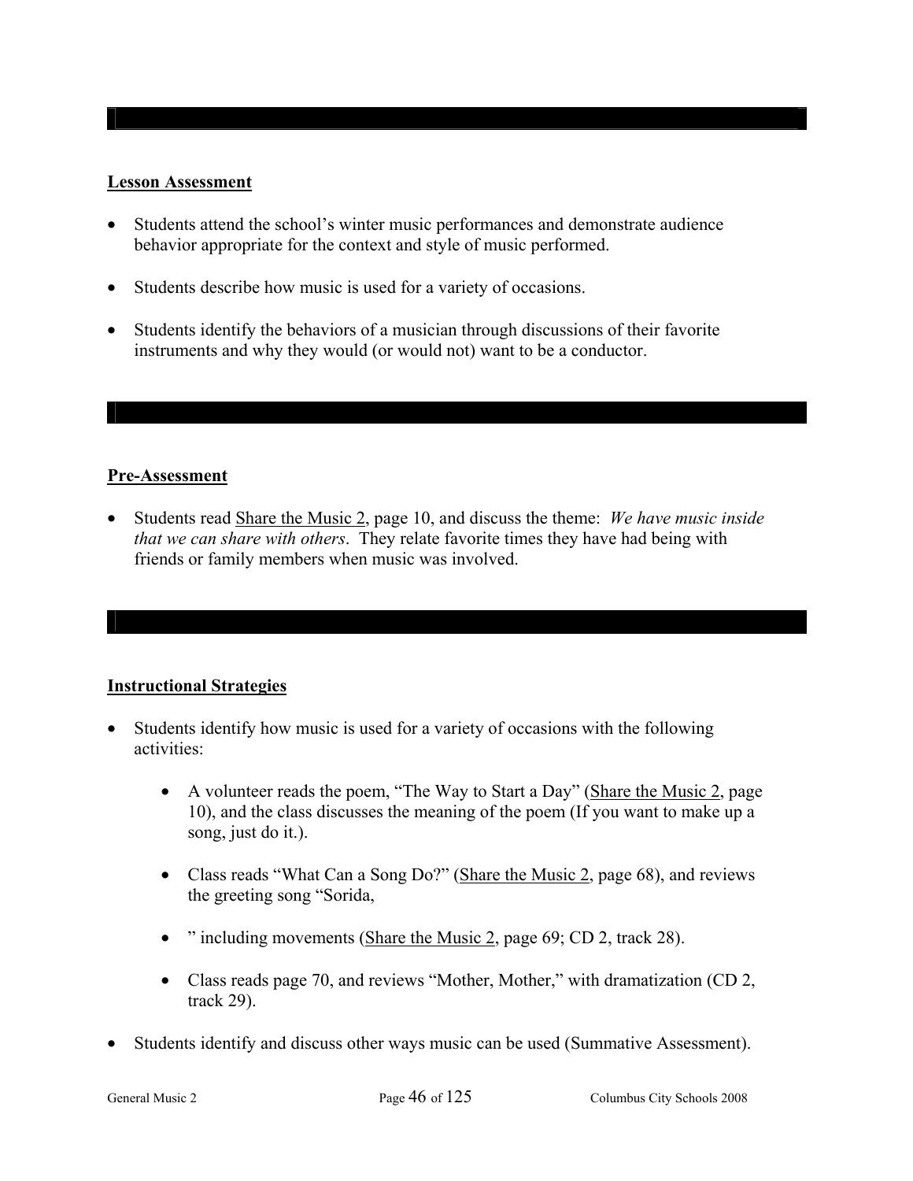## Lesson Assessment

- Students attend the school's winter music performances and demonstrate audience behavior appropriate for the context and style of music performed.
- Students describe how music is used for a variety of occasions.
- Students identify the behaviors of a musician through discussions of their favorite instruments and why they would (or would not) want to be a conductor.

## Pre-Assessment

- Students read Share the Music 2, page 10, and discuss the theme: *We have music inside that we can share with others*. They relate favorite times they have had being with friends or family members when music was involved.

## Instructional Strategies

- Students identify how music is used for a variety of occasions with the following activities:
  - A volunteer reads the poem, "The Way to Start a Day" (Share the Music 2, page 10), and the class discusses the meaning of the poem (If you want to make up a song, just do it.).
  - Class reads "What Can a Song Do?" (Share the Music 2, page 68), and reviews the greeting song "Sorida,
  - " including movements (Share the Music 2, page 69; CD 2, track 28).
  - Class reads page 70, and reviews "Mother, Mother," with dramatization (CD 2, track 29).
- Students identify and discuss other ways music can be used (Summative Assessment).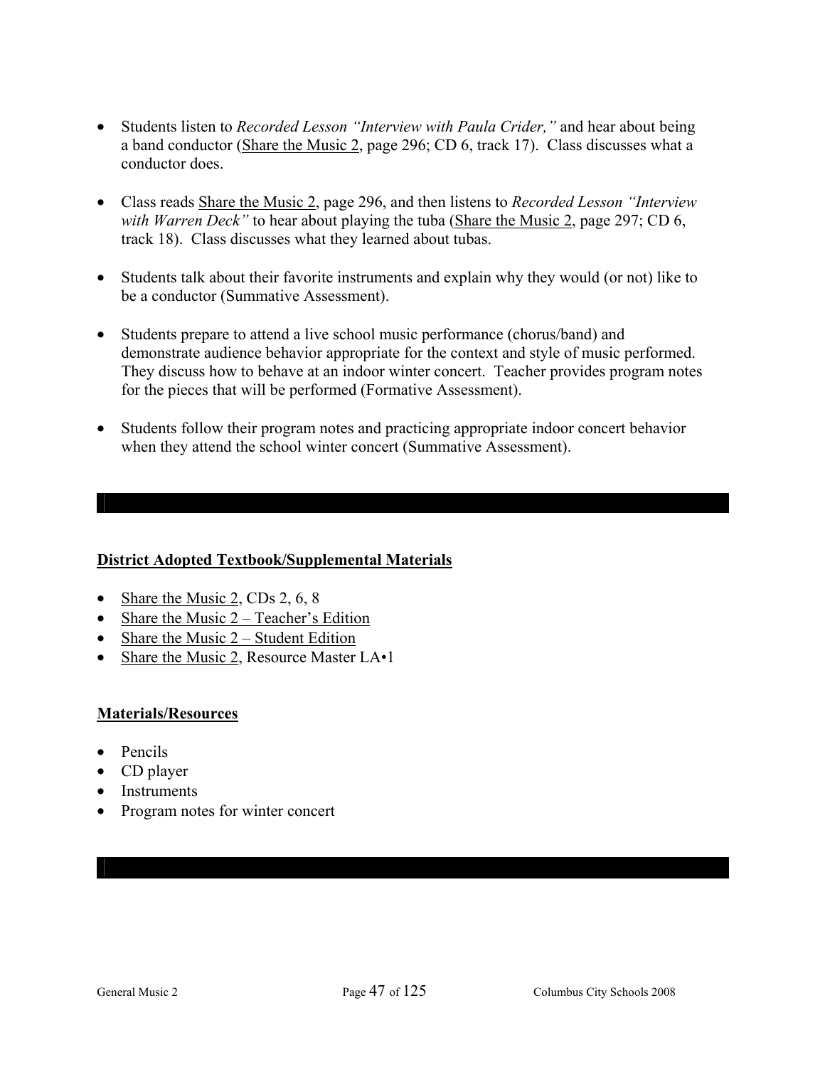- Students listen to *Recorded Lesson "Interview with Paula Crider,"* and hear about being a band conductor (Share the Music 2, page 296; CD 6, track 17). Class discusses what a conductor does.

- Class reads Share the Music 2, page 296, and then listens to *Recorded Lesson "Interview with Warren Deck"* to hear about playing the tuba (Share the Music 2, page 297; CD 6, track 18). Class discusses what they learned about tubas.

- Students talk about their favorite instruments and explain why they would (or not) like to be a conductor (Summative Assessment).

- Students prepare to attend a live school music performance (chorus/band) and demonstrate audience behavior appropriate for the context and style of music performed. They discuss how to behave at an indoor winter concert. Teacher provides program notes for the pieces that will be performed (Formative Assessment).

- Students follow their program notes and practicing appropriate indoor concert behavior when they attend the school winter concert (Summative Assessment).

**District Adopted Textbook/Supplemental Materials**

- Share the Music 2, CDs 2, 6, 8
- Share the Music 2 – Teacher's Edition
- Share the Music 2 – Student Edition
- Share the Music 2, Resource Master LA•1

**Materials/Resources**

- Pencils
- CD player
- Instruments
- Program notes for winter concert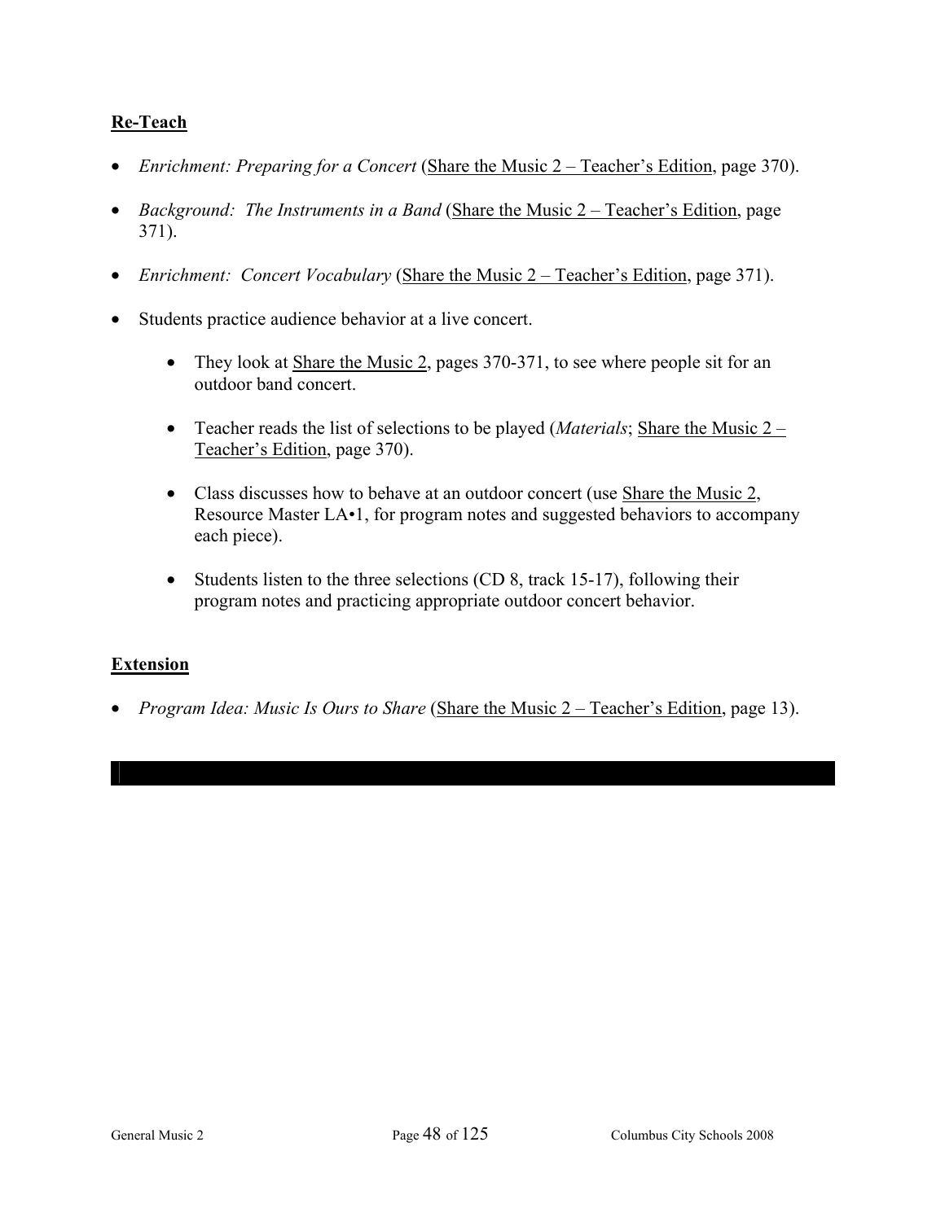## Re-Teach

- *Enrichment: Preparing for a Concert* (Share the Music 2 – Teacher's Edition, page 370).
- *Background: The Instruments in a Band* (Share the Music 2 – Teacher's Edition, page 371).
- *Enrichment: Concert Vocabulary* (Share the Music 2 – Teacher's Edition, page 371).
- Students practice audience behavior at a live concert.
    - They look at Share the Music 2, pages 370-371, to see where people sit for an outdoor band concert.
    - Teacher reads the list of selections to be played (*Materials*; Share the Music 2 – Teacher's Edition, page 370).
    - Class discusses how to behave at an outdoor concert (use Share the Music 2, Resource Master LA•1, for program notes and suggested behaviors to accompany each piece).
    - Students listen to the three selections (CD 8, track 15-17), following their program notes and practicing appropriate outdoor concert behavior.

## Extension

- *Program Idea: Music Is Ours to Share* (Share the Music 2 – Teacher's Edition, page 13).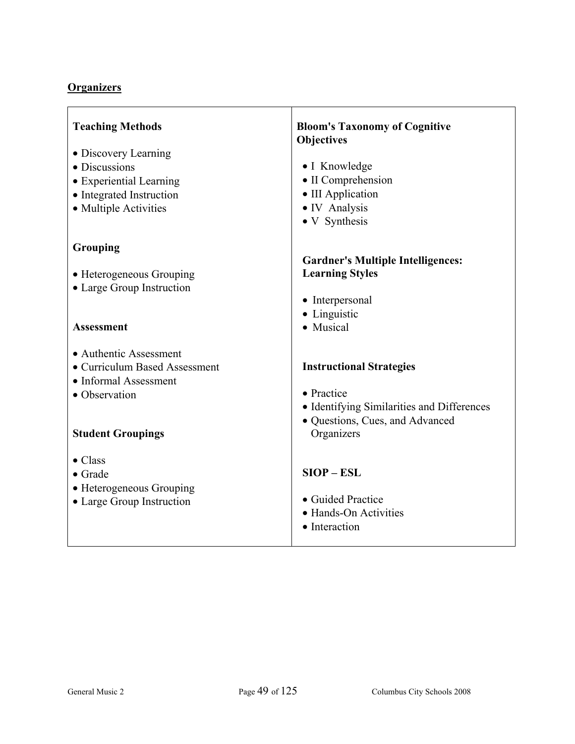## Organizers

**Teaching Methods**

- Discovery Learning
- Discussions
- Experiential Learning
- Integrated Instruction
- Multiple Activities

**Grouping**

- Heterogeneous Grouping
- Large Group Instruction

**Assessment**

- Authentic Assessment
- Curriculum Based Assessment
- Informal Assessment
- Observation

**Student Groupings**

- Class
- Grade
- Heterogeneous Grouping
- Large Group Instruction

**Bloom's Taxonomy of Cognitive Objectives**

- I Knowledge
- II Comprehension
- III Application
- IV Analysis
- V Synthesis

**Gardner's Multiple Intelligences: Learning Styles**

- Interpersonal
- Linguistic
- Musical

**Instructional Strategies**

- Practice
- Identifying Similarities and Differences
- Questions, Cues, and Advanced Organizers

**SIOP – ESL**

- Guided Practice
- Hands-On Activities
- Interaction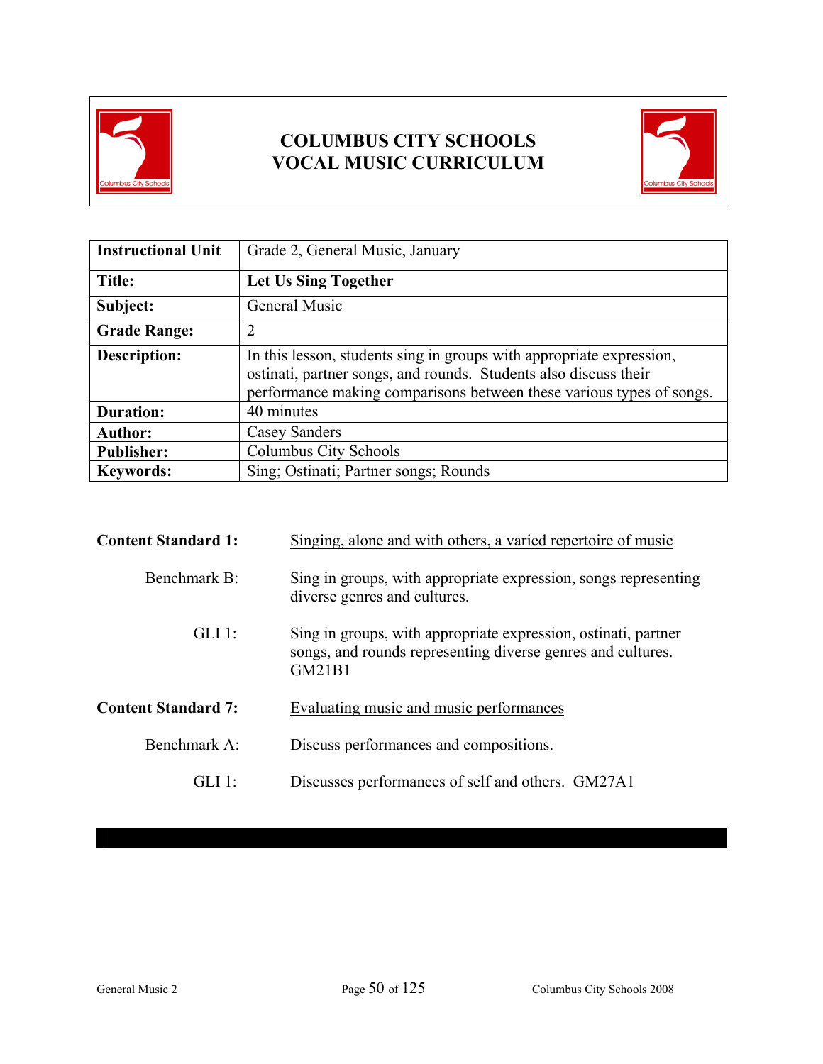# COLUMBUS CITY SCHOOLS
# VOCAL MUSIC CURRICULUM

| Instructional Unit | Grade 2, General Music, January |
|---|---|
| **Title:** | **Let Us Sing Together** |
| **Subject:** | General Music |
| **Grade Range:** | 2 |
| **Description:** | In this lesson, students sing in groups with appropriate expression, ostinati, partner songs, and rounds. Students also discuss their performance making comparisons between these various types of songs. |
| **Duration:** | 40 minutes |
| **Author:** | Casey Sanders |
| **Publisher:** | Columbus City Schools |
| **Keywords:** | Sing; Ostinati; Partner songs; Rounds |

**Content Standard 1:** Singing, alone and with others, a varied repertoire of music

Benchmark B: Sing in groups, with appropriate expression, songs representing diverse genres and cultures.

GLI 1: Sing in groups, with appropriate expression, ostinati, partner songs, and rounds representing diverse genres and cultures. GM21B1

**Content Standard 7:** Evaluating music and music performances

Benchmark A: Discuss performances and compositions.

GLI 1: Discusses performances of self and others. GM27A1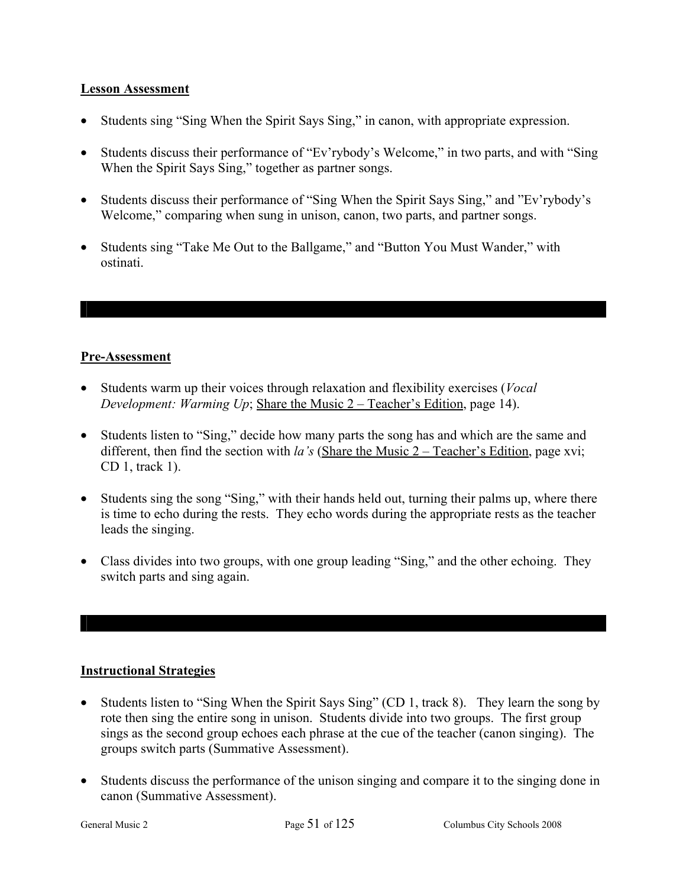**Lesson Assessment**

- Students sing “Sing When the Spirit Says Sing,” in canon, with appropriate expression.
- Students discuss their performance of “Ev’rybody’s Welcome,” in two parts, and with “Sing When the Spirit Says Sing,” together as partner songs.
- Students discuss their performance of “Sing When the Spirit Says Sing,” and ”Ev’rybody’s Welcome,” comparing when sung in unison, canon, two parts, and partner songs.
- Students sing “Take Me Out to the Ballgame,” and “Button You Must Wander,” with ostinati.

**Pre-Assessment**

- Students warm up their voices through relaxation and flexibility exercises (*Vocal Development: Warming Up*; Share the Music 2 – Teacher’s Edition, page 14).
- Students listen to “Sing,” decide how many parts the song has and which are the same and different, then find the section with *la’s* (Share the Music 2 – Teacher’s Edition, page xvi; CD 1, track 1).
- Students sing the song “Sing,” with their hands held out, turning their palms up, where there is time to echo during the rests. They echo words during the appropriate rests as the teacher leads the singing.
- Class divides into two groups, with one group leading “Sing,” and the other echoing. They switch parts and sing again.

**Instructional Strategies**

- Students listen to “Sing When the Spirit Says Sing” (CD 1, track 8). They learn the song by rote then sing the entire song in unison. Students divide into two groups. The first group sings as the second group echoes each phrase at the cue of the teacher (canon singing). The groups switch parts (Summative Assessment).
- Students discuss the performance of the unison singing and compare it to the singing done in canon (Summative Assessment).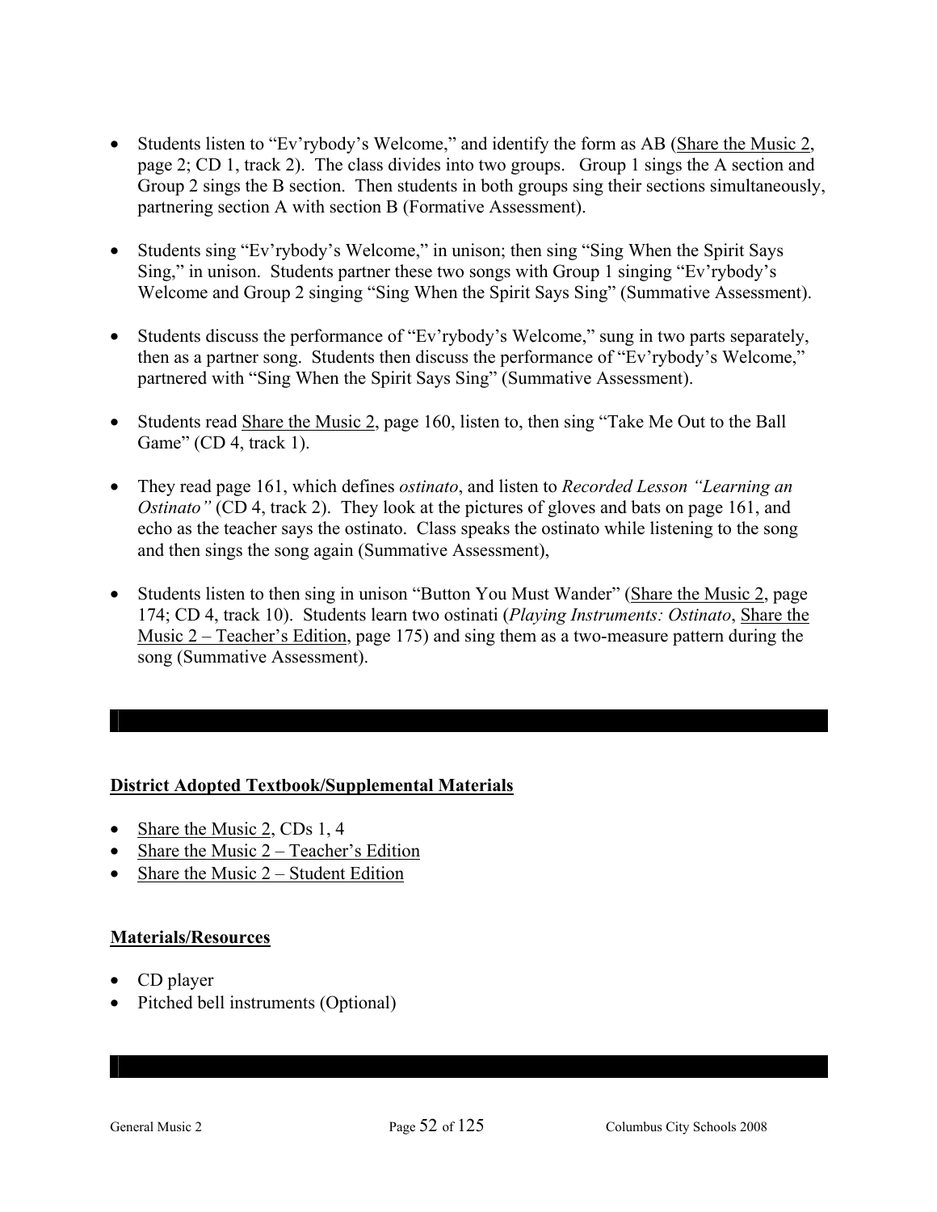- Students listen to "Ev'rybody's Welcome," and identify the form as AB (Share the Music 2, page 2; CD 1, track 2). The class divides into two groups. Group 1 sings the A section and Group 2 sings the B section. Then students in both groups sing their sections simultaneously, partnering section A with section B (Formative Assessment).

- Students sing "Ev'rybody's Welcome," in unison; then sing "Sing When the Spirit Says Sing," in unison. Students partner these two songs with Group 1 singing "Ev'rybody's Welcome and Group 2 singing "Sing When the Spirit Says Sing" (Summative Assessment).

- Students discuss the performance of "Ev'rybody's Welcome," sung in two parts separately, then as a partner song. Students then discuss the performance of "Ev'rybody's Welcome," partnered with "Sing When the Spirit Says Sing" (Summative Assessment).

- Students read Share the Music 2, page 160, listen to, then sing "Take Me Out to the Ball Game" (CD 4, track 1).

- They read page 161, which defines *ostinato*, and listen to *Recorded Lesson "Learning an Ostinato"* (CD 4, track 2). They look at the pictures of gloves and bats on page 161, and echo as the teacher says the ostinato. Class speaks the ostinato while listening to the song and then sings the song again (Summative Assessment),

- Students listen to then sing in unison "Button You Must Wander" (Share the Music 2, page 174; CD 4, track 10). Students learn two ostinati (*Playing Instruments: Ostinato*, Share the Music 2 – Teacher's Edition, page 175) and sing them as a two-measure pattern during the song (Summative Assessment).

**District Adopted Textbook/Supplemental Materials**

- Share the Music 2, CDs 1, 4
- Share the Music 2 – Teacher's Edition
- Share the Music 2 – Student Edition

**Materials/Resources**

- CD player
- Pitched bell instruments (Optional)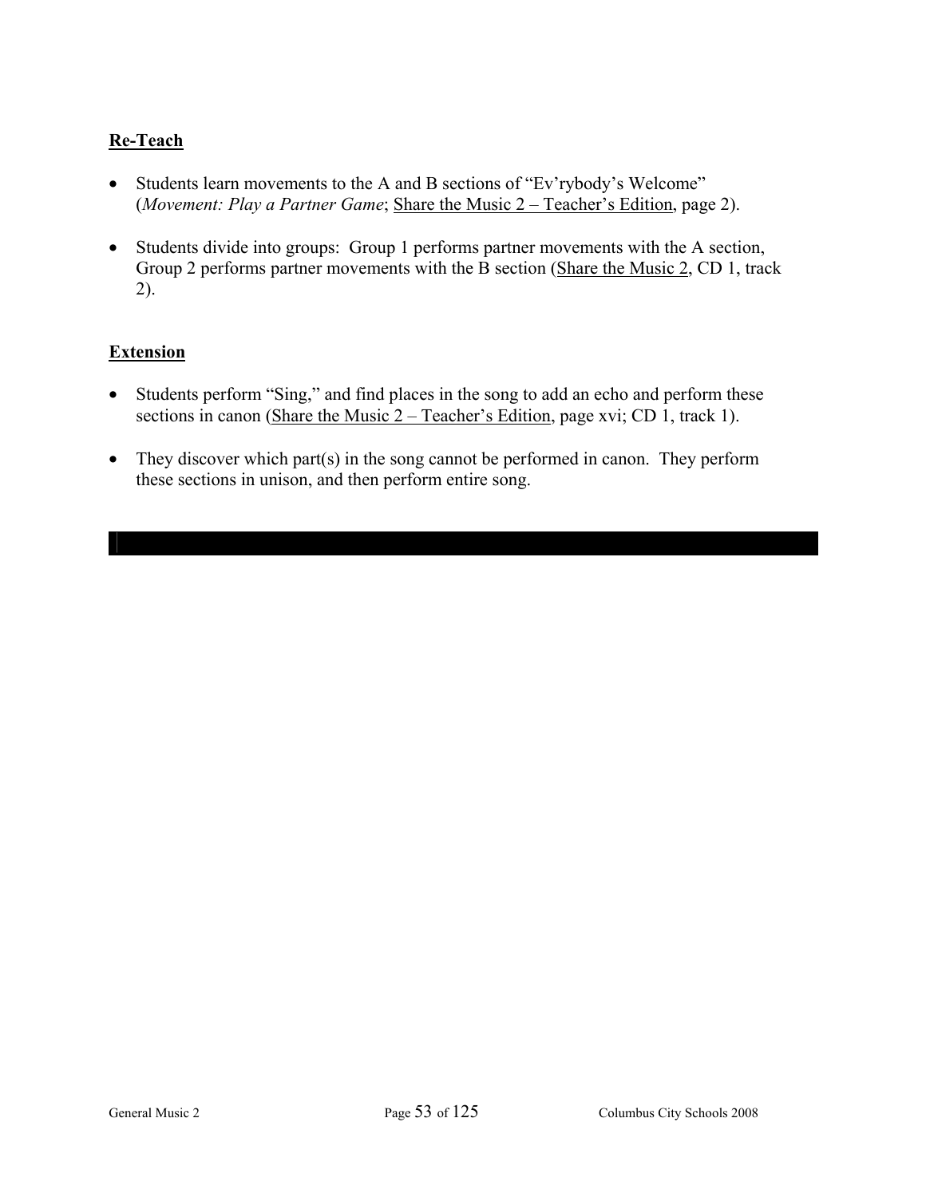## Re-Teach

- Students learn movements to the A and B sections of "Ev'rybody's Welcome" (*Movement: Play a Partner Game*; Share the Music 2 – Teacher's Edition, page 2).

- Students divide into groups: Group 1 performs partner movements with the A section, Group 2 performs partner movements with the B section (Share the Music 2, CD 1, track 2).

## Extension

- Students perform "Sing," and find places in the song to add an echo and perform these sections in canon (Share the Music 2 – Teacher's Edition, page xvi; CD 1, track 1).

- They discover which part(s) in the song cannot be performed in canon. They perform these sections in unison, and then perform entire song.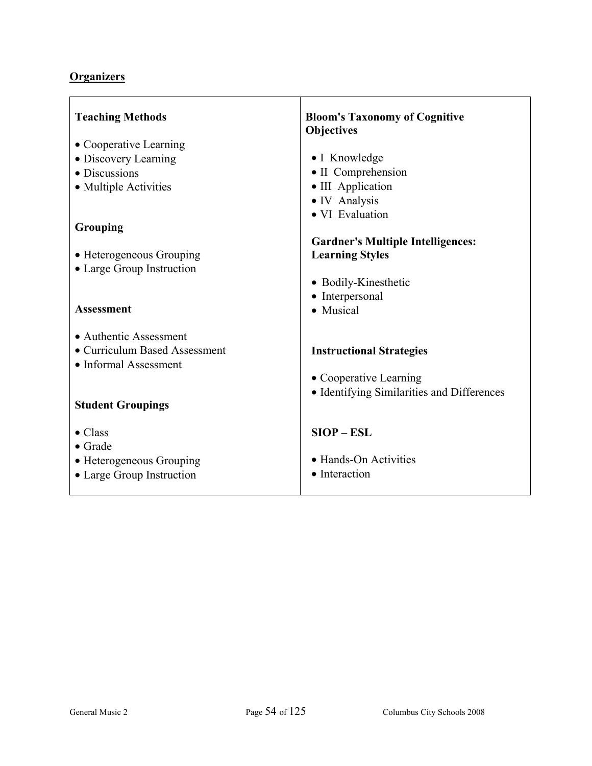## Organizers

**Teaching Methods**

- Cooperative Learning
- Discovery Learning
- Discussions
- Multiple Activities

**Grouping**

- Heterogeneous Grouping
- Large Group Instruction

**Assessment**

- Authentic Assessment
- Curriculum Based Assessment
- Informal Assessment

**Student Groupings**

- Class
- Grade
- Heterogeneous Grouping
- Large Group Instruction

**Bloom's Taxonomy of Cognitive Objectives**

- I Knowledge
- II Comprehension
- III Application
- IV Analysis
- VI Evaluation

**Gardner's Multiple Intelligences: Learning Styles**

- Bodily-Kinesthetic
- Interpersonal
- Musical

**Instructional Strategies**

- Cooperative Learning
- Identifying Similarities and Differences

**SIOP – ESL**

- Hands-On Activities
- Interaction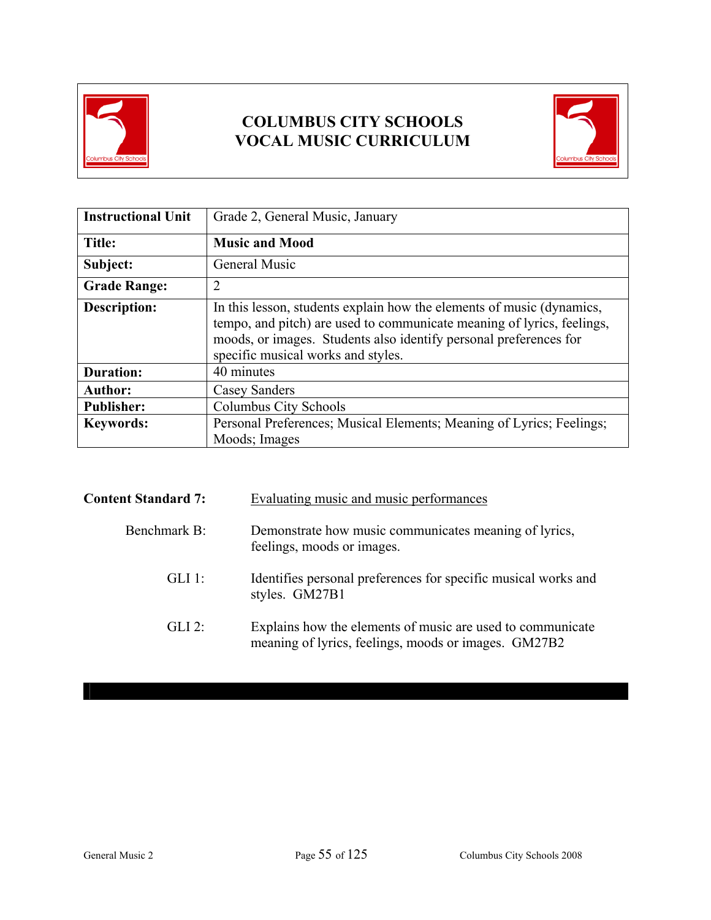# COLUMBUS CITY SCHOOLS
# VOCAL MUSIC CURRICULUM

| Instructional Unit | Grade 2, General Music, January |
|---|---|
| **Title:** | **Music and Mood** |
| **Subject:** | General Music |
| **Grade Range:** | 2 |
| **Description:** | In this lesson, students explain how the elements of music (dynamics, tempo, and pitch) are used to communicate meaning of lyrics, feelings, moods, or images. Students also identify personal preferences for specific musical works and styles. |
| **Duration:** | 40 minutes |
| **Author:** | Casey Sanders |
| **Publisher:** | Columbus City Schools |
| **Keywords:** | Personal Preferences; Musical Elements; Meaning of Lyrics; Feelings; Moods; Images |

**Content Standard 7:** Evaluating music and music performances

Benchmark B: Demonstrate how music communicates meaning of lyrics, feelings, moods or images.

GLI 1: Identifies personal preferences for specific musical works and styles. GM27B1

GLI 2: Explains how the elements of music are used to communicate meaning of lyrics, feelings, moods or images. GM27B2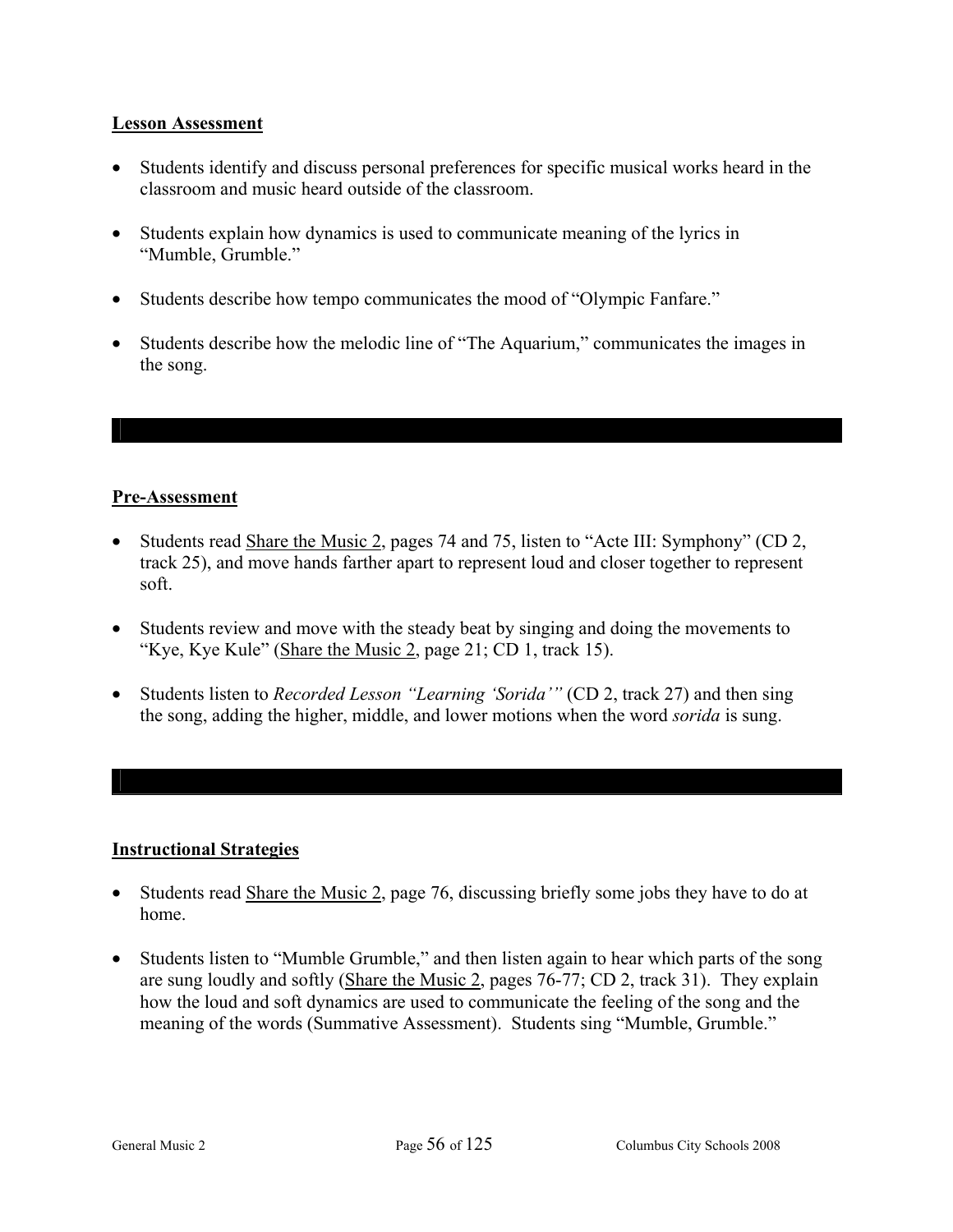**Lesson Assessment**

- Students identify and discuss personal preferences for specific musical works heard in the classroom and music heard outside of the classroom.
- Students explain how dynamics is used to communicate meaning of the lyrics in "Mumble, Grumble."
- Students describe how tempo communicates the mood of "Olympic Fanfare."
- Students describe how the melodic line of "The Aquarium," communicates the images in the song.

---

**Pre-Assessment**

- Students read Share the Music 2, pages 74 and 75, listen to "Acte III: Symphony" (CD 2, track 25), and move hands farther apart to represent loud and closer together to represent soft.
- Students review and move with the steady beat by singing and doing the movements to "Kye, Kye Kule" (Share the Music 2, page 21; CD 1, track 15).
- Students listen to *Recorded Lesson "Learning 'Sorida'"* (CD 2, track 27) and then sing the song, adding the higher, middle, and lower motions when the word *sorida* is sung.

---

**Instructional Strategies**

- Students read Share the Music 2, page 76, discussing briefly some jobs they have to do at home.
- Students listen to "Mumble Grumble," and then listen again to hear which parts of the song are sung loudly and softly (Share the Music 2, pages 76-77; CD 2, track 31). They explain how the loud and soft dynamics are used to communicate the feeling of the song and the meaning of the words (Summative Assessment). Students sing "Mumble, Grumble."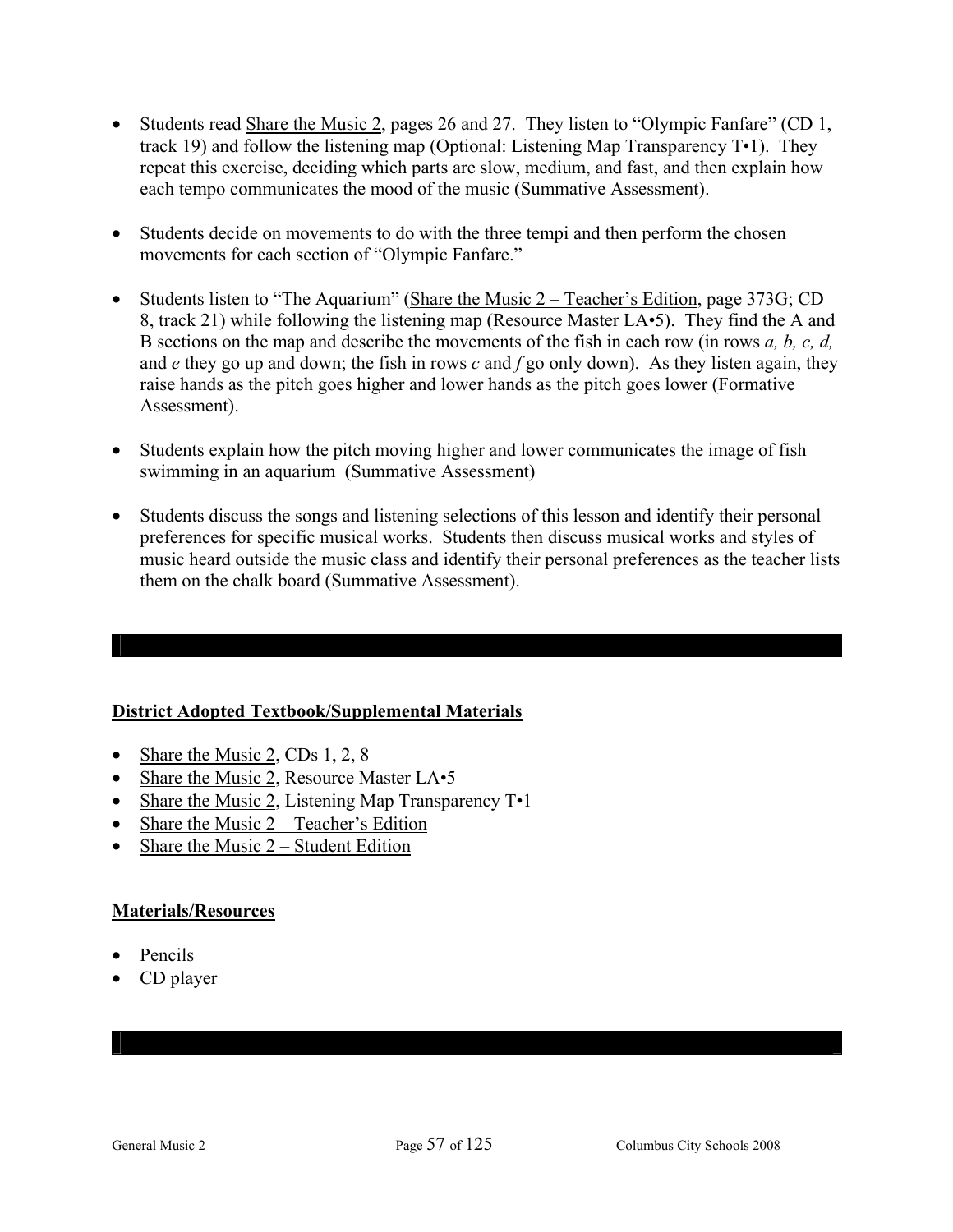- Students read Share the Music 2, pages 26 and 27. They listen to "Olympic Fanfare" (CD 1, track 19) and follow the listening map (Optional: Listening Map Transparency T•1). They repeat this exercise, deciding which parts are slow, medium, and fast, and then explain how each tempo communicates the mood of the music (Summative Assessment).

- Students decide on movements to do with the three tempi and then perform the chosen movements for each section of "Olympic Fanfare."

- Students listen to "The Aquarium" (Share the Music 2 – Teacher's Edition, page 373G; CD 8, track 21) while following the listening map (Resource Master LA•5). They find the A and B sections on the map and describe the movements of the fish in each row (in rows *a, b, c, d,* and *e* they go up and down; the fish in rows *c* and *f* go only down). As they listen again, they raise hands as the pitch goes higher and lower hands as the pitch goes lower (Formative Assessment).

- Students explain how the pitch moving higher and lower communicates the image of fish swimming in an aquarium (Summative Assessment)

- Students discuss the songs and listening selections of this lesson and identify their personal preferences for specific musical works. Students then discuss musical works and styles of music heard outside the music class and identify their personal preferences as the teacher lists them on the chalk board (Summative Assessment).

## District Adopted Textbook/Supplemental Materials

- Share the Music 2, CDs 1, 2, 8
- Share the Music 2, Resource Master LA•5
- Share the Music 2, Listening Map Transparency T•1
- Share the Music 2 – Teacher's Edition
- Share the Music 2 – Student Edition

## Materials/Resources

- Pencils
- CD player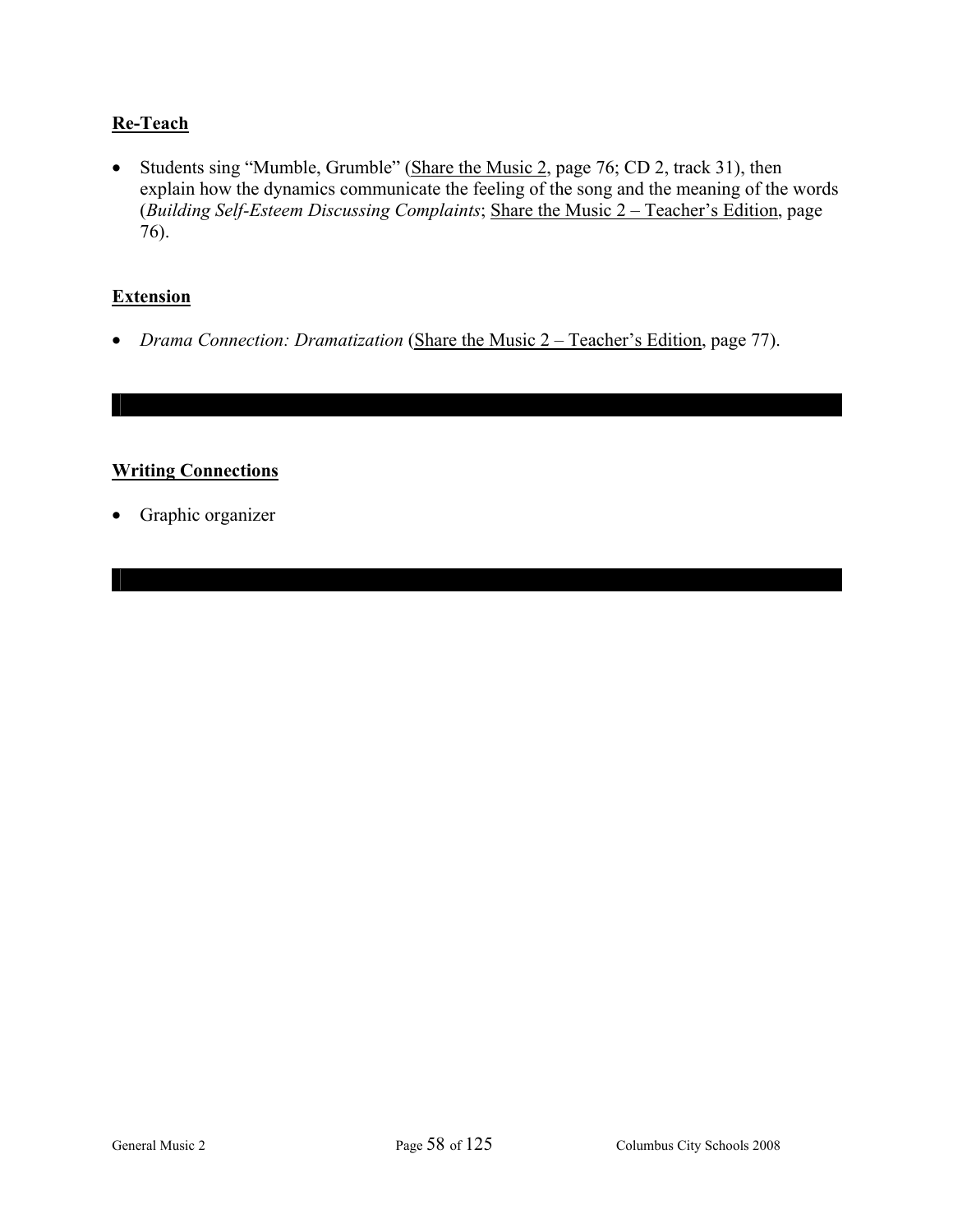## Re-Teach

- Students sing "Mumble, Grumble" (Share the Music 2, page 76; CD 2, track 31), then explain how the dynamics communicate the feeling of the song and the meaning of the words (*Building Self-Esteem Discussing Complaints*; Share the Music 2 – Teacher's Edition, page 76).

## Extension

- *Drama Connection: Dramatization* (Share the Music 2 – Teacher's Edition, page 77).

---

## Writing Connections

- Graphic organizer

---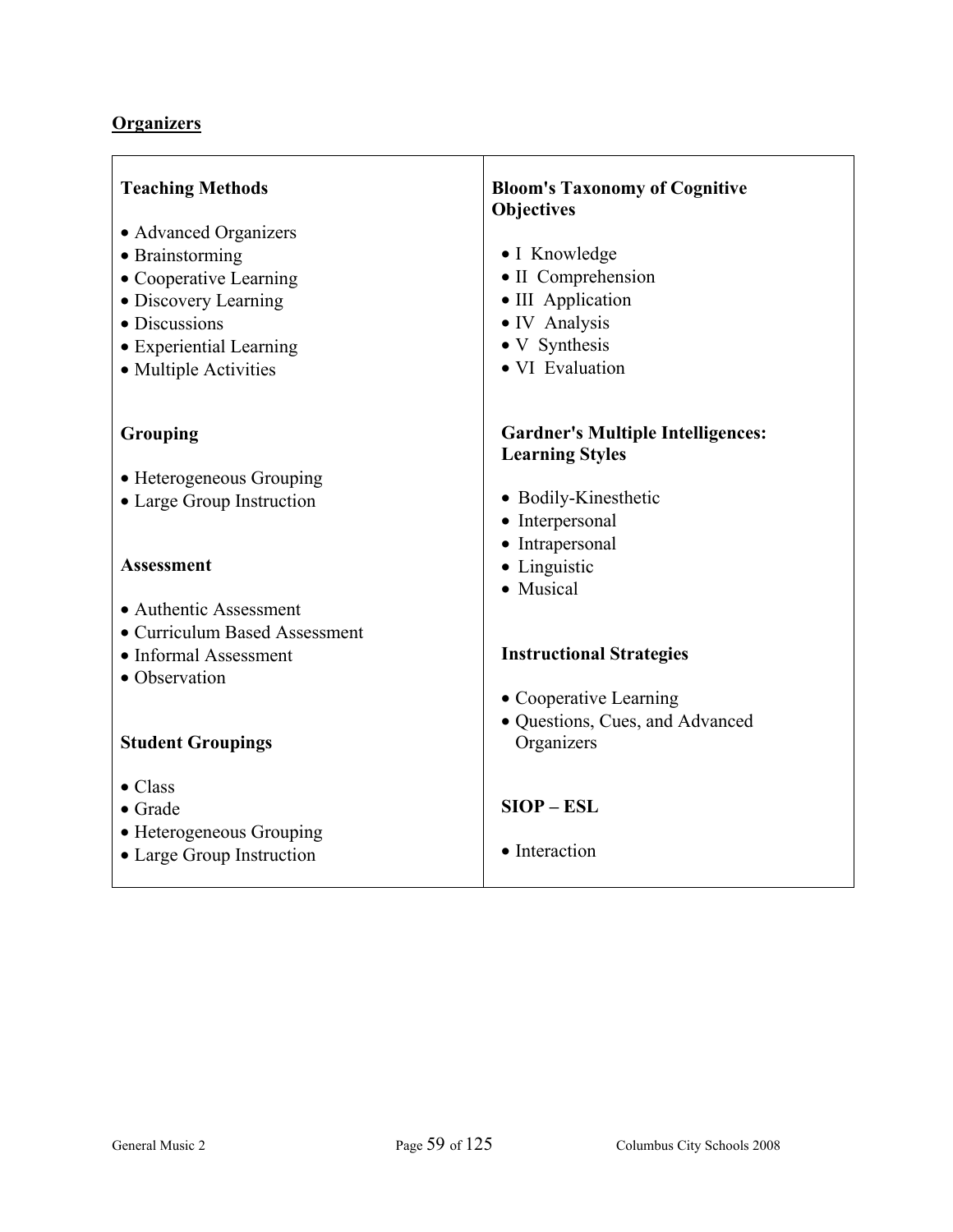## Organizers

**Teaching Methods**

- Advanced Organizers
- Brainstorming
- Cooperative Learning
- Discovery Learning
- Discussions
- Experiential Learning
- Multiple Activities

**Grouping**

- Heterogeneous Grouping
- Large Group Instruction

**Assessment**

- Authentic Assessment
- Curriculum Based Assessment
- Informal Assessment
- Observation

**Student Groupings**

- Class
- Grade
- Heterogeneous Grouping
- Large Group Instruction

**Bloom's Taxonomy of Cognitive Objectives**

- I Knowledge
- II Comprehension
- III Application
- IV Analysis
- V Synthesis
- VI Evaluation

**Gardner's Multiple Intelligences: Learning Styles**

- Bodily-Kinesthetic
- Interpersonal
- Intrapersonal
- Linguistic
- Musical

**Instructional Strategies**

- Cooperative Learning
- Questions, Cues, and Advanced Organizers

**SIOP – ESL**

- Interaction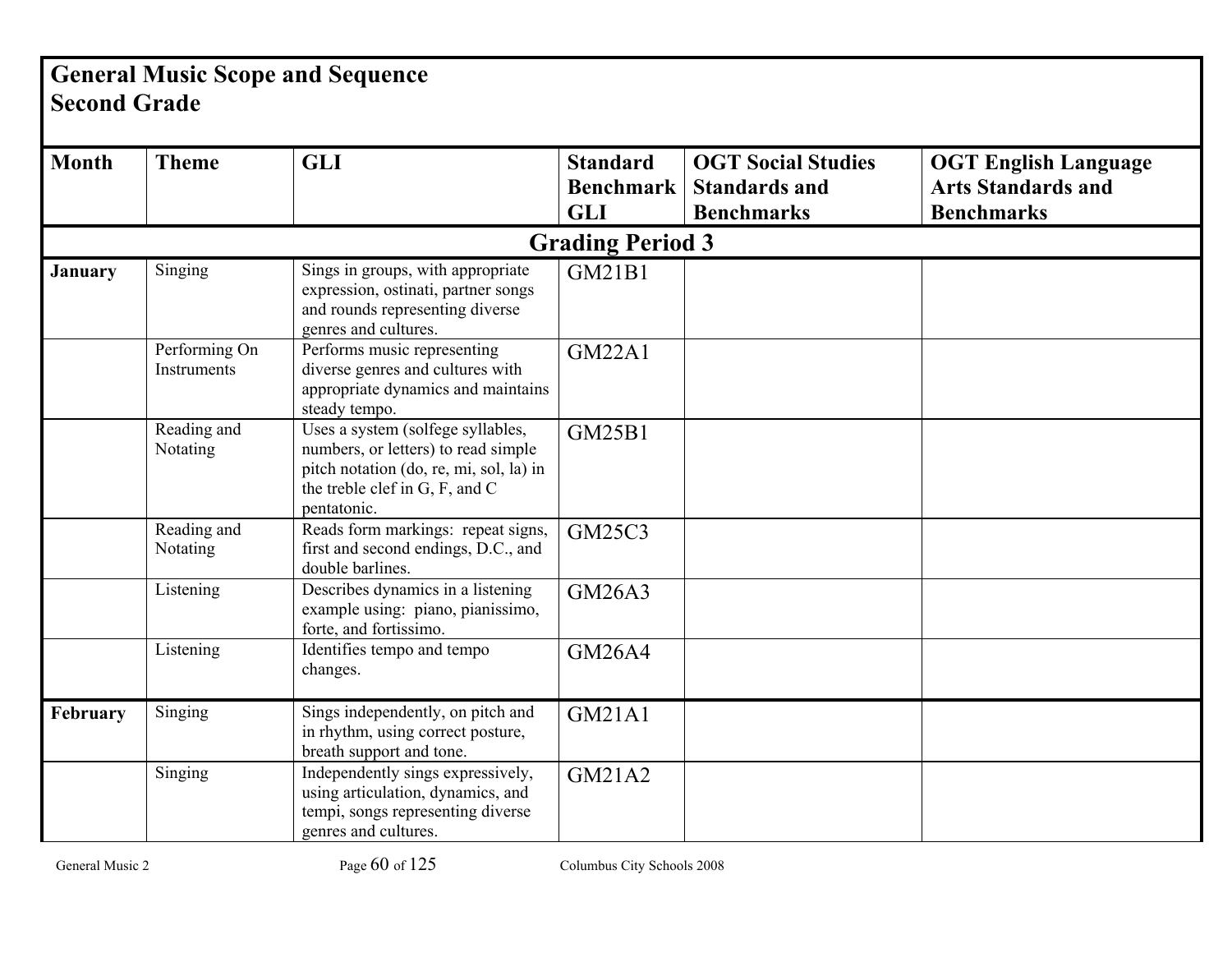# General Music Scope and Sequence
## Second Grade

| Month | Theme | GLI | Standard Benchmark GLI | OGT Social Studies Standards and Benchmarks | OGT English Language Arts Standards and Benchmarks |
|---|---|---|---|---|---|
| **Grading Period 3** | | | | | |
| **January** | Singing | Sings in groups, with appropriate expression, ostinati, partner songs and rounds representing diverse genres and cultures. | GM21B1 | | |
| | Performing On Instruments | Performs music representing diverse genres and cultures with appropriate dynamics and maintains steady tempo. | GM22A1 | | |
| | Reading and Notating | Uses a system (solfege syllables, numbers, or letters) to read simple pitch notation (do, re, mi, sol, la) in the treble clef in G, F, and C pentatonic. | GM25B1 | | |
| | Reading and Notating | Reads form markings: repeat signs, first and second endings, D.C., and double barlines. | GM25C3 | | |
| | Listening | Describes dynamics in a listening example using: piano, pianissimo, forte, and fortissimo. | GM26A3 | | |
| | Listening | Identifies tempo and tempo changes. | GM26A4 | | |
| **February** | Singing | Sings independently, on pitch and in rhythm, using correct posture, breath support and tone. | GM21A1 | | |
| | Singing | Independently sings expressively, using articulation, dynamics, and tempi, songs representing diverse genres and cultures. | GM21A2 | | |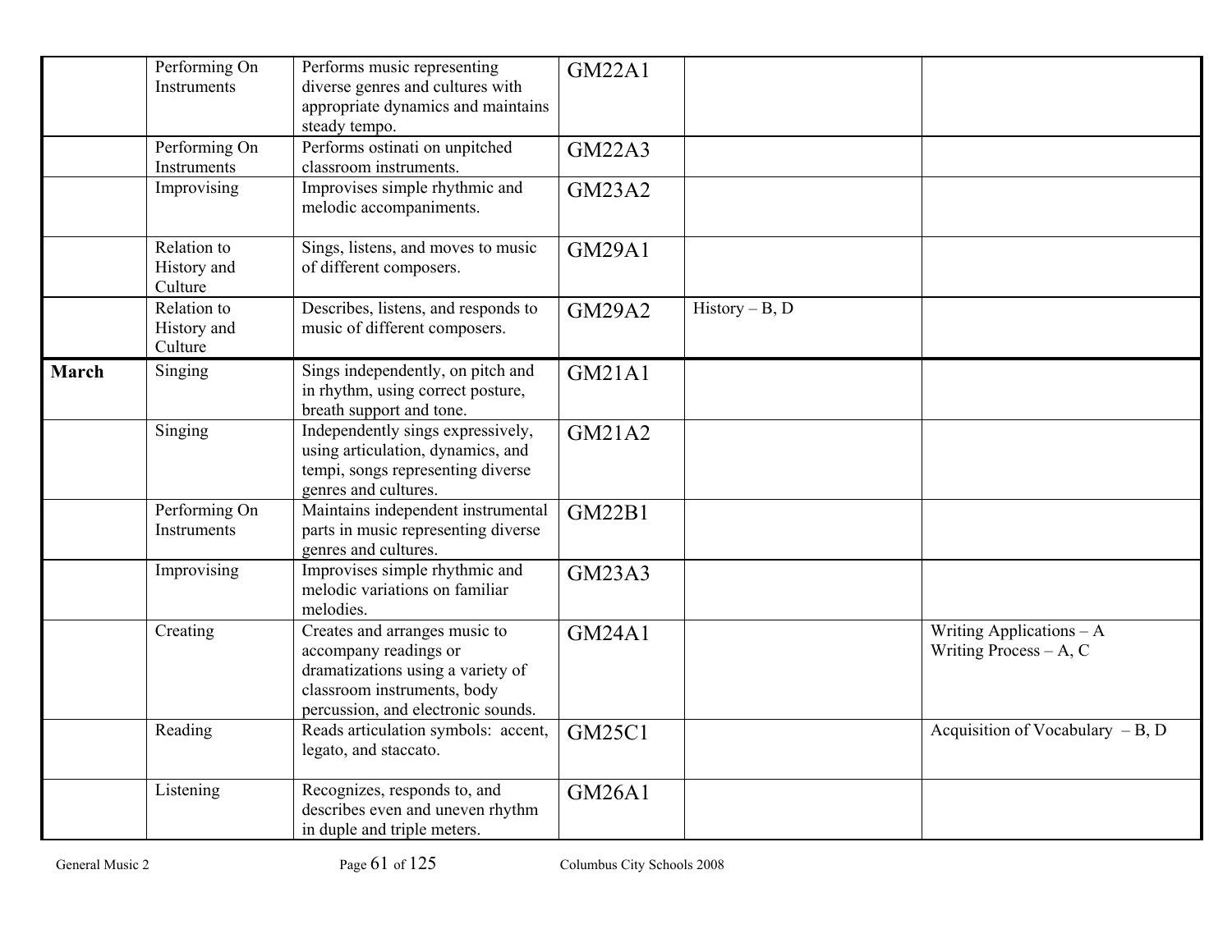| | | | | | |
|---|---|---|---|---|---|
| | Performing On Instruments | Performs music representing diverse genres and cultures with appropriate dynamics and maintains steady tempo. | GM22A1 | | |
| | Performing On Instruments | Performs ostinati on unpitched classroom instruments. | GM22A3 | | |
| | Improvising | Improvises simple rhythmic and melodic accompaniments. | GM23A2 | | |
| | Relation to History and Culture | Sings, listens, and moves to music of different composers. | GM29A1 | | |
| | Relation to History and Culture | Describes, listens, and responds to music of different composers. | GM29A2 | History – B, D | |
| **March** | Singing | Sings independently, on pitch and in rhythm, using correct posture, breath support and tone. | GM21A1 | | |
| | Singing | Independently sings expressively, using articulation, dynamics, and tempi, songs representing diverse genres and cultures. | GM21A2 | | |
| | Performing On Instruments | Maintains independent instrumental parts in music representing diverse genres and cultures. | GM22B1 | | |
| | Improvising | Improvises simple rhythmic and melodic variations on familiar melodies. | GM23A3 | | |
| | Creating | Creates and arranges music to accompany readings or dramatizations using a variety of classroom instruments, body percussion, and electronic sounds. | GM24A1 | | Writing Applications – A<br>Writing Process – A, C |
| | Reading | Reads articulation symbols: accent, legato, and staccato. | GM25C1 | | Acquisition of Vocabulary – B, D |
| | Listening | Recognizes, responds to, and describes even and uneven rhythm in duple and triple meters. | GM26A1 | | |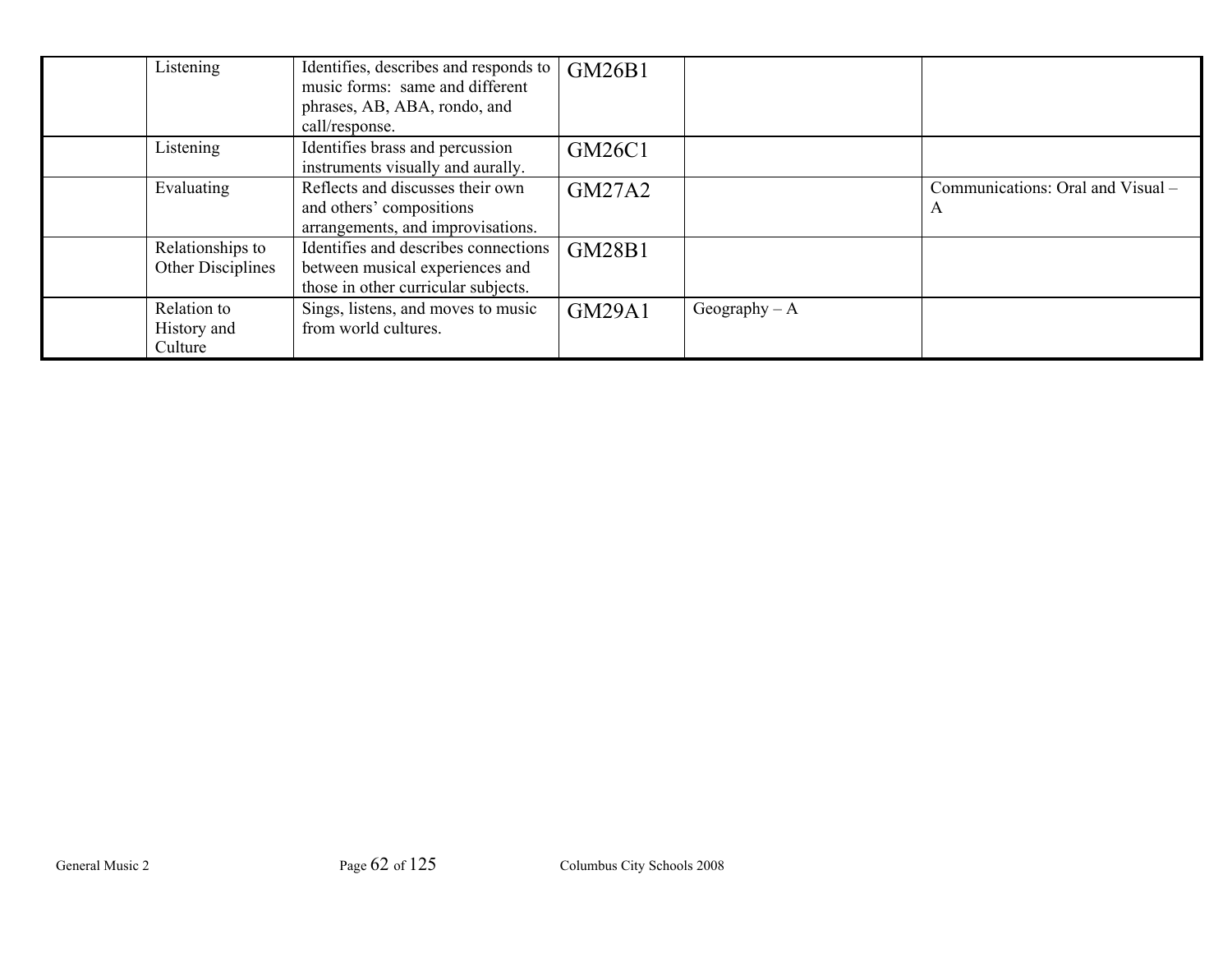| | | | | | |
|---|---|---|---|---|---|
| | Listening | Identifies, describes and responds to music forms: same and different phrases, AB, ABA, rondo, and call/response. | GM26B1 | | |
| | Listening | Identifies brass and percussion instruments visually and aurally. | GM26C1 | | |
| | Evaluating | Reflects and discusses their own and others' compositions arrangements, and improvisations. | GM27A2 | | Communications: Oral and Visual – A |
| | Relationships to Other Disciplines | Identifies and describes connections between musical experiences and those in other curricular subjects. | GM28B1 | | |
| | Relation to History and Culture | Sings, listens, and moves to music from world cultures. | GM29A1 | Geography – A | |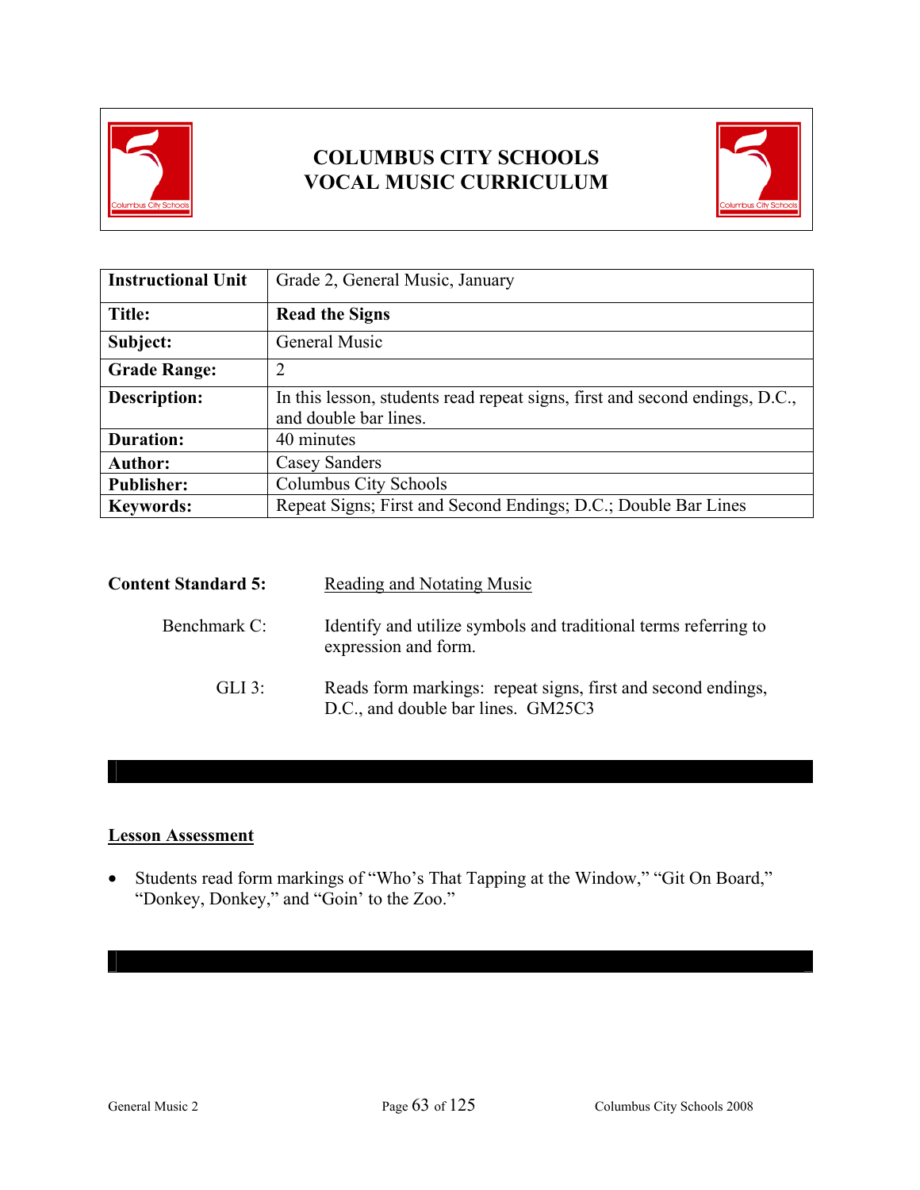# COLUMBUS CITY SCHOOLS
# VOCAL MUSIC CURRICULUM

| Instructional Unit | Grade 2, General Music, January |
|---|---|
| **Title:** | **Read the Signs** |
| **Subject:** | General Music |
| **Grade Range:** | 2 |
| **Description:** | In this lesson, students read repeat signs, first and second endings, D.C., and double bar lines. |
| **Duration:** | 40 minutes |
| **Author:** | Casey Sanders |
| **Publisher:** | Columbus City Schools |
| **Keywords:** | Repeat Signs; First and Second Endings; D.C.; Double Bar Lines |

**Content Standard 5:** Reading and Notating Music

Benchmark C: Identify and utilize symbols and traditional terms referring to expression and form.

GLI 3: Reads form markings: repeat signs, first and second endings, D.C., and double bar lines. GM25C3

## Lesson Assessment

- Students read form markings of "Who's That Tapping at the Window," "Git On Board," "Donkey, Donkey," and "Goin' to the Zoo."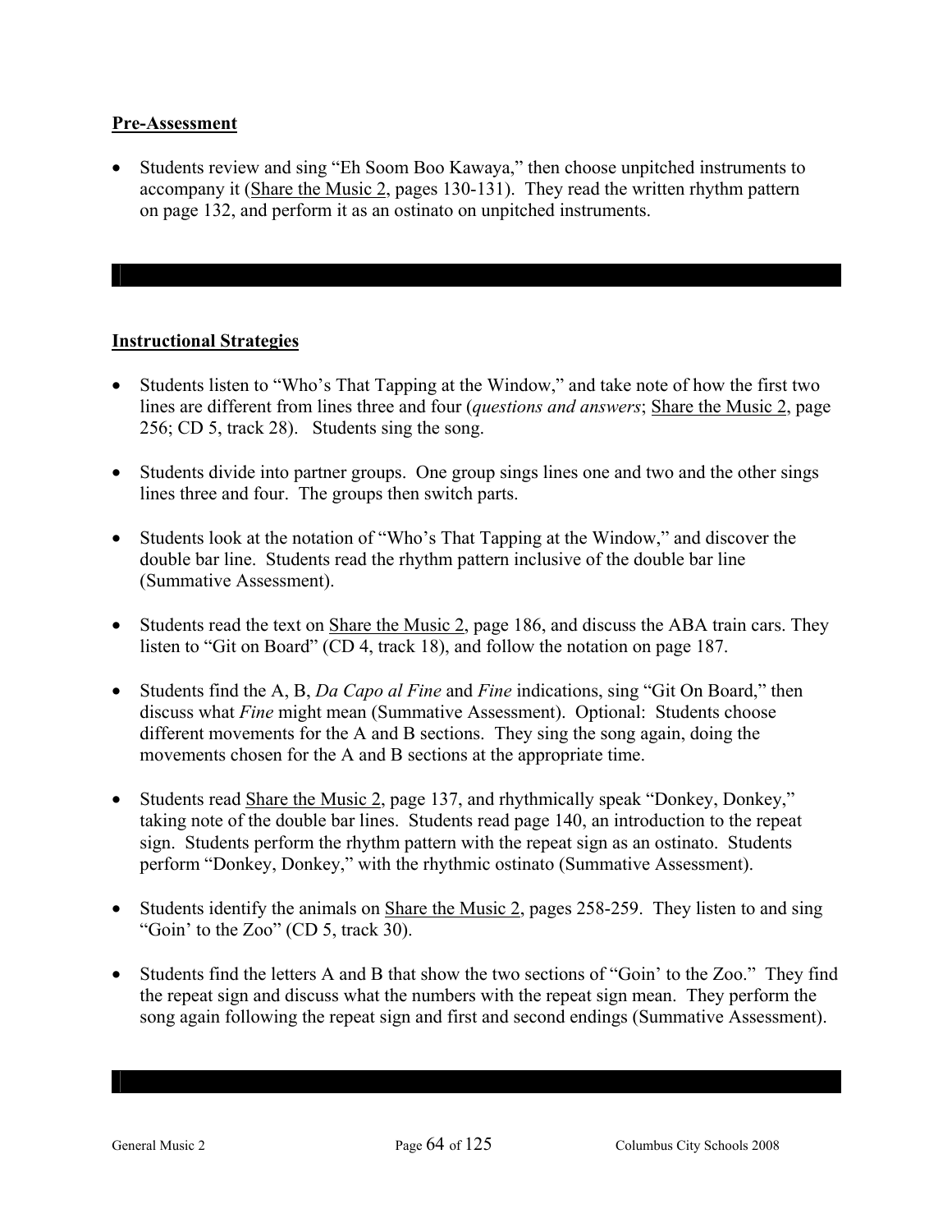## Pre-Assessment

- Students review and sing "Eh Soom Boo Kawaya," then choose unpitched instruments to accompany it (Share the Music 2, pages 130-131). They read the written rhythm pattern on page 132, and perform it as an ostinato on unpitched instruments.

## Instructional Strategies

- Students listen to "Who's That Tapping at the Window," and take note of how the first two lines are different from lines three and four (*questions and answers*; Share the Music 2, page 256; CD 5, track 28). Students sing the song.
- Students divide into partner groups. One group sings lines one and two and the other sings lines three and four. The groups then switch parts.
- Students look at the notation of "Who's That Tapping at the Window," and discover the double bar line. Students read the rhythm pattern inclusive of the double bar line (Summative Assessment).
- Students read the text on Share the Music 2, page 186, and discuss the ABA train cars. They listen to "Git on Board" (CD 4, track 18), and follow the notation on page 187.
- Students find the A, B, *Da Capo al Fine* and *Fine* indications, sing "Git On Board," then discuss what *Fine* might mean (Summative Assessment). Optional: Students choose different movements for the A and B sections. They sing the song again, doing the movements chosen for the A and B sections at the appropriate time.
- Students read Share the Music 2, page 137, and rhythmically speak "Donkey, Donkey," taking note of the double bar lines. Students read page 140, an introduction to the repeat sign. Students perform the rhythm pattern with the repeat sign as an ostinato. Students perform "Donkey, Donkey," with the rhythmic ostinato (Summative Assessment).
- Students identify the animals on Share the Music 2, pages 258-259. They listen to and sing "Goin' to the Zoo" (CD 5, track 30).
- Students find the letters A and B that show the two sections of "Goin' to the Zoo." They find the repeat sign and discuss what the numbers with the repeat sign mean. They perform the song again following the repeat sign and first and second endings (Summative Assessment).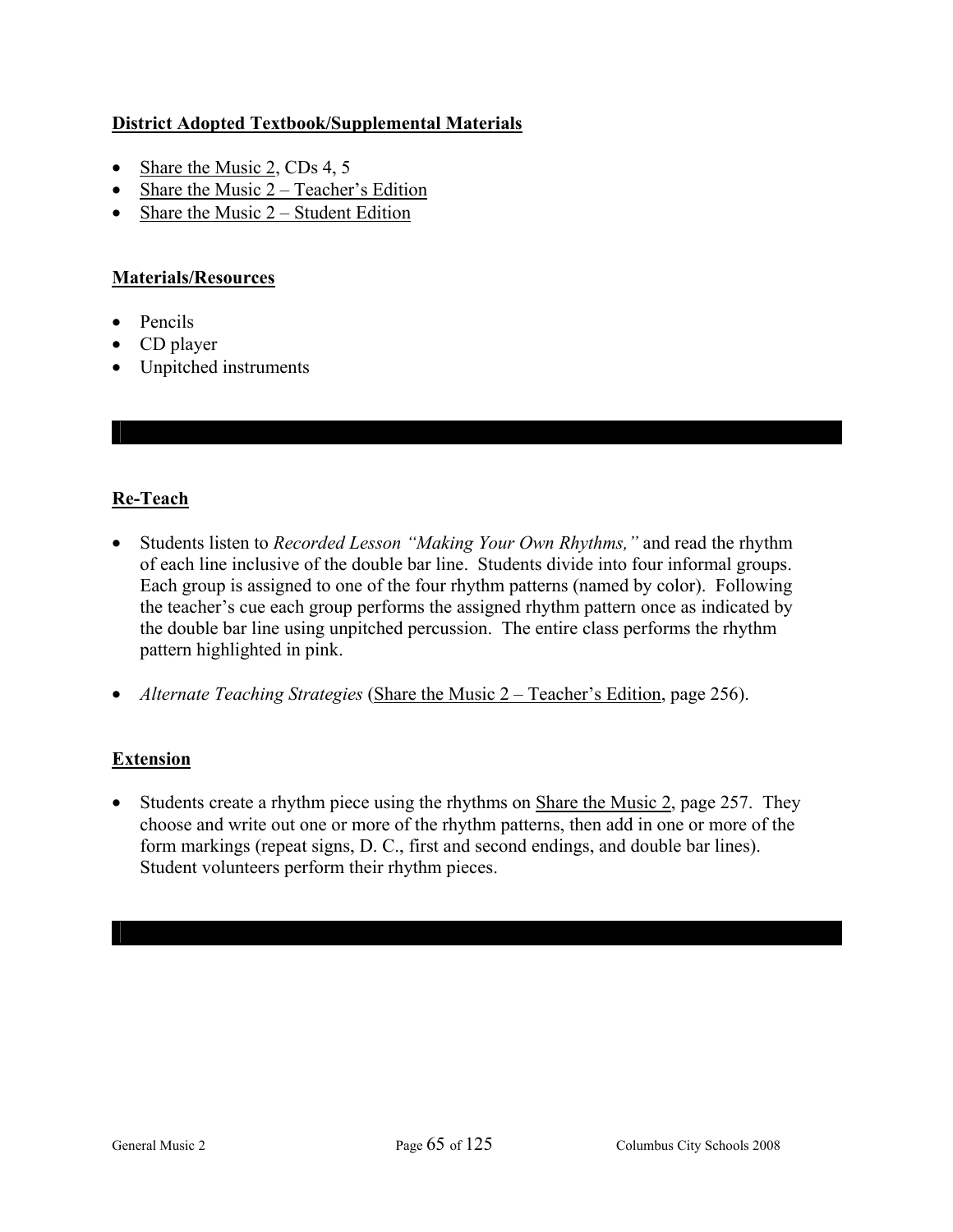## District Adopted Textbook/Supplemental Materials

- Share the Music 2, CDs 4, 5
- Share the Music 2 – Teacher's Edition
- Share the Music 2 – Student Edition

## Materials/Resources

- Pencils
- CD player
- Unpitched instruments

## Re-Teach

- Students listen to *Recorded Lesson "Making Your Own Rhythms,"* and read the rhythm of each line inclusive of the double bar line. Students divide into four informal groups. Each group is assigned to one of the four rhythm patterns (named by color). Following the teacher's cue each group performs the assigned rhythm pattern once as indicated by the double bar line using unpitched percussion. The entire class performs the rhythm pattern highlighted in pink.
- *Alternate Teaching Strategies* (Share the Music 2 – Teacher's Edition, page 256).

## Extension

- Students create a rhythm piece using the rhythms on Share the Music 2, page 257. They choose and write out one or more of the rhythm patterns, then add in one or more of the form markings (repeat signs, D. C., first and second endings, and double bar lines). Student volunteers perform their rhythm pieces.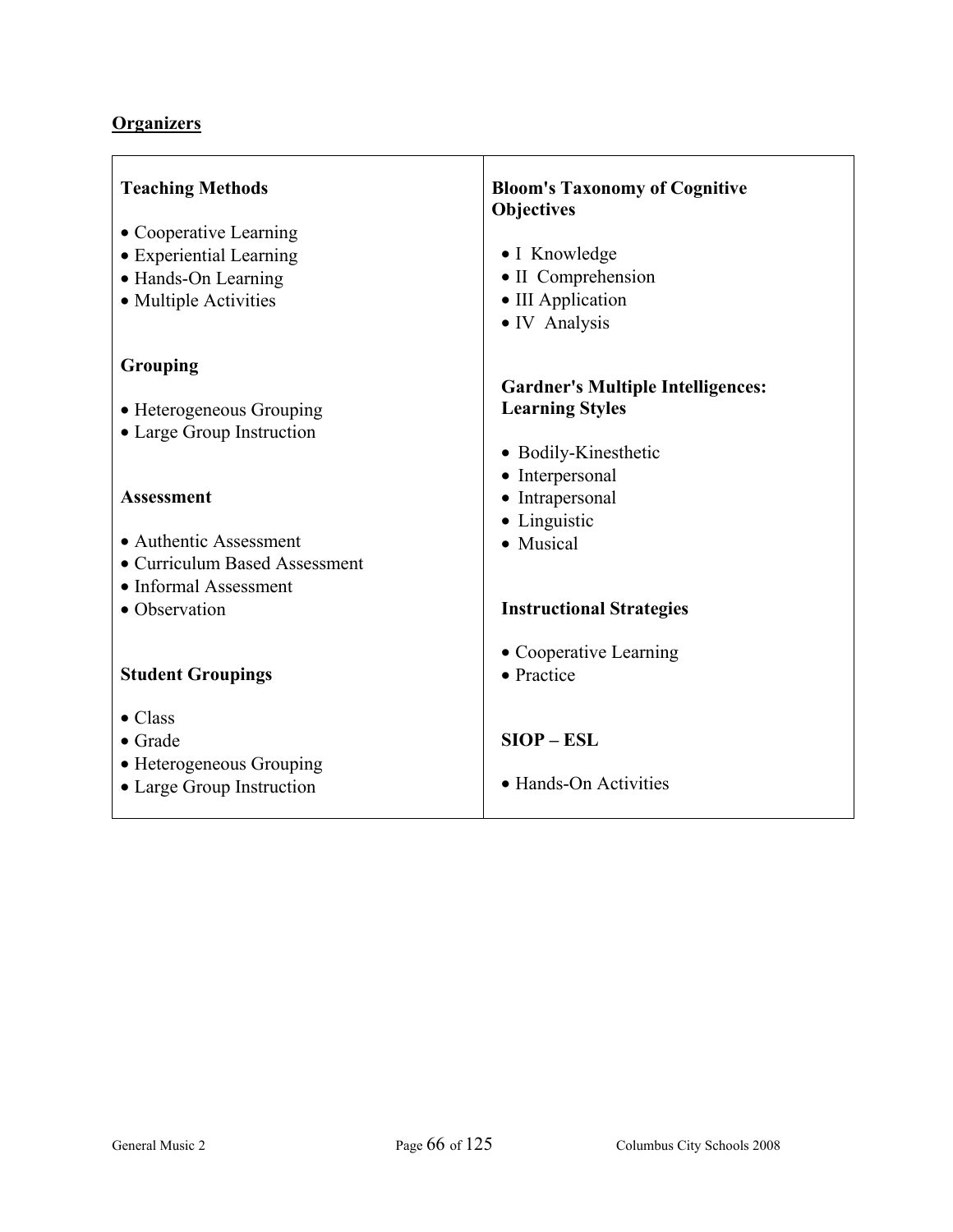**Organizers**

| **Teaching Methods**<br><br>• Cooperative Learning<br>• Experiential Learning<br>• Hands-On Learning<br>• Multiple Activities<br><br>**Grouping**<br><br>• Heterogeneous Grouping<br>• Large Group Instruction<br><br>**Assessment**<br><br>• Authentic Assessment<br>• Curriculum Based Assessment<br>• Informal Assessment<br>• Observation<br><br>**Student Groupings**<br><br>• Class<br>• Grade<br>• Heterogeneous Grouping<br>• Large Group Instruction | **Bloom's Taxonomy of Cognitive Objectives**<br><br>• I Knowledge<br>• II Comprehension<br>• III Application<br>• IV Analysis<br><br>**Gardner's Multiple Intelligences: Learning Styles**<br><br>• Bodily-Kinesthetic<br>• Interpersonal<br>• Intrapersonal<br>• Linguistic<br>• Musical<br><br>**Instructional Strategies**<br><br>• Cooperative Learning<br>• Practice<br><br>**SIOP – ESL**<br><br>• Hands-On Activities |
|---|---|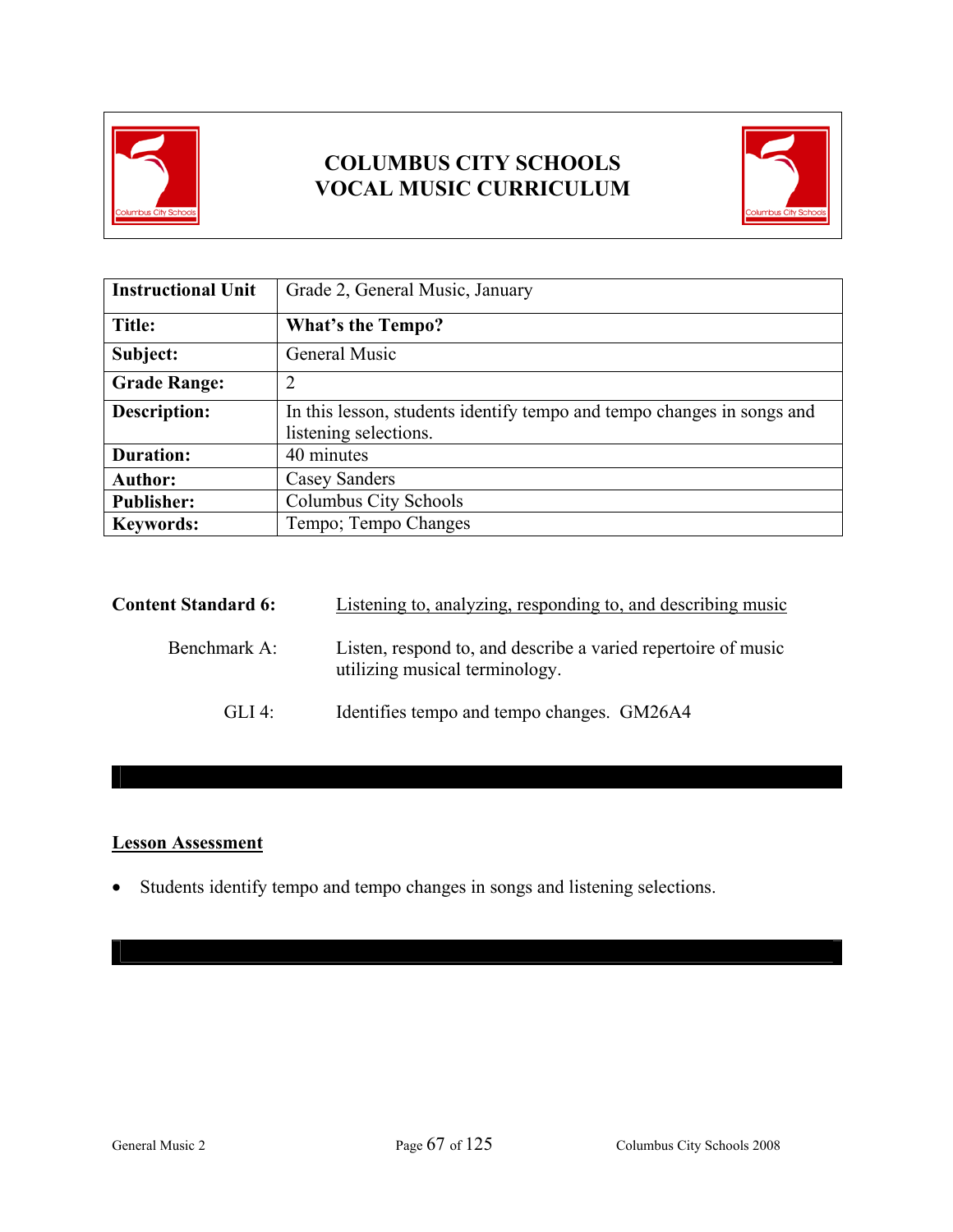# COLUMBUS CITY SCHOOLS
# VOCAL MUSIC CURRICULUM

| Instructional Unit | Grade 2, General Music, January |
|---|---|
| **Title:** | **What's the Tempo?** |
| **Subject:** | General Music |
| **Grade Range:** | 2 |
| **Description:** | In this lesson, students identify tempo and tempo changes in songs and listening selections. |
| **Duration:** | 40 minutes |
| **Author:** | Casey Sanders |
| **Publisher:** | Columbus City Schools |
| **Keywords:** | Tempo; Tempo Changes |

**Content Standard 6:** Listening to, analyzing, responding to, and describing music

Benchmark A: Listen, respond to, and describe a varied repertoire of music utilizing musical terminology.

GLI 4: Identifies tempo and tempo changes. GM26A4

## Lesson Assessment

- Students identify tempo and tempo changes in songs and listening selections.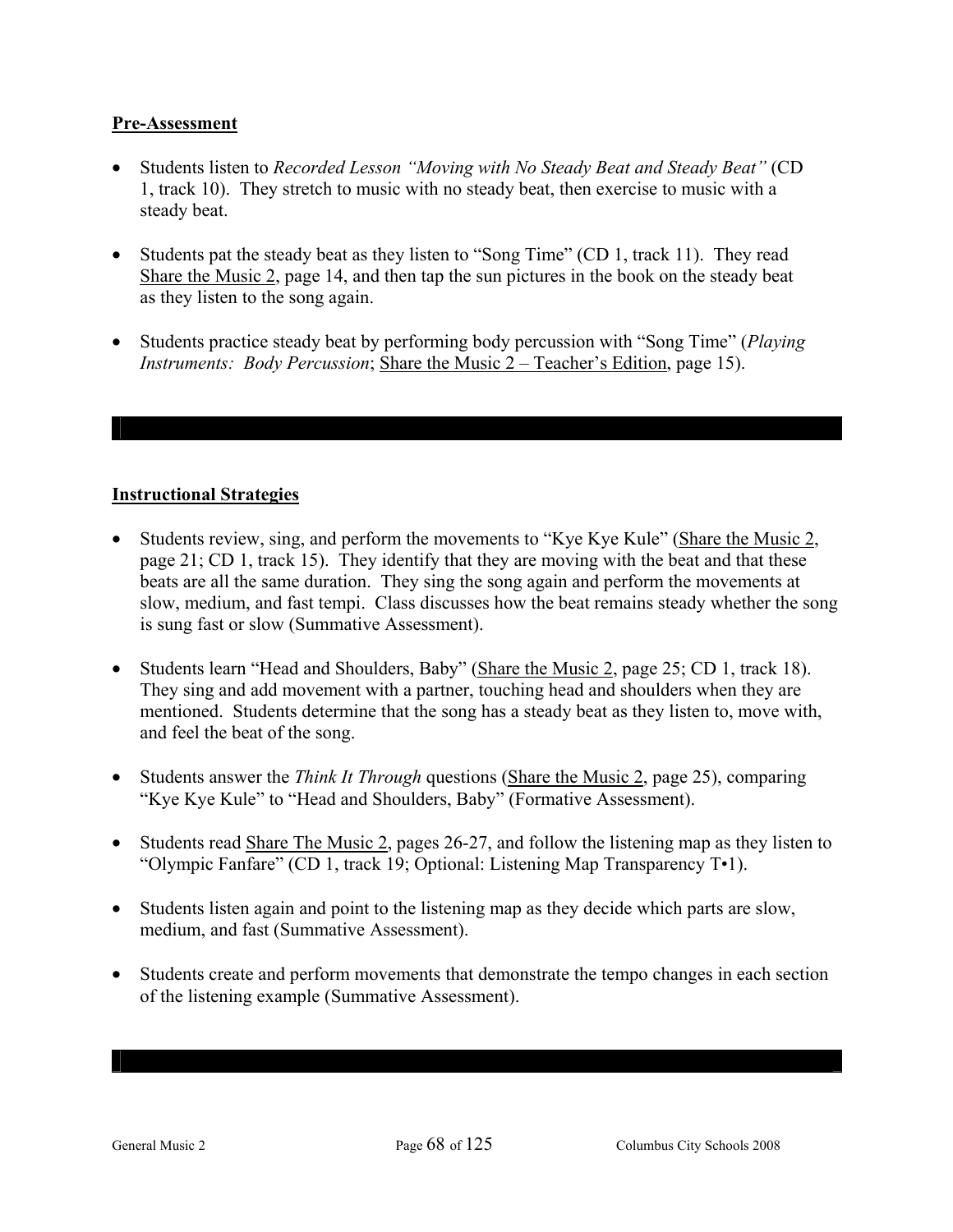**Pre-Assessment**

- Students listen to *Recorded Lesson "Moving with No Steady Beat and Steady Beat"* (CD 1, track 10). They stretch to music with no steady beat, then exercise to music with a steady beat.
- Students pat the steady beat as they listen to "Song Time" (CD 1, track 11). They read Share the Music 2, page 14, and then tap the sun pictures in the book on the steady beat as they listen to the song again.
- Students practice steady beat by performing body percussion with "Song Time" (*Playing Instruments: Body Percussion*; Share the Music 2 – Teacher's Edition, page 15).

**Instructional Strategies**

- Students review, sing, and perform the movements to "Kye Kye Kule" (Share the Music 2, page 21; CD 1, track 15). They identify that they are moving with the beat and that these beats are all the same duration. They sing the song again and perform the movements at slow, medium, and fast tempi. Class discusses how the beat remains steady whether the song is sung fast or slow (Summative Assessment).
- Students learn "Head and Shoulders, Baby" (Share the Music 2, page 25; CD 1, track 18). They sing and add movement with a partner, touching head and shoulders when they are mentioned. Students determine that the song has a steady beat as they listen to, move with, and feel the beat of the song.
- Students answer the *Think It Through* questions (Share the Music 2, page 25), comparing "Kye Kye Kule" to "Head and Shoulders, Baby" (Formative Assessment).
- Students read Share The Music 2, pages 26-27, and follow the listening map as they listen to "Olympic Fanfare" (CD 1, track 19; Optional: Listening Map Transparency T•1).
- Students listen again and point to the listening map as they decide which parts are slow, medium, and fast (Summative Assessment).
- Students create and perform movements that demonstrate the tempo changes in each section of the listening example (Summative Assessment).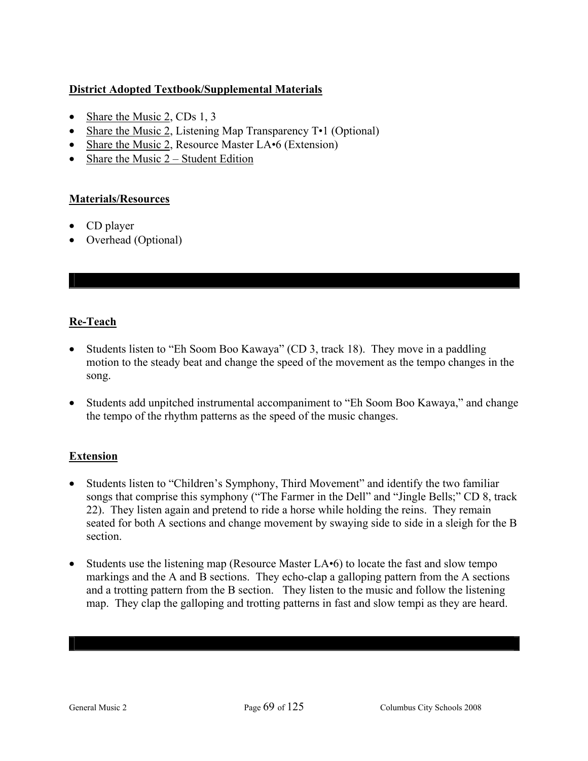## District Adopted Textbook/Supplemental Materials

- Share the Music 2, CDs 1, 3
- Share the Music 2, Listening Map Transparency T•1 (Optional)
- Share the Music 2, Resource Master LA•6 (Extension)
- Share the Music 2 – Student Edition

## Materials/Resources

- CD player
- Overhead (Optional)

---

## Re-Teach

- Students listen to "Eh Soom Boo Kawaya" (CD 3, track 18). They move in a paddling motion to the steady beat and change the speed of the movement as the tempo changes in the song.

- Students add unpitched instrumental accompaniment to "Eh Soom Boo Kawaya," and change the tempo of the rhythm patterns as the speed of the music changes.

## Extension

- Students listen to "Children's Symphony, Third Movement" and identify the two familiar songs that comprise this symphony ("The Farmer in the Dell" and "Jingle Bells;" CD 8, track 22). They listen again and pretend to ride a horse while holding the reins. They remain seated for both A sections and change movement by swaying side to side in a sleigh for the B section.

- Students use the listening map (Resource Master LA•6) to locate the fast and slow tempo markings and the A and B sections. They echo-clap a galloping pattern from the A sections and a trotting pattern from the B section. They listen to the music and follow the listening map. They clap the galloping and trotting patterns in fast and slow tempi as they are heard.

---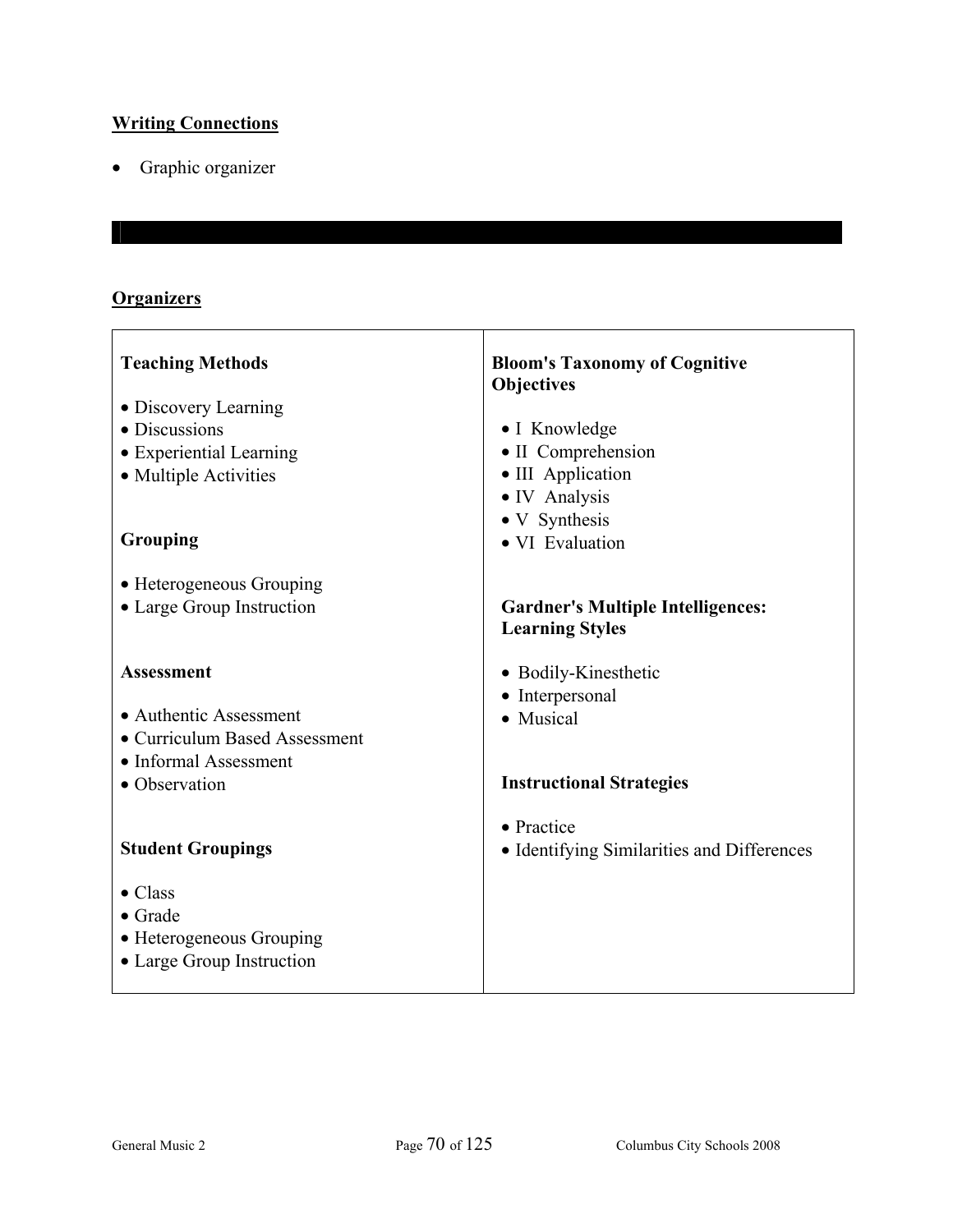**Writing Connections**

- Graphic organizer

---

**Organizers**

**Teaching Methods**

- Discovery Learning
- Discussions
- Experiential Learning
- Multiple Activities

**Grouping**

- Heterogeneous Grouping
- Large Group Instruction

**Assessment**

- Authentic Assessment
- Curriculum Based Assessment
- Informal Assessment
- Observation

**Student Groupings**

- Class
- Grade
- Heterogeneous Grouping
- Large Group Instruction

**Bloom's Taxonomy of Cognitive Objectives**

- I Knowledge
- II Comprehension
- III Application
- IV Analysis
- V Synthesis
- VI Evaluation

**Gardner's Multiple Intelligences: Learning Styles**

- Bodily-Kinesthetic
- Interpersonal
- Musical

**Instructional Strategies**

- Practice
- Identifying Similarities and Differences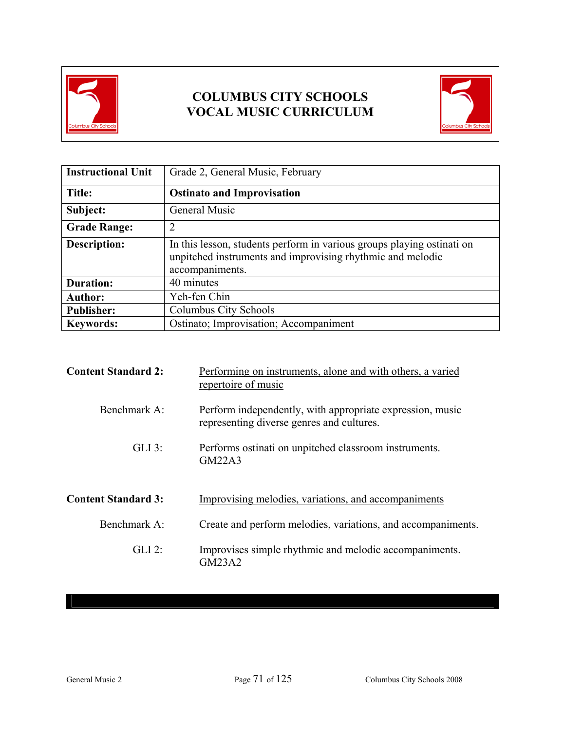# COLUMBUS CITY SCHOOLS
# VOCAL MUSIC CURRICULUM

| Instructional Unit | Grade 2, General Music, February |
|---|---|
| **Title:** | **Ostinato and Improvisation** |
| **Subject:** | General Music |
| **Grade Range:** | 2 |
| **Description:** | In this lesson, students perform in various groups playing ostinati on unpitched instruments and improvising rhythmic and melodic accompaniments. |
| **Duration:** | 40 minutes |
| **Author:** | Yeh-fen Chin |
| **Publisher:** | Columbus City Schools |
| **Keywords:** | Ostinato; Improvisation; Accompaniment |

**Content Standard 2:** Performing on instruments, alone and with others, a varied repertoire of music

Benchmark A: Perform independently, with appropriate expression, music representing diverse genres and cultures.

GLI 3: Performs ostinati on unpitched classroom instruments. GM22A3

**Content Standard 3:** Improvising melodies, variations, and accompaniments

Benchmark A: Create and perform melodies, variations, and accompaniments.

GLI 2: Improvises simple rhythmic and melodic accompaniments. GM23A2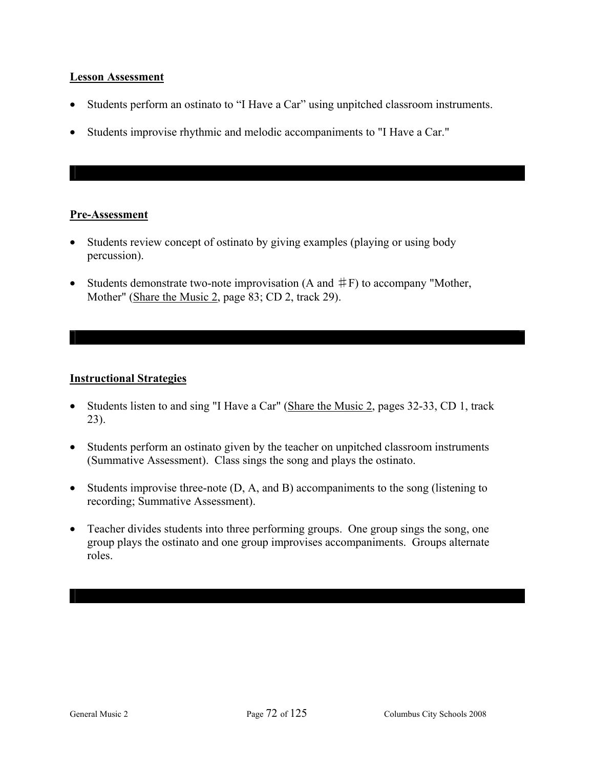**Lesson Assessment**

- Students perform an ostinato to “I Have a Car” using unpitched classroom instruments.
- Students improvise rhythmic and melodic accompaniments to "I Have a Car."

**Pre-Assessment**

- Students review concept of ostinato by giving examples (playing or using body percussion).
- Students demonstrate two-note improvisation (A and ♯F) to accompany "Mother, Mother" (Share the Music 2, page 83; CD 2, track 29).

**Instructional Strategies**

- Students listen to and sing "I Have a Car" (Share the Music 2, pages 32-33, CD 1, track 23).
- Students perform an ostinato given by the teacher on unpitched classroom instruments (Summative Assessment). Class sings the song and plays the ostinato.
- Students improvise three-note (D, A, and B) accompaniments to the song (listening to recording; Summative Assessment).
- Teacher divides students into three performing groups. One group sings the song, one group plays the ostinato and one group improvises accompaniments. Groups alternate roles.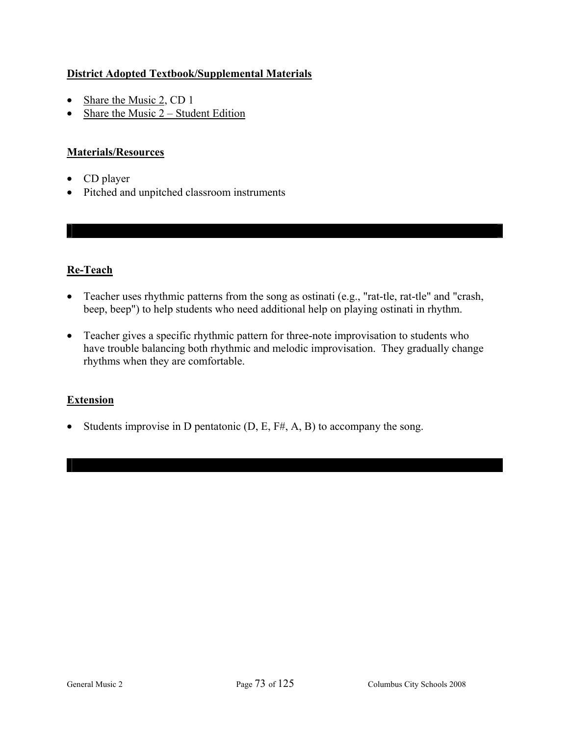**District Adopted Textbook/Supplemental Materials**

- Share the Music 2, CD 1
- Share the Music 2 – Student Edition

**Materials/Resources**

- CD player
- Pitched and unpitched classroom instruments

**Re-Teach**

- Teacher uses rhythmic patterns from the song as ostinati (e.g., "rat-tle, rat-tle" and "crash, beep, beep") to help students who need additional help on playing ostinati in rhythm.

- Teacher gives a specific rhythmic pattern for three-note improvisation to students who have trouble balancing both rhythmic and melodic improvisation. They gradually change rhythms when they are comfortable.

**Extension**

- Students improvise in D pentatonic (D, E, F#, A, B) to accompany the song.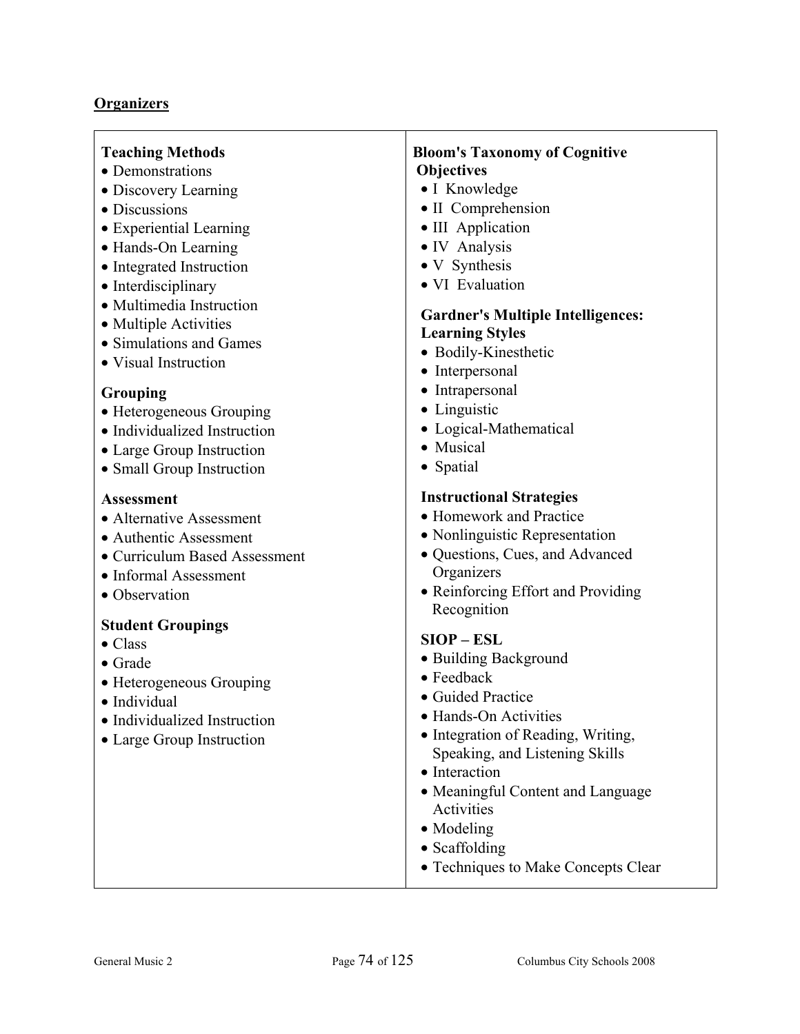## Organizers

### Teaching Methods
- Demonstrations
- Discovery Learning
- Discussions
- Experiential Learning
- Hands-On Learning
- Integrated Instruction
- Interdisciplinary
- Multimedia Instruction
- Multiple Activities
- Simulations and Games
- Visual Instruction

### Grouping
- Heterogeneous Grouping
- Individualized Instruction
- Large Group Instruction
- Small Group Instruction

### Assessment
- Alternative Assessment
- Authentic Assessment
- Curriculum Based Assessment
- Informal Assessment
- Observation

### Student Groupings
- Class
- Grade
- Heterogeneous Grouping
- Individual
- Individualized Instruction
- Large Group Instruction

### Bloom's Taxonomy of Cognitive Objectives
- I Knowledge
- II Comprehension
- III Application
- IV Analysis
- V Synthesis
- VI Evaluation

### Gardner's Multiple Intelligences: Learning Styles
- Bodily-Kinesthetic
- Interpersonal
- Intrapersonal
- Linguistic
- Logical-Mathematical
- Musical
- Spatial

### Instructional Strategies
- Homework and Practice
- Nonlinguistic Representation
- Questions, Cues, and Advanced Organizers
- Reinforcing Effort and Providing Recognition

### SIOP – ESL
- Building Background
- Feedback
- Guided Practice
- Hands-On Activities
- Integration of Reading, Writing, Speaking, and Listening Skills
- Interaction
- Meaningful Content and Language Activities
- Modeling
- Scaffolding
- Techniques to Make Concepts Clear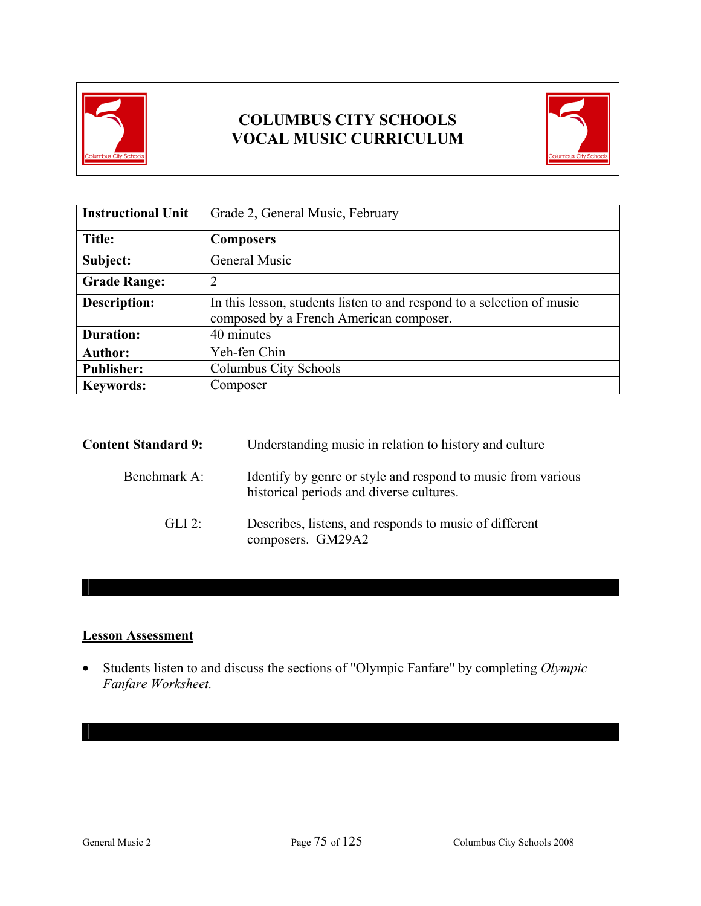# COLUMBUS CITY SCHOOLS
# VOCAL MUSIC CURRICULUM

| Instructional Unit | Grade 2, General Music, February |
|---|---|
| **Title:** | **Composers** |
| **Subject:** | General Music |
| **Grade Range:** | 2 |
| **Description:** | In this lesson, students listen to and respond to a selection of music composed by a French American composer. |
| **Duration:** | 40 minutes |
| **Author:** | Yeh-fen Chin |
| **Publisher:** | Columbus City Schools |
| **Keywords:** | Composer |

**Content Standard 9:** Understanding music in relation to history and culture

Benchmark A: Identify by genre or style and respond to music from various historical periods and diverse cultures.

GLI 2: Describes, listens, and responds to music of different composers. GM29A2

## Lesson Assessment

- Students listen to and discuss the sections of "Olympic Fanfare" by completing *Olympic Fanfare Worksheet.*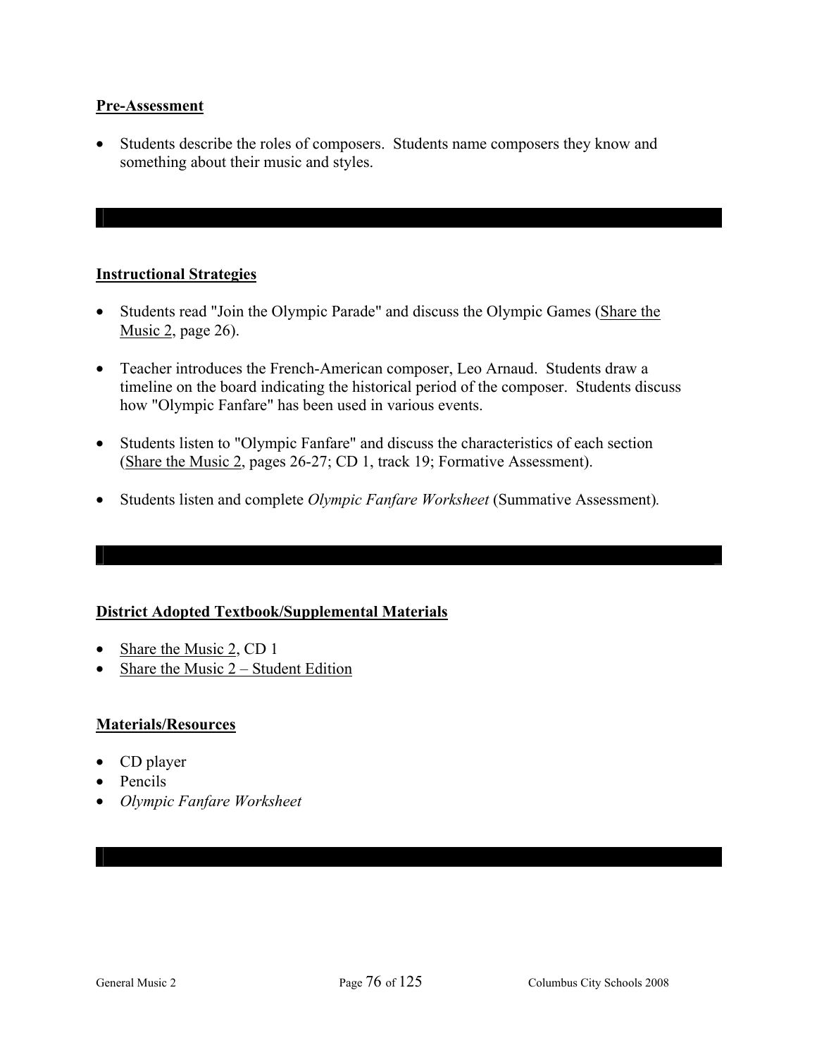**Pre-Assessment**

- Students describe the roles of composers. Students name composers they know and something about their music and styles.

---

**Instructional Strategies**

- Students read "Join the Olympic Parade" and discuss the Olympic Games (Share the Music 2, page 26).
- Teacher introduces the French-American composer, Leo Arnaud. Students draw a timeline on the board indicating the historical period of the composer. Students discuss how "Olympic Fanfare" has been used in various events.
- Students listen to "Olympic Fanfare" and discuss the characteristics of each section (Share the Music 2, pages 26-27; CD 1, track 19; Formative Assessment).
- Students listen and complete *Olympic Fanfare Worksheet* (Summative Assessment).

---

**District Adopted Textbook/Supplemental Materials**

- Share the Music 2, CD 1
- Share the Music 2 – Student Edition

**Materials/Resources**

- CD player
- Pencils
- *Olympic Fanfare Worksheet*

---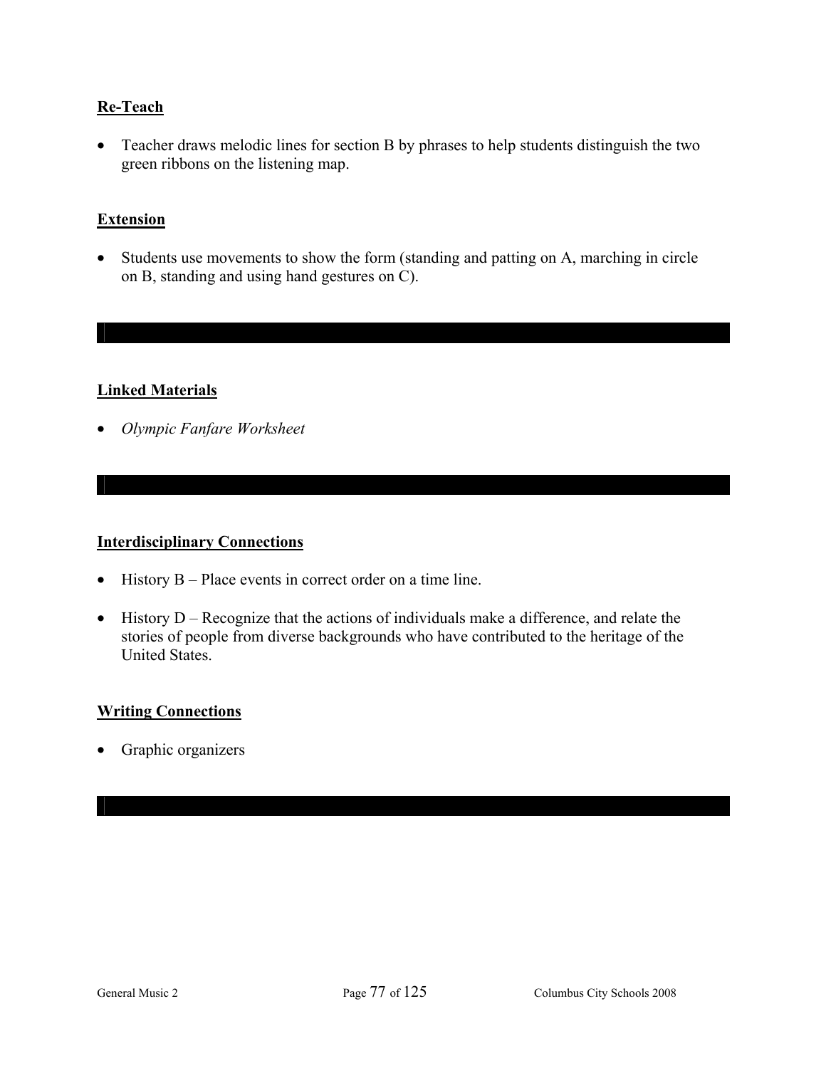## Re-Teach

- Teacher draws melodic lines for section B by phrases to help students distinguish the two green ribbons on the listening map.

## Extension

- Students use movements to show the form (standing and patting on A, marching in circle on B, standing and using hand gestures on C).

## Linked Materials

- *Olympic Fanfare Worksheet*

## Interdisciplinary Connections

- History B – Place events in correct order on a time line.
- History D – Recognize that the actions of individuals make a difference, and relate the stories of people from diverse backgrounds who have contributed to the heritage of the United States.

## Writing Connections

- Graphic organizers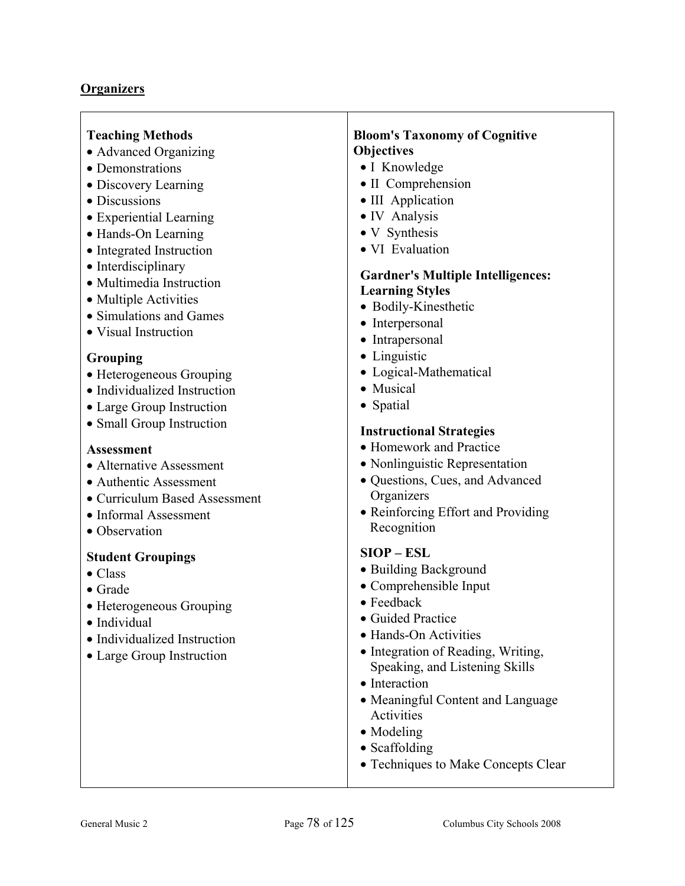## Organizers

### Teaching Methods
- Advanced Organizing
- Demonstrations
- Discovery Learning
- Discussions
- Experiential Learning
- Hands-On Learning
- Integrated Instruction
- Interdisciplinary
- Multimedia Instruction
- Multiple Activities
- Simulations and Games
- Visual Instruction

### Grouping
- Heterogeneous Grouping
- Individualized Instruction
- Large Group Instruction
- Small Group Instruction

### Assessment
- Alternative Assessment
- Authentic Assessment
- Curriculum Based Assessment
- Informal Assessment
- Observation

### Student Groupings
- Class
- Grade
- Heterogeneous Grouping
- Individual
- Individualized Instruction
- Large Group Instruction

### Bloom's Taxonomy of Cognitive Objectives
- I Knowledge
- II Comprehension
- III Application
- IV Analysis
- V Synthesis
- VI Evaluation

### Gardner's Multiple Intelligences: Learning Styles
- Bodily-Kinesthetic
- Interpersonal
- Intrapersonal
- Linguistic
- Logical-Mathematical
- Musical
- Spatial

### Instructional Strategies
- Homework and Practice
- Nonlinguistic Representation
- Questions, Cues, and Advanced Organizers
- Reinforcing Effort and Providing Recognition

### SIOP – ESL
- Building Background
- Comprehensible Input
- Feedback
- Guided Practice
- Hands-On Activities
- Integration of Reading, Writing, Speaking, and Listening Skills
- Interaction
- Meaningful Content and Language Activities
- Modeling
- Scaffolding
- Techniques to Make Concepts Clear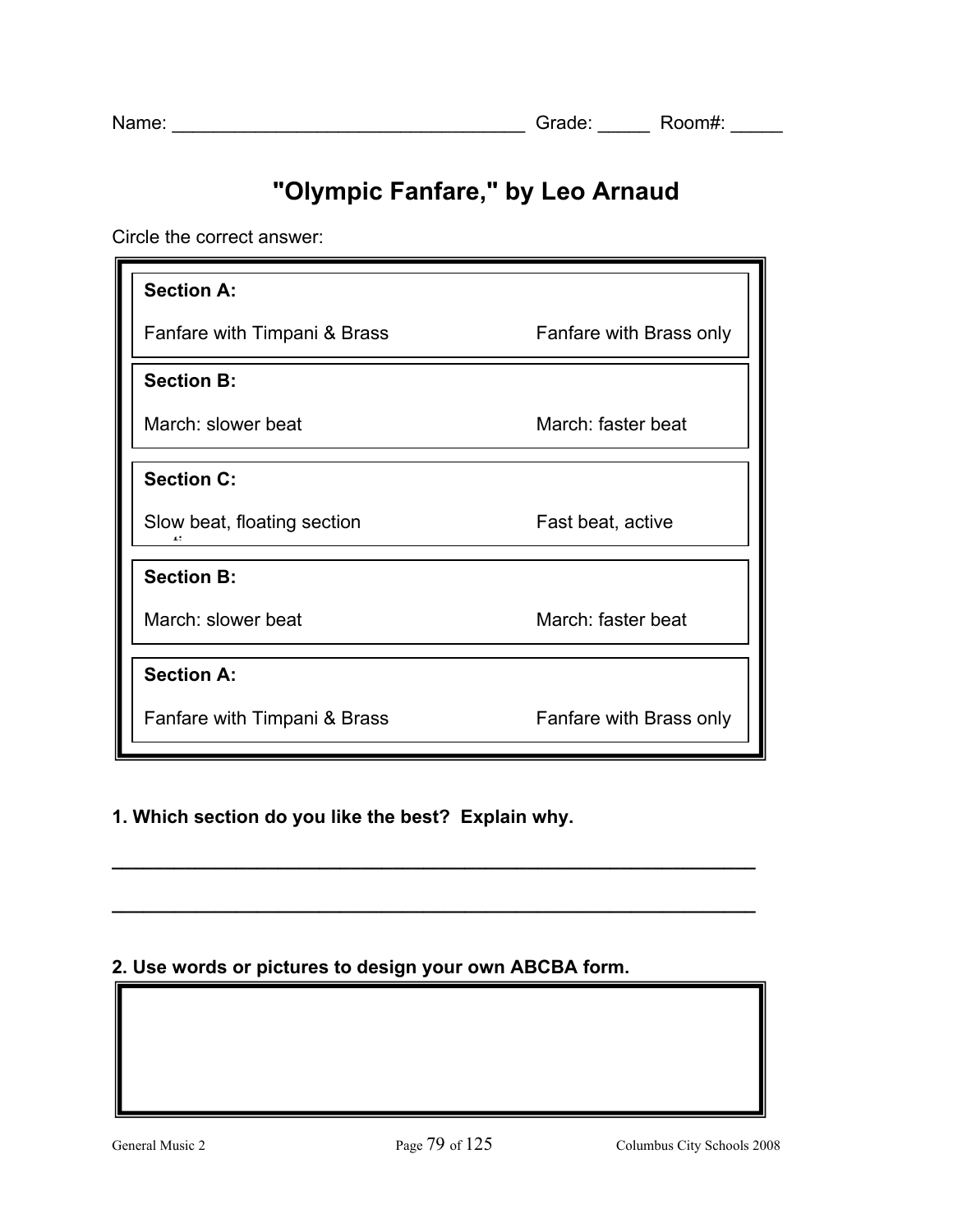Name: _________________________________ Grade: _____ Room#: _____

# "Olympic Fanfare," by Leo Arnaud

Circle the correct answer:

| | |
|---|---|
| **Section A:** | |
| Fanfare with Timpani & Brass | Fanfare with Brass only |
| **Section B:** | |
| March: slower beat | March: faster beat |
| **Section C:** | |
| Slow beat, floating section | Fast beat, active |
| **Section B:** | |
| March: slower beat | March: faster beat |
| **Section A:** | |
| Fanfare with Timpani & Brass | Fanfare with Brass only |

**1. Which section do you like the best? Explain why.**

_______________________________________________________________

_______________________________________________________________

**2. Use words or pictures to design your own ABCBA form.**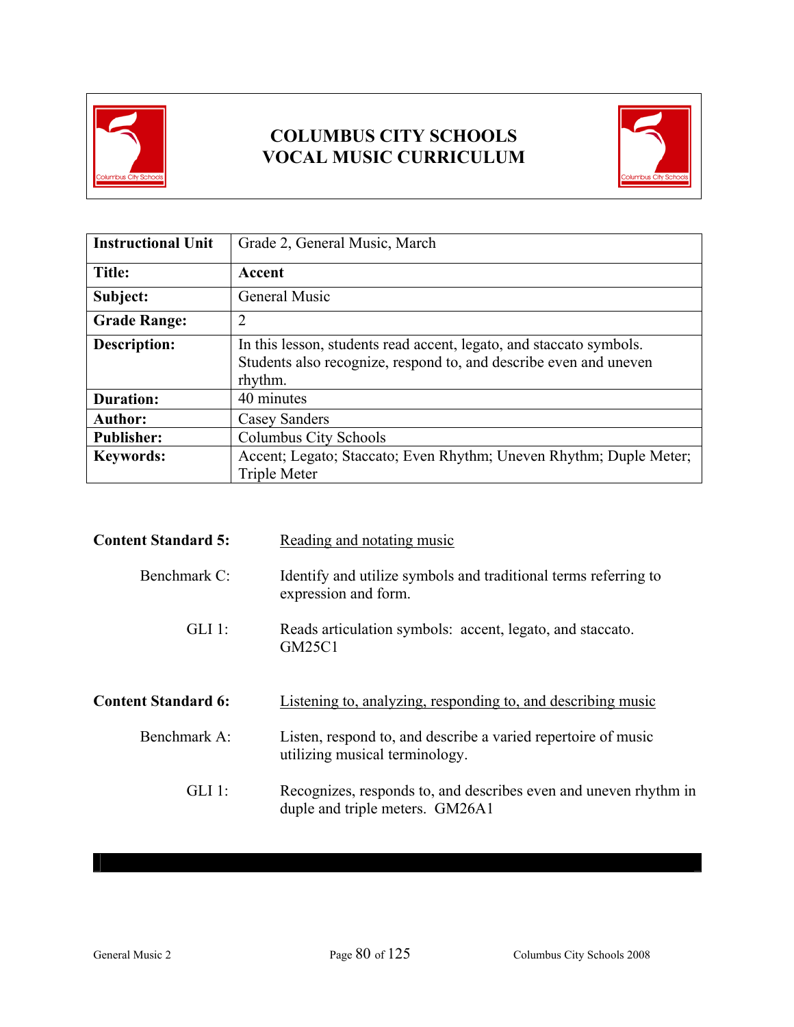# COLUMBUS CITY SCHOOLS
# VOCAL MUSIC CURRICULUM

| Instructional Unit | Grade 2, General Music, March |
|---|---|
| **Title:** | **Accent** |
| **Subject:** | General Music |
| **Grade Range:** | 2 |
| **Description:** | In this lesson, students read accent, legato, and staccato symbols. Students also recognize, respond to, and describe even and uneven rhythm. |
| **Duration:** | 40 minutes |
| **Author:** | Casey Sanders |
| **Publisher:** | Columbus City Schools |
| **Keywords:** | Accent; Legato; Staccato; Even Rhythm; Uneven Rhythm; Duple Meter; Triple Meter |

**Content Standard 5:** Reading and notating music

Benchmark C: Identify and utilize symbols and traditional terms referring to expression and form.

GLI 1: Reads articulation symbols: accent, legato, and staccato. GM25C1

**Content Standard 6:** Listening to, analyzing, responding to, and describing music

Benchmark A: Listen, respond to, and describe a varied repertoire of music utilizing musical terminology.

GLI 1: Recognizes, responds to, and describes even and uneven rhythm in duple and triple meters. GM26A1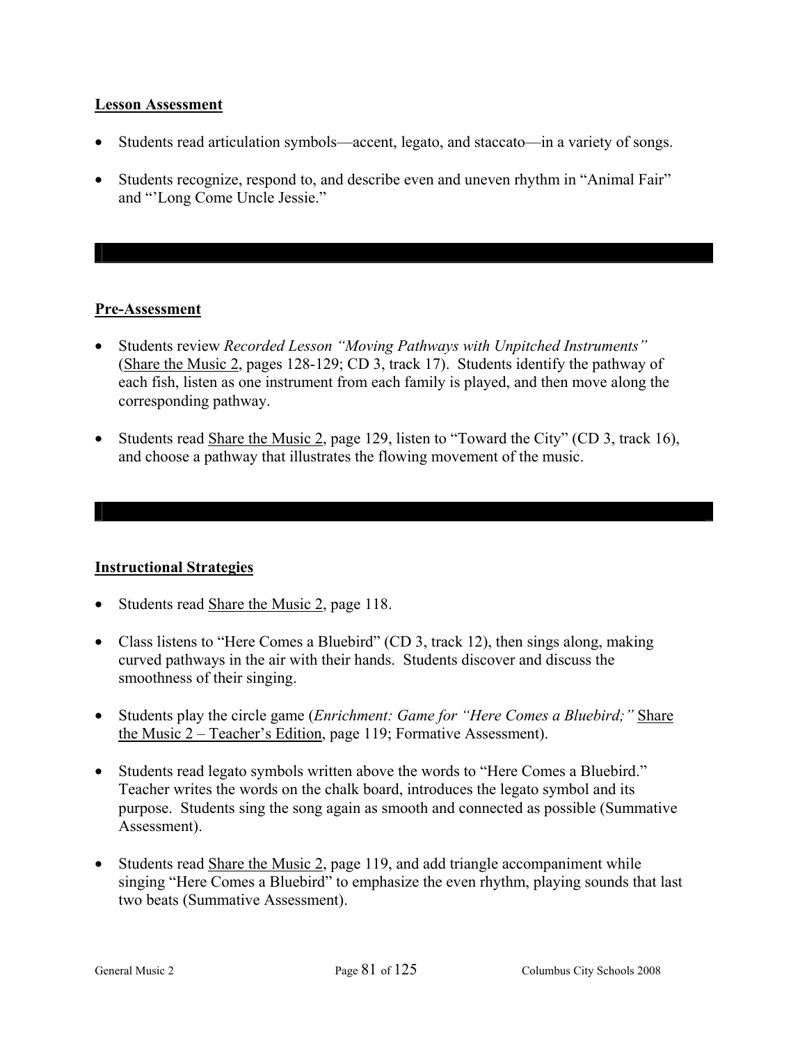**Lesson Assessment**

- Students read articulation symbols—accent, legato, and staccato—in a variety of songs.
- Students recognize, respond to, and describe even and uneven rhythm in "Animal Fair" and "'Long Come Uncle Jessie."

**Pre-Assessment**

- Students review *Recorded Lesson "Moving Pathways with Unpitched Instruments"* (Share the Music 2, pages 128-129; CD 3, track 17). Students identify the pathway of each fish, listen as one instrument from each family is played, and then move along the corresponding pathway.
- Students read Share the Music 2, page 129, listen to "Toward the City" (CD 3, track 16), and choose a pathway that illustrates the flowing movement of the music.

**Instructional Strategies**

- Students read Share the Music 2, page 118.
- Class listens to "Here Comes a Bluebird" (CD 3, track 12), then sings along, making curved pathways in the air with their hands. Students discover and discuss the smoothness of their singing.
- Students play the circle game (*Enrichment: Game for "Here Comes a Bluebird;"* Share the Music 2 – Teacher's Edition, page 119; Formative Assessment).
- Students read legato symbols written above the words to "Here Comes a Bluebird." Teacher writes the words on the chalk board, introduces the legato symbol and its purpose. Students sing the song again as smooth and connected as possible (Summative Assessment).
- Students read Share the Music 2, page 119, and add triangle accompaniment while singing "Here Comes a Bluebird" to emphasize the even rhythm, playing sounds that last two beats (Summative Assessment).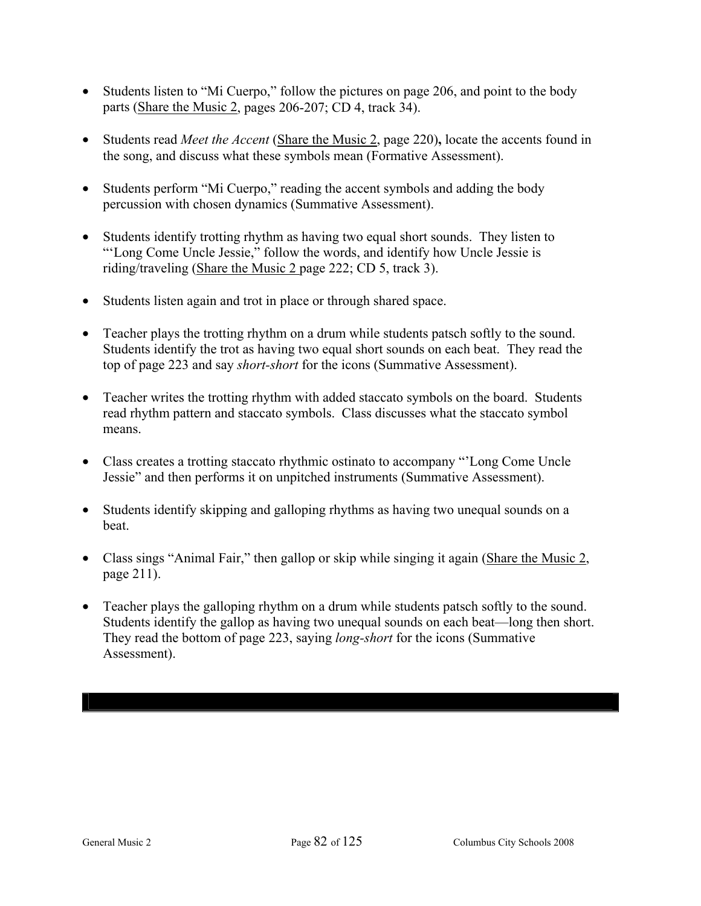- Students listen to "Mi Cuerpo," follow the pictures on page 206, and point to the body parts (Share the Music 2, pages 206-207; CD 4, track 34).

- Students read *Meet the Accent* (Share the Music 2, page 220)**,** locate the accents found in the song, and discuss what these symbols mean (Formative Assessment).

- Students perform "Mi Cuerpo," reading the accent symbols and adding the body percussion with chosen dynamics (Summative Assessment).

- Students identify trotting rhythm as having two equal short sounds. They listen to "'Long Come Uncle Jessie," follow the words, and identify how Uncle Jessie is riding/traveling (Share the Music 2 page 222; CD 5, track 3).

- Students listen again and trot in place or through shared space.

- Teacher plays the trotting rhythm on a drum while students patsch softly to the sound. Students identify the trot as having two equal short sounds on each beat. They read the top of page 223 and say *short-short* for the icons (Summative Assessment).

- Teacher writes the trotting rhythm with added staccato symbols on the board. Students read rhythm pattern and staccato symbols. Class discusses what the staccato symbol means.

- Class creates a trotting staccato rhythmic ostinato to accompany "'Long Come Uncle Jessie" and then performs it on unpitched instruments (Summative Assessment).

- Students identify skipping and galloping rhythms as having two unequal sounds on a beat.

- Class sings "Animal Fair," then gallop or skip while singing it again (Share the Music 2, page 211).

- Teacher plays the galloping rhythm on a drum while students patsch softly to the sound. Students identify the gallop as having two unequal sounds on each beat—long then short. They read the bottom of page 223, saying *long-short* for the icons (Summative Assessment).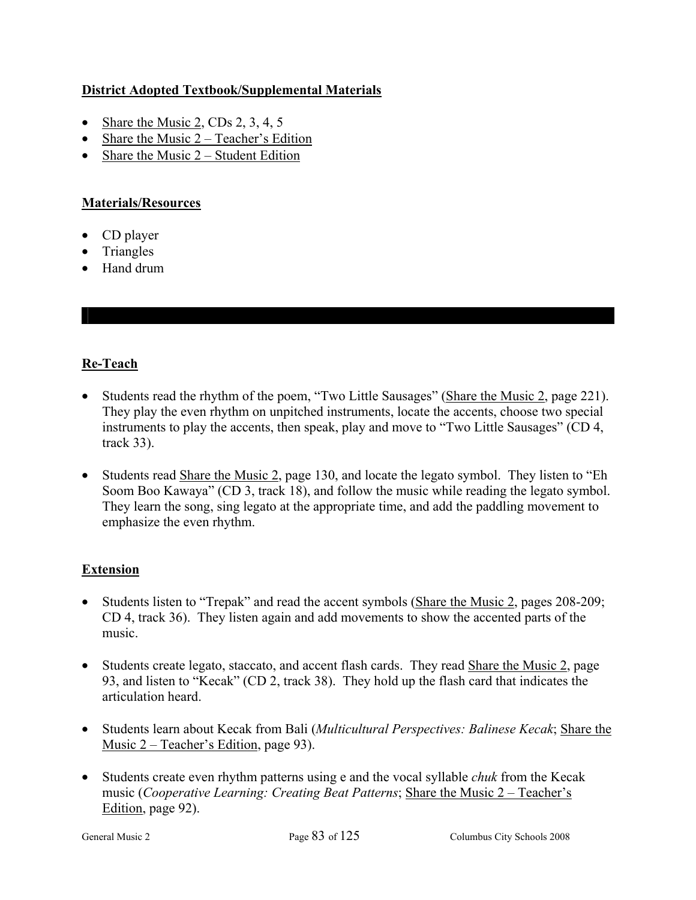**District Adopted Textbook/Supplemental Materials**

- Share the Music 2, CDs 2, 3, 4, 5
- Share the Music 2 – Teacher's Edition
- Share the Music 2 – Student Edition

**Materials/Resources**

- CD player
- Triangles
- Hand drum

---

**Re-Teach**

- Students read the rhythm of the poem, "Two Little Sausages" (Share the Music 2, page 221). They play the even rhythm on unpitched instruments, locate the accents, choose two special instruments to play the accents, then speak, play and move to "Two Little Sausages" (CD 4, track 33).

- Students read Share the Music 2, page 130, and locate the legato symbol. They listen to "Eh Soom Boo Kawaya" (CD 3, track 18), and follow the music while reading the legato symbol. They learn the song, sing legato at the appropriate time, and add the paddling movement to emphasize the even rhythm.

**Extension**

- Students listen to "Trepak" and read the accent symbols (Share the Music 2, pages 208-209; CD 4, track 36). They listen again and add movements to show the accented parts of the music.

- Students create legato, staccato, and accent flash cards. They read Share the Music 2, page 93, and listen to "Kecak" (CD 2, track 38). They hold up the flash card that indicates the articulation heard.

- Students learn about Kecak from Bali (*Multicultural Perspectives: Balinese Kecak*; Share the Music 2 – Teacher's Edition, page 93).

- Students create even rhythm patterns using e and the vocal syllable *chuk* from the Kecak music (*Cooperative Learning: Creating Beat Patterns*; Share the Music 2 – Teacher's Edition, page 92).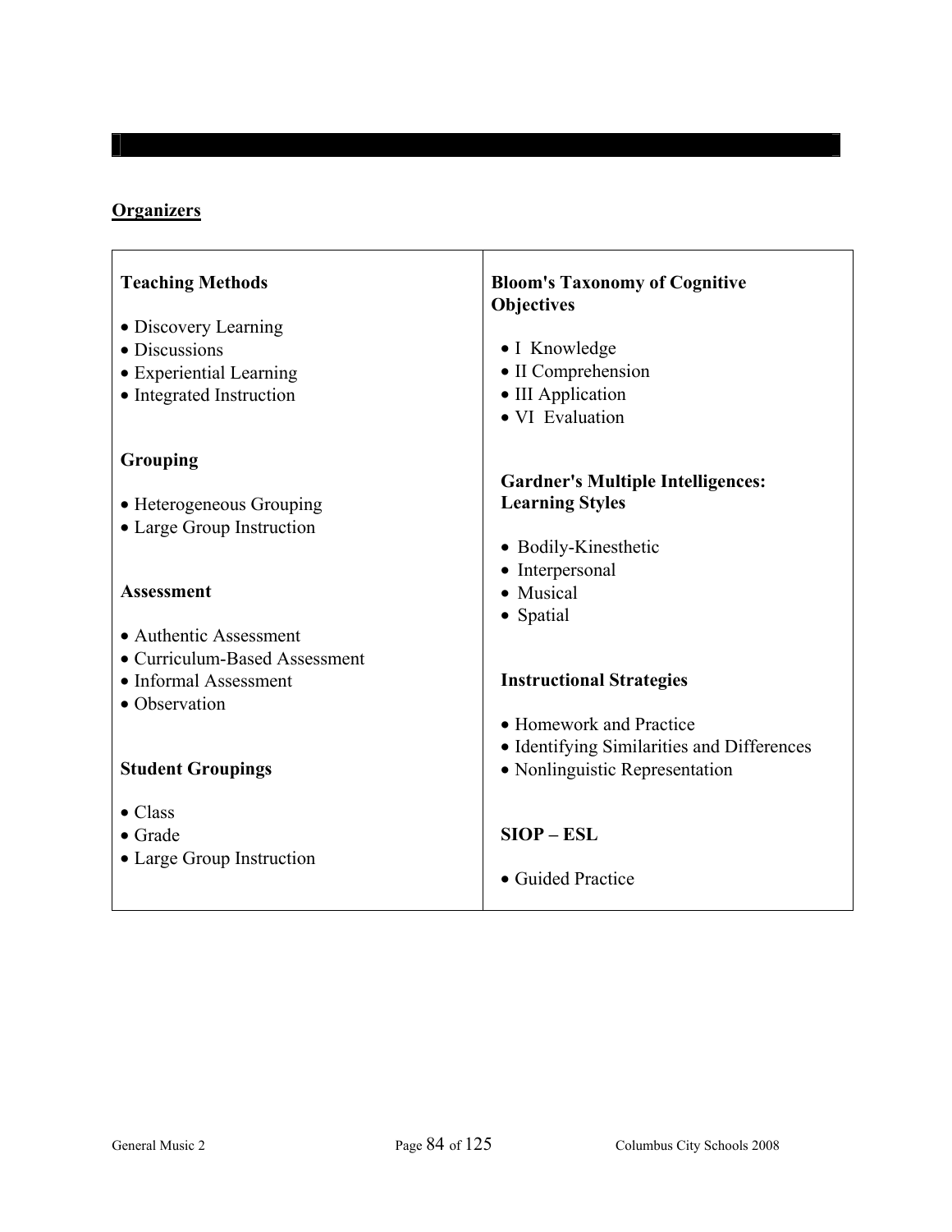## Organizers

| | |
|---|---|
| **Teaching Methods**<br><br>• Discovery Learning<br>• Discussions<br>• Experiential Learning<br>• Integrated Instruction<br><br>**Grouping**<br><br>• Heterogeneous Grouping<br>• Large Group Instruction<br><br>**Assessment**<br><br>• Authentic Assessment<br>• Curriculum-Based Assessment<br>• Informal Assessment<br>• Observation<br><br>**Student Groupings**<br><br>• Class<br>• Grade<br>• Large Group Instruction | **Bloom's Taxonomy of Cognitive Objectives**<br><br>• I Knowledge<br>• II Comprehension<br>• III Application<br>• VI Evaluation<br><br>**Gardner's Multiple Intelligences: Learning Styles**<br><br>• Bodily-Kinesthetic<br>• Interpersonal<br>• Musical<br>• Spatial<br><br>**Instructional Strategies**<br><br>• Homework and Practice<br>• Identifying Similarities and Differences<br>• Nonlinguistic Representation<br><br>**SIOP – ESL**<br><br>• Guided Practice |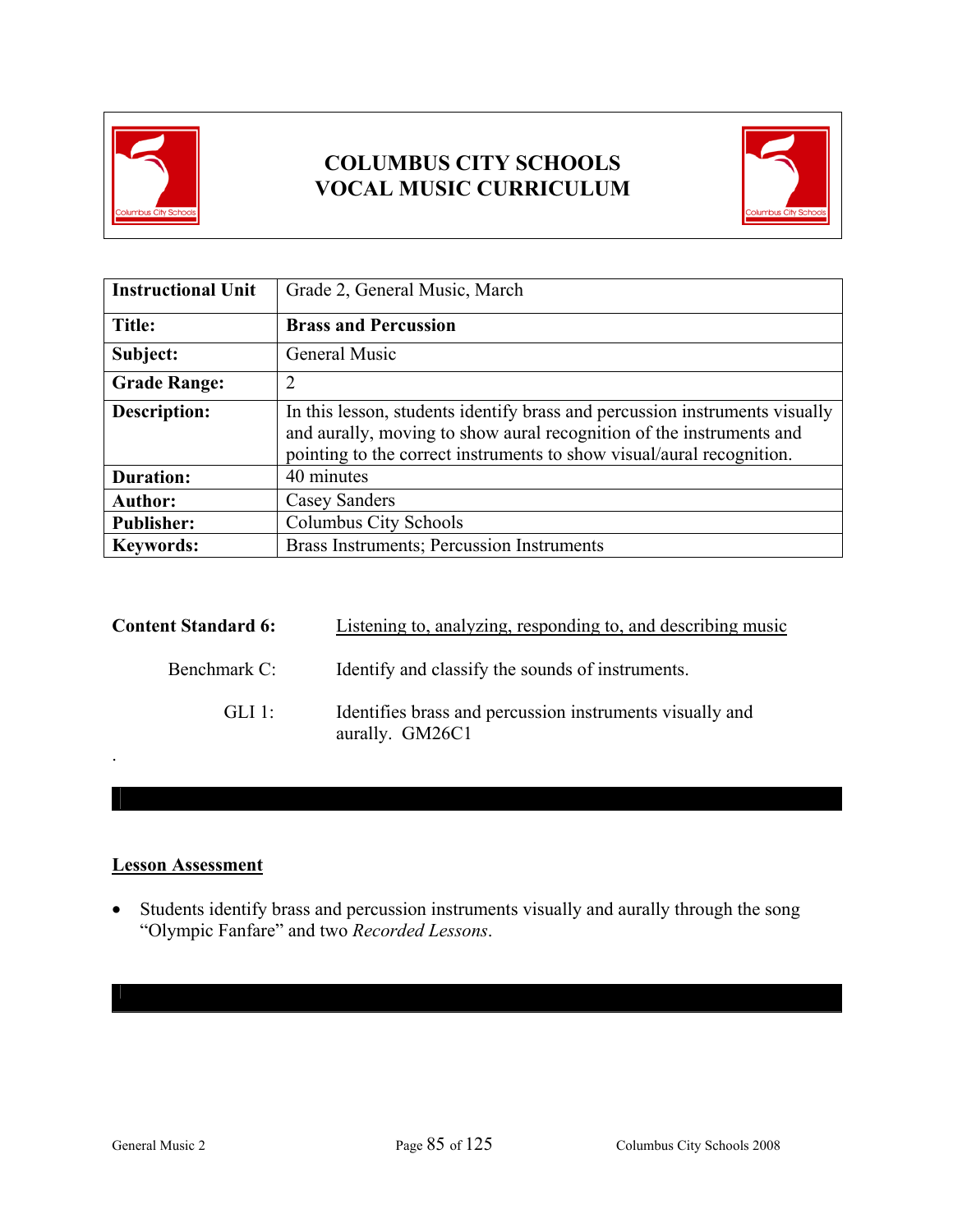# COLUMBUS CITY SCHOOLS
# VOCAL MUSIC CURRICULUM

| Instructional Unit | Grade 2, General Music, March |
|---|---|
| **Title:** | **Brass and Percussion** |
| **Subject:** | General Music |
| **Grade Range:** | 2 |
| **Description:** | In this lesson, students identify brass and percussion instruments visually and aurally, moving to show aural recognition of the instruments and pointing to the correct instruments to show visual/aural recognition. |
| **Duration:** | 40 minutes |
| **Author:** | Casey Sanders |
| **Publisher:** | Columbus City Schools |
| **Keywords:** | Brass Instruments; Percussion Instruments |

**Content Standard 6:** Listening to, analyzing, responding to, and describing music

Benchmark C: Identify and classify the sounds of instruments.

GLI 1: Identifies brass and percussion instruments visually and aurally. GM26C1

.

## Lesson Assessment

- Students identify brass and percussion instruments visually and aurally through the song "Olympic Fanfare" and two *Recorded Lessons*.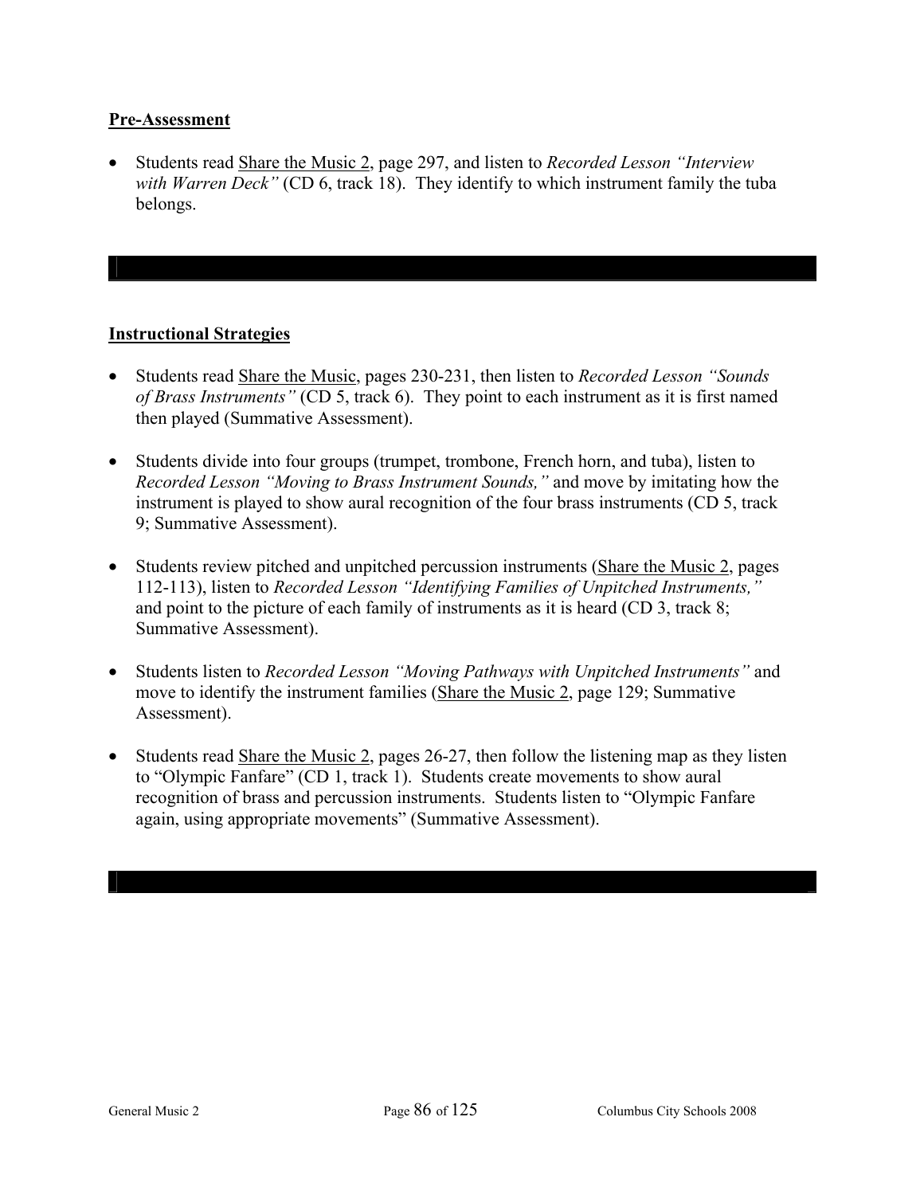**Pre-Assessment**

- Students read Share the Music 2, page 297, and listen to *Recorded Lesson "Interview with Warren Deck"* (CD 6, track 18). They identify to which instrument family the tuba belongs.

**Instructional Strategies**

- Students read Share the Music, pages 230-231, then listen to *Recorded Lesson "Sounds of Brass Instruments"* (CD 5, track 6). They point to each instrument as it is first named then played (Summative Assessment).

- Students divide into four groups (trumpet, trombone, French horn, and tuba), listen to *Recorded Lesson "Moving to Brass Instrument Sounds,"* and move by imitating how the instrument is played to show aural recognition of the four brass instruments (CD 5, track 9; Summative Assessment).

- Students review pitched and unpitched percussion instruments (Share the Music 2, pages 112-113), listen to *Recorded Lesson "Identifying Families of Unpitched Instruments,"* and point to the picture of each family of instruments as it is heard (CD 3, track 8; Summative Assessment).

- Students listen to *Recorded Lesson "Moving Pathways with Unpitched Instruments"* and move to identify the instrument families (Share the Music 2, page 129; Summative Assessment).

- Students read Share the Music 2, pages 26-27, then follow the listening map as they listen to "Olympic Fanfare" (CD 1, track 1). Students create movements to show aural recognition of brass and percussion instruments. Students listen to "Olympic Fanfare again, using appropriate movements" (Summative Assessment).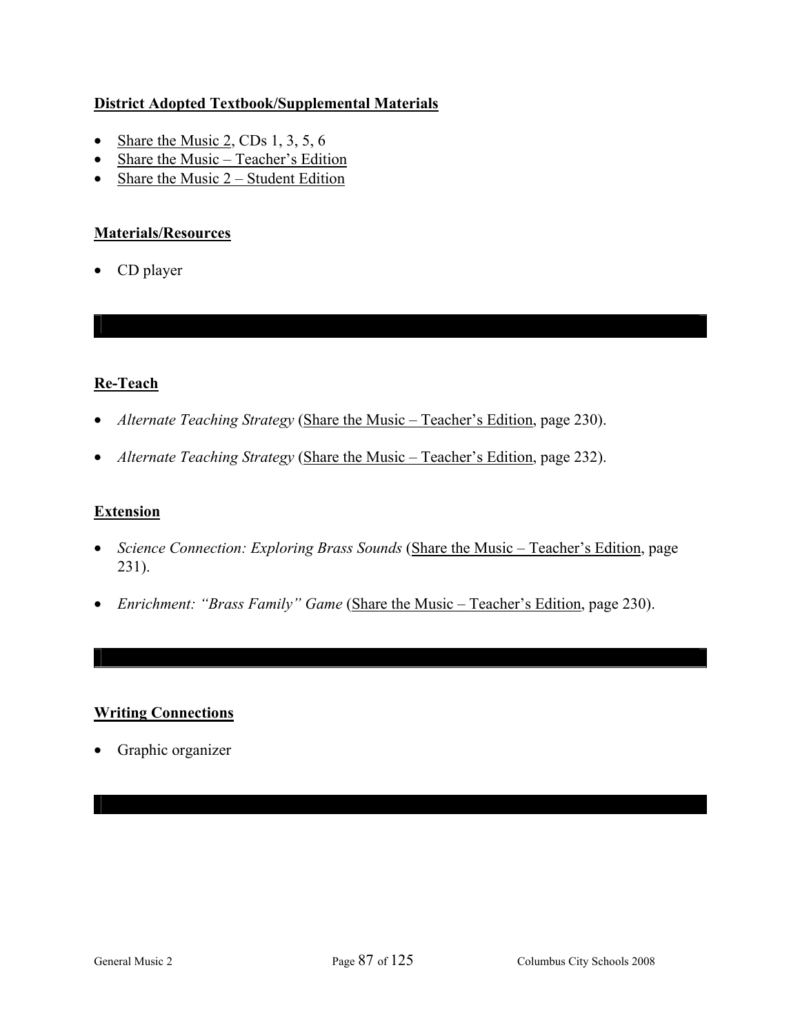**District Adopted Textbook/Supplemental Materials**

- Share the Music 2, CDs 1, 3, 5, 6
- Share the Music – Teacher's Edition
- Share the Music 2 – Student Edition

**Materials/Resources**

- CD player

**Re-Teach**

- *Alternate Teaching Strategy* (Share the Music – Teacher's Edition, page 230).
- *Alternate Teaching Strategy* (Share the Music – Teacher's Edition, page 232).

**Extension**

- *Science Connection: Exploring Brass Sounds* (Share the Music – Teacher's Edition, page 231).
- *Enrichment: "Brass Family" Game* (Share the Music – Teacher's Edition, page 230).

**Writing Connections**

- Graphic organizer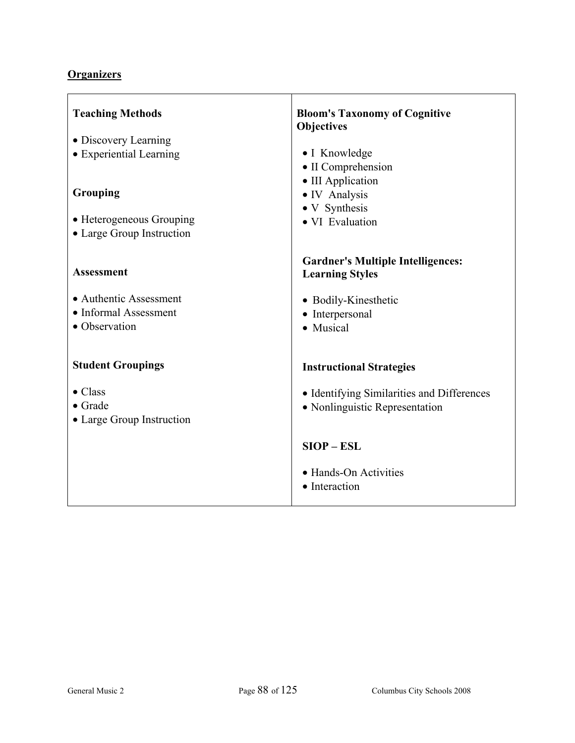**Organizers**

**Teaching Methods**

- Discovery Learning
- Experiential Learning

**Grouping**

- Heterogeneous Grouping
- Large Group Instruction

**Assessment**

- Authentic Assessment
- Informal Assessment
- Observation

**Student Groupings**

- Class
- Grade
- Large Group Instruction

**Bloom's Taxonomy of Cognitive Objectives**

- I Knowledge
- II Comprehension
- III Application
- IV Analysis
- V Synthesis
- VI Evaluation

**Gardner's Multiple Intelligences: Learning Styles**

- Bodily-Kinesthetic
- Interpersonal
- Musical

**Instructional Strategies**

- Identifying Similarities and Differences
- Nonlinguistic Representation

**SIOP – ESL**

- Hands-On Activities
- Interaction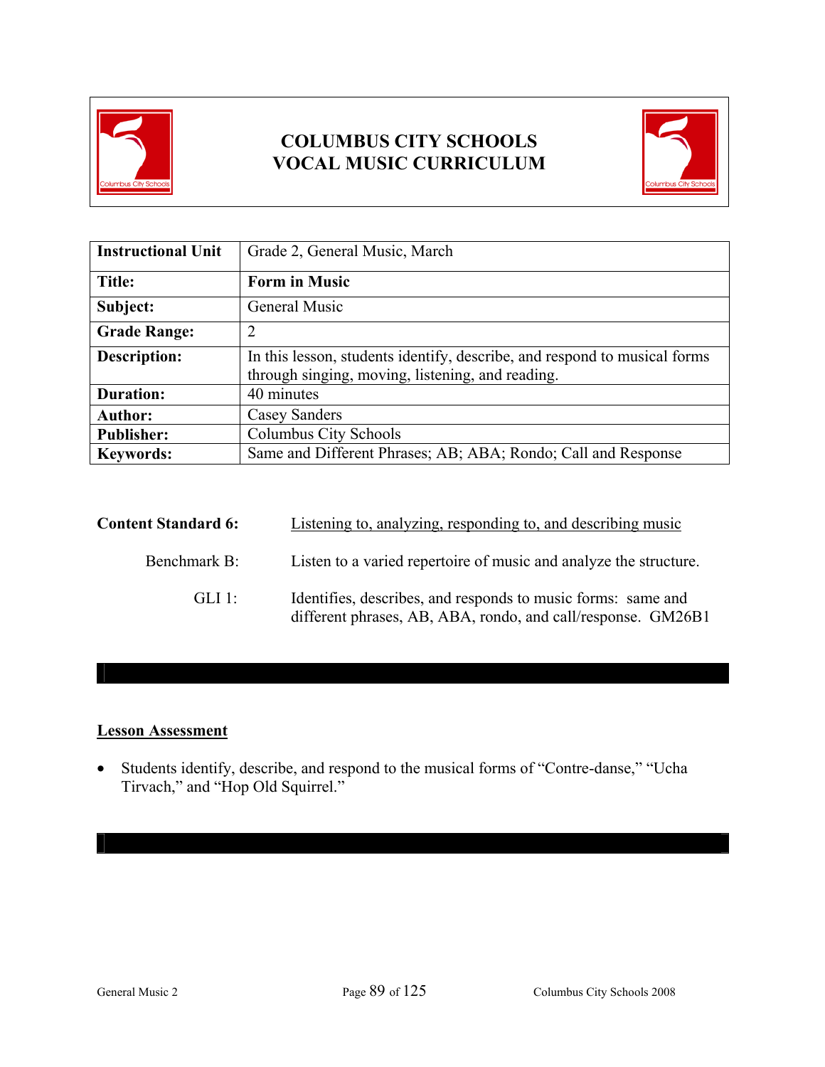# COLUMBUS CITY SCHOOLS
# VOCAL MUSIC CURRICULUM

| Instructional Unit | Grade 2, General Music, March |
|---|---|
| **Title:** | **Form in Music** |
| **Subject:** | General Music |
| **Grade Range:** | 2 |
| **Description:** | In this lesson, students identify, describe, and respond to musical forms through singing, moving, listening, and reading. |
| **Duration:** | 40 minutes |
| **Author:** | Casey Sanders |
| **Publisher:** | Columbus City Schools |
| **Keywords:** | Same and Different Phrases; AB; ABA; Rondo; Call and Response |

**Content Standard 6:** Listening to, analyzing, responding to, and describing music

Benchmark B: Listen to a varied repertoire of music and analyze the structure.

GLI 1: Identifies, describes, and responds to music forms: same and different phrases, AB, ABA, rondo, and call/response. GM26B1

## Lesson Assessment

- Students identify, describe, and respond to the musical forms of "Contre-danse," "Ucha Tirvach," and "Hop Old Squirrel."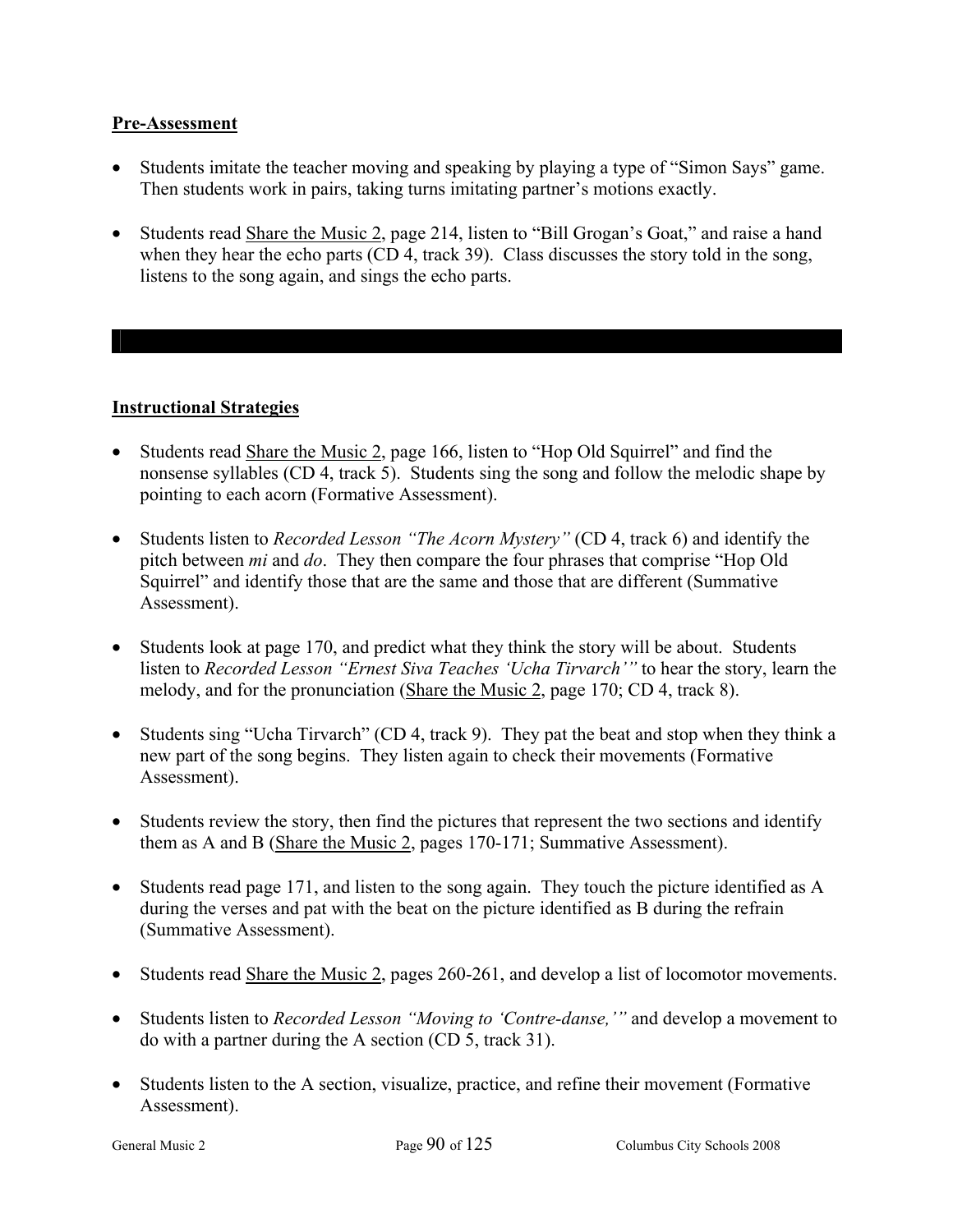## Pre-Assessment

- Students imitate the teacher moving and speaking by playing a type of "Simon Says" game. Then students work in pairs, taking turns imitating partner's motions exactly.
- Students read Share the Music 2, page 214, listen to "Bill Grogan's Goat," and raise a hand when they hear the echo parts (CD 4, track 39). Class discusses the story told in the song, listens to the song again, and sings the echo parts.

---

## Instructional Strategies

- Students read Share the Music 2, page 166, listen to "Hop Old Squirrel" and find the nonsense syllables (CD 4, track 5). Students sing the song and follow the melodic shape by pointing to each acorn (Formative Assessment).
- Students listen to *Recorded Lesson "The Acorn Mystery"* (CD 4, track 6) and identify the pitch between *mi* and *do*. They then compare the four phrases that comprise "Hop Old Squirrel" and identify those that are the same and those that are different (Summative Assessment).
- Students look at page 170, and predict what they think the story will be about. Students listen to *Recorded Lesson "Ernest Siva Teaches 'Ucha Tirvarch'"* to hear the story, learn the melody, and for the pronunciation (Share the Music 2, page 170; CD 4, track 8).
- Students sing "Ucha Tirvarch" (CD 4, track 9). They pat the beat and stop when they think a new part of the song begins. They listen again to check their movements (Formative Assessment).
- Students review the story, then find the pictures that represent the two sections and identify them as A and B (Share the Music 2, pages 170-171; Summative Assessment).
- Students read page 171, and listen to the song again. They touch the picture identified as A during the verses and pat with the beat on the picture identified as B during the refrain (Summative Assessment).
- Students read Share the Music 2, pages 260-261, and develop a list of locomotor movements.
- Students listen to *Recorded Lesson "Moving to 'Contre-danse,'"* and develop a movement to do with a partner during the A section (CD 5, track 31).
- Students listen to the A section, visualize, practice, and refine their movement (Formative Assessment).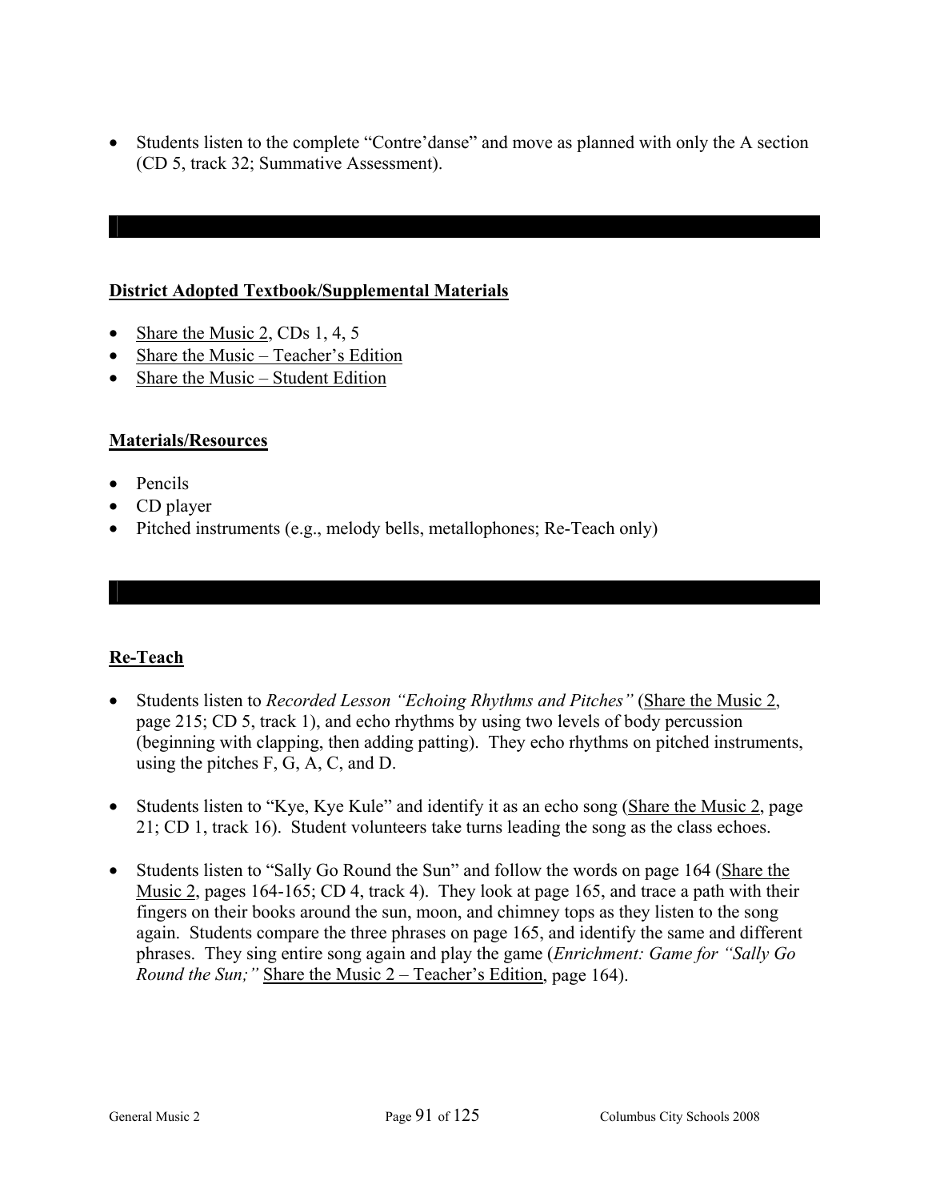- Students listen to the complete "Contre'danse" and move as planned with only the A section (CD 5, track 32; Summative Assessment).

## District Adopted Textbook/Supplemental Materials

- Share the Music 2, CDs 1, 4, 5
- Share the Music – Teacher's Edition
- Share the Music – Student Edition

## Materials/Resources

- Pencils
- CD player
- Pitched instruments (e.g., melody bells, metallophones; Re-Teach only)

## Re-Teach

- Students listen to *Recorded Lesson "Echoing Rhythms and Pitches"* (Share the Music 2, page 215; CD 5, track 1), and echo rhythms by using two levels of body percussion (beginning with clapping, then adding patting). They echo rhythms on pitched instruments, using the pitches F, G, A, C, and D.

- Students listen to "Kye, Kye Kule" and identify it as an echo song (Share the Music 2, page 21; CD 1, track 16). Student volunteers take turns leading the song as the class echoes.

- Students listen to "Sally Go Round the Sun" and follow the words on page 164 (Share the Music 2, pages 164-165; CD 4, track 4). They look at page 165, and trace a path with their fingers on their books around the sun, moon, and chimney tops as they listen to the song again. Students compare the three phrases on page 165, and identify the same and different phrases. They sing entire song again and play the game (*Enrichment: Game for "Sally Go Round the Sun;"* Share the Music 2 – Teacher's Edition, page 164).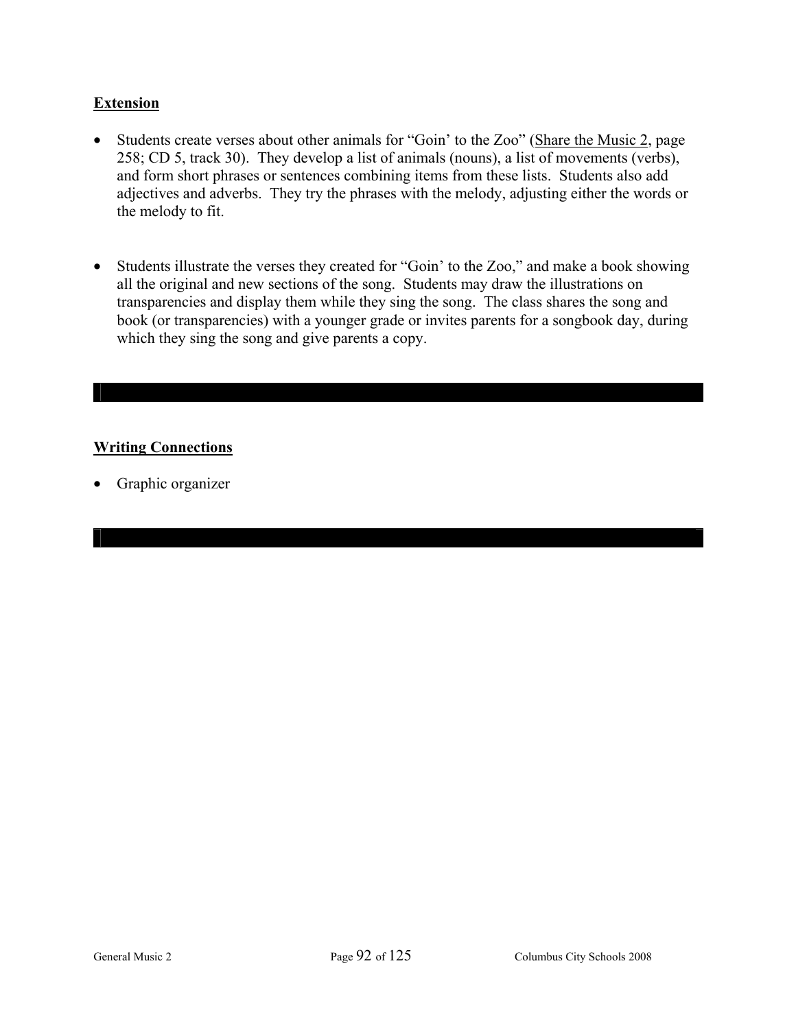**Extension**

- Students create verses about other animals for "Goin' to the Zoo" (Share the Music 2, page 258; CD 5, track 30). They develop a list of animals (nouns), a list of movements (verbs), and form short phrases or sentences combining items from these lists. Students also add adjectives and adverbs. They try the phrases with the melody, adjusting either the words or the melody to fit.

- Students illustrate the verses they created for "Goin' to the Zoo," and make a book showing all the original and new sections of the song. Students may draw the illustrations on transparencies and display them while they sing the song. The class shares the song and book (or transparencies) with a younger grade or invites parents for a songbook day, during which they sing the song and give parents a copy.

**Writing Connections**

- Graphic organizer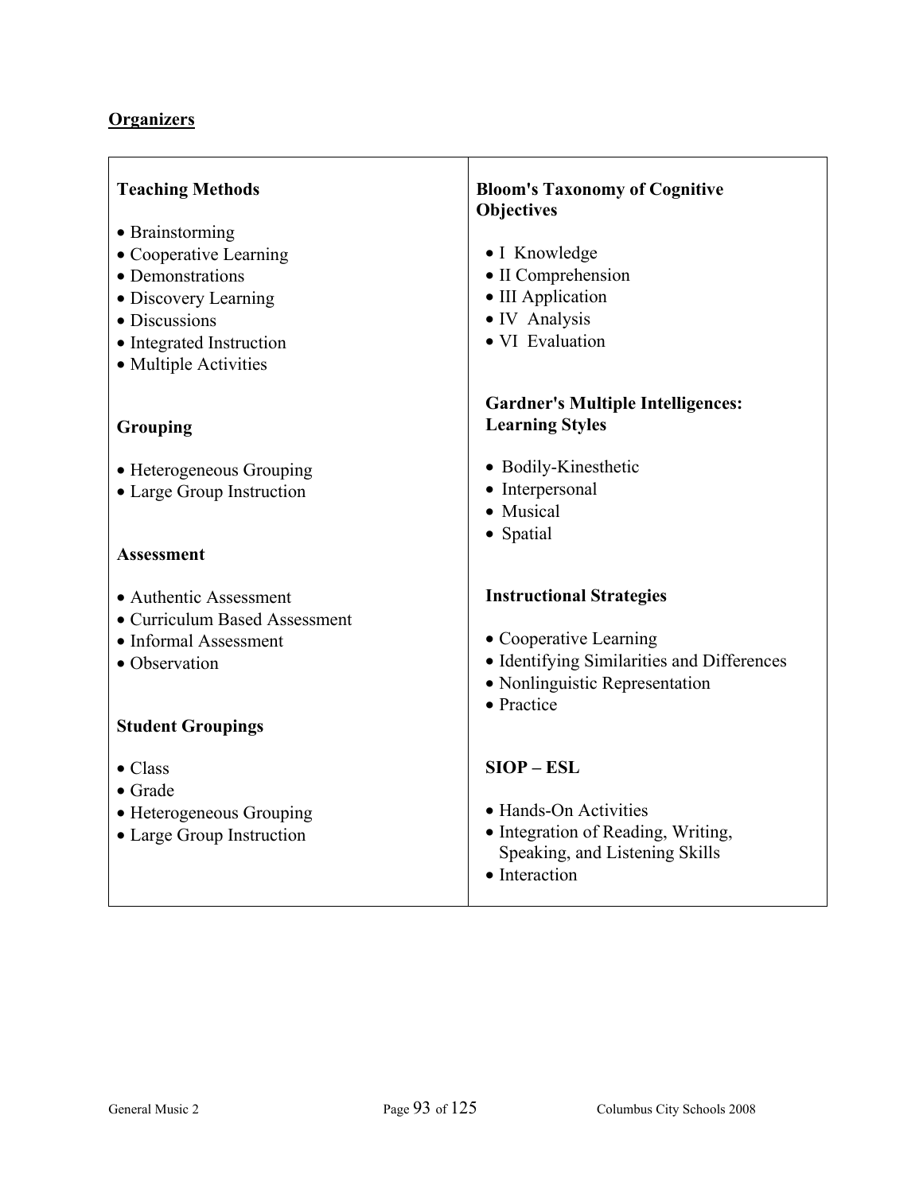## Organizers

**Teaching Methods**

- Brainstorming
- Cooperative Learning
- Demonstrations
- Discovery Learning
- Discussions
- Integrated Instruction
- Multiple Activities

**Grouping**

- Heterogeneous Grouping
- Large Group Instruction

**Assessment**

- Authentic Assessment
- Curriculum Based Assessment
- Informal Assessment
- Observation

**Student Groupings**

- Class
- Grade
- Heterogeneous Grouping
- Large Group Instruction

**Bloom's Taxonomy of Cognitive Objectives**

- I Knowledge
- II Comprehension
- III Application
- IV Analysis
- VI Evaluation

**Gardner's Multiple Intelligences: Learning Styles**

- Bodily-Kinesthetic
- Interpersonal
- Musical
- Spatial

**Instructional Strategies**

- Cooperative Learning
- Identifying Similarities and Differences
- Nonlinguistic Representation
- Practice

**SIOP – ESL**

- Hands-On Activities
- Integration of Reading, Writing, Speaking, and Listening Skills
- Interaction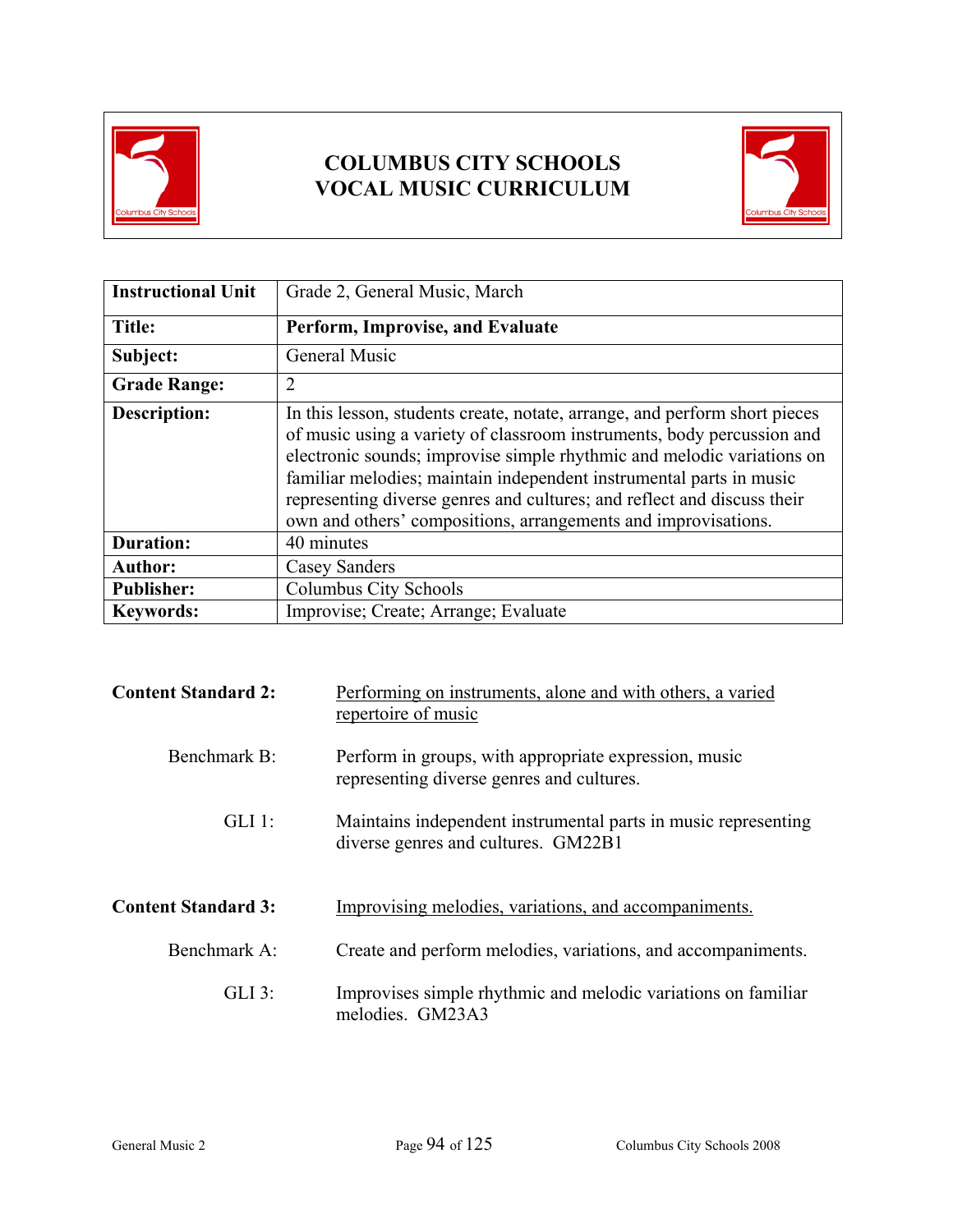# COLUMBUS CITY SCHOOLS
# VOCAL MUSIC CURRICULUM

| Instructional Unit | Grade 2, General Music, March |
|---|---|
| **Title:** | **Perform, Improvise, and Evaluate** |
| **Subject:** | General Music |
| **Grade Range:** | 2 |
| **Description:** | In this lesson, students create, notate, arrange, and perform short pieces of music using a variety of classroom instruments, body percussion and electronic sounds; improvise simple rhythmic and melodic variations on familiar melodies; maintain independent instrumental parts in music representing diverse genres and cultures; and reflect and discuss their own and others' compositions, arrangements and improvisations. |
| **Duration:** | 40 minutes |
| **Author:** | Casey Sanders |
| **Publisher:** | Columbus City Schools |
| **Keywords:** | Improvise; Create; Arrange; Evaluate |

**Content Standard 2:** Performing on instruments, alone and with others, a varied repertoire of music

Benchmark B: Perform in groups, with appropriate expression, music representing diverse genres and cultures.

GLI 1: Maintains independent instrumental parts in music representing diverse genres and cultures. GM22B1

**Content Standard 3:** Improvising melodies, variations, and accompaniments.

Benchmark A: Create and perform melodies, variations, and accompaniments.

GLI 3: Improvises simple rhythmic and melodic variations on familiar melodies. GM23A3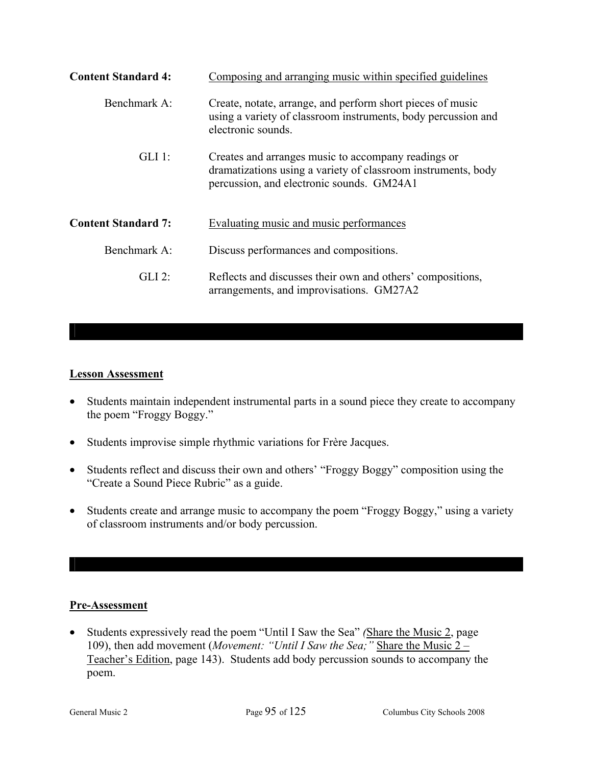**Content Standard 4:** Composing and arranging music within specified guidelines

Benchmark A: Create, notate, arrange, and perform short pieces of music using a variety of classroom instruments, body percussion and electronic sounds.

GLI 1: Creates and arranges music to accompany readings or dramatizations using a variety of classroom instruments, body percussion, and electronic sounds. GM24A1

**Content Standard 7:** Evaluating music and music performances

Benchmark A: Discuss performances and compositions.

GLI 2: Reflects and discusses their own and others' compositions, arrangements, and improvisations. GM27A2

## Lesson Assessment

- Students maintain independent instrumental parts in a sound piece they create to accompany the poem "Froggy Boggy."
- Students improvise simple rhythmic variations for Frère Jacques.
- Students reflect and discuss their own and others' "Froggy Boggy" composition using the "Create a Sound Piece Rubric" as a guide.
- Students create and arrange music to accompany the poem "Froggy Boggy," using a variety of classroom instruments and/or body percussion.

## Pre-Assessment

- Students expressively read the poem "Until I Saw the Sea" (Share the Music 2, page 109), then add movement (*Movement: "Until I Saw the Sea;"* Share the Music 2 – Teacher's Edition, page 143). Students add body percussion sounds to accompany the poem.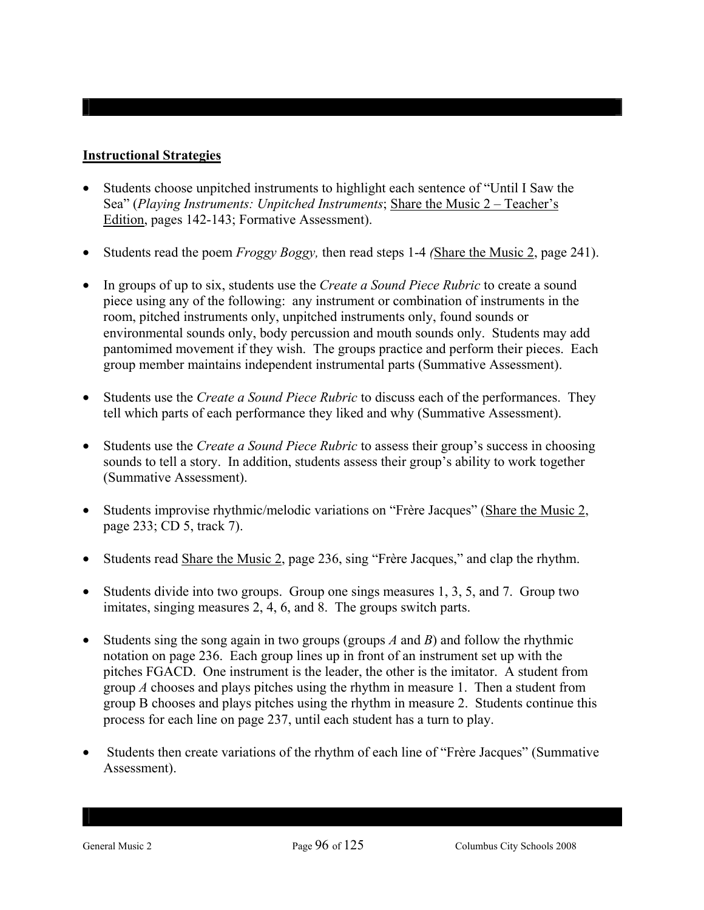## Instructional Strategies

- Students choose unpitched instruments to highlight each sentence of "Until I Saw the Sea" (*Playing Instruments: Unpitched Instruments*; Share the Music 2 – Teacher's Edition, pages 142-143; Formative Assessment).

- Students read the poem *Froggy Boggy,* then read steps 1-4 *(*Share the Music 2, page 241).

- In groups of up to six, students use the *Create a Sound Piece Rubric* to create a sound piece using any of the following: any instrument or combination of instruments in the room, pitched instruments only, unpitched instruments only, found sounds or environmental sounds only, body percussion and mouth sounds only. Students may add pantomimed movement if they wish. The groups practice and perform their pieces. Each group member maintains independent instrumental parts (Summative Assessment).

- Students use the *Create a Sound Piece Rubric* to discuss each of the performances. They tell which parts of each performance they liked and why (Summative Assessment).

- Students use the *Create a Sound Piece Rubric* to assess their group's success in choosing sounds to tell a story. In addition, students assess their group's ability to work together (Summative Assessment).

- Students improvise rhythmic/melodic variations on "Frère Jacques" (Share the Music 2, page 233; CD 5, track 7).

- Students read Share the Music 2, page 236, sing "Frère Jacques," and clap the rhythm.

- Students divide into two groups. Group one sings measures 1, 3, 5, and 7. Group two imitates, singing measures 2, 4, 6, and 8. The groups switch parts.

- Students sing the song again in two groups (groups *A* and *B*) and follow the rhythmic notation on page 236. Each group lines up in front of an instrument set up with the pitches FGACD. One instrument is the leader, the other is the imitator. A student from group *A* chooses and plays pitches using the rhythm in measure 1. Then a student from group B chooses and plays pitches using the rhythm in measure 2. Students continue this process for each line on page 237, until each student has a turn to play.

- Students then create variations of the rhythm of each line of "Frère Jacques" (Summative Assessment).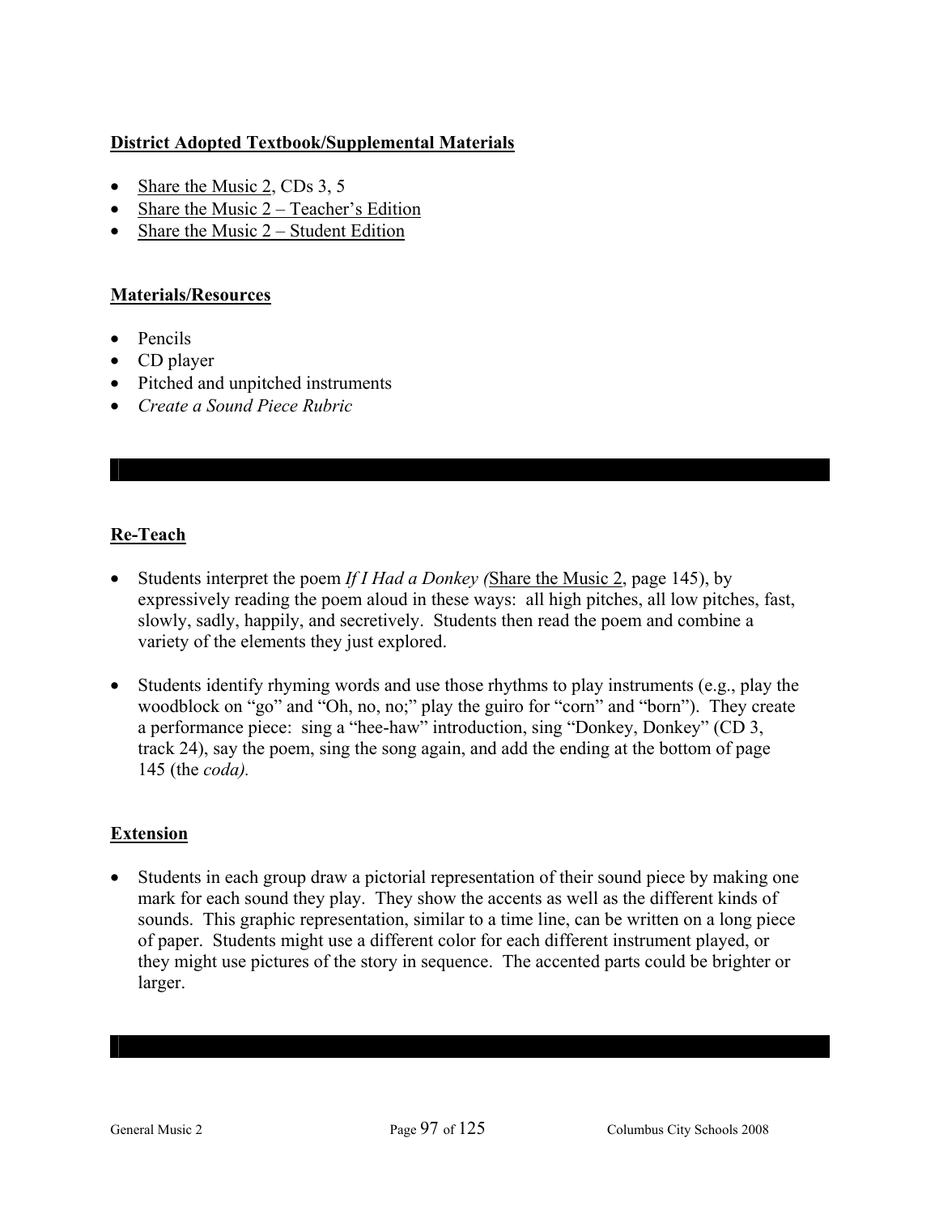**District Adopted Textbook/Supplemental Materials**

- Share the Music 2, CDs 3, 5
- Share the Music 2 – Teacher's Edition
- Share the Music 2 – Student Edition

**Materials/Resources**

- Pencils
- CD player
- Pitched and unpitched instruments
- *Create a Sound Piece Rubric*

**Re-Teach**

- Students interpret the poem *If I Had a Donkey (*Share the Music 2, page 145), by expressively reading the poem aloud in these ways: all high pitches, all low pitches, fast, slowly, sadly, happily, and secretively. Students then read the poem and combine a variety of the elements they just explored.

- Students identify rhyming words and use those rhythms to play instruments (e.g., play the woodblock on "go" and "Oh, no, no;" play the guiro for "corn" and "born"). They create a performance piece: sing a "hee-haw" introduction, sing "Donkey, Donkey" (CD 3, track 24), say the poem, sing the song again, and add the ending at the bottom of page 145 (the *coda).*

**Extension**

- Students in each group draw a pictorial representation of their sound piece by making one mark for each sound they play. They show the accents as well as the different kinds of sounds. This graphic representation, similar to a time line, can be written on a long piece of paper. Students might use a different color for each different instrument played, or they might use pictures of the story in sequence. The accented parts could be brighter or larger.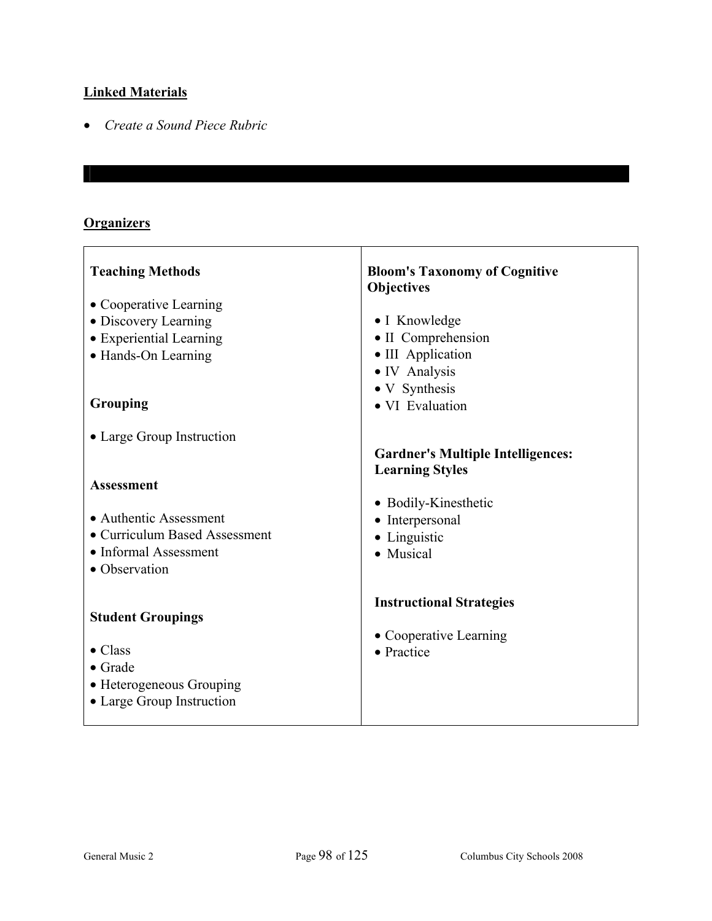## Linked Materials

- *Create a Sound Piece Rubric*

---

## Organizers

| Teaching Methods | Bloom's Taxonomy of Cognitive Objectives |
|---|---|
| • Cooperative Learning<br>• Discovery Learning<br>• Experiential Learning<br>• Hands-On Learning | • I Knowledge<br>• II Comprehension<br>• III Application<br>• IV Analysis<br>• V Synthesis<br>• VI Evaluation |
| **Grouping**<br><br>• Large Group Instruction | **Gardner's Multiple Intelligences: Learning Styles**<br><br>• Bodily-Kinesthetic<br>• Interpersonal<br>• Linguistic<br>• Musical |
| **Assessment**<br><br>• Authentic Assessment<br>• Curriculum Based Assessment<br>• Informal Assessment<br>• Observation | **Instructional Strategies**<br><br>• Cooperative Learning<br>• Practice |
| **Student Groupings**<br><br>• Class<br>• Grade<br>• Heterogeneous Grouping<br>• Large Group Instruction | |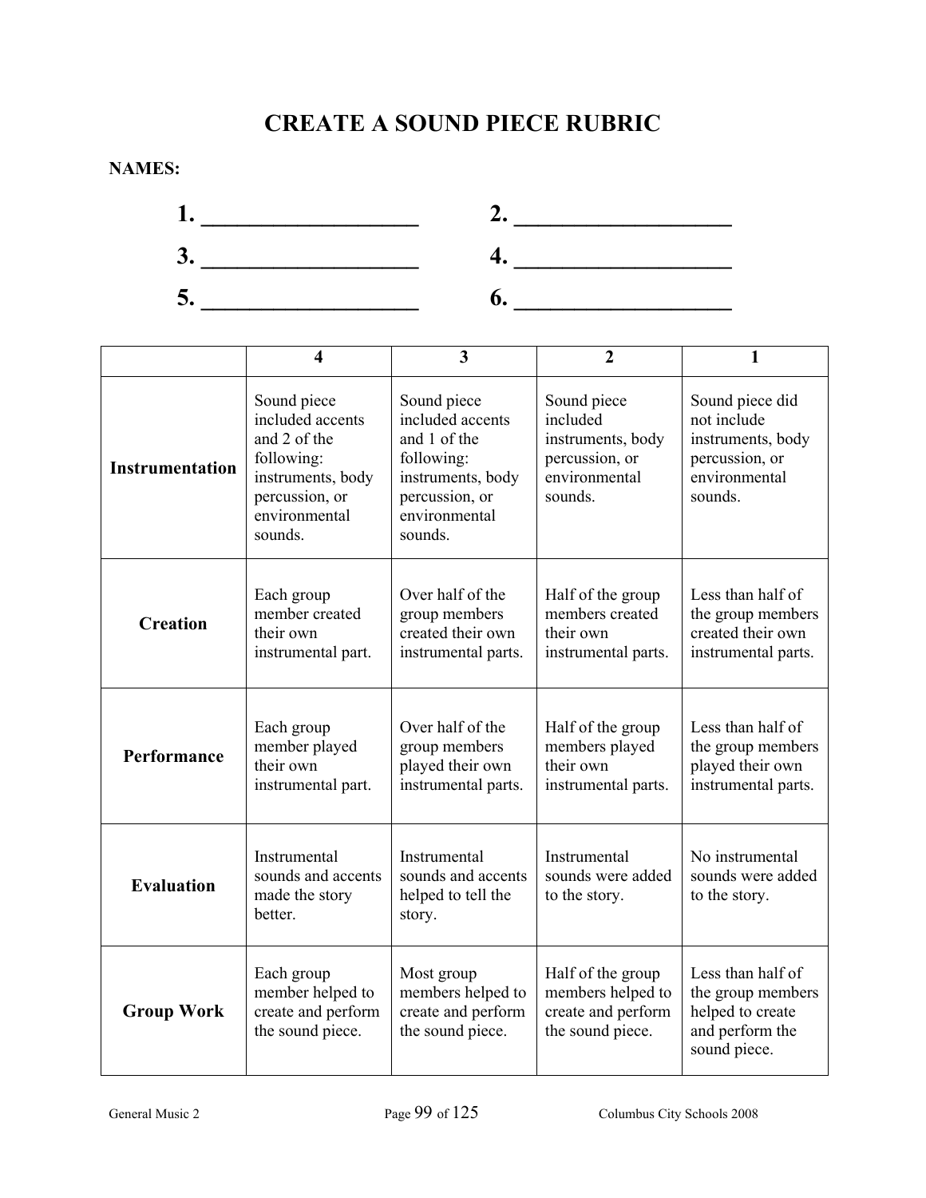# CREATE A SOUND PIECE RUBRIC

**NAMES:**

**1. ___________________ 2. ___________________**

**3. ___________________ 4. ___________________**

**5. ___________________ 6. ___________________**

| | 4 | 3 | 2 | 1 |
|---|---|---|---|---|
| **Instrumentation** | Sound piece included accents and 2 of the following: instruments, body percussion, or environmental sounds. | Sound piece included accents and 1 of the following: instruments, body percussion, or environmental sounds. | Sound piece included instruments, body percussion, or environmental sounds. | Sound piece did not include instruments, body percussion, or environmental sounds. |
| **Creation** | Each group member created their own instrumental part. | Over half of the group members created their own instrumental parts. | Half of the group members created their own instrumental parts. | Less than half of the group members created their own instrumental parts. |
| **Performance** | Each group member played their own instrumental part. | Over half of the group members played their own instrumental parts. | Half of the group members played their own instrumental parts. | Less than half of the group members played their own instrumental parts. |
| **Evaluation** | Instrumental sounds and accents made the story better. | Instrumental sounds and accents helped to tell the story. | Instrumental sounds were added to the story. | No instrumental sounds were added to the story. |
| **Group Work** | Each group member helped to create and perform the sound piece. | Most group members helped to create and perform the sound piece. | Half of the group members helped to create and perform the sound piece. | Less than half of the group members helped to create and perform the sound piece. |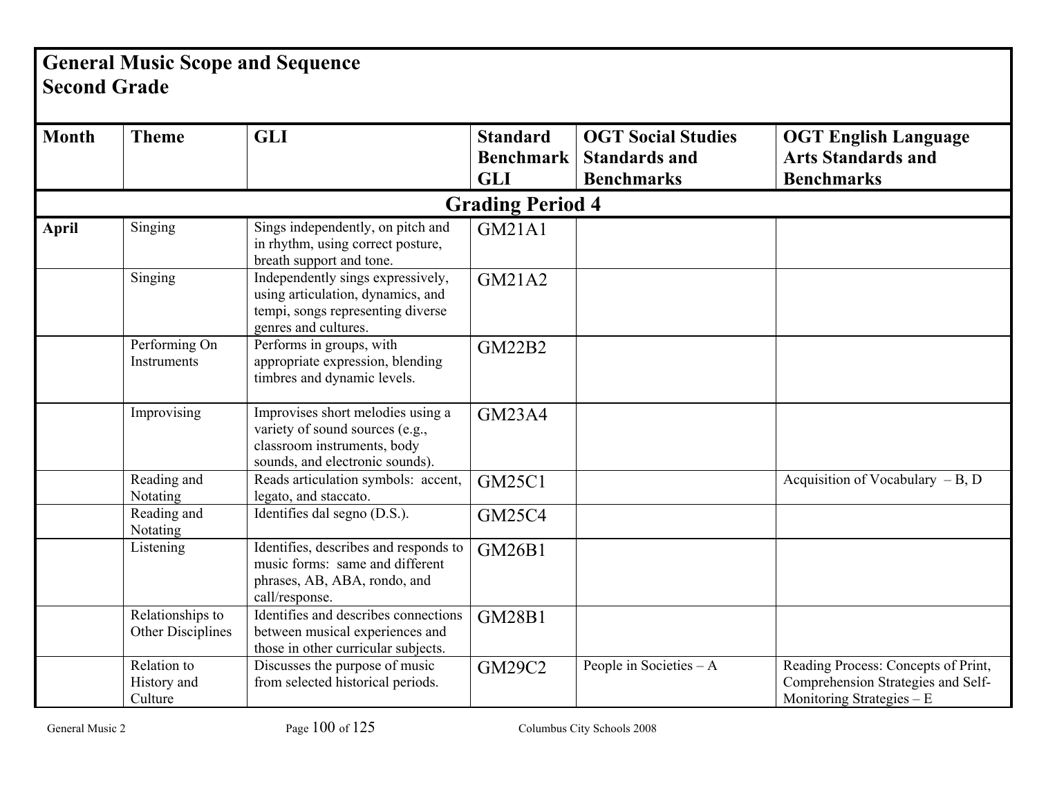# General Music Scope and Sequence
## Second Grade

| Month | Theme | GLI | Standard Benchmark GLI | OGT Social Studies Standards and Benchmarks | OGT English Language Arts Standards and Benchmarks |
|---|---|---|---|---|---|
| **Grading Period 4** | | | | | |
| **April** | Singing | Sings independently, on pitch and in rhythm, using correct posture, breath support and tone. | GM21A1 | | |
| | Singing | Independently sings expressively, using articulation, dynamics, and tempi, songs representing diverse genres and cultures. | GM21A2 | | |
| | Performing On Instruments | Performs in groups, with appropriate expression, blending timbres and dynamic levels. | GM22B2 | | |
| | Improvising | Improvises short melodies using a variety of sound sources (e.g., classroom instruments, body sounds, and electronic sounds). | GM23A4 | | |
| | Reading and Notating | Reads articulation symbols: accent, legato, and staccato. | GM25C1 | | Acquisition of Vocabulary – B, D |
| | Reading and Notating | Identifies dal segno (D.S.). | GM25C4 | | |
| | Listening | Identifies, describes and responds to music forms: same and different phrases, AB, ABA, rondo, and call/response. | GM26B1 | | |
| | Relationships to Other Disciplines | Identifies and describes connections between musical experiences and those in other curricular subjects. | GM28B1 | | |
| | Relation to History and Culture | Discusses the purpose of music from selected historical periods. | GM29C2 | People in Societies – A | Reading Process: Concepts of Print, Comprehension Strategies and Self-Monitoring Strategies – E |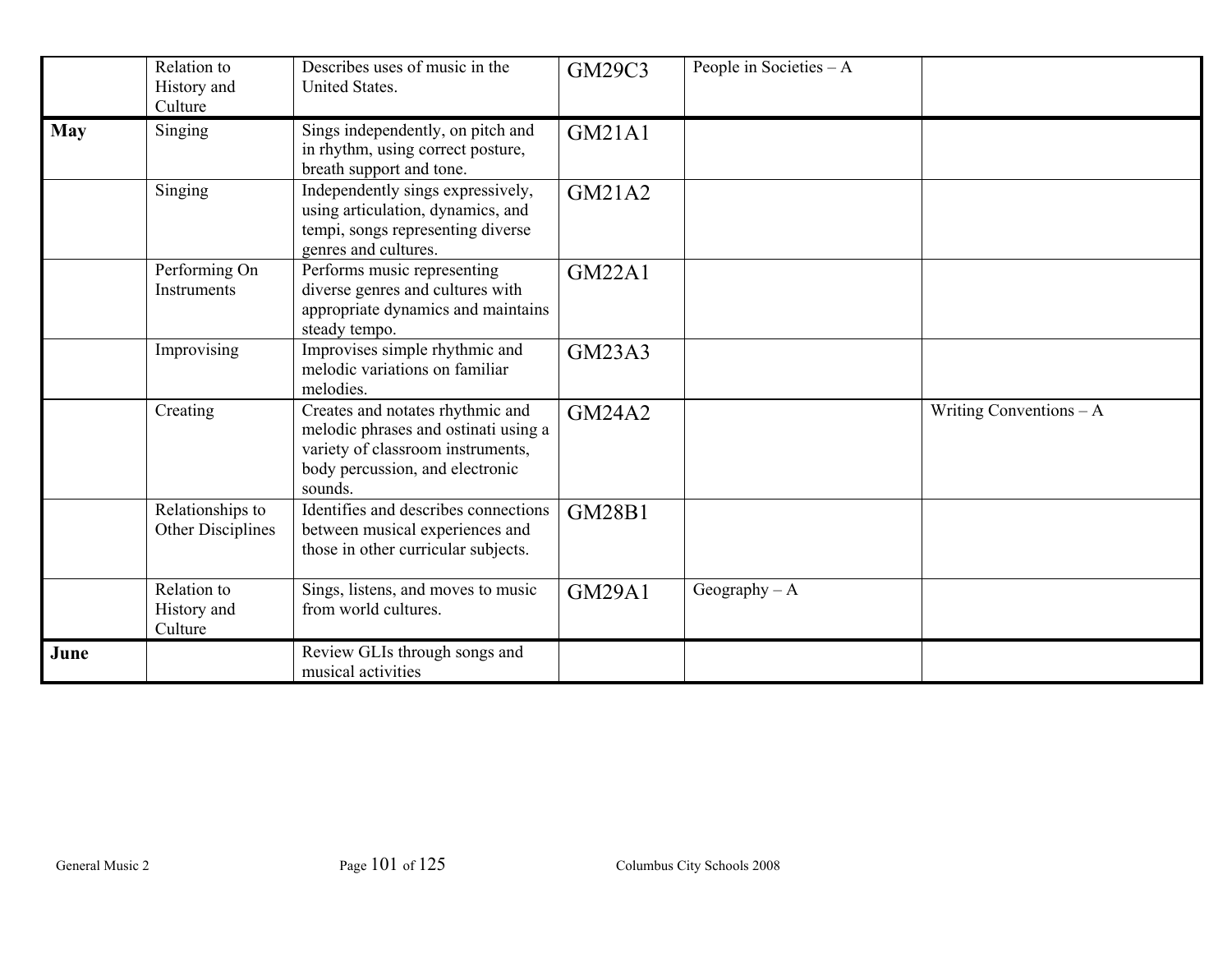| | | | | | |
|---|---|---|---|---|---|
| | Relation to History and Culture | Describes uses of music in the United States. | GM29C3 | People in Societies – A | |
| **May** | Singing | Sings independently, on pitch and in rhythm, using correct posture, breath support and tone. | GM21A1 | | |
| | Singing | Independently sings expressively, using articulation, dynamics, and tempi, songs representing diverse genres and cultures. | GM21A2 | | |
| | Performing On Instruments | Performs music representing diverse genres and cultures with appropriate dynamics and maintains steady tempo. | GM22A1 | | |
| | Improvising | Improvises simple rhythmic and melodic variations on familiar melodies. | GM23A3 | | |
| | Creating | Creates and notates rhythmic and melodic phrases and ostinati using a variety of classroom instruments, body percussion, and electronic sounds. | GM24A2 | | Writing Conventions – A |
| | Relationships to Other Disciplines | Identifies and describes connections between musical experiences and those in other curricular subjects. | GM28B1 | | |
| | Relation to History and Culture | Sings, listens, and moves to music from world cultures. | GM29A1 | Geography – A | |
| **June** | | Review GLIs through songs and musical activities | | | |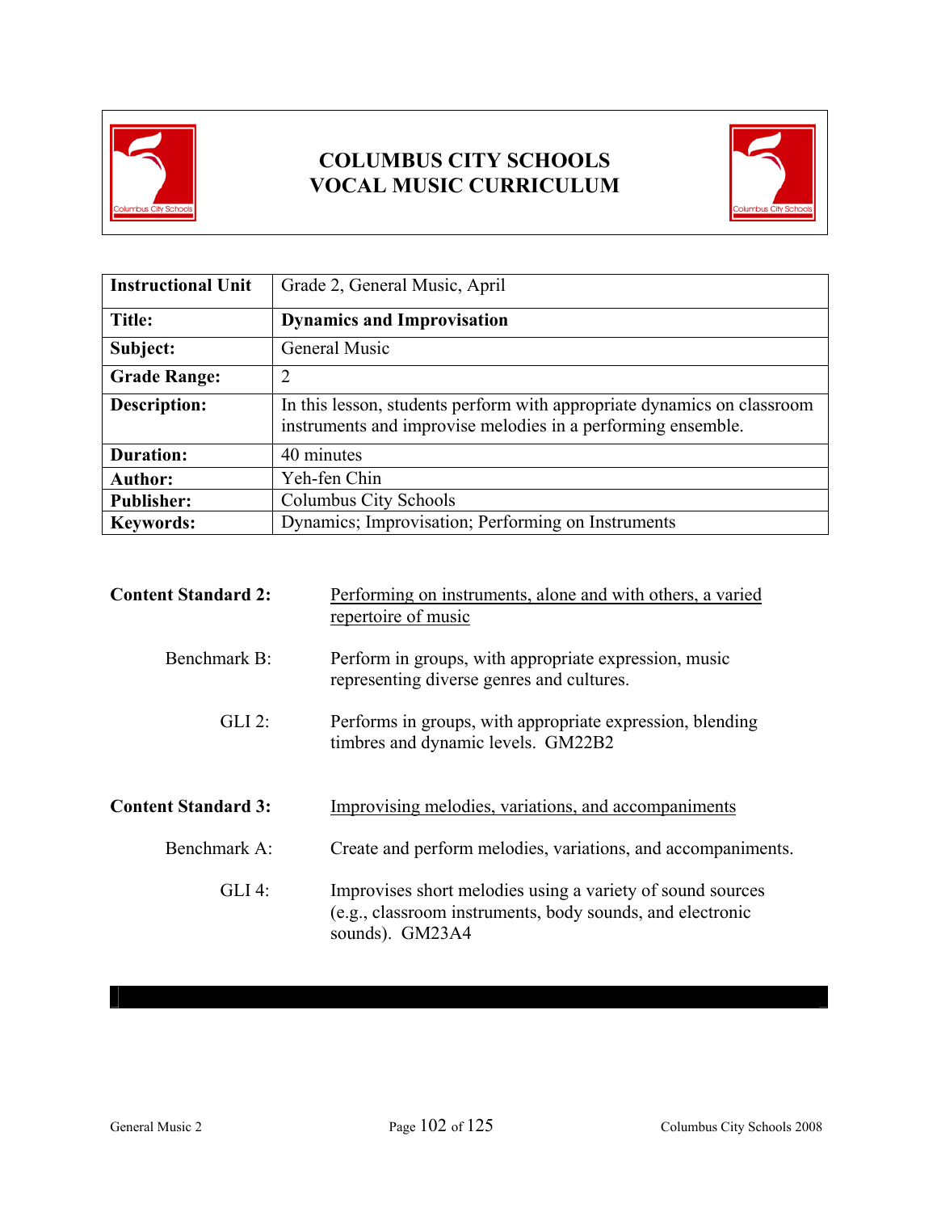# COLUMBUS CITY SCHOOLS
# VOCAL MUSIC CURRICULUM

| Instructional Unit | Grade 2, General Music, April |
|---|---|
| **Title:** | **Dynamics and Improvisation** |
| **Subject:** | General Music |
| **Grade Range:** | 2 |
| **Description:** | In this lesson, students perform with appropriate dynamics on classroom instruments and improvise melodies in a performing ensemble. |
| **Duration:** | 40 minutes |
| **Author:** | Yeh-fen Chin |
| **Publisher:** | Columbus City Schools |
| **Keywords:** | Dynamics; Improvisation; Performing on Instruments |

**Content Standard 2:** Performing on instruments, alone and with others, a varied repertoire of music

Benchmark B: Perform in groups, with appropriate expression, music representing diverse genres and cultures.

GLI 2: Performs in groups, with appropriate expression, blending timbres and dynamic levels. GM22B2

**Content Standard 3:** Improvising melodies, variations, and accompaniments

Benchmark A: Create and perform melodies, variations, and accompaniments.

GLI 4: Improvises short melodies using a variety of sound sources (e.g., classroom instruments, body sounds, and electronic sounds). GM23A4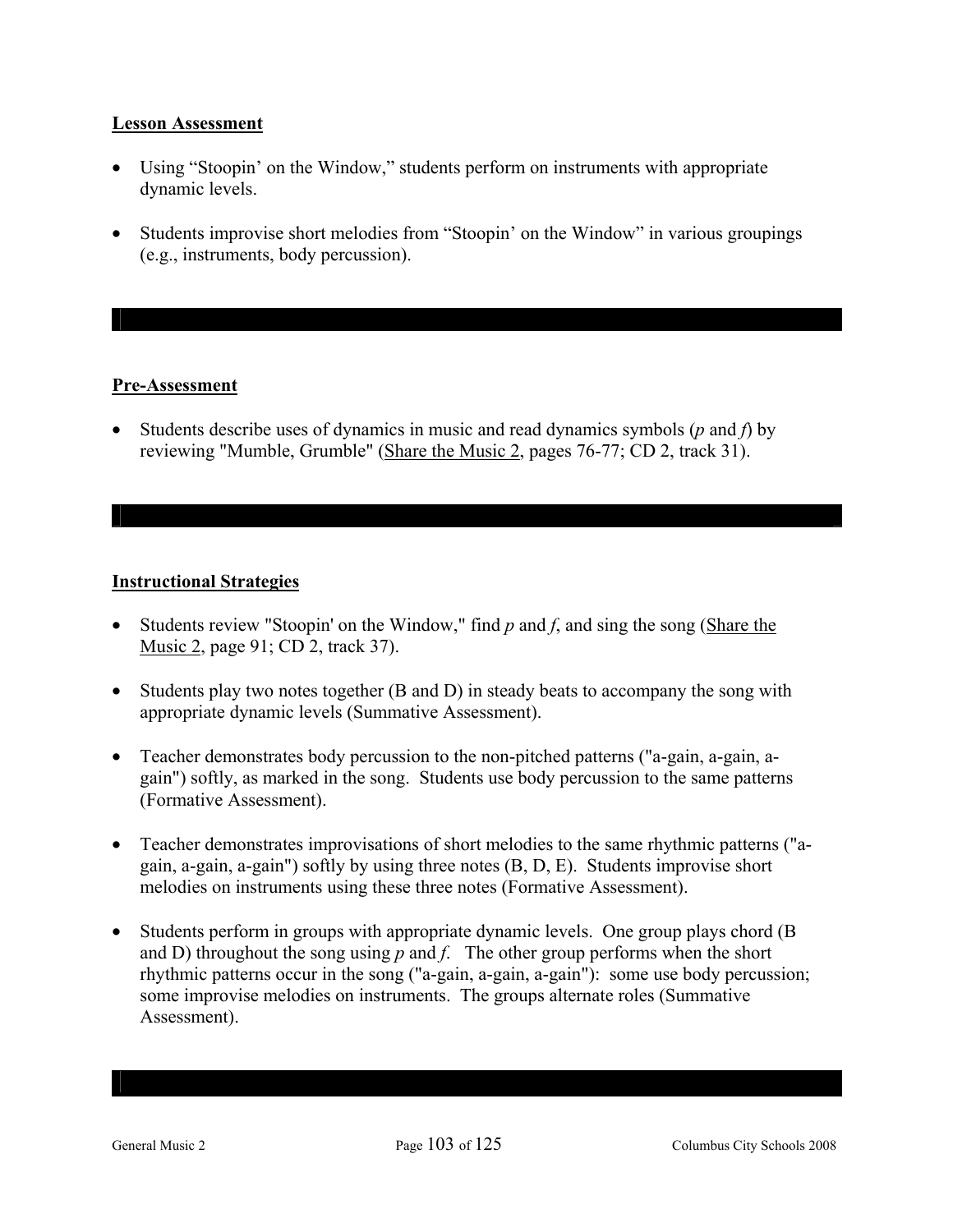**Lesson Assessment**

- Using "Stoopin' on the Window," students perform on instruments with appropriate dynamic levels.
- Students improvise short melodies from "Stoopin' on the Window" in various groupings (e.g., instruments, body percussion).

**Pre-Assessment**

- Students describe uses of dynamics in music and read dynamics symbols (*p* and *f*) by reviewing "Mumble, Grumble" (Share the Music 2, pages 76-77; CD 2, track 31).

**Instructional Strategies**

- Students review "Stoopin' on the Window," find *p* and *f*, and sing the song (Share the Music 2, page 91; CD 2, track 37).
- Students play two notes together (B and D) in steady beats to accompany the song with appropriate dynamic levels (Summative Assessment).
- Teacher demonstrates body percussion to the non-pitched patterns ("a-gain, a-gain, a-gain") softly, as marked in the song. Students use body percussion to the same patterns (Formative Assessment).
- Teacher demonstrates improvisations of short melodies to the same rhythmic patterns ("a-gain, a-gain, a-gain") softly by using three notes (B, D, E). Students improvise short melodies on instruments using these three notes (Formative Assessment).
- Students perform in groups with appropriate dynamic levels. One group plays chord (B and D) throughout the song using *p* and *f*. The other group performs when the short rhythmic patterns occur in the song ("a-gain, a-gain, a-gain"): some use body percussion; some improvise melodies on instruments. The groups alternate roles (Summative Assessment).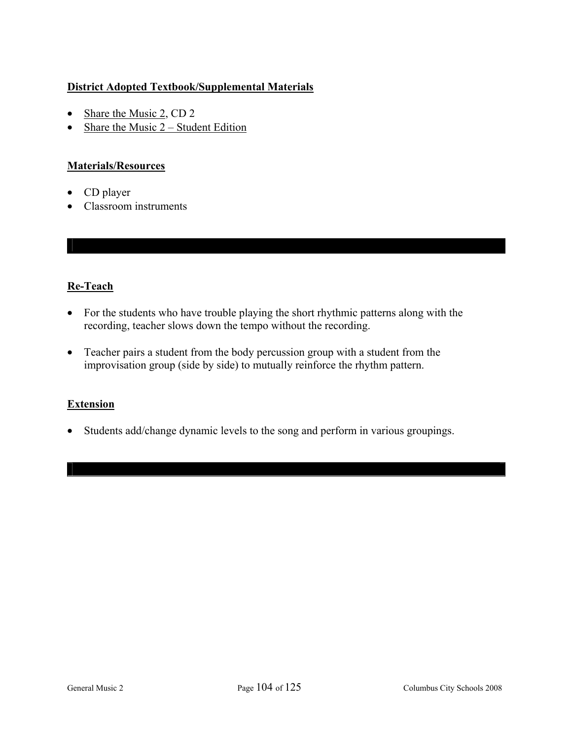**District Adopted Textbook/Supplemental Materials**

- Share the Music 2, CD 2
- Share the Music 2 – Student Edition

**Materials/Resources**

- CD player
- Classroom instruments

**Re-Teach**

- For the students who have trouble playing the short rhythmic patterns along with the recording, teacher slows down the tempo without the recording.
- Teacher pairs a student from the body percussion group with a student from the improvisation group (side by side) to mutually reinforce the rhythm pattern.

**Extension**

- Students add/change dynamic levels to the song and perform in various groupings.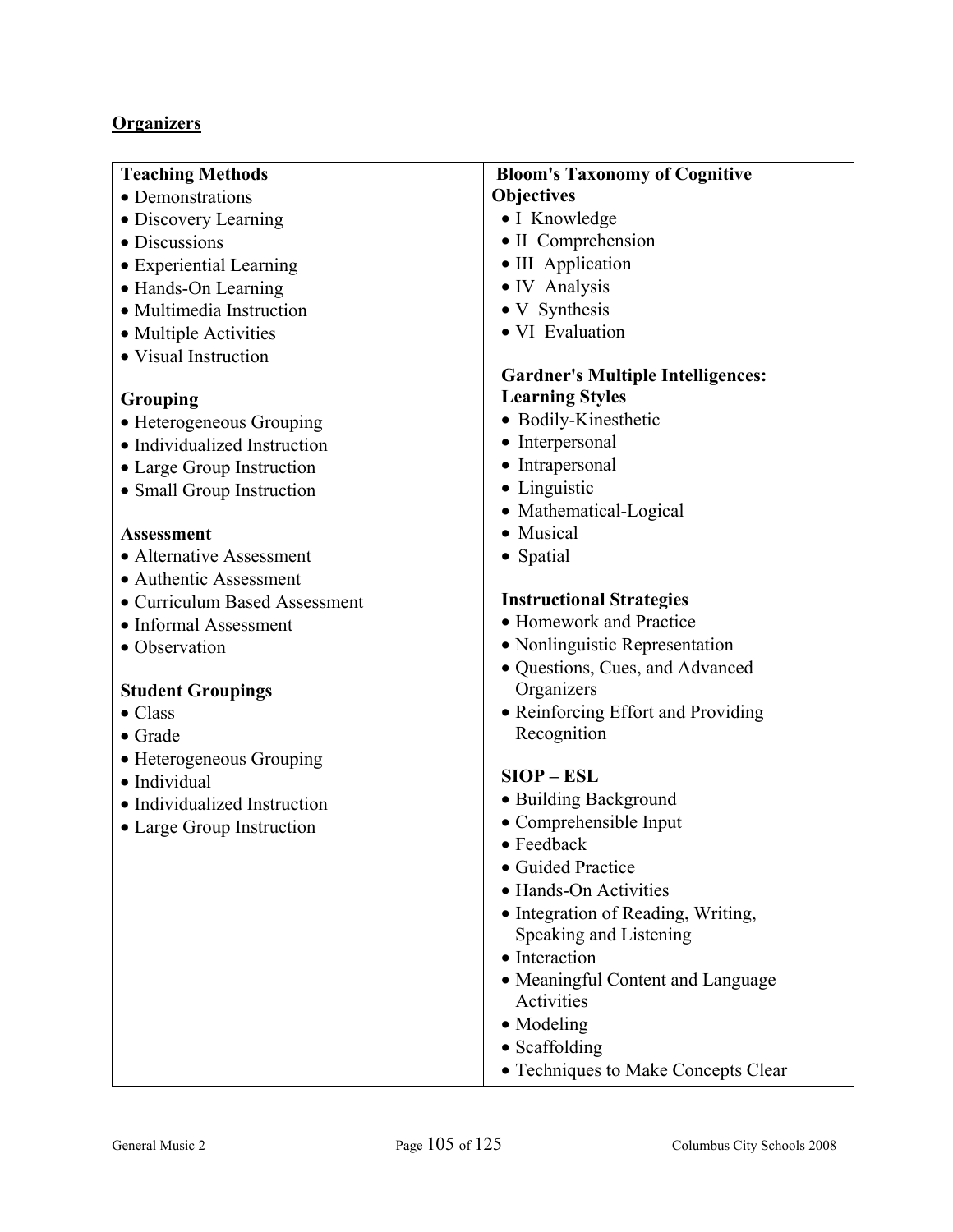## Organizers

**Teaching Methods**
- Demonstrations
- Discovery Learning
- Discussions
- Experiential Learning
- Hands-On Learning
- Multimedia Instruction
- Multiple Activities
- Visual Instruction

**Grouping**
- Heterogeneous Grouping
- Individualized Instruction
- Large Group Instruction
- Small Group Instruction

**Assessment**
- Alternative Assessment
- Authentic Assessment
- Curriculum Based Assessment
- Informal Assessment
- Observation

**Student Groupings**
- Class
- Grade
- Heterogeneous Grouping
- Individual
- Individualized Instruction
- Large Group Instruction

**Bloom's Taxonomy of Cognitive Objectives**
- I Knowledge
- II Comprehension
- III Application
- IV Analysis
- V Synthesis
- VI Evaluation

**Gardner's Multiple Intelligences: Learning Styles**
- Bodily-Kinesthetic
- Interpersonal
- Intrapersonal
- Linguistic
- Mathematical-Logical
- Musical
- Spatial

**Instructional Strategies**
- Homework and Practice
- Nonlinguistic Representation
- Questions, Cues, and Advanced Organizers
- Reinforcing Effort and Providing Recognition

**SIOP – ESL**
- Building Background
- Comprehensible Input
- Feedback
- Guided Practice
- Hands-On Activities
- Integration of Reading, Writing, Speaking and Listening
- Interaction
- Meaningful Content and Language Activities
- Modeling
- Scaffolding
- Techniques to Make Concepts Clear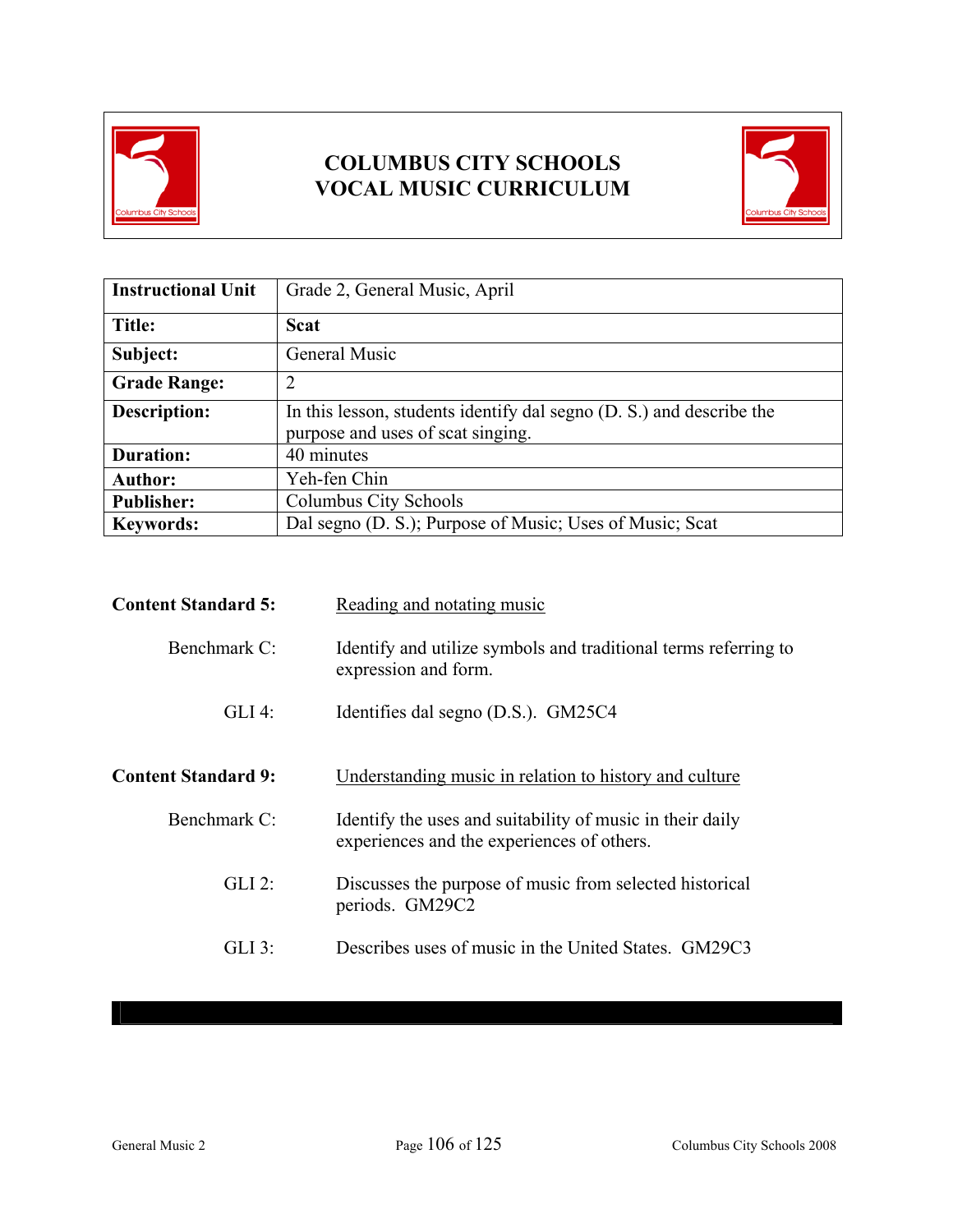# COLUMBUS CITY SCHOOLS
# VOCAL MUSIC CURRICULUM

| Instructional Unit | Grade 2, General Music, April |
|---|---|
| **Title:** | **Scat** |
| **Subject:** | General Music |
| **Grade Range:** | 2 |
| **Description:** | In this lesson, students identify dal segno (D. S.) and describe the purpose and uses of scat singing. |
| **Duration:** | 40 minutes |
| **Author:** | Yeh-fen Chin |
| **Publisher:** | Columbus City Schools |
| **Keywords:** | Dal segno (D. S.); Purpose of Music; Uses of Music; Scat |

**Content Standard 5:** Reading and notating music

Benchmark C: Identify and utilize symbols and traditional terms referring to expression and form.

GLI 4: Identifies dal segno (D.S.). GM25C4

**Content Standard 9:** Understanding music in relation to history and culture

Benchmark C: Identify the uses and suitability of music in their daily experiences and the experiences of others.

GLI 2: Discusses the purpose of music from selected historical periods. GM29C2

GLI 3: Describes uses of music in the United States. GM29C3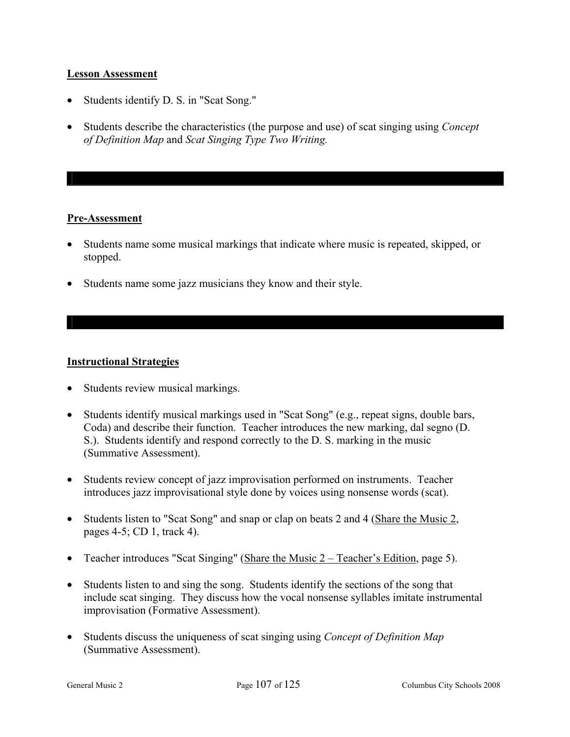**Lesson Assessment**

- Students identify D. S. in "Scat Song."
- Students describe the characteristics (the purpose and use) of scat singing using *Concept of Definition Map* and *Scat Singing Type Two Writing.*

---

**Pre-Assessment**

- Students name some musical markings that indicate where music is repeated, skipped, or stopped.
- Students name some jazz musicians they know and their style.

---

**Instructional Strategies**

- Students review musical markings.
- Students identify musical markings used in "Scat Song" (e.g., repeat signs, double bars, Coda) and describe their function. Teacher introduces the new marking, dal segno (D. S.). Students identify and respond correctly to the D. S. marking in the music (Summative Assessment).
- Students review concept of jazz improvisation performed on instruments. Teacher introduces jazz improvisational style done by voices using nonsense words (scat).
- Students listen to "Scat Song" and snap or clap on beats 2 and 4 (Share the Music 2, pages 4-5; CD 1, track 4).
- Teacher introduces "Scat Singing" (Share the Music 2 – Teacher's Edition, page 5).
- Students listen to and sing the song. Students identify the sections of the song that include scat singing. They discuss how the vocal nonsense syllables imitate instrumental improvisation (Formative Assessment).
- Students discuss the uniqueness of scat singing using *Concept of Definition Map* (Summative Assessment).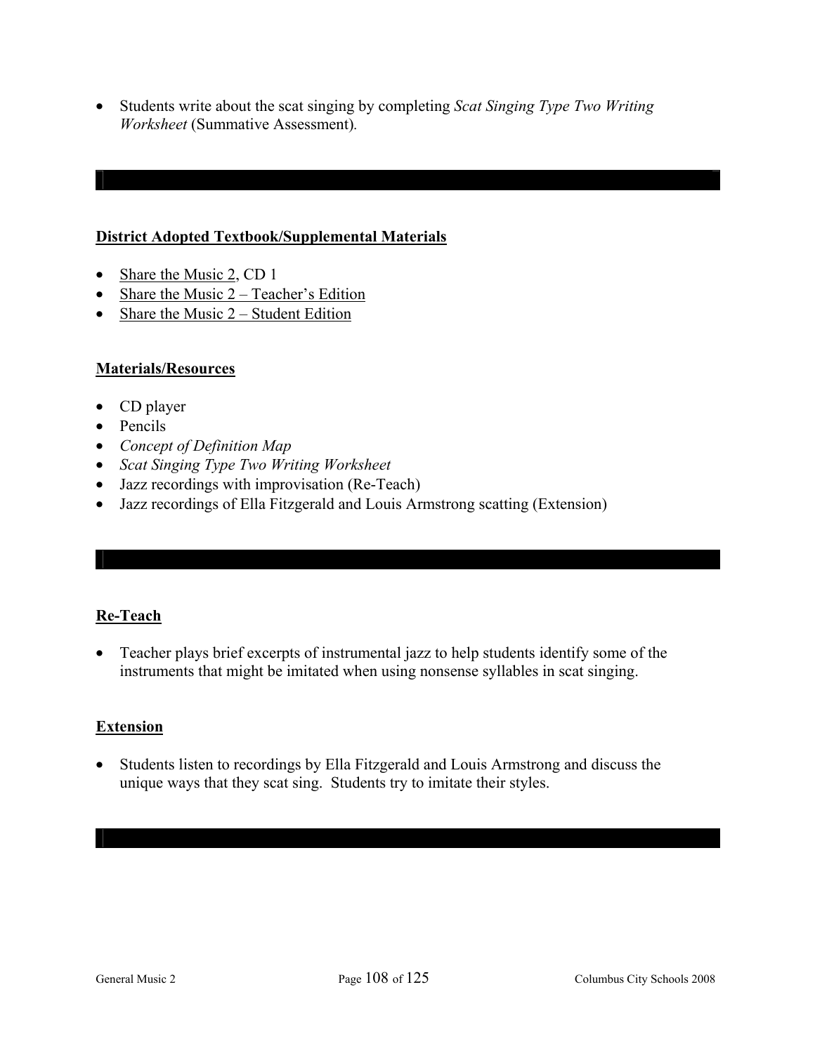- Students write about the scat singing by completing *Scat Singing Type Two Writing Worksheet* (Summative Assessment).

## District Adopted Textbook/Supplemental Materials

- Share the Music 2, CD 1
- Share the Music 2 – Teacher's Edition
- Share the Music 2 – Student Edition

## Materials/Resources

- CD player
- Pencils
- *Concept of Definition Map*
- *Scat Singing Type Two Writing Worksheet*
- Jazz recordings with improvisation (Re-Teach)
- Jazz recordings of Ella Fitzgerald and Louis Armstrong scatting (Extension)

## Re-Teach

- Teacher plays brief excerpts of instrumental jazz to help students identify some of the instruments that might be imitated when using nonsense syllables in scat singing.

## Extension

- Students listen to recordings by Ella Fitzgerald and Louis Armstrong and discuss the unique ways that they scat sing. Students try to imitate their styles.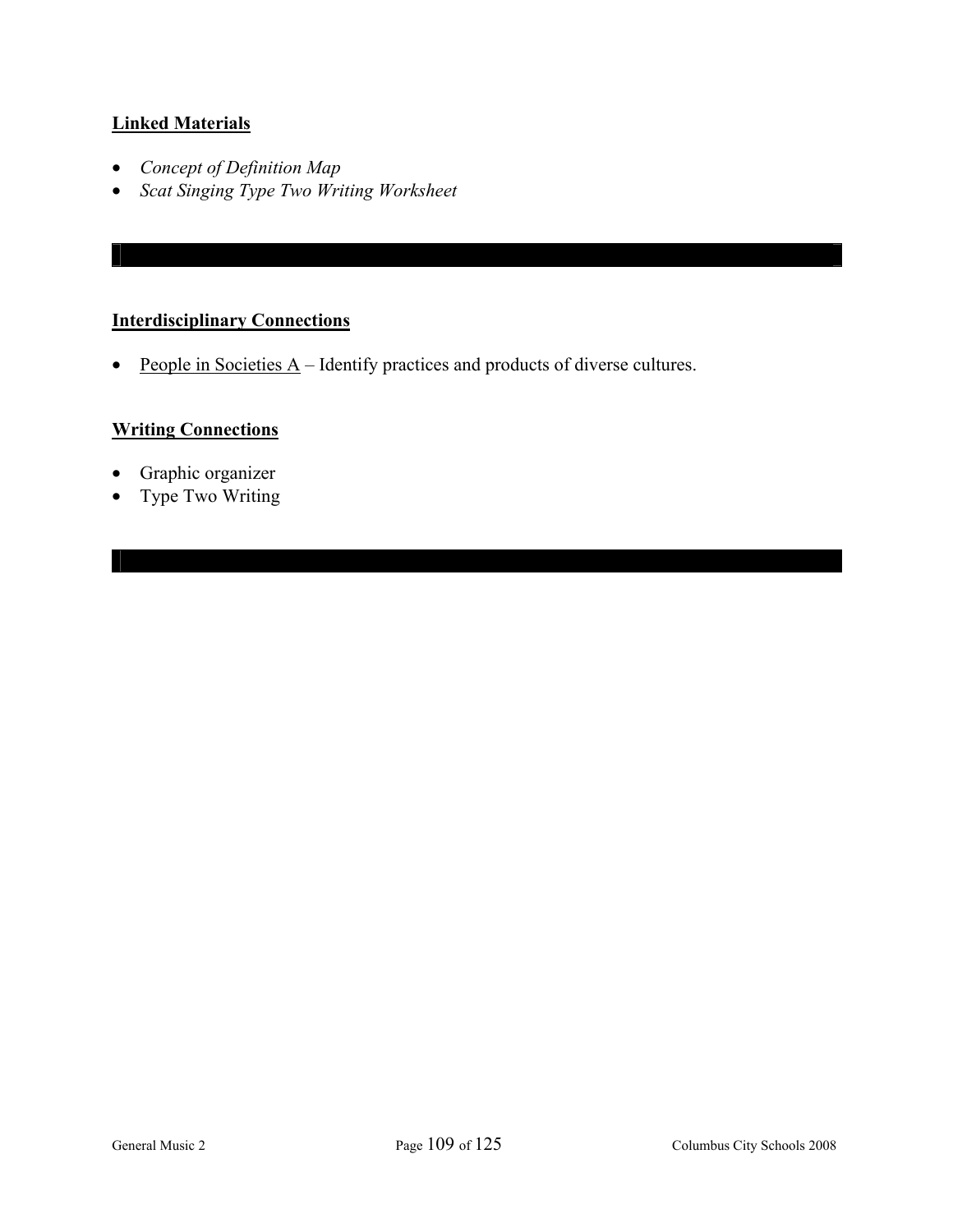**Linked Materials**

- *Concept of Definition Map*
- *Scat Singing Type Two Writing Worksheet*

**Interdisciplinary Connections**

- People in Societies A – Identify practices and products of diverse cultures.

**Writing Connections**

- Graphic organizer
- Type Two Writing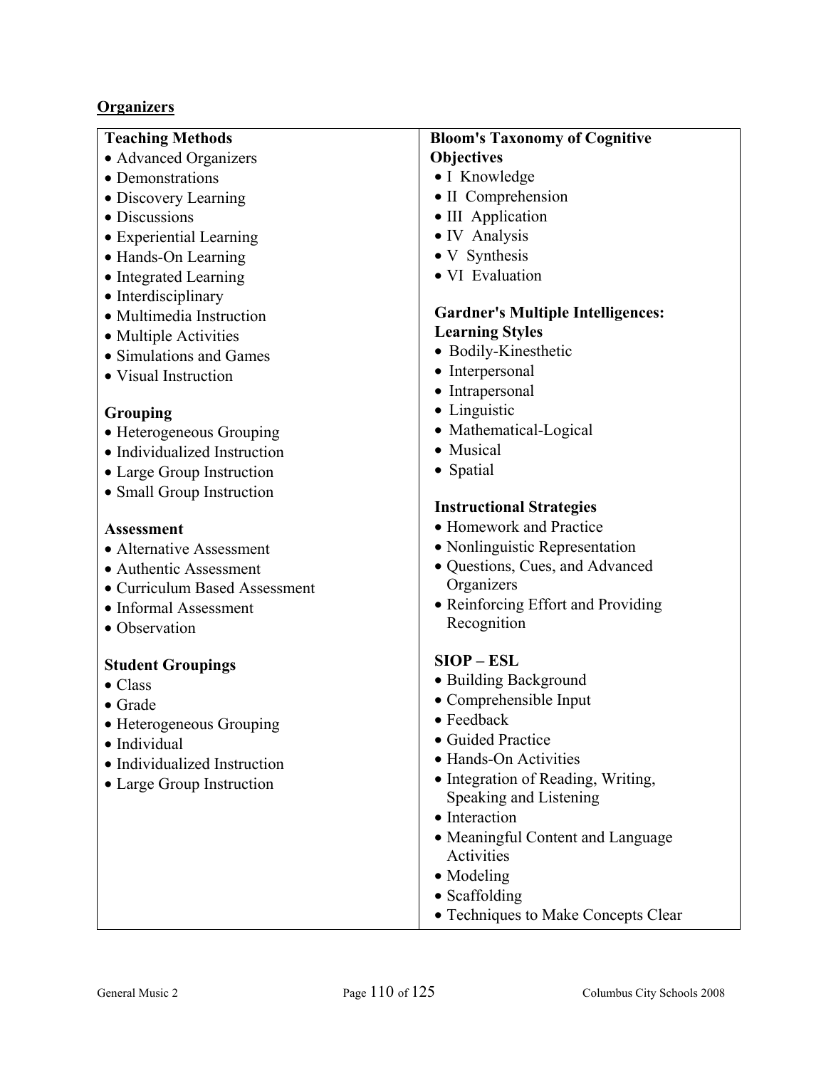## Organizers

**Teaching Methods**
- Advanced Organizers
- Demonstrations
- Discovery Learning
- Discussions
- Experiential Learning
- Hands-On Learning
- Integrated Learning
- Interdisciplinary
- Multimedia Instruction
- Multiple Activities
- Simulations and Games
- Visual Instruction

**Grouping**
- Heterogeneous Grouping
- Individualized Instruction
- Large Group Instruction
- Small Group Instruction

**Assessment**
- Alternative Assessment
- Authentic Assessment
- Curriculum Based Assessment
- Informal Assessment
- Observation

**Student Groupings**
- Class
- Grade
- Heterogeneous Grouping
- Individual
- Individualized Instruction
- Large Group Instruction

**Bloom's Taxonomy of Cognitive Objectives**
- I Knowledge
- II Comprehension
- III Application
- IV Analysis
- V Synthesis
- VI Evaluation

**Gardner's Multiple Intelligences: Learning Styles**
- Bodily-Kinesthetic
- Interpersonal
- Intrapersonal
- Linguistic
- Mathematical-Logical
- Musical
- Spatial

**Instructional Strategies**
- Homework and Practice
- Nonlinguistic Representation
- Questions, Cues, and Advanced Organizers
- Reinforcing Effort and Providing Recognition

**SIOP – ESL**
- Building Background
- Comprehensible Input
- Feedback
- Guided Practice
- Hands-On Activities
- Integration of Reading, Writing, Speaking and Listening
- Interaction
- Meaningful Content and Language Activities
- Modeling
- Scaffolding
- Techniques to Make Concepts Clear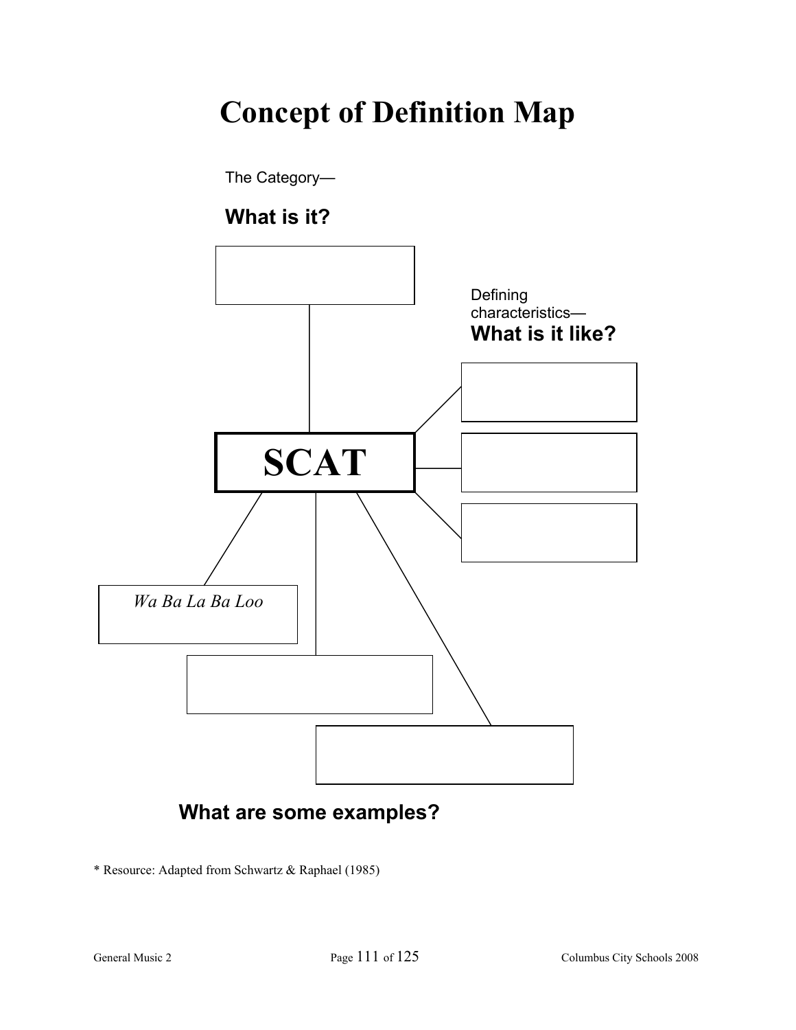# Concept of Definition Map

The Category—

**What is it?**

Defining characteristics—

**What is it like?**

**SCAT**

*Wa Ba La Ba Loo*

**What are some examples?**

\* Resource: Adapted from Schwartz & Raphael (1985)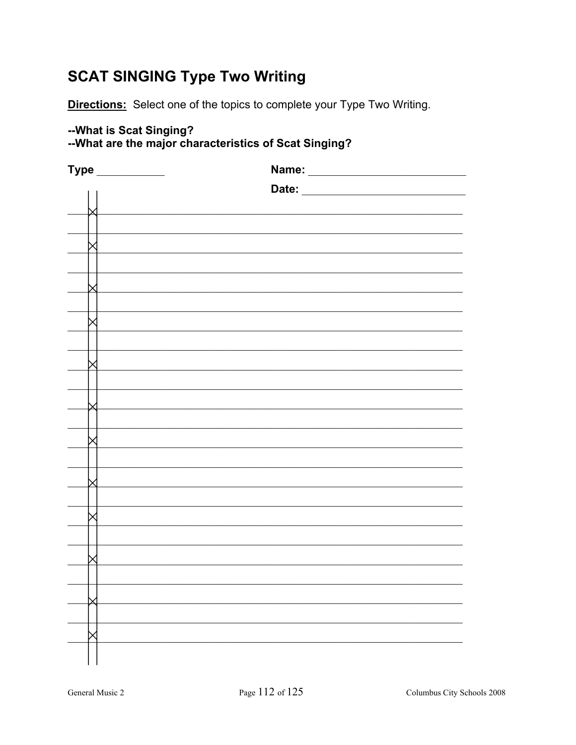# SCAT SINGING Type Two Writing

**Directions:** Select one of the topics to complete your Type Two Writing.

**--What is Scat Singing?**
**--What are the major characteristics of Scat Singing?**

**Type** ___________ **Name:** __________________________

**Date:** ___________________________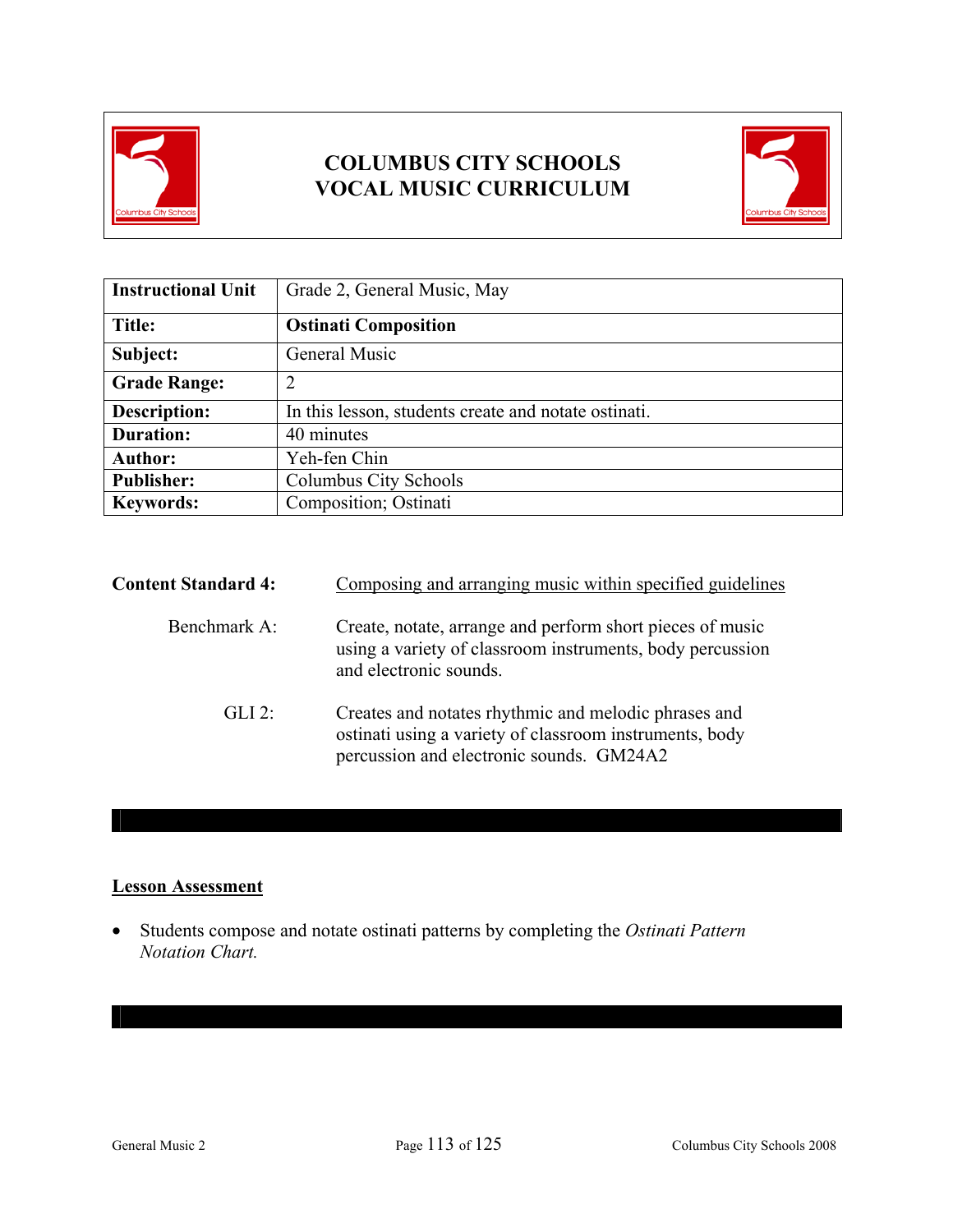# COLUMBUS CITY SCHOOLS
# VOCAL MUSIC CURRICULUM

| **Instructional Unit** | Grade 2, General Music, May |
|---|---|
| **Title:** | **Ostinati Composition** |
| **Subject:** | General Music |
| **Grade Range:** | 2 |
| **Description:** | In this lesson, students create and notate ostinati. |
| **Duration:** | 40 minutes |
| **Author:** | Yeh-fen Chin |
| **Publisher:** | Columbus City Schools |
| **Keywords:** | Composition; Ostinati |

**Content Standard 4:** Composing and arranging music within specified guidelines

Benchmark A: Create, notate, arrange and perform short pieces of music using a variety of classroom instruments, body percussion and electronic sounds.

GLI 2: Creates and notates rhythmic and melodic phrases and ostinati using a variety of classroom instruments, body percussion and electronic sounds. GM24A2

## Lesson Assessment

- Students compose and notate ostinati patterns by completing the *Ostinati Pattern Notation Chart.*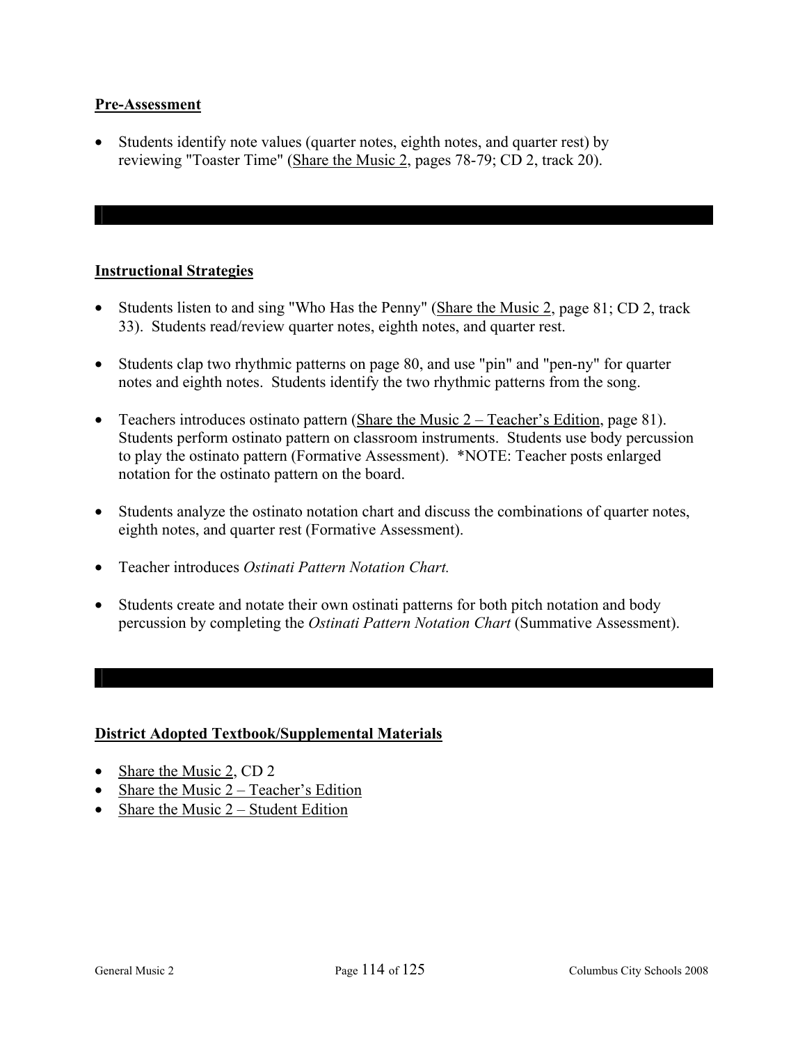**Pre-Assessment**

- Students identify note values (quarter notes, eighth notes, and quarter rest) by reviewing "Toaster Time" (Share the Music 2, pages 78-79; CD 2, track 20).

**Instructional Strategies**

- Students listen to and sing "Who Has the Penny" (Share the Music 2, page 81; CD 2, track 33). Students read/review quarter notes, eighth notes, and quarter rest.
- Students clap two rhythmic patterns on page 80, and use "pin" and "pen-ny" for quarter notes and eighth notes. Students identify the two rhythmic patterns from the song.
- Teachers introduces ostinato pattern (Share the Music 2 – Teacher's Edition, page 81). Students perform ostinato pattern on classroom instruments. Students use body percussion to play the ostinato pattern (Formative Assessment). *NOTE: Teacher posts enlarged notation for the ostinato pattern on the board.
- Students analyze the ostinato notation chart and discuss the combinations of quarter notes, eighth notes, and quarter rest (Formative Assessment).
- Teacher introduces *Ostinati Pattern Notation Chart.*
- Students create and notate their own ostinati patterns for both pitch notation and body percussion by completing the *Ostinati Pattern Notation Chart* (Summative Assessment).

**District Adopted Textbook/Supplemental Materials**

- Share the Music 2, CD 2
- Share the Music 2 – Teacher's Edition
- Share the Music 2 – Student Edition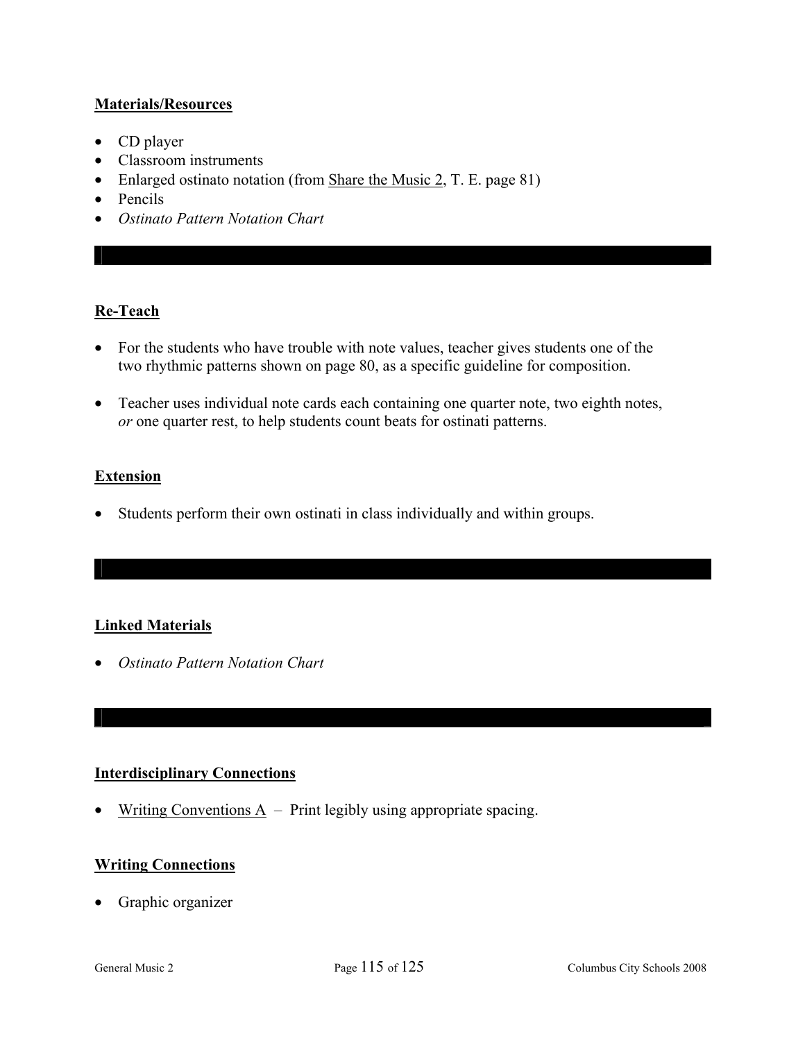## Materials/Resources

- CD player
- Classroom instruments
- Enlarged ostinato notation (from Share the Music 2, T. E. page 81)
- Pencils
- *Ostinato Pattern Notation Chart*

## Re-Teach

- For the students who have trouble with note values, teacher gives students one of the two rhythmic patterns shown on page 80, as a specific guideline for composition.
- Teacher uses individual note cards each containing one quarter note, two eighth notes, *or* one quarter rest, to help students count beats for ostinati patterns.

## Extension

- Students perform their own ostinati in class individually and within groups.

## Linked Materials

- *Ostinato Pattern Notation Chart*

## Interdisciplinary Connections

- Writing Conventions A – Print legibly using appropriate spacing.

## Writing Connections

- Graphic organizer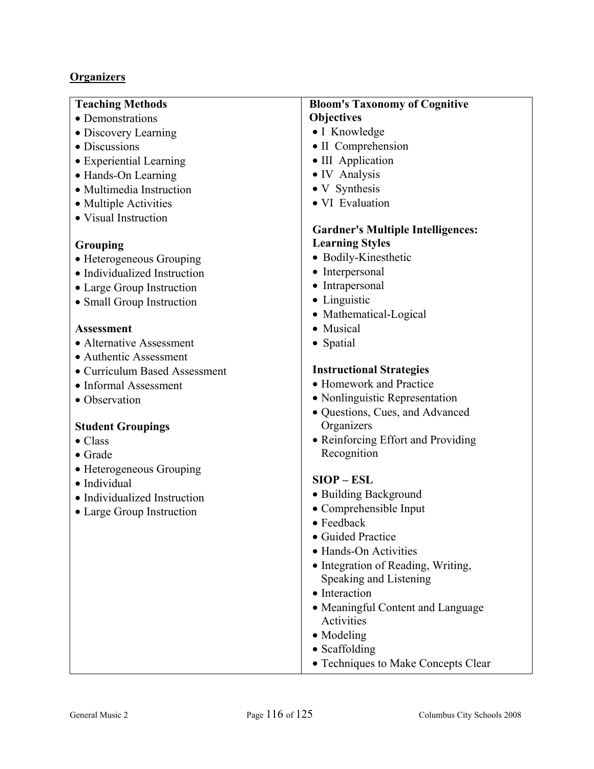## Organizers

**Teaching Methods**
- Demonstrations
- Discovery Learning
- Discussions
- Experiential Learning
- Hands-On Learning
- Multimedia Instruction
- Multiple Activities
- Visual Instruction

**Grouping**
- Heterogeneous Grouping
- Individualized Instruction
- Large Group Instruction
- Small Group Instruction

**Assessment**
- Alternative Assessment
- Authentic Assessment
- Curriculum Based Assessment
- Informal Assessment
- Observation

**Student Groupings**
- Class
- Grade
- Heterogeneous Grouping
- Individual
- Individualized Instruction
- Large Group Instruction

**Bloom's Taxonomy of Cognitive Objectives**
- I Knowledge
- II Comprehension
- III Application
- IV Analysis
- V Synthesis
- VI Evaluation

**Gardner's Multiple Intelligences: Learning Styles**
- Bodily-Kinesthetic
- Interpersonal
- Intrapersonal
- Linguistic
- Mathematical-Logical
- Musical
- Spatial

**Instructional Strategies**
- Homework and Practice
- Nonlinguistic Representation
- Questions, Cues, and Advanced Organizers
- Reinforcing Effort and Providing Recognition

**SIOP – ESL**
- Building Background
- Comprehensible Input
- Feedback
- Guided Practice
- Hands-On Activities
- Integration of Reading, Writing, Speaking and Listening
- Interaction
- Meaningful Content and Language Activities
- Modeling
- Scaffolding
- Techniques to Make Concepts Clear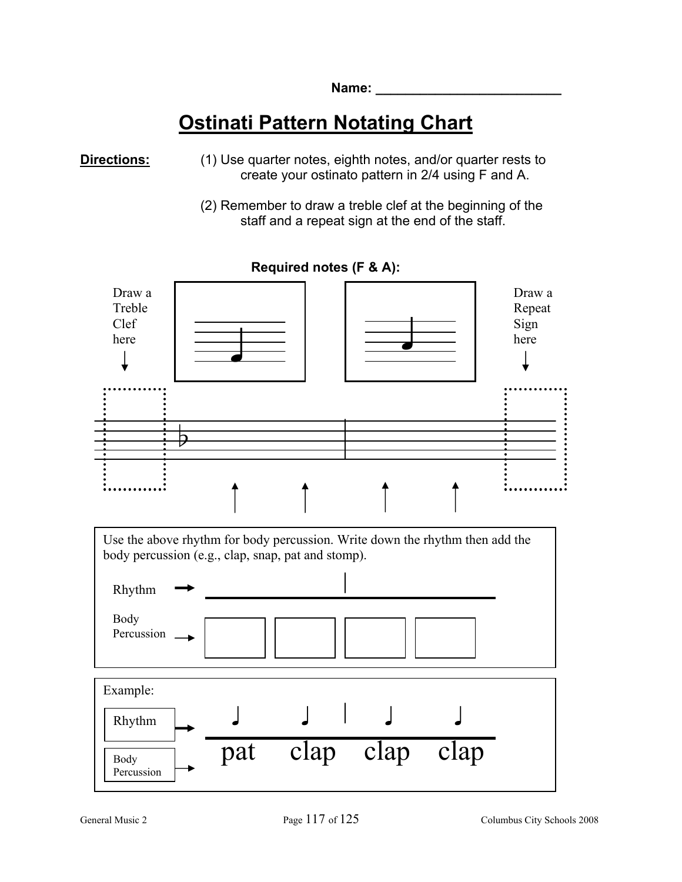Name: ___________________________

# Ostinati Pattern Notating Chart

**Directions:**

(1) Use quarter notes, eighth notes, and/or quarter rests to create your ostinato pattern in 2/4 using F and A.

(2) Remember to draw a treble clef at the beginning of the staff and a repeat sign at the end of the staff.

**Required notes (F & A):**

Draw a Treble Clef here

Draw a Repeat Sign here

Use the above rhythm for body percussion. Write down the rhythm then add the body percussion (e.g., clap, snap, pat and stomp).

Rhythm

Body Percussion

Example:

Rhythm

Body Percussion

pat clap clap clap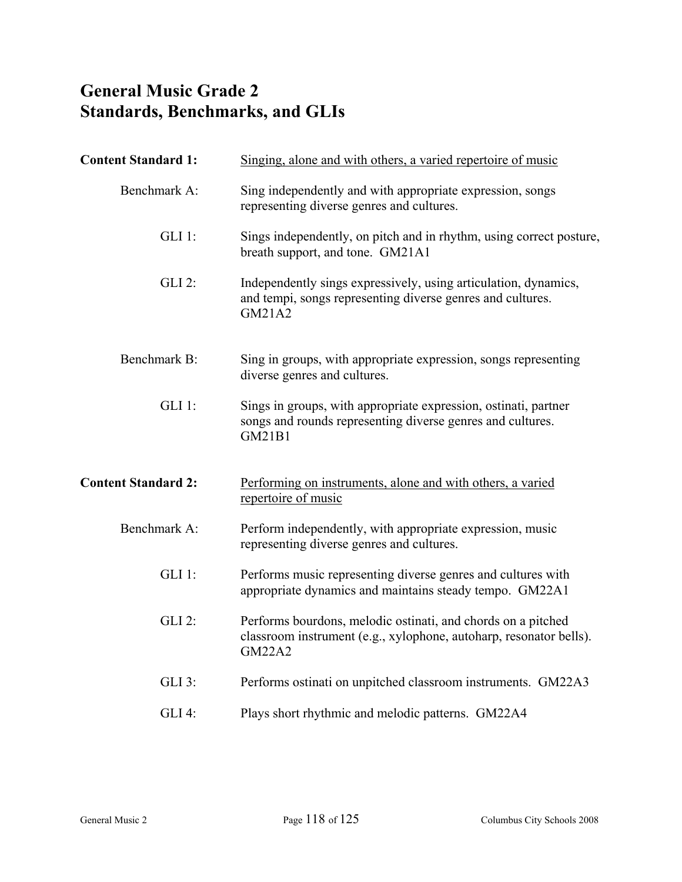# General Music Grade 2
# Standards, Benchmarks, and GLIs

**Content Standard 1:** Singing, alone and with others, a varied repertoire of music

Benchmark A: Sing independently and with appropriate expression, songs representing diverse genres and cultures.

GLI 1: Sings independently, on pitch and in rhythm, using correct posture, breath support, and tone. GM21A1

GLI 2: Independently sings expressively, using articulation, dynamics, and tempi, songs representing diverse genres and cultures. GM21A2

Benchmark B: Sing in groups, with appropriate expression, songs representing diverse genres and cultures.

GLI 1: Sings in groups, with appropriate expression, ostinati, partner songs and rounds representing diverse genres and cultures. GM21B1

**Content Standard 2:** Performing on instruments, alone and with others, a varied repertoire of music

Benchmark A: Perform independently, with appropriate expression, music representing diverse genres and cultures.

GLI 1: Performs music representing diverse genres and cultures with appropriate dynamics and maintains steady tempo. GM22A1

GLI 2: Performs bourdons, melodic ostinati, and chords on a pitched classroom instrument (e.g., xylophone, autoharp, resonator bells). GM22A2

GLI 3: Performs ostinati on unpitched classroom instruments. GM22A3

GLI 4: Plays short rhythmic and melodic patterns. GM22A4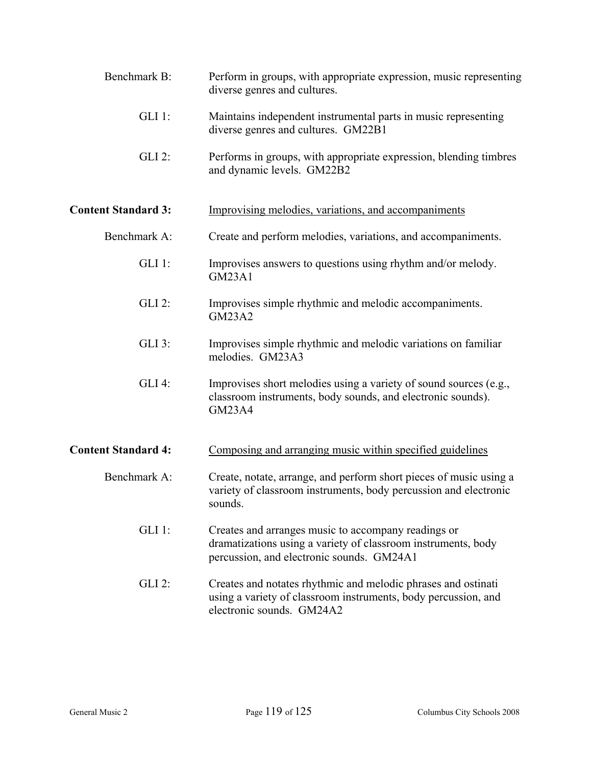Benchmark B: Perform in groups, with appropriate expression, music representing diverse genres and cultures.

GLI 1: Maintains independent instrumental parts in music representing diverse genres and cultures. GM22B1

GLI 2: Performs in groups, with appropriate expression, blending timbres and dynamic levels. GM22B2

**Content Standard 3:** Improvising melodies, variations, and accompaniments

Benchmark A: Create and perform melodies, variations, and accompaniments.

GLI 1: Improvises answers to questions using rhythm and/or melody. GM23A1

GLI 2: Improvises simple rhythmic and melodic accompaniments. GM23A2

GLI 3: Improvises simple rhythmic and melodic variations on familiar melodies. GM23A3

GLI 4: Improvises short melodies using a variety of sound sources (e.g., classroom instruments, body sounds, and electronic sounds). GM23A4

**Content Standard 4:** Composing and arranging music within specified guidelines

Benchmark A: Create, notate, arrange, and perform short pieces of music using a variety of classroom instruments, body percussion and electronic sounds.

GLI 1: Creates and arranges music to accompany readings or dramatizations using a variety of classroom instruments, body percussion, and electronic sounds. GM24A1

GLI 2: Creates and notates rhythmic and melodic phrases and ostinati using a variety of classroom instruments, body percussion, and electronic sounds. GM24A2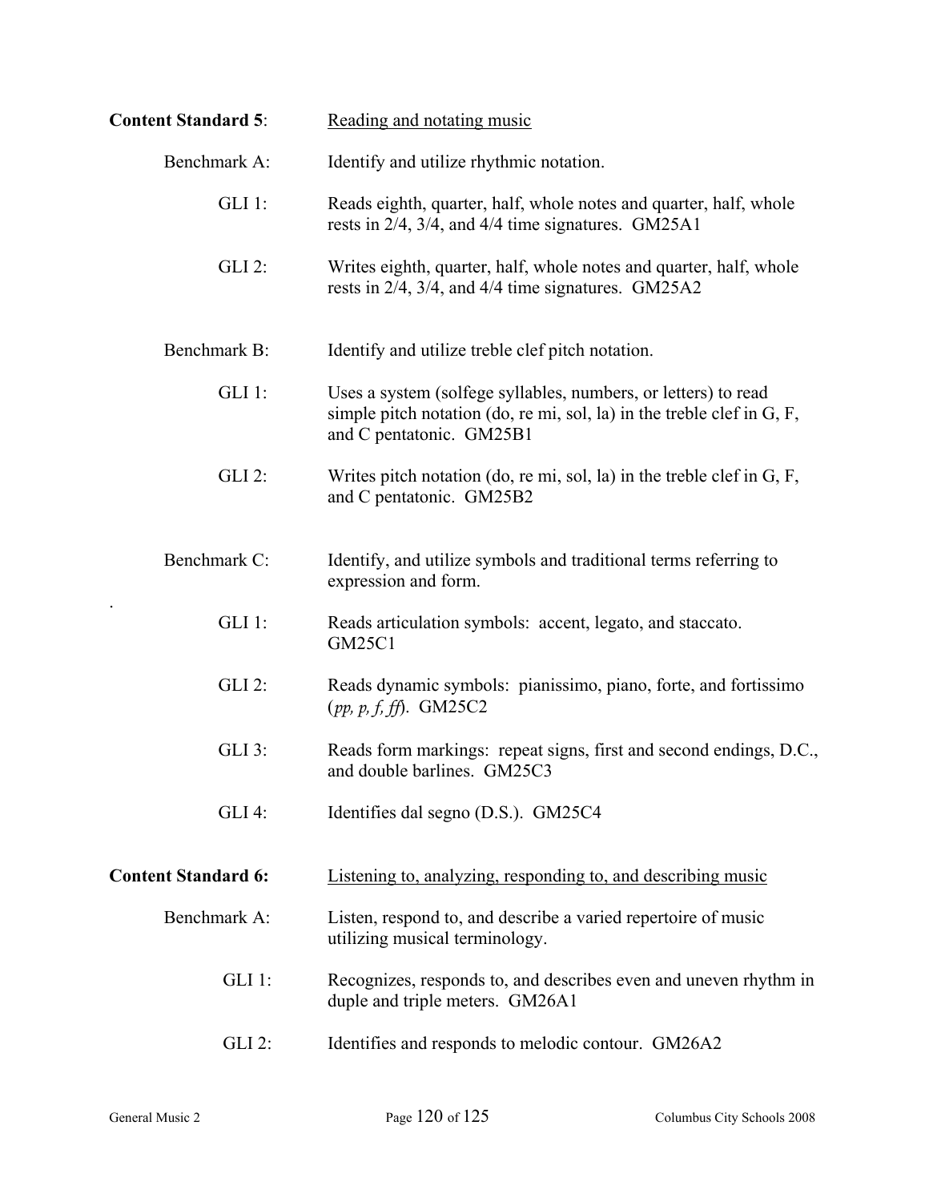**Content Standard 5**: Reading and notating music

Benchmark A: Identify and utilize rhythmic notation.

GLI 1: Reads eighth, quarter, half, whole notes and quarter, half, whole rests in 2/4, 3/4, and 4/4 time signatures. GM25A1

GLI 2: Writes eighth, quarter, half, whole notes and quarter, half, whole rests in 2/4, 3/4, and 4/4 time signatures. GM25A2

Benchmark B: Identify and utilize treble clef pitch notation.

GLI 1: Uses a system (solfege syllables, numbers, or letters) to read simple pitch notation (do, re mi, sol, la) in the treble clef in G, F, and C pentatonic. GM25B1

GLI 2: Writes pitch notation (do, re mi, sol, la) in the treble clef in G, F, and C pentatonic. GM25B2

Benchmark C: Identify, and utilize symbols and traditional terms referring to expression and form.

GLI 1: Reads articulation symbols: accent, legato, and staccato. GM25C1

GLI 2: Reads dynamic symbols: pianissimo, piano, forte, and fortissimo (*pp, p, f, ff*). GM25C2

GLI 3: Reads form markings: repeat signs, first and second endings, D.C., and double barlines. GM25C3

GLI 4: Identifies dal segno (D.S.). GM25C4

**Content Standard 6:** Listening to, analyzing, responding to, and describing music

Benchmark A: Listen, respond to, and describe a varied repertoire of music utilizing musical terminology.

GLI 1: Recognizes, responds to, and describes even and uneven rhythm in duple and triple meters. GM26A1

GLI 2: Identifies and responds to melodic contour. GM26A2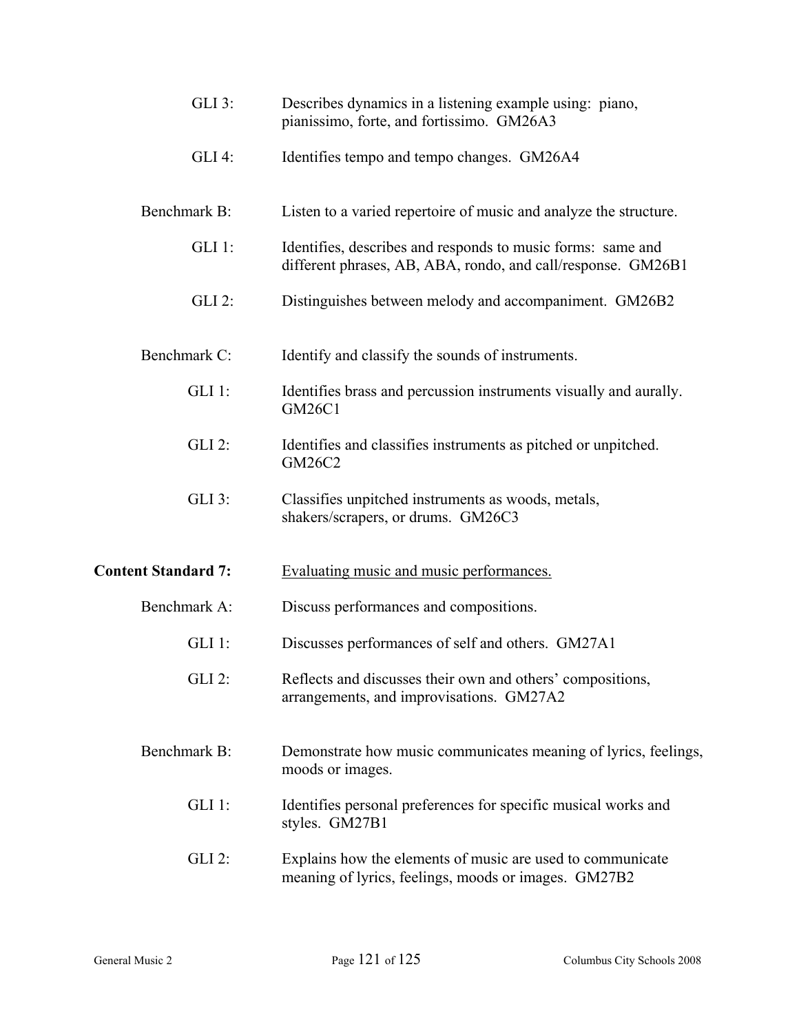GLI 3: Describes dynamics in a listening example using: piano, pianissimo, forte, and fortissimo. GM26A3

GLI 4: Identifies tempo and tempo changes. GM26A4

Benchmark B: Listen to a varied repertoire of music and analyze the structure.

GLI 1: Identifies, describes and responds to music forms: same and different phrases, AB, ABA, rondo, and call/response. GM26B1

GLI 2: Distinguishes between melody and accompaniment. GM26B2

Benchmark C: Identify and classify the sounds of instruments.

GLI 1: Identifies brass and percussion instruments visually and aurally. GM26C1

GLI 2: Identifies and classifies instruments as pitched or unpitched. GM26C2

GLI 3: Classifies unpitched instruments as woods, metals, shakers/scrapers, or drums. GM26C3

**Content Standard 7:** Evaluating music and music performances.

Benchmark A: Discuss performances and compositions.

GLI 1: Discusses performances of self and others. GM27A1

GLI 2: Reflects and discusses their own and others' compositions, arrangements, and improvisations. GM27A2

Benchmark B: Demonstrate how music communicates meaning of lyrics, feelings, moods or images.

GLI 1: Identifies personal preferences for specific musical works and styles. GM27B1

GLI 2: Explains how the elements of music are used to communicate meaning of lyrics, feelings, moods or images. GM27B2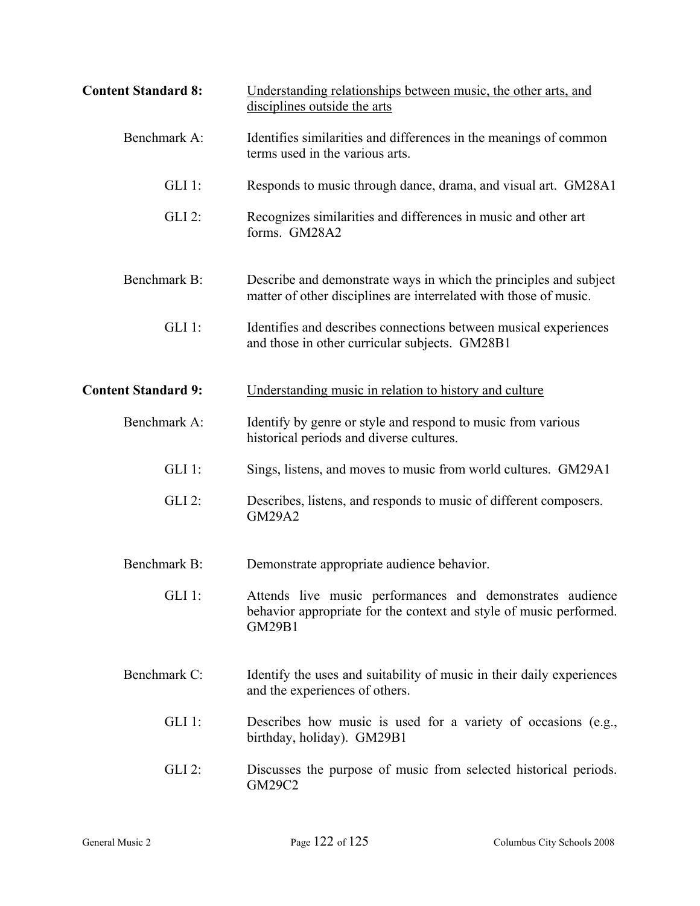**Content Standard 8:** Understanding relationships between music, the other arts, and disciplines outside the arts

Benchmark A: Identifies similarities and differences in the meanings of common terms used in the various arts.

GLI 1: Responds to music through dance, drama, and visual art. GM28A1

GLI 2: Recognizes similarities and differences in music and other art forms. GM28A2

Benchmark B: Describe and demonstrate ways in which the principles and subject matter of other disciplines are interrelated with those of music.

GLI 1: Identifies and describes connections between musical experiences and those in other curricular subjects. GM28B1

**Content Standard 9:** Understanding music in relation to history and culture

Benchmark A: Identify by genre or style and respond to music from various historical periods and diverse cultures.

GLI 1: Sings, listens, and moves to music from world cultures. GM29A1

GLI 2: Describes, listens, and responds to music of different composers. GM29A2

Benchmark B: Demonstrate appropriate audience behavior.

GLI 1: Attends live music performances and demonstrates audience behavior appropriate for the context and style of music performed. GM29B1

Benchmark C: Identify the uses and suitability of music in their daily experiences and the experiences of others.

GLI 1: Describes how music is used for a variety of occasions (e.g., birthday, holiday). GM29B1

GLI 2: Discusses the purpose of music from selected historical periods. GM29C2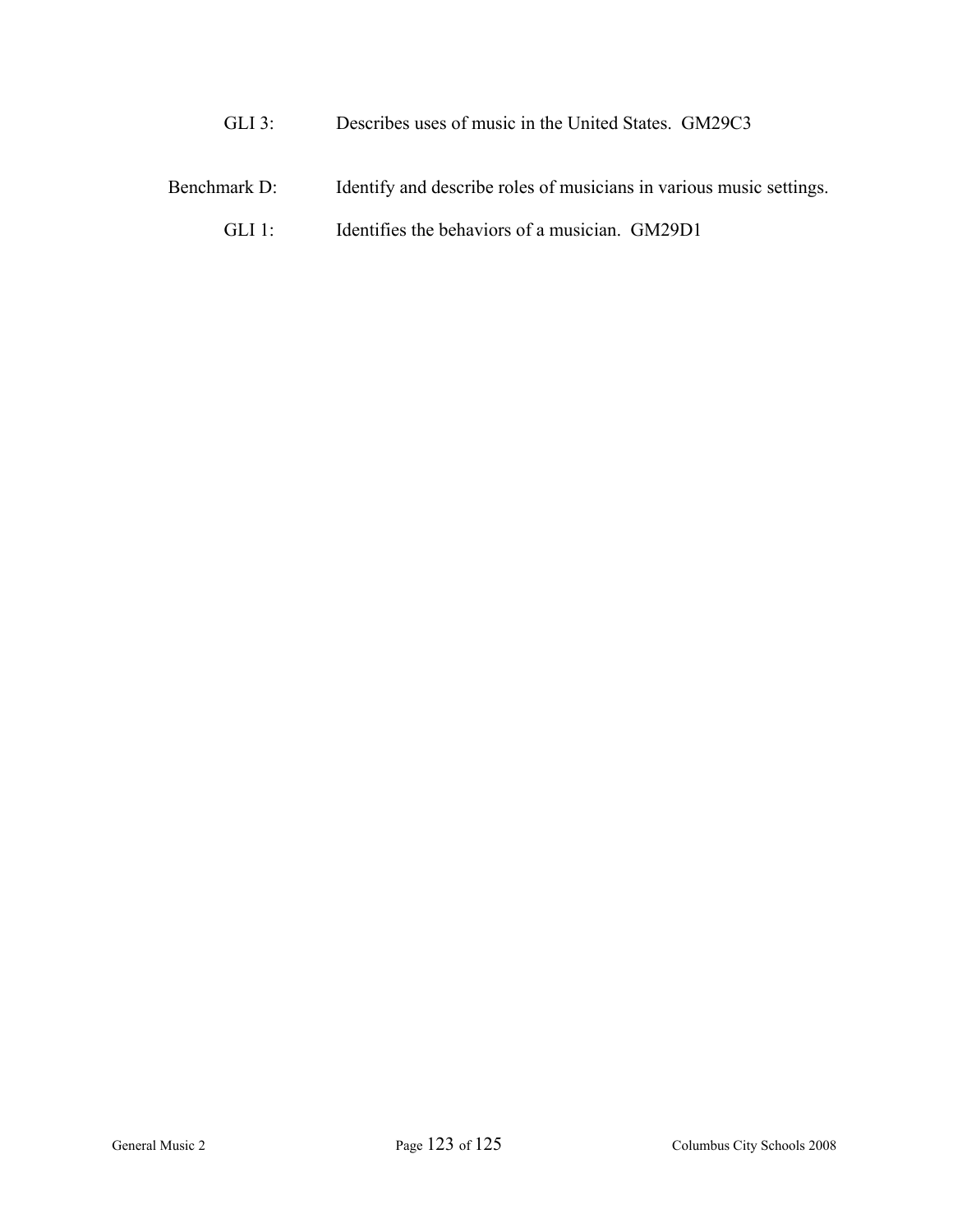GLI 3: Describes uses of music in the United States. GM29C3

Benchmark D: Identify and describe roles of musicians in various music settings.

GLI 1: Identifies the behaviors of a musician. GM29D1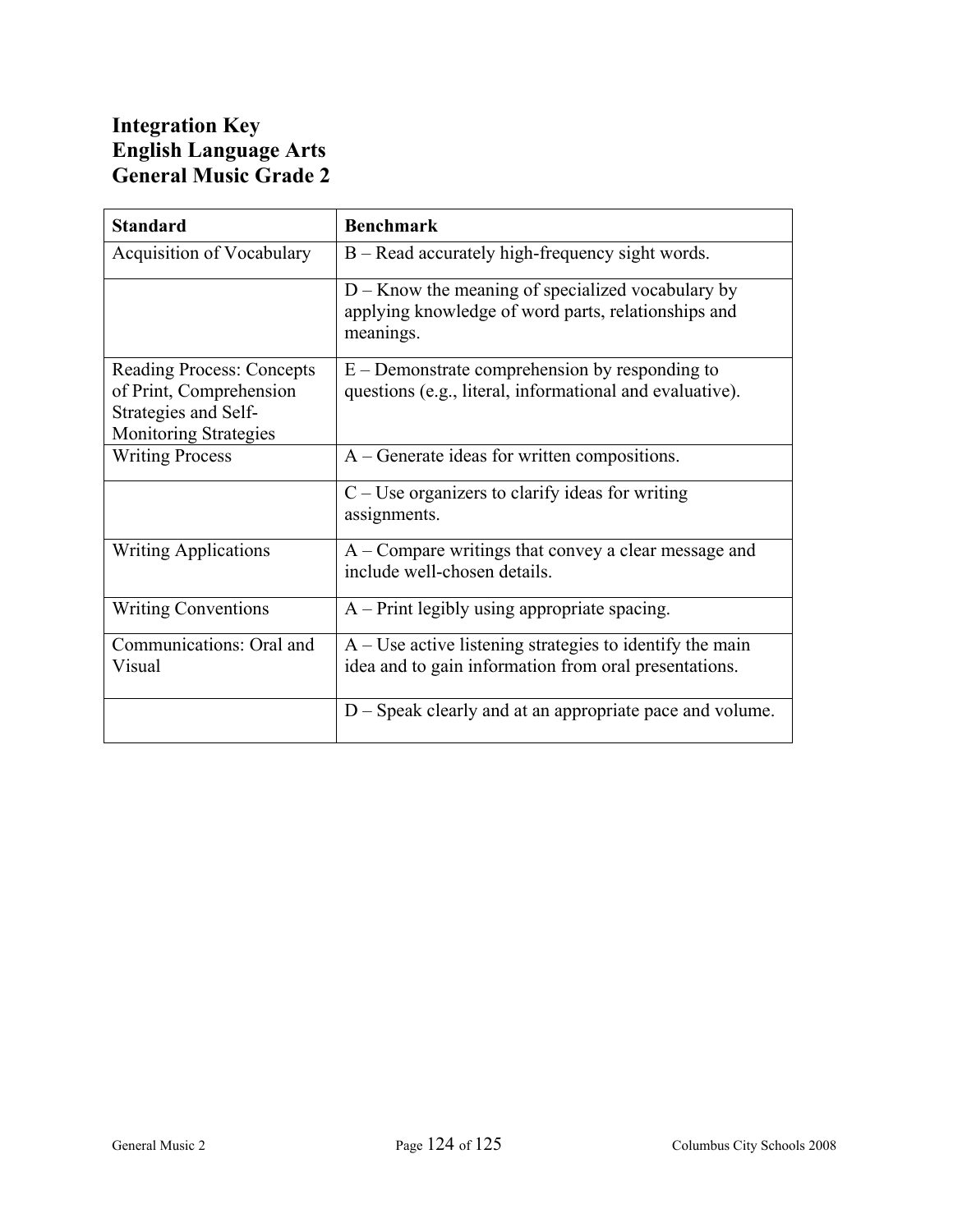**Integration Key**
**English Language Arts**
**General Music Grade 2**

| Standard | Benchmark |
|---|---|
| Acquisition of Vocabulary | B – Read accurately high-frequency sight words. |
| | D – Know the meaning of specialized vocabulary by applying knowledge of word parts, relationships and meanings. |
| Reading Process: Concepts of Print, Comprehension Strategies and Self-Monitoring Strategies | E – Demonstrate comprehension by responding to questions (e.g., literal, informational and evaluative). |
| Writing Process | A – Generate ideas for written compositions. |
| | C – Use organizers to clarify ideas for writing assignments. |
| Writing Applications | A – Compare writings that convey a clear message and include well-chosen details. |
| Writing Conventions | A – Print legibly using appropriate spacing. |
| Communications: Oral and Visual | A – Use active listening strategies to identify the main idea and to gain information from oral presentations. |
| | D – Speak clearly and at an appropriate pace and volume. |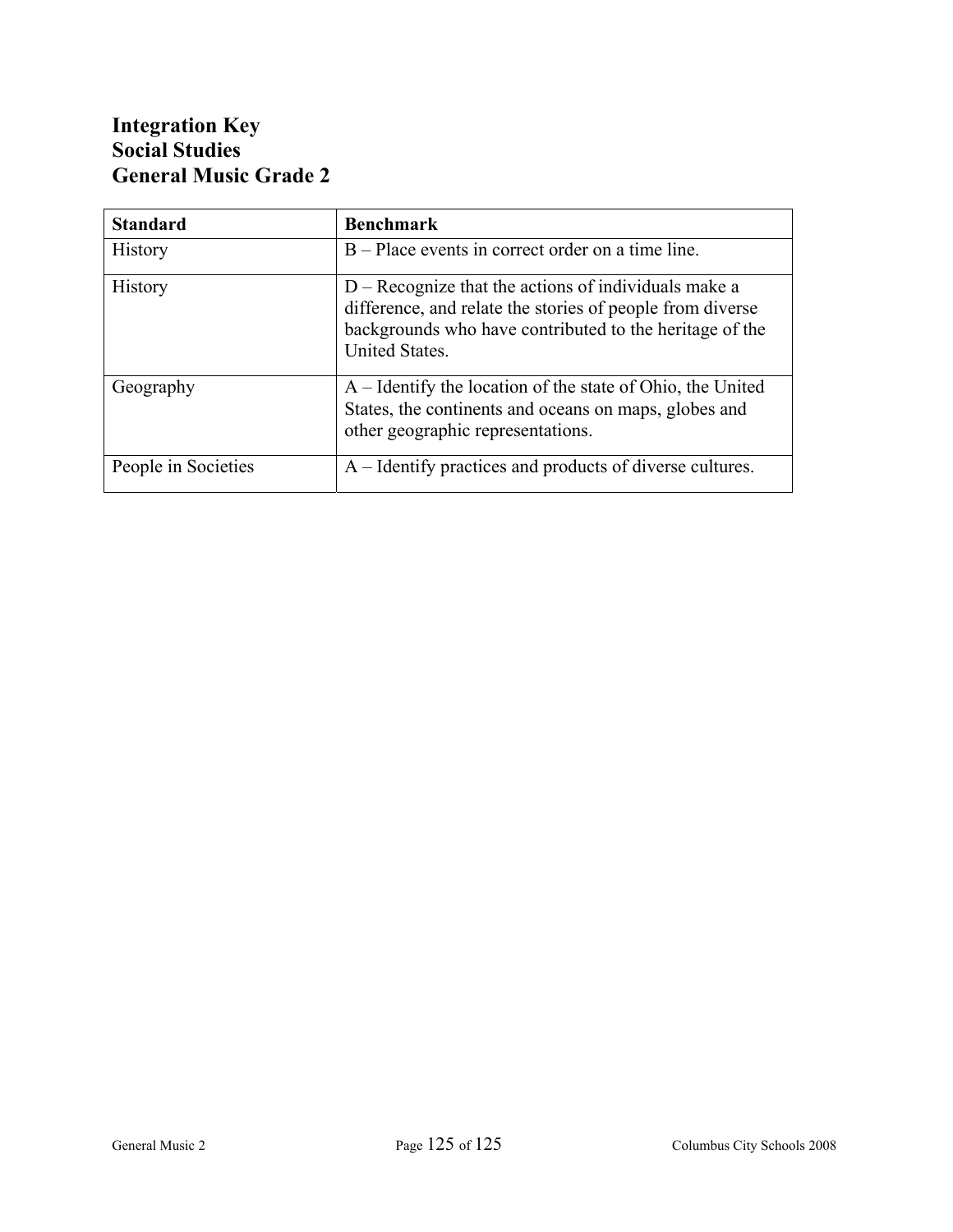# Integration Key
# Social Studies
# General Music Grade 2

| Standard | Benchmark |
|---|---|
| History | B – Place events in correct order on a time line. |
| History | D – Recognize that the actions of individuals make a difference, and relate the stories of people from diverse backgrounds who have contributed to the heritage of the United States. |
| Geography | A – Identify the location of the state of Ohio, the United States, the continents and oceans on maps, globes and other geographic representations. |
| People in Societies | A – Identify practices and products of diverse cultures. |